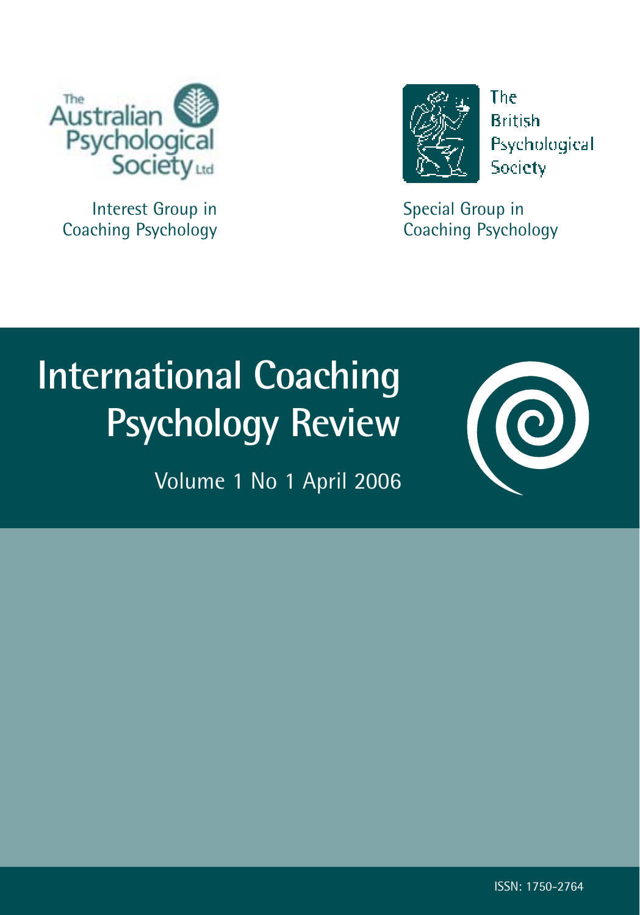The Australian Psychological Society Ltd

Interest Group in Coaching Psychology

The British Psychological Society

Special Group in Coaching Psychology

# International Coaching Psychology Review

Volume 1 No 1 April 2006

ISSN: 1750-2764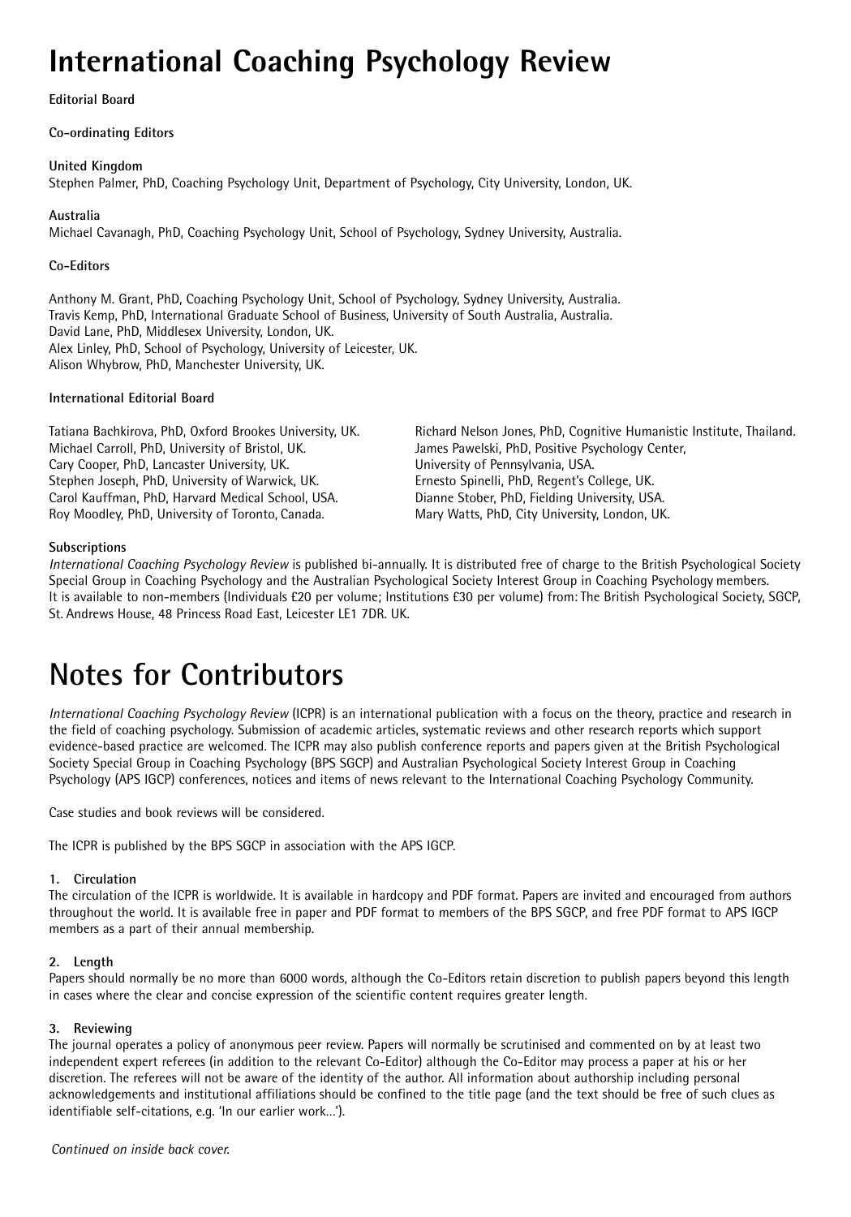# International Coaching Psychology Review

**Editorial Board**

**Co-ordinating Editors**

**United Kingdom**
Stephen Palmer, PhD, Coaching Psychology Unit, Department of Psychology, City University, London, UK.

**Australia**
Michael Cavanagh, PhD, Coaching Psychology Unit, School of Psychology, Sydney University, Australia.

**Co-Editors**

Anthony M. Grant, PhD, Coaching Psychology Unit, School of Psychology, Sydney University, Australia.
Travis Kemp, PhD, International Graduate School of Business, University of South Australia, Australia.
David Lane, PhD, Middlesex University, London, UK.
Alex Linley, PhD, School of Psychology, University of Leicester, UK.
Alison Whybrow, PhD, Manchester University, UK.

**International Editorial Board**

Tatiana Bachkirova, PhD, Oxford Brookes University, UK.
Michael Carroll, PhD, University of Bristol, UK.
Cary Cooper, PhD, Lancaster University, UK.
Stephen Joseph, PhD, University of Warwick, UK.
Carol Kauffman, PhD, Harvard Medical School, USA.
Roy Moodley, PhD, University of Toronto, Canada.
Richard Nelson Jones, PhD, Cognitive Humanistic Institute, Thailand.
James Pawelski, PhD, Positive Psychology Center, University of Pennsylvania, USA.
Ernesto Spinelli, PhD, Regent's College, UK.
Dianne Stober, PhD, Fielding University, USA.
Mary Watts, PhD, City University, London, UK.

**Subscriptions**
*International Coaching Psychology Review* is published bi-annually. It is distributed free of charge to the British Psychological Society Special Group in Coaching Psychology and the Australian Psychological Society Interest Group in Coaching Psychology members. It is available to non-members (Individuals £20 per volume; Institutions £30 per volume) from: The British Psychological Society, SGCP, St. Andrews House, 48 Princess Road East, Leicester LE1 7DR. UK.

# Notes for Contributors

*International Coaching Psychology Review* (ICPR) is an international publication with a focus on the theory, practice and research in the field of coaching psychology. Submission of academic articles, systematic reviews and other research reports which support evidence-based practice are welcomed. The ICPR may also publish conference reports and papers given at the British Psychological Society Special Group in Coaching Psychology (BPS SGCP) and Australian Psychological Society Interest Group in Coaching Psychology (APS IGCP) conferences, notices and items of news relevant to the International Coaching Psychology Community.

Case studies and book reviews will be considered.

The ICPR is published by the BPS SGCP in association with the APS IGCP.

**1. Circulation**
The circulation of the ICPR is worldwide. It is available in hardcopy and PDF format. Papers are invited and encouraged from authors throughout the world. It is available free in paper and PDF format to members of the BPS SGCP, and free PDF format to APS IGCP members as a part of their annual membership.

**2. Length**
Papers should normally be no more than 6000 words, although the Co-Editors retain discretion to publish papers beyond this length in cases where the clear and concise expression of the scientific content requires greater length.

**3. Reviewing**
The journal operates a policy of anonymous peer review. Papers will normally be scrutinised and commented on by at least two independent expert referees (in addition to the relevant Co-Editor) although the Co-Editor may process a paper at his or her discretion. The referees will not be aware of the identity of the author. All information about authorship including personal acknowledgements and institutional affiliations should be confined to the title page (and the text should be free of such clues as identifiable self-citations, e.g. 'In our earlier work…').

*Continued on inside back cover.*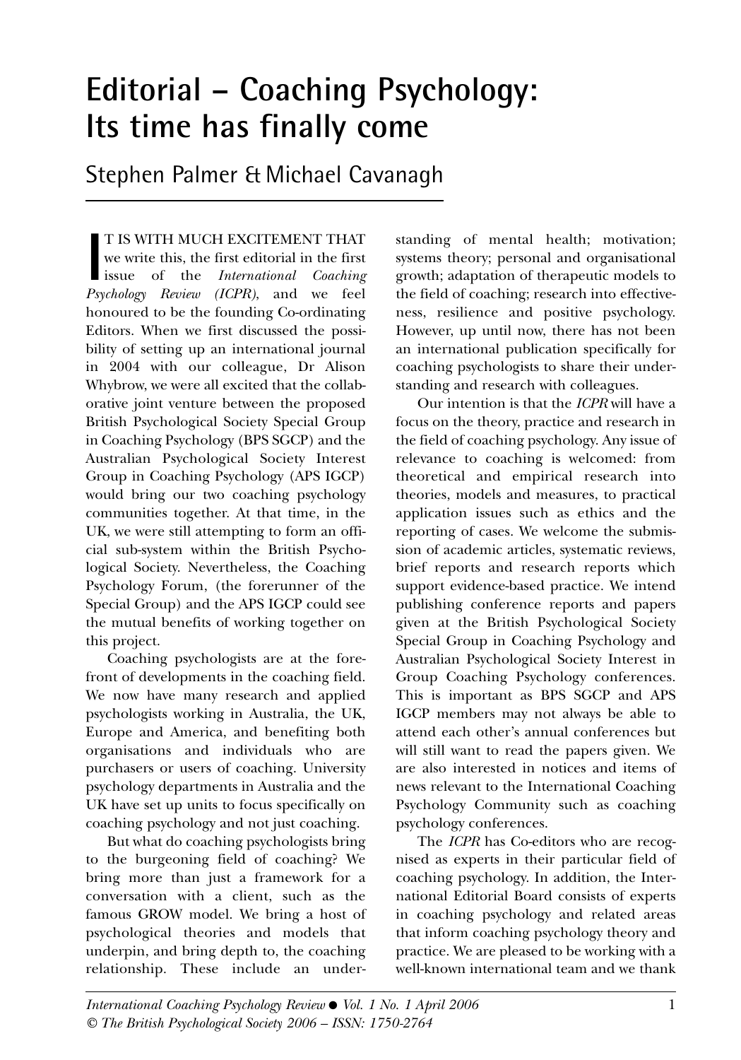# Editorial – Coaching Psychology: Its time has finally come

Stephen Palmer & Michael Cavanagh

IT IS WITH MUCH EXCITEMENT THAT we write this, the first editorial in the first issue of the *International Coaching Psychology Review (ICPR)*, and we feel honoured to be the founding Co-ordinating Editors. When we first discussed the possibility of setting up an international journal in 2004 with our colleague, Dr Alison Whybrow, we were all excited that the collaborative joint venture between the proposed British Psychological Society Special Group in Coaching Psychology (BPS SGCP) and the Australian Psychological Society Interest Group in Coaching Psychology (APS IGCP) would bring our two coaching psychology communities together. At that time, in the UK, we were still attempting to form an official sub-system within the British Psychological Society. Nevertheless, the Coaching Psychology Forum, (the forerunner of the Special Group) and the APS IGCP could see the mutual benefits of working together on this project.

Coaching psychologists are at the forefront of developments in the coaching field. We now have many research and applied psychologists working in Australia, the UK, Europe and America, and benefiting both organisations and individuals who are purchasers or users of coaching. University psychology departments in Australia and the UK have set up units to focus specifically on coaching psychology and not just coaching.

But what do coaching psychologists bring to the burgeoning field of coaching? We bring more than just a framework for a conversation with a client, such as the famous GROW model. We bring a host of psychological theories and models that underpin, and bring depth to, the coaching relationship. These include an understanding of mental health; motivation; systems theory; personal and organisational growth; adaptation of therapeutic models to the field of coaching; research into effectiveness, resilience and positive psychology. However, up until now, there has not been an international publication specifically for coaching psychologists to share their understanding and research with colleagues.

Our intention is that the *ICPR* will have a focus on the theory, practice and research in the field of coaching psychology. Any issue of relevance to coaching is welcomed: from theoretical and empirical research into theories, models and measures, to practical application issues such as ethics and the reporting of cases. We welcome the submission of academic articles, systematic reviews, brief reports and research reports which support evidence-based practice. We intend publishing conference reports and papers given at the British Psychological Society Special Group in Coaching Psychology and Australian Psychological Society Interest in Group Coaching Psychology conferences. This is important as BPS SGCP and APS IGCP members may not always be able to attend each other's annual conferences but will still want to read the papers given. We are also interested in notices and items of news relevant to the International Coaching Psychology Community such as coaching psychology conferences.

The *ICPR* has Co-editors who are recognised as experts in their particular field of coaching psychology. In addition, the International Editorial Board consists of experts in coaching psychology and related areas that inform coaching psychology theory and practice. We are pleased to be working with a well-known international team and we thank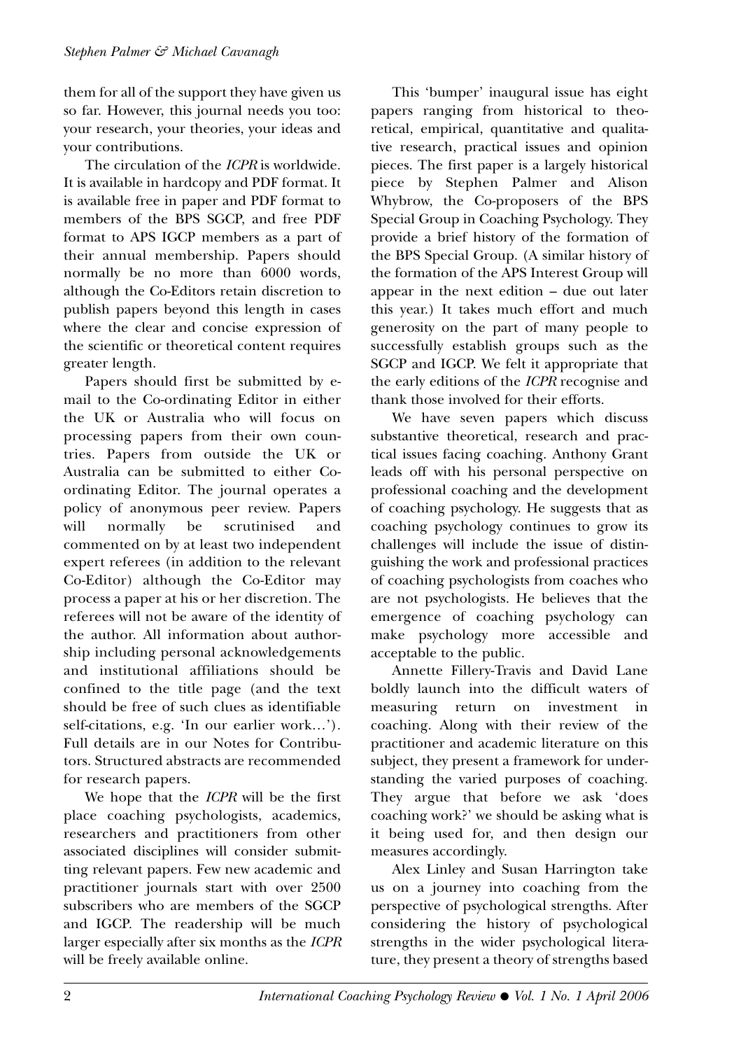them for all of the support they have given us so far. However, this journal needs you too: your research, your theories, your ideas and your contributions.

The circulation of the *ICPR* is worldwide. It is available in hardcopy and PDF format. It is available free in paper and PDF format to members of the BPS SGCP, and free PDF format to APS IGCP members as a part of their annual membership. Papers should normally be no more than 6000 words, although the Co-Editors retain discretion to publish papers beyond this length in cases where the clear and concise expression of the scientific or theoretical content requires greater length.

Papers should first be submitted by e-mail to the Co-ordinating Editor in either the UK or Australia who will focus on processing papers from their own countries. Papers from outside the UK or Australia can be submitted to either Co-ordinating Editor. The journal operates a policy of anonymous peer review. Papers will normally be scrutinised and commented on by at least two independent expert referees (in addition to the relevant Co-Editor) although the Co-Editor may process a paper at his or her discretion. The referees will not be aware of the identity of the author. All information about authorship including personal acknowledgements and institutional affiliations should be confined to the title page (and the text should be free of such clues as identifiable self-citations, e.g. 'In our earlier work…'). Full details are in our Notes for Contributors. Structured abstracts are recommended for research papers.

We hope that the *ICPR* will be the first place coaching psychologists, academics, researchers and practitioners from other associated disciplines will consider submitting relevant papers. Few new academic and practitioner journals start with over 2500 subscribers who are members of the SGCP and IGCP. The readership will be much larger especially after six months as the *ICPR* will be freely available online.

This 'bumper' inaugural issue has eight papers ranging from historical to theoretical, empirical, quantitative and qualitative research, practical issues and opinion pieces. The first paper is a largely historical piece by Stephen Palmer and Alison Whybrow, the Co-proposers of the BPS Special Group in Coaching Psychology. They provide a brief history of the formation of the BPS Special Group. (A similar history of the formation of the APS Interest Group will appear in the next edition – due out later this year.) It takes much effort and much generosity on the part of many people to successfully establish groups such as the SGCP and IGCP. We felt it appropriate that the early editions of the *ICPR* recognise and thank those involved for their efforts.

We have seven papers which discuss substantive theoretical, research and practical issues facing coaching. Anthony Grant leads off with his personal perspective on professional coaching and the development of coaching psychology. He suggests that as coaching psychology continues to grow its challenges will include the issue of distinguishing the work and professional practices of coaching psychologists from coaches who are not psychologists. He believes that the emergence of coaching psychology can make psychology more accessible and acceptable to the public.

Annette Fillery-Travis and David Lane boldly launch into the difficult waters of measuring return on investment in coaching. Along with their review of the practitioner and academic literature on this subject, they present a framework for understanding the varied purposes of coaching. They argue that before we ask 'does coaching work?' we should be asking what is it being used for, and then design our measures accordingly.

Alex Linley and Susan Harrington take us on a journey into coaching from the perspective of psychological strengths. After considering the history of psychological strengths in the wider psychological literature, they present a theory of strengths based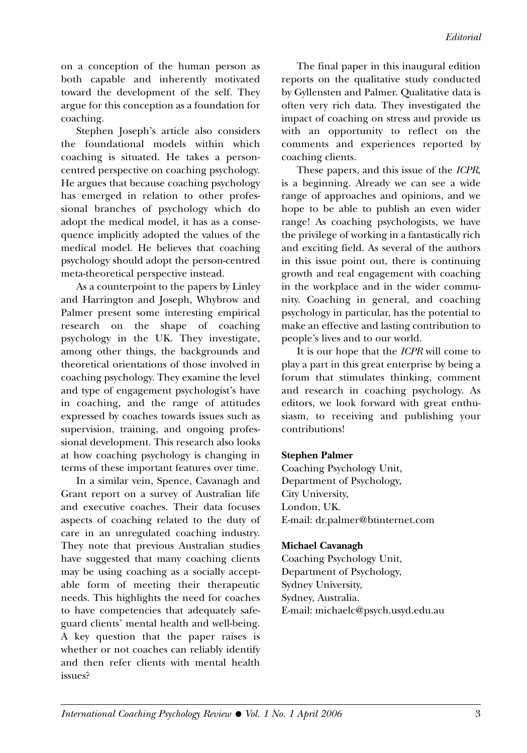on a conception of the human person as both capable and inherently motivated toward the development of the self. They argue for this conception as a foundation for coaching.

Stephen Joseph's article also considers the foundational models within which coaching is situated. He takes a person-centred perspective on coaching psychology. He argues that because coaching psychology has emerged in relation to other professional branches of psychology which do adopt the medical model, it has as a consequence implicitly adopted the values of the medical model. He believes that coaching psychology should adopt the person-centred meta-theoretical perspective instead.

As a counterpoint to the papers by Linley and Harrington and Joseph, Whybrow and Palmer present some interesting empirical research on the shape of coaching psychology in the UK. They investigate, among other things, the backgrounds and theoretical orientations of those involved in coaching psychology. They examine the level and type of engagement psychologist's have in coaching, and the range of attitudes expressed by coaches towards issues such as supervision, training, and ongoing professional development. This research also looks at how coaching psychology is changing in terms of these important features over time.

In a similar vein, Spence, Cavanagh and Grant report on a survey of Australian life and executive coaches. Their data focuses aspects of coaching related to the duty of care in an unregulated coaching industry. They note that previous Australian studies have suggested that many coaching clients may be using coaching as a socially acceptable form of meeting their therapeutic needs. This highlights the need for coaches to have competencies that adequately safeguard clients' mental health and well-being. A key question that the paper raises is whether or not coaches can reliably identify and then refer clients with mental health issues?

The final paper in this inaugural edition reports on the qualitative study conducted by Gyllensten and Palmer. Qualitative data is often very rich data. They investigated the impact of coaching on stress and provide us with an opportunity to reflect on the comments and experiences reported by coaching clients.

These papers, and this issue of the *ICPR*, is a beginning. Already we can see a wide range of approaches and opinions, and we hope to be able to publish an even wider range! As coaching psychologists, we have the privilege of working in a fantastically rich and exciting field. As several of the authors in this issue point out, there is continuing growth and real engagement with coaching in the workplace and in the wider community. Coaching in general, and coaching psychology in particular, has the potential to make an effective and lasting contribution to people's lives and to our world.

It is our hope that the *ICPR* will come to play a part in this great enterprise by being a forum that stimulates thinking, comment and research in coaching psychology. As editors, we look forward with great enthusiasm, to receiving and publishing your contributions!

**Stephen Palmer**
Coaching Psychology Unit,
Department of Psychology,
City University,
London, UK.
E-mail: dr.palmer@btinternet.com

**Michael Cavanagh**
Coaching Psychology Unit,
Department of Psychology,
Sydney University,
Sydney, Australia.
E-mail: michaelc@psych.usyd.edu.au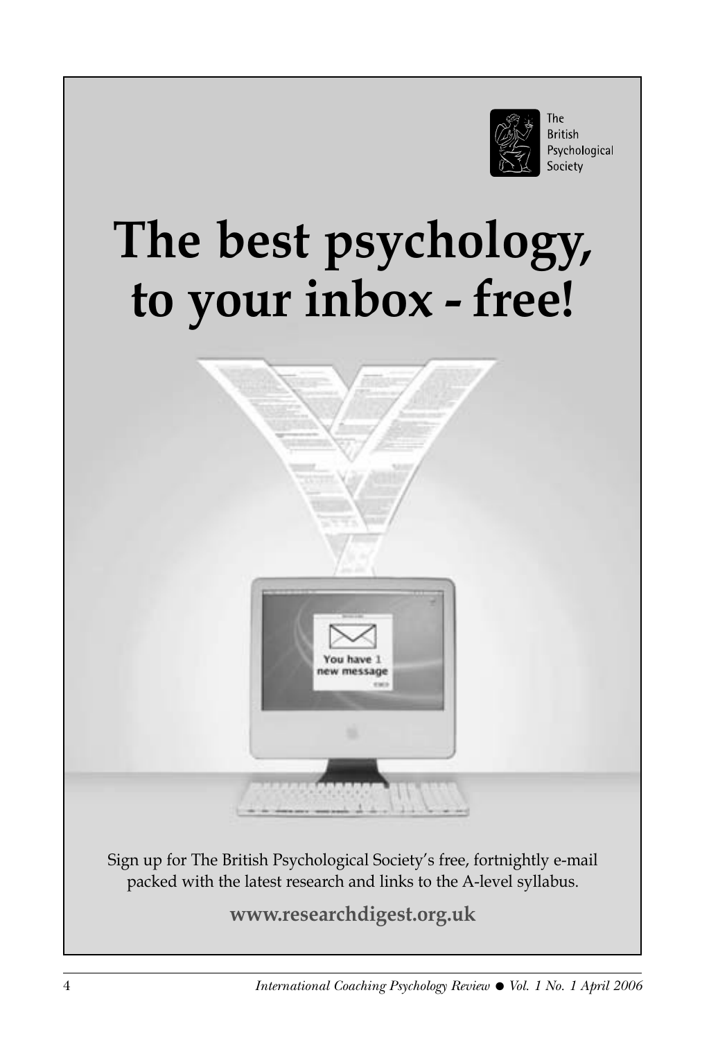The British Psychological Society

# The best psychology, to your inbox - free!

Sign up for The British Psychological Society's free, fortnightly e-mail packed with the latest research and links to the A-level syllabus.

**www.researchdigest.org.uk**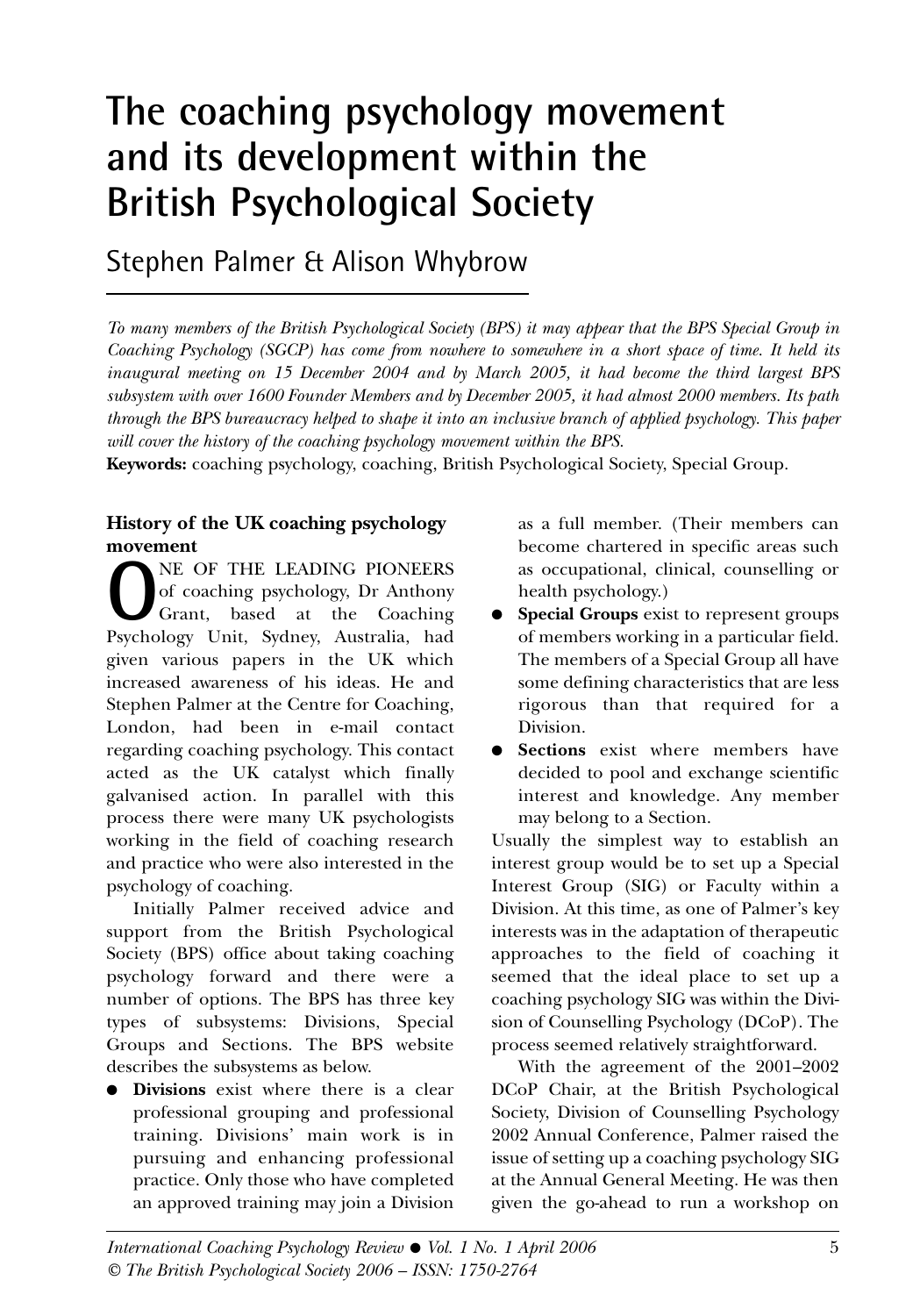# The coaching psychology movement and its development within the British Psychological Society

## Stephen Palmer & Alison Whybrow

*To many members of the British Psychological Society (BPS) it may appear that the BPS Special Group in Coaching Psychology (SGCP) has come from nowhere to somewhere in a short space of time. It held its inaugural meeting on 15 December 2004 and by March 2005, it had become the third largest BPS subsystem with over 1600 Founder Members and by December 2005, it had almost 2000 members. Its path through the BPS bureaucracy helped to shape it into an inclusive branch of applied psychology. This paper will cover the history of the coaching psychology movement within the BPS.*

**Keywords:** coaching psychology, coaching, British Psychological Society, Special Group.

### History of the UK coaching psychology movement

ONE OF THE LEADING PIONEERS of coaching psychology, Dr Anthony Grant, based at the Coaching Psychology Unit, Sydney, Australia, had given various papers in the UK which increased awareness of his ideas. He and Stephen Palmer at the Centre for Coaching, London, had been in e-mail contact regarding coaching psychology. This contact acted as the UK catalyst which finally galvanised action. In parallel with this process there were many UK psychologists working in the field of coaching research and practice who were also interested in the psychology of coaching.

Initially Palmer received advice and support from the British Psychological Society (BPS) office about taking coaching psychology forward and there were a number of options. The BPS has three key types of subsystems: Divisions, Special Groups and Sections. The BPS website describes the subsystems as below.

- **Divisions** exist where there is a clear professional grouping and professional training. Divisions' main work is in pursuing and enhancing professional practice. Only those who have completed an approved training may join a Division as a full member. (Their members can become chartered in specific areas such as occupational, clinical, counselling or health psychology.)
- **Special Groups** exist to represent groups of members working in a particular field. The members of a Special Group all have some defining characteristics that are less rigorous than that required for a Division.
- **Sections** exist where members have decided to pool and exchange scientific interest and knowledge. Any member may belong to a Section.

Usually the simplest way to establish an interest group would be to set up a Special Interest Group (SIG) or Faculty within a Division. At this time, as one of Palmer's key interests was in the adaptation of therapeutic approaches to the field of coaching it seemed that the ideal place to set up a coaching psychology SIG was within the Division of Counselling Psychology (DCoP). The process seemed relatively straightforward.

With the agreement of the 2001–2002 DCoP Chair, at the British Psychological Society, Division of Counselling Psychology 2002 Annual Conference, Palmer raised the issue of setting up a coaching psychology SIG at the Annual General Meeting. He was then given the go-ahead to run a workshop on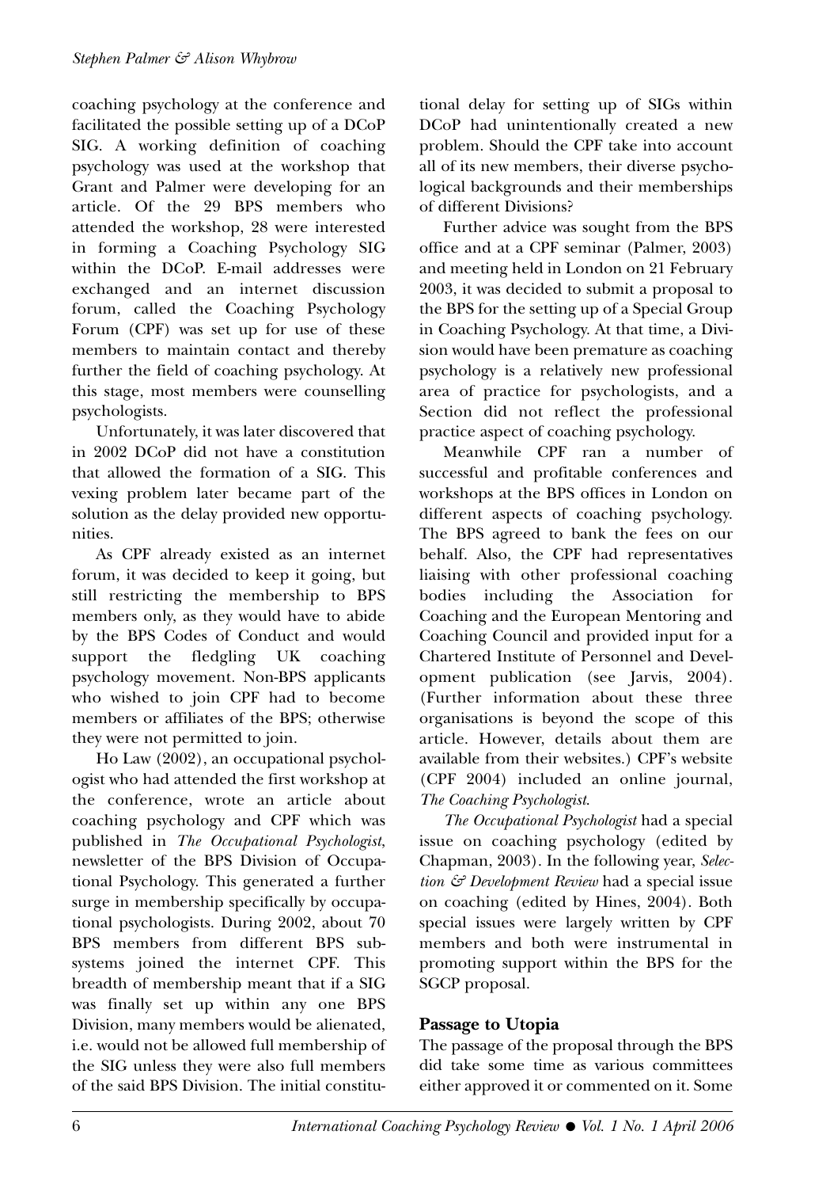coaching psychology at the conference and facilitated the possible setting up of a DCoP SIG. A working definition of coaching psychology was used at the workshop that Grant and Palmer were developing for an article. Of the 29 BPS members who attended the workshop, 28 were interested in forming a Coaching Psychology SIG within the DCoP. E-mail addresses were exchanged and an internet discussion forum, called the Coaching Psychology Forum (CPF) was set up for use of these members to maintain contact and thereby further the field of coaching psychology. At this stage, most members were counselling psychologists.

Unfortunately, it was later discovered that in 2002 DCoP did not have a constitution that allowed the formation of a SIG. This vexing problem later became part of the solution as the delay provided new opportunities.

As CPF already existed as an internet forum, it was decided to keep it going, but still restricting the membership to BPS members only, as they would have to abide by the BPS Codes of Conduct and would support the fledgling UK coaching psychology movement. Non-BPS applicants who wished to join CPF had to become members or affiliates of the BPS; otherwise they were not permitted to join.

Ho Law (2002), an occupational psychologist who had attended the first workshop at the conference, wrote an article about coaching psychology and CPF which was published in *The Occupational Psychologist*, newsletter of the BPS Division of Occupational Psychology. This generated a further surge in membership specifically by occupational psychologists. During 2002, about 70 BPS members from different BPS subsystems joined the internet CPF. This breadth of membership meant that if a SIG was finally set up within any one BPS Division, many members would be alienated, i.e. would not be allowed full membership of the SIG unless they were also full members of the said BPS Division. The initial constitutional delay for setting up of SIGs within DCoP had unintentionally created a new problem. Should the CPF take into account all of its new members, their diverse psychological backgrounds and their memberships of different Divisions?

Further advice was sought from the BPS office and at a CPF seminar (Palmer, 2003) and meeting held in London on 21 February 2003, it was decided to submit a proposal to the BPS for the setting up of a Special Group in Coaching Psychology. At that time, a Division would have been premature as coaching psychology is a relatively new professional area of practice for psychologists, and a Section did not reflect the professional practice aspect of coaching psychology.

Meanwhile CPF ran a number of successful and profitable conferences and workshops at the BPS offices in London on different aspects of coaching psychology. The BPS agreed to bank the fees on our behalf. Also, the CPF had representatives liaising with other professional coaching bodies including the Association for Coaching and the European Mentoring and Coaching Council and provided input for a Chartered Institute of Personnel and Development publication (see Jarvis, 2004). (Further information about these three organisations is beyond the scope of this article. However, details about them are available from their websites.) CPF's website (CPF 2004) included an online journal, *The Coaching Psychologist*.

*The Occupational Psychologist* had a special issue on coaching psychology (edited by Chapman, 2003). In the following year, *Selection & Development Review* had a special issue on coaching (edited by Hines, 2004). Both special issues were largely written by CPF members and both were instrumental in promoting support within the BPS for the SGCP proposal.

## Passage to Utopia

The passage of the proposal through the BPS did take some time as various committees either approved it or commented on it. Some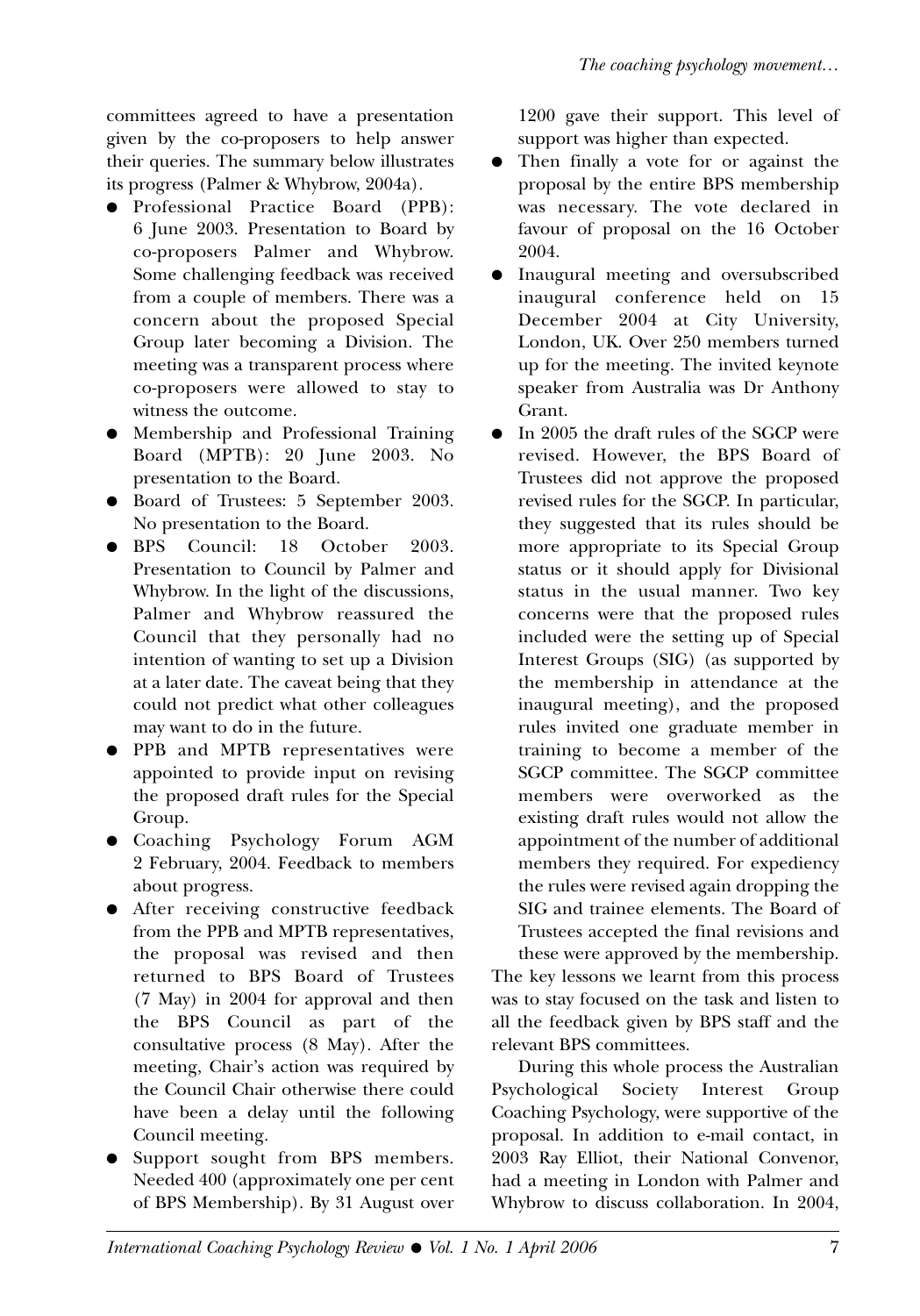committees agreed to have a presentation given by the co-proposers to help answer their queries. The summary below illustrates its progress (Palmer & Whybrow, 2004a).

- Professional Practice Board (PPB): 6 June 2003. Presentation to Board by co-proposers Palmer and Whybrow. Some challenging feedback was received from a couple of members. There was a concern about the proposed Special Group later becoming a Division. The meeting was a transparent process where co-proposers were allowed to stay to witness the outcome.
- Membership and Professional Training Board (MPTB): 20 June 2003. No presentation to the Board.
- Board of Trustees: 5 September 2003. No presentation to the Board.
- BPS Council: 18 October 2003. Presentation to Council by Palmer and Whybrow. In the light of the discussions, Palmer and Whybrow reassured the Council that they personally had no intention of wanting to set up a Division at a later date. The caveat being that they could not predict what other colleagues may want to do in the future.
- PPB and MPTB representatives were appointed to provide input on revising the proposed draft rules for the Special Group.
- Coaching Psychology Forum AGM 2 February, 2004. Feedback to members about progress.
- After receiving constructive feedback from the PPB and MPTB representatives, the proposal was revised and then returned to BPS Board of Trustees (7 May) in 2004 for approval and then the BPS Council as part of the consultative process (8 May). After the meeting, Chair's action was required by the Council Chair otherwise there could have been a delay until the following Council meeting.
- Support sought from BPS members. Needed 400 (approximately one per cent of BPS Membership). By 31 August over 1200 gave their support. This level of support was higher than expected.
- Then finally a vote for or against the proposal by the entire BPS membership was necessary. The vote declared in favour of proposal on the 16 October 2004.
- Inaugural meeting and oversubscribed inaugural conference held on 15 December 2004 at City University, London, UK. Over 250 members turned up for the meeting. The invited keynote speaker from Australia was Dr Anthony Grant.
- In 2005 the draft rules of the SGCP were revised. However, the BPS Board of Trustees did not approve the proposed revised rules for the SGCP. In particular, they suggested that its rules should be more appropriate to its Special Group status or it should apply for Divisional status in the usual manner. Two key concerns were that the proposed rules included were the setting up of Special Interest Groups (SIG) (as supported by the membership in attendance at the inaugural meeting), and the proposed rules invited one graduate member in training to become a member of the SGCP committee. The SGCP committee members were overworked as the existing draft rules would not allow the appointment of the number of additional members they required. For expediency the rules were revised again dropping the SIG and trainee elements. The Board of Trustees accepted the final revisions and these were approved by the membership.

The key lessons we learnt from this process was to stay focused on the task and listen to all the feedback given by BPS staff and the relevant BPS committees.

During this whole process the Australian Psychological Society Interest Group Coaching Psychology, were supportive of the proposal. In addition to e-mail contact, in 2003 Ray Elliot, their National Convenor, had a meeting in London with Palmer and Whybrow to discuss collaboration. In 2004,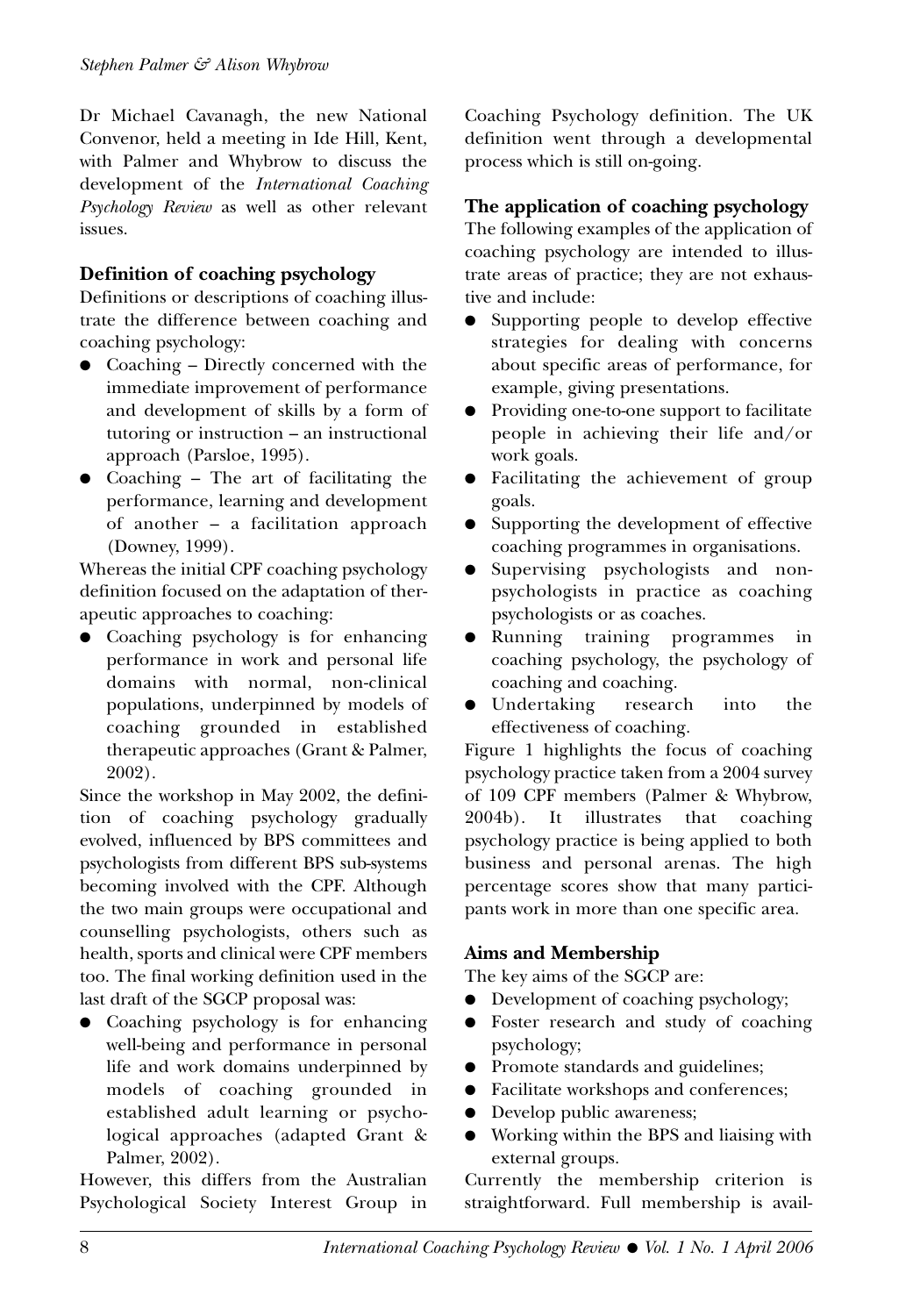Dr Michael Cavanagh, the new National Convenor, held a meeting in Ide Hill, Kent, with Palmer and Whybrow to discuss the development of the *International Coaching Psychology Review* as well as other relevant issues.

## Definition of coaching psychology

Definitions or descriptions of coaching illustrate the difference between coaching and coaching psychology:

- Coaching – Directly concerned with the immediate improvement of performance and development of skills by a form of tutoring or instruction – an instructional approach (Parsloe, 1995).
- Coaching – The art of facilitating the performance, learning and development of another – a facilitation approach (Downey, 1999).

Whereas the initial CPF coaching psychology definition focused on the adaptation of therapeutic approaches to coaching:

- Coaching psychology is for enhancing performance in work and personal life domains with normal, non-clinical populations, underpinned by models of coaching grounded in established therapeutic approaches (Grant & Palmer, 2002).

Since the workshop in May 2002, the definition of coaching psychology gradually evolved, influenced by BPS committees and psychologists from different BPS sub-systems becoming involved with the CPF. Although the two main groups were occupational and counselling psychologists, others such as health, sports and clinical were CPF members too. The final working definition used in the last draft of the SGCP proposal was:

- Coaching psychology is for enhancing well-being and performance in personal life and work domains underpinned by models of coaching grounded in established adult learning or psychological approaches (adapted Grant & Palmer, 2002).

However, this differs from the Australian Psychological Society Interest Group in Coaching Psychology definition. The UK definition went through a developmental process which is still on-going.

## The application of coaching psychology

The following examples of the application of coaching psychology are intended to illustrate areas of practice; they are not exhaustive and include:

- Supporting people to develop effective strategies for dealing with concerns about specific areas of performance, for example, giving presentations.
- Providing one-to-one support to facilitate people in achieving their life and/or work goals.
- Facilitating the achievement of group goals.
- Supporting the development of effective coaching programmes in organisations.
- Supervising psychologists and non-psychologists in practice as coaching psychologists or as coaches.
- Running training programmes in coaching psychology, the psychology of coaching and coaching.
- Undertaking research into the effectiveness of coaching.

Figure 1 highlights the focus of coaching psychology practice taken from a 2004 survey of 109 CPF members (Palmer & Whybrow, 2004b). It illustrates that coaching psychology practice is being applied to both business and personal arenas. The high percentage scores show that many participants work in more than one specific area.

## Aims and Membership

The key aims of the SGCP are:

- Development of coaching psychology;
- Foster research and study of coaching psychology;
- Promote standards and guidelines;
- Facilitate workshops and conferences;
- Develop public awareness;
- Working within the BPS and liaising with external groups.

Currently the membership criterion is straightforward. Full membership is avail-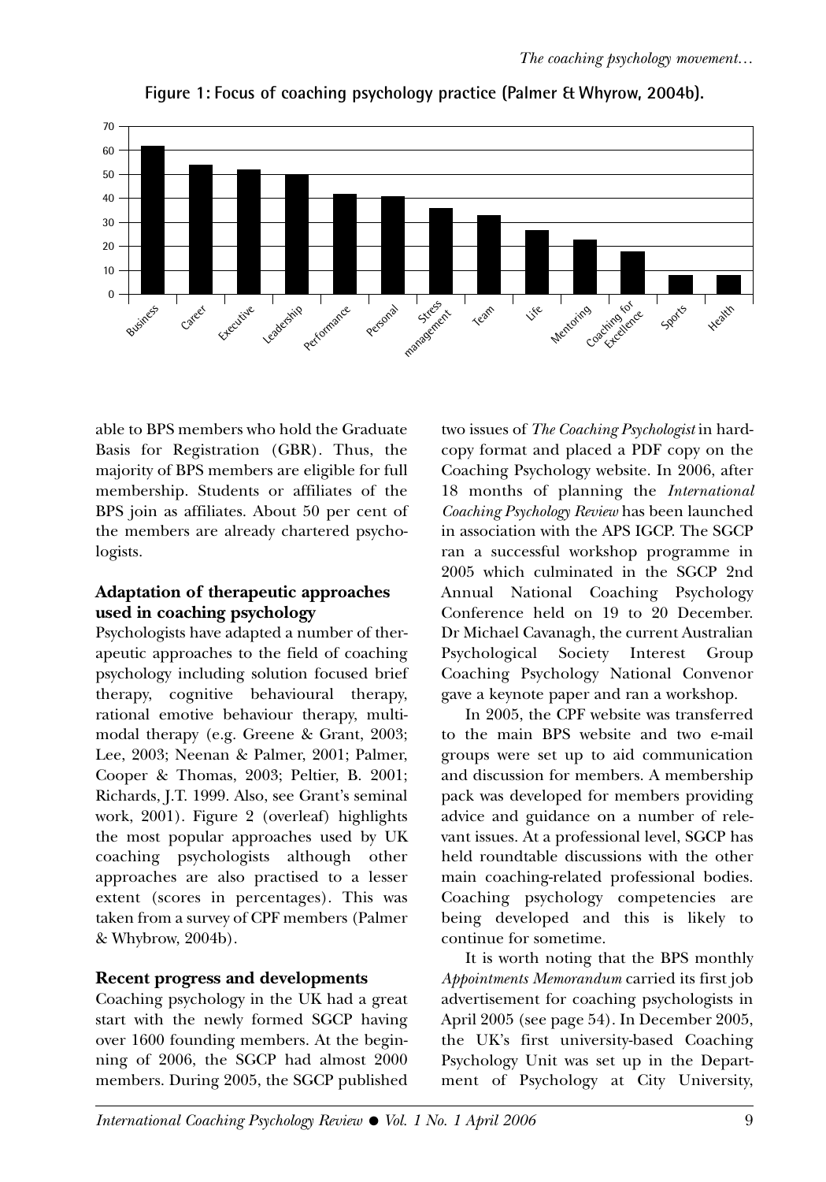**Figure 1: Focus of coaching psychology practice (Palmer & Whyrow, 2004b).**

able to BPS members who hold the Graduate Basis for Registration (GBR). Thus, the majority of BPS members are eligible for full membership. Students or affiliates of the BPS join as affiliates. About 50 per cent of the members are already chartered psychologists.

### Adaptation of therapeutic approaches used in coaching psychology

Psychologists have adapted a number of therapeutic approaches to the field of coaching psychology including solution focused brief therapy, cognitive behavioural therapy, rational emotive behaviour therapy, multimodal therapy (e.g. Greene & Grant, 2003; Lee, 2003; Neenan & Palmer, 2001; Palmer, Cooper & Thomas, 2003; Peltier, B. 2001; Richards, J.T. 1999. Also, see Grant's seminal work, 2001). Figure 2 (overleaf) highlights the most popular approaches used by UK coaching psychologists although other approaches are also practised to a lesser extent (scores in percentages). This was taken from a survey of CPF members (Palmer & Whybrow, 2004b).

### Recent progress and developments

Coaching psychology in the UK had a great start with the newly formed SGCP having over 1600 founding members. At the beginning of 2006, the SGCP had almost 2000 members. During 2005, the SGCP published two issues of *The Coaching Psychologist* in hard-copy format and placed a PDF copy on the Coaching Psychology website. In 2006, after 18 months of planning the *International Coaching Psychology Review* has been launched in association with the APS IGCP. The SGCP ran a successful workshop programme in 2005 which culminated in the SGCP 2nd Annual National Coaching Psychology Conference held on 19 to 20 December. Dr Michael Cavanagh, the current Australian Psychological Society Interest Group Coaching Psychology National Convenor gave a keynote paper and ran a workshop.

In 2005, the CPF website was transferred to the main BPS website and two e-mail groups were set up to aid communication and discussion for members. A membership pack was developed for members providing advice and guidance on a number of relevant issues. At a professional level, SGCP has held roundtable discussions with the other main coaching-related professional bodies. Coaching psychology competencies are being developed and this is likely to continue for sometime.

It is worth noting that the BPS monthly *Appointments Memorandum* carried its first job advertisement for coaching psychologists in April 2005 (see page 54). In December 2005, the UK's first university-based Coaching Psychology Unit was set up in the Department of Psychology at City University,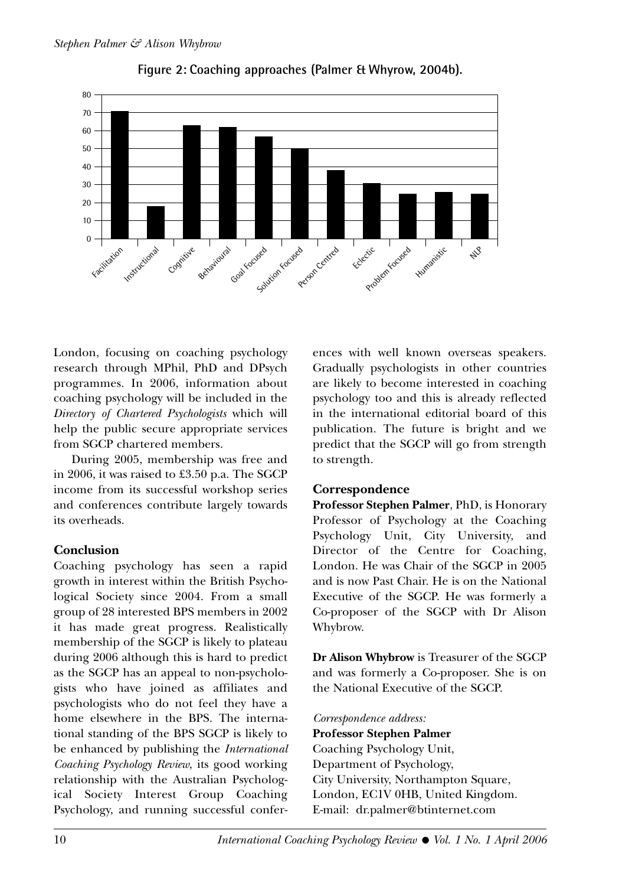**Figure 2: Coaching approaches (Palmer & Whyrow, 2004b).**

London, focusing on coaching psychology research through MPhil, PhD and DPsych programmes. In 2006, information about coaching psychology will be included in the *Directory of Chartered Psychologists* which will help the public secure appropriate services from SGCP chartered members.

During 2005, membership was free and in 2006, it was raised to £3.50 p.a. The SGCP income from its successful workshop series and conferences contribute largely towards its overheads.

## Conclusion

Coaching psychology has seen a rapid growth in interest within the British Psychological Society since 2004. From a small group of 28 interested BPS members in 2002 it has made great progress. Realistically membership of the SGCP is likely to plateau during 2006 although this is hard to predict as the SGCP has an appeal to non-psychologists who have joined as affiliates and psychologists who do not feel they have a home elsewhere in the BPS. The international standing of the BPS SGCP is likely to be enhanced by publishing the *International Coaching Psychology Review*, its good working relationship with the Australian Psychological Society Interest Group Coaching Psychology, and running successful conferences with well known overseas speakers. Gradually psychologists in other countries are likely to become interested in coaching psychology too and this is already reflected in the international editorial board of this publication. The future is bright and we predict that the SGCP will go from strength to strength.

## Correspondence

**Professor Stephen Palmer**, PhD, is Honorary Professor of Psychology at the Coaching Psychology Unit, City University, and Director of the Centre for Coaching, London. He was Chair of the SGCP in 2005 and is now Past Chair. He is on the National Executive of the SGCP. He was formerly a Co-proposer of the SGCP with Dr Alison Whybrow.

**Dr Alison Whybrow** is Treasurer of the SGCP and was formerly a Co-proposer. She is on the National Executive of the SGCP.

*Correspondence address:*
**Professor Stephen Palmer**
Coaching Psychology Unit,
Department of Psychology,
City University, Northampton Square,
London, EC1V 0HB, United Kingdom.
E-mail: dr.palmer@btinternet.com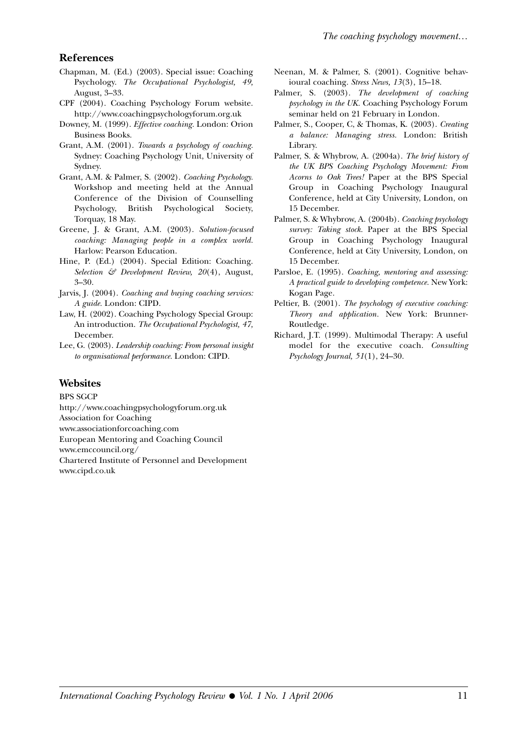## References

Chapman, M. (Ed.) (2003). Special issue: Coaching Psychology. *The Occupational Psychologist, 49,* August, 3–33.

CPF (2004). Coaching Psychology Forum website. http://www.coachingpsychologyforum.org.uk

Downey, M. (1999). *Effective coaching.* London: Orion Business Books.

Grant, A.M. (2001). *Towards a psychology of coaching.* Sydney: Coaching Psychology Unit, University of Sydney.

Grant, A.M. & Palmer, S. (2002). *Coaching Psychology.* Workshop and meeting held at the Annual Conference of the Division of Counselling Psychology, British Psychological Society, Torquay, 18 May.

Greene, J. & Grant, A.M. (2003). *Solution-focused coaching: Managing people in a complex world.* Harlow: Pearson Education.

Hine, P. (Ed.) (2004). Special Edition: Coaching. *Selection & Development Review, 20*(4), August, 3–30.

Jarvis, J. (2004). *Coaching and buying coaching services: A guide.* London: CIPD.

Law, H. (2002). Coaching Psychology Special Group: An introduction. *The Occupational Psychologist, 47,* December.

Lee, G. (2003). *Leadership coaching: From personal insight to organisational performance.* London: CIPD.

Neenan, M. & Palmer, S. (2001). Cognitive behavioural coaching. *Stress News, 13*(3), 15–18.

Palmer, S. (2003). *The development of coaching psychology in the UK.* Coaching Psychology Forum seminar held on 21 February in London.

Palmer, S., Cooper, C, & Thomas, K. (2003). *Creating a balance: Managing stress.* London: British Library.

Palmer, S. & Whybrow, A. (2004a). *The brief history of the UK BPS Coaching Psychology Movement: From Acorns to Oak Trees!* Paper at the BPS Special Group in Coaching Psychology Inaugural Conference, held at City University, London, on 15 December.

Palmer, S. & Whybrow, A. (2004b). *Coaching psychology survey: Taking stock.* Paper at the BPS Special Group in Coaching Psychology Inaugural Conference, held at City University, London, on 15 December.

Parsloe, E. (1995). *Coaching, mentoring and assessing: A practical guide to developing competence.* New York: Kogan Page.

Peltier, B. (2001). *The psychology of executive coaching: Theory and application.* New York: Brunner-Routledge.

Richard, J.T. (1999). Multimodal Therapy: A useful model for the executive coach. *Consulting Psychology Journal, 51*(1), 24–30.

## Websites

BPS SGCP
http://www.coachingpsychologyforum.org.uk
Association for Coaching
www.associationforcoaching.com
European Mentoring and Coaching Council
www.emccouncil.org/
Chartered Institute of Personnel and Development
www.cipd.co.uk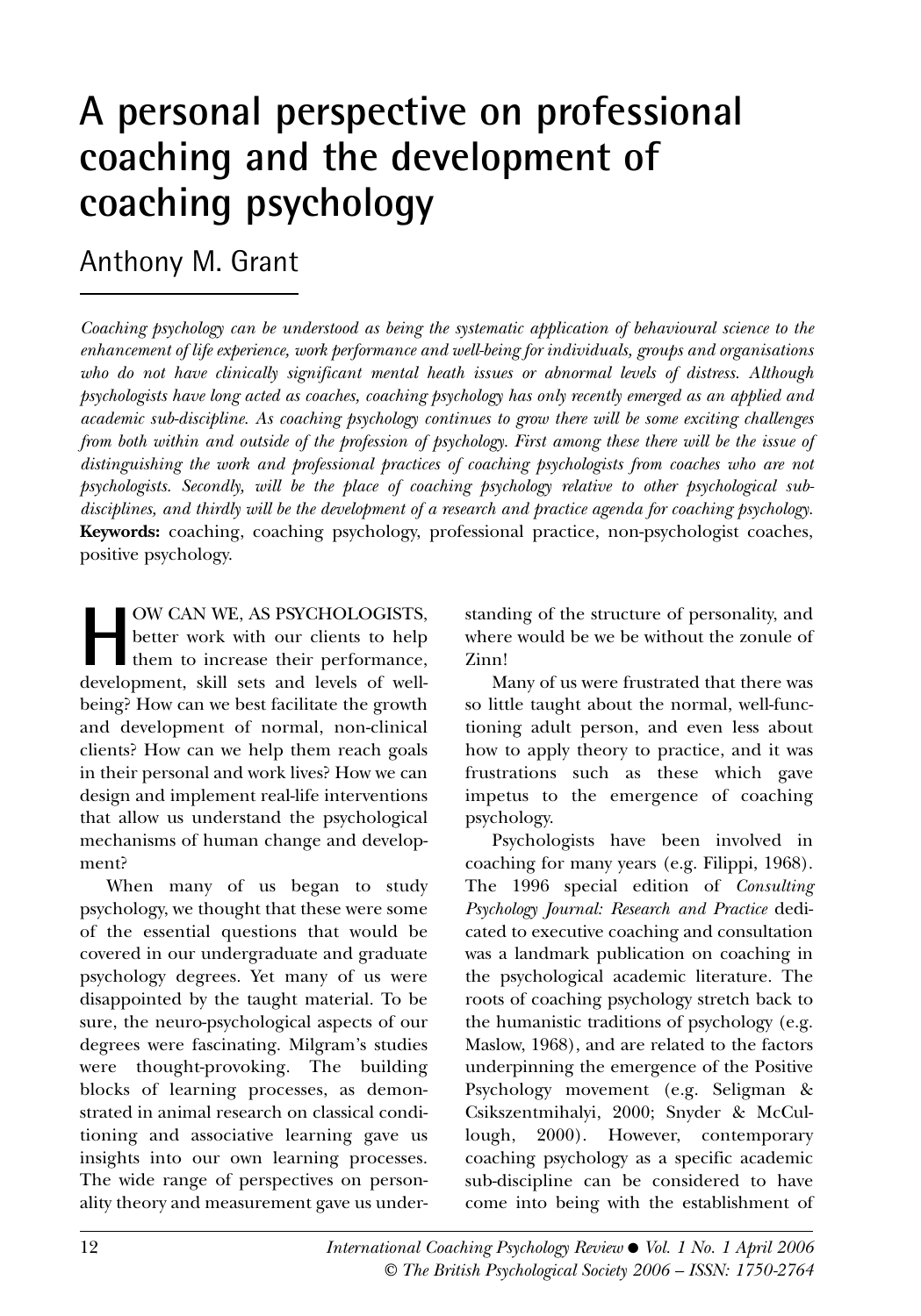# A personal perspective on professional coaching and the development of coaching psychology

## Anthony M. Grant

*Coaching psychology can be understood as being the systematic application of behavioural science to the enhancement of life experience, work performance and well-being for individuals, groups and organisations who do not have clinically significant mental heath issues or abnormal levels of distress. Although psychologists have long acted as coaches, coaching psychology has only recently emerged as an applied and academic sub-discipline. As coaching psychology continues to grow there will be some exciting challenges from both within and outside of the profession of psychology. First among these there will be the issue of distinguishing the work and professional practices of coaching psychologists from coaches who are not psychologists. Secondly, will be the place of coaching psychology relative to other psychological sub-disciplines, and thirdly will be the development of a research and practice agenda for coaching psychology.*

**Keywords:** coaching, coaching psychology, professional practice, non-psychologist coaches, positive psychology.

HOW CAN WE, AS PSYCHOLOGISTS, better work with our clients to help them to increase their performance, development, skill sets and levels of well-being? How can we best facilitate the growth and development of normal, non-clinical clients? How can we help them reach goals in their personal and work lives? How we can design and implement real-life interventions that allow us understand the psychological mechanisms of human change and development?

When many of us began to study psychology, we thought that these were some of the essential questions that would be covered in our undergraduate and graduate psychology degrees. Yet many of us were disappointed by the taught material. To be sure, the neuro-psychological aspects of our degrees were fascinating. Milgram's studies were thought-provoking. The building blocks of learning processes, as demonstrated in animal research on classical conditioning and associative learning gave us insights into our own learning processes. The wide range of perspectives on personality theory and measurement gave us understanding of the structure of personality, and where would be we be without the zonule of Zinn!

Many of us were frustrated that there was so little taught about the normal, well-functioning adult person, and even less about how to apply theory to practice, and it was frustrations such as these which gave impetus to the emergence of coaching psychology.

Psychologists have been involved in coaching for many years (e.g. Filippi, 1968). The 1996 special edition of *Consulting Psychology Journal: Research and Practice* dedicated to executive coaching and consultation was a landmark publication on coaching in the psychological academic literature. The roots of coaching psychology stretch back to the humanistic traditions of psychology (e.g. Maslow, 1968), and are related to the factors underpinning the emergence of the Positive Psychology movement (e.g. Seligman & Csikszentmihalyi, 2000; Snyder & McCullough, 2000). However, contemporary coaching psychology as a specific academic sub-discipline can be considered to have come into being with the establishment of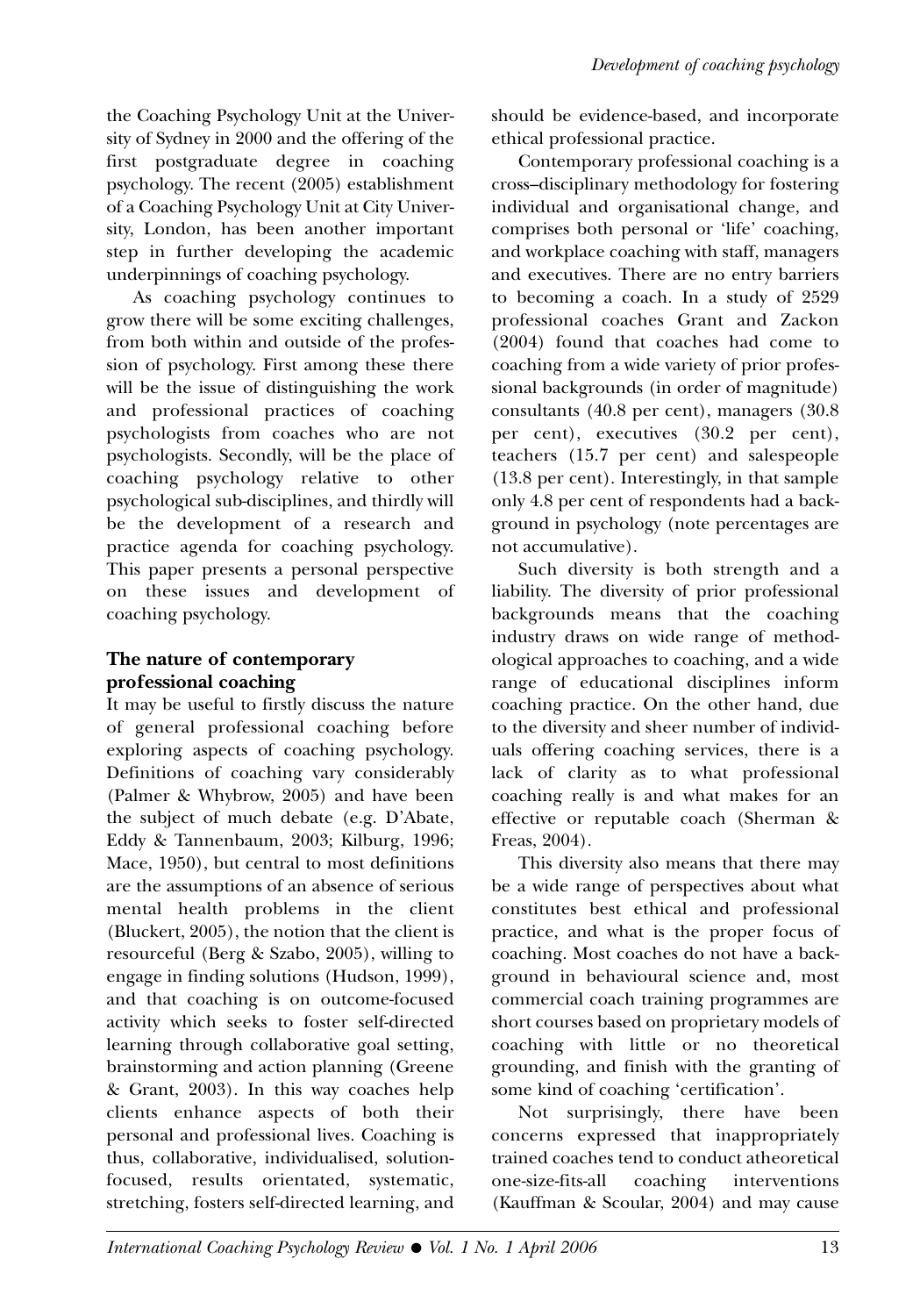the Coaching Psychology Unit at the University of Sydney in 2000 and the offering of the first postgraduate degree in coaching psychology. The recent (2005) establishment of a Coaching Psychology Unit at City University, London, has been another important step in further developing the academic underpinnings of coaching psychology.

As coaching psychology continues to grow there will be some exciting challenges, from both within and outside of the profession of psychology. First among these there will be the issue of distinguishing the work and professional practices of coaching psychologists from coaches who are not psychologists. Secondly, will be the place of coaching psychology relative to other psychological sub-disciplines, and thirdly will be the development of a research and practice agenda for coaching psychology. This paper presents a personal perspective on these issues and development of coaching psychology.

## The nature of contemporary professional coaching

It may be useful to firstly discuss the nature of general professional coaching before exploring aspects of coaching psychology. Definitions of coaching vary considerably (Palmer & Whybrow, 2005) and have been the subject of much debate (e.g. D'Abate, Eddy & Tannenbaum, 2003; Kilburg, 1996; Mace, 1950), but central to most definitions are the assumptions of an absence of serious mental health problems in the client (Bluckert, 2005), the notion that the client is resourceful (Berg & Szabo, 2005), willing to engage in finding solutions (Hudson, 1999), and that coaching is on outcome-focused activity which seeks to foster self-directed learning through collaborative goal setting, brainstorming and action planning (Greene & Grant, 2003). In this way coaches help clients enhance aspects of both their personal and professional lives. Coaching is thus, collaborative, individualised, solution-focused, results orientated, systematic, stretching, fosters self-directed learning, and should be evidence-based, and incorporate ethical professional practice.

Contemporary professional coaching is a cross–disciplinary methodology for fostering individual and organisational change, and comprises both personal or 'life' coaching, and workplace coaching with staff, managers and executives. There are no entry barriers to becoming a coach. In a study of 2529 professional coaches Grant and Zackon (2004) found that coaches had come to coaching from a wide variety of prior professional backgrounds (in order of magnitude) consultants (40.8 per cent), managers (30.8 per cent), executives (30.2 per cent), teachers (15.7 per cent) and salespeople (13.8 per cent). Interestingly, in that sample only 4.8 per cent of respondents had a background in psychology (note percentages are not accumulative).

Such diversity is both strength and a liability. The diversity of prior professional backgrounds means that the coaching industry draws on wide range of methodological approaches to coaching, and a wide range of educational disciplines inform coaching practice. On the other hand, due to the diversity and sheer number of individuals offering coaching services, there is a lack of clarity as to what professional coaching really is and what makes for an effective or reputable coach (Sherman & Freas, 2004).

This diversity also means that there may be a wide range of perspectives about what constitutes best ethical and professional practice, and what is the proper focus of coaching. Most coaches do not have a background in behavioural science and, most commercial coach training programmes are short courses based on proprietary models of coaching with little or no theoretical grounding, and finish with the granting of some kind of coaching 'certification'.

Not surprisingly, there have been concerns expressed that inappropriately trained coaches tend to conduct atheoretical one-size-fits-all coaching interventions (Kauffman & Scoular, 2004) and may cause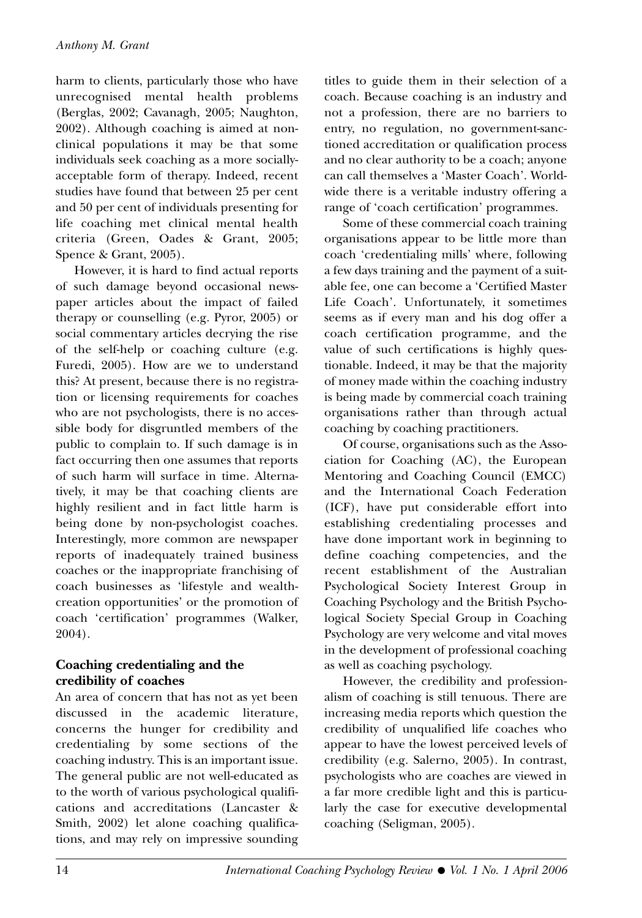harm to clients, particularly those who have unrecognised mental health problems (Berglas, 2002; Cavanagh, 2005; Naughton, 2002). Although coaching is aimed at non-clinical populations it may be that some individuals seek coaching as a more socially-acceptable form of therapy. Indeed, recent studies have found that between 25 per cent and 50 per cent of individuals presenting for life coaching met clinical mental health criteria (Green, Oades & Grant, 2005; Spence & Grant, 2005).

However, it is hard to find actual reports of such damage beyond occasional newspaper articles about the impact of failed therapy or counselling (e.g. Pyror, 2005) or social commentary articles decrying the rise of the self-help or coaching culture (e.g. Furedi, 2005). How are we to understand this? At present, because there is no registration or licensing requirements for coaches who are not psychologists, there is no accessible body for disgruntled members of the public to complain to. If such damage is in fact occurring then one assumes that reports of such harm will surface in time. Alternatively, it may be that coaching clients are highly resilient and in fact little harm is being done by non-psychologist coaches. Interestingly, more common are newspaper reports of inadequately trained business coaches or the inappropriate franchising of coach businesses as 'lifestyle and wealth-creation opportunities' or the promotion of coach 'certification' programmes (Walker, 2004).

## Coaching credentialing and the credibility of coaches

An area of concern that has not as yet been discussed in the academic literature, concerns the hunger for credibility and credentialing by some sections of the coaching industry. This is an important issue. The general public are not well-educated as to the worth of various psychological qualifications and accreditations (Lancaster & Smith, 2002) let alone coaching qualifications, and may rely on impressive sounding titles to guide them in their selection of a coach. Because coaching is an industry and not a profession, there are no barriers to entry, no regulation, no government-sanctioned accreditation or qualification process and no clear authority to be a coach; anyone can call themselves a 'Master Coach'. Worldwide there is a veritable industry offering a range of 'coach certification' programmes.

Some of these commercial coach training organisations appear to be little more than coach 'credentialing mills' where, following a few days training and the payment of a suitable fee, one can become a 'Certified Master Life Coach'. Unfortunately, it sometimes seems as if every man and his dog offer a coach certification programme, and the value of such certifications is highly questionable. Indeed, it may be that the majority of money made within the coaching industry is being made by commercial coach training organisations rather than through actual coaching by coaching practitioners.

Of course, organisations such as the Association for Coaching (AC), the European Mentoring and Coaching Council (EMCC) and the International Coach Federation (ICF), have put considerable effort into establishing credentialing processes and have done important work in beginning to define coaching competencies, and the recent establishment of the Australian Psychological Society Interest Group in Coaching Psychology and the British Psychological Society Special Group in Coaching Psychology are very welcome and vital moves in the development of professional coaching as well as coaching psychology.

However, the credibility and professionalism of coaching is still tenuous. There are increasing media reports which question the credibility of unqualified life coaches who appear to have the lowest perceived levels of credibility (e.g. Salerno, 2005). In contrast, psychologists who are coaches are viewed in a far more credible light and this is particularly the case for executive developmental coaching (Seligman, 2005).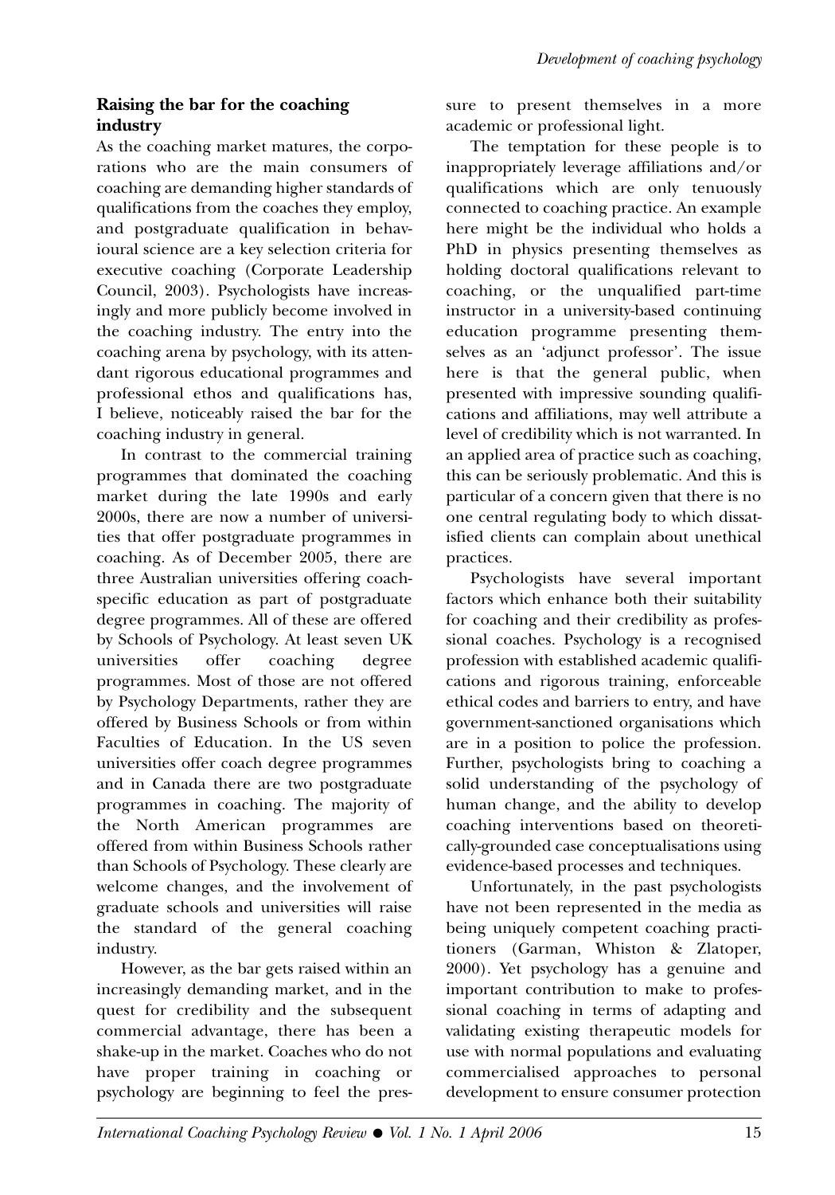## Raising the bar for the coaching industry

As the coaching market matures, the corporations who are the main consumers of coaching are demanding higher standards of qualifications from the coaches they employ, and postgraduate qualification in behavioural science are a key selection criteria for executive coaching (Corporate Leadership Council, 2003). Psychologists have increasingly and more publicly become involved in the coaching industry. The entry into the coaching arena by psychology, with its attendant rigorous educational programmes and professional ethos and qualifications has, I believe, noticeably raised the bar for the coaching industry in general.

In contrast to the commercial training programmes that dominated the coaching market during the late 1990s and early 2000s, there are now a number of universities that offer postgraduate programmes in coaching. As of December 2005, there are three Australian universities offering coach-specific education as part of postgraduate degree programmes. All of these are offered by Schools of Psychology. At least seven UK universities offer coaching degree programmes. Most of those are not offered by Psychology Departments, rather they are offered by Business Schools or from within Faculties of Education. In the US seven universities offer coach degree programmes and in Canada there are two postgraduate programmes in coaching. The majority of the North American programmes are offered from within Business Schools rather than Schools of Psychology. These clearly are welcome changes, and the involvement of graduate schools and universities will raise the standard of the general coaching industry.

However, as the bar gets raised within an increasingly demanding market, and in the quest for credibility and the subsequent commercial advantage, there has been a shake-up in the market. Coaches who do not have proper training in coaching or psychology are beginning to feel the pressure to present themselves in a more academic or professional light.

The temptation for these people is to inappropriately leverage affiliations and/or qualifications which are only tenuously connected to coaching practice. An example here might be the individual who holds a PhD in physics presenting themselves as holding doctoral qualifications relevant to coaching, or the unqualified part-time instructor in a university-based continuing education programme presenting themselves as an 'adjunct professor'. The issue here is that the general public, when presented with impressive sounding qualifications and affiliations, may well attribute a level of credibility which is not warranted. In an applied area of practice such as coaching, this can be seriously problematic. And this is particular of a concern given that there is no one central regulating body to which dissatisfied clients can complain about unethical practices.

Psychologists have several important factors which enhance both their suitability for coaching and their credibility as professional coaches. Psychology is a recognised profession with established academic qualifications and rigorous training, enforceable ethical codes and barriers to entry, and have government-sanctioned organisations which are in a position to police the profession. Further, psychologists bring to coaching a solid understanding of the psychology of human change, and the ability to develop coaching interventions based on theoretically-grounded case conceptualisations using evidence-based processes and techniques.

Unfortunately, in the past psychologists have not been represented in the media as being uniquely competent coaching practitioners (Garman, Whiston & Zlatoper, 2000). Yet psychology has a genuine and important contribution to make to professional coaching in terms of adapting and validating existing therapeutic models for use with normal populations and evaluating commercialised approaches to personal development to ensure consumer protection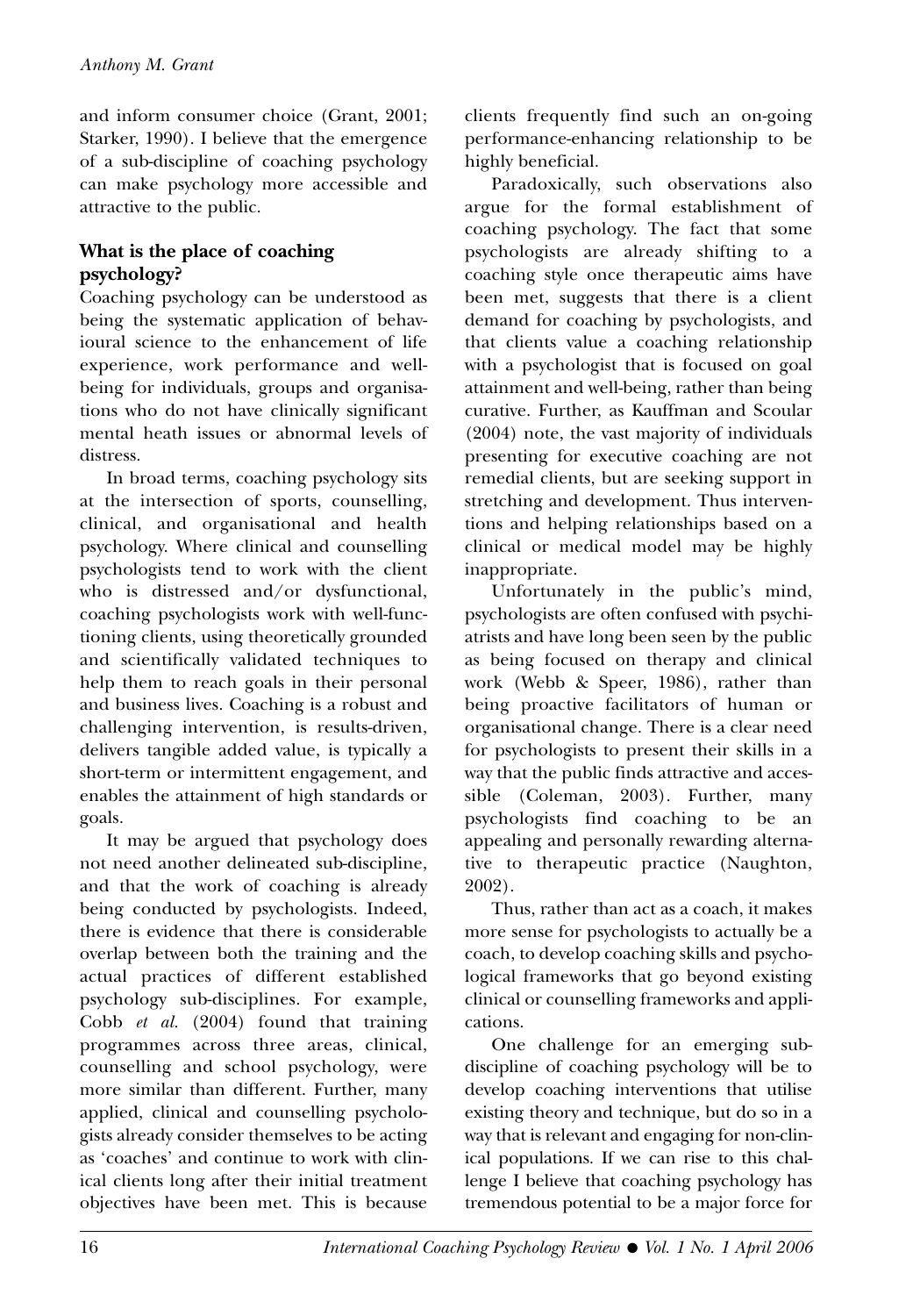and inform consumer choice (Grant, 2001; Starker, 1990). I believe that the emergence of a sub-discipline of coaching psychology can make psychology more accessible and attractive to the public.

## What is the place of coaching psychology?

Coaching psychology can be understood as being the systematic application of behavioural science to the enhancement of life experience, work performance and well-being for individuals, groups and organisations who do not have clinically significant mental heath issues or abnormal levels of distress.

In broad terms, coaching psychology sits at the intersection of sports, counselling, clinical, and organisational and health psychology. Where clinical and counselling psychologists tend to work with the client who is distressed and/or dysfunctional, coaching psychologists work with well-functioning clients, using theoretically grounded and scientifically validated techniques to help them to reach goals in their personal and business lives. Coaching is a robust and challenging intervention, is results-driven, delivers tangible added value, is typically a short-term or intermittent engagement, and enables the attainment of high standards or goals.

It may be argued that psychology does not need another delineated sub-discipline, and that the work of coaching is already being conducted by psychologists. Indeed, there is evidence that there is considerable overlap between both the training and the actual practices of different established psychology sub-disciplines. For example, Cobb *et al.* (2004) found that training programmes across three areas, clinical, counselling and school psychology, were more similar than different. Further, many applied, clinical and counselling psychologists already consider themselves to be acting as 'coaches' and continue to work with clinical clients long after their initial treatment objectives have been met. This is because clients frequently find such an on-going performance-enhancing relationship to be highly beneficial.

Paradoxically, such observations also argue for the formal establishment of coaching psychology. The fact that some psychologists are already shifting to a coaching style once therapeutic aims have been met, suggests that there is a client demand for coaching by psychologists, and that clients value a coaching relationship with a psychologist that is focused on goal attainment and well-being, rather than being curative. Further, as Kauffman and Scoular (2004) note, the vast majority of individuals presenting for executive coaching are not remedial clients, but are seeking support in stretching and development. Thus interventions and helping relationships based on a clinical or medical model may be highly inappropriate.

Unfortunately in the public's mind, psychologists are often confused with psychiatrists and have long been seen by the public as being focused on therapy and clinical work (Webb & Speer, 1986), rather than being proactive facilitators of human or organisational change. There is a clear need for psychologists to present their skills in a way that the public finds attractive and accessible (Coleman, 2003). Further, many psychologists find coaching to be an appealing and personally rewarding alternative to therapeutic practice (Naughton, 2002).

Thus, rather than act as a coach, it makes more sense for psychologists to actually be a coach, to develop coaching skills and psychological frameworks that go beyond existing clinical or counselling frameworks and applications.

One challenge for an emerging sub-discipline of coaching psychology will be to develop coaching interventions that utilise existing theory and technique, but do so in a way that is relevant and engaging for non-clinical populations. If we can rise to this challenge I believe that coaching psychology has tremendous potential to be a major force for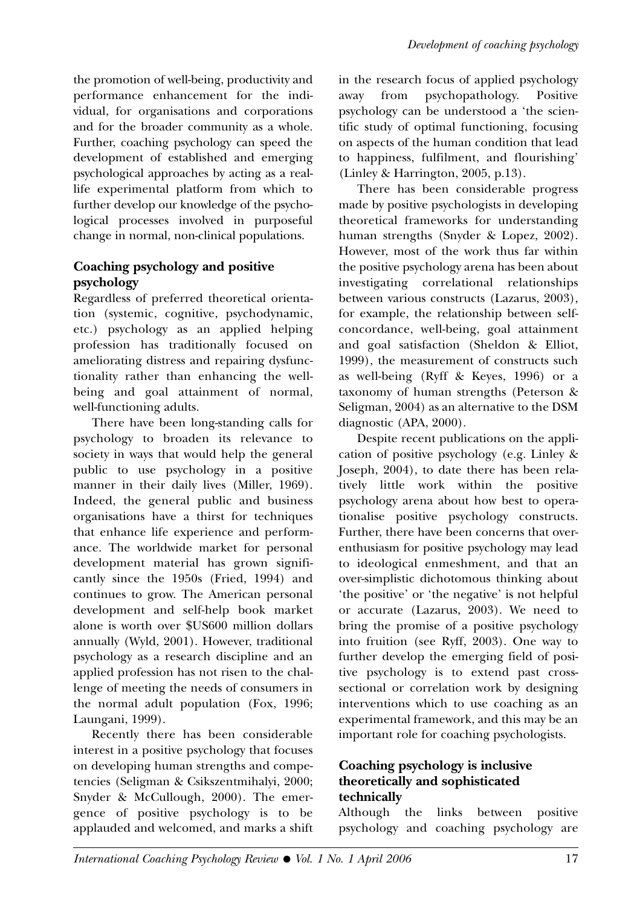the promotion of well-being, productivity and performance enhancement for the individual, for organisations and corporations and for the broader community as a whole. Further, coaching psychology can speed the development of established and emerging psychological approaches by acting as a real-life experimental platform from which to further develop our knowledge of the psychological processes involved in purposeful change in normal, non-clinical populations.

## Coaching psychology and positive psychology

Regardless of preferred theoretical orientation (systemic, cognitive, psychodynamic, etc.) psychology as an applied helping profession has traditionally focused on ameliorating distress and repairing dysfunctionality rather than enhancing the well-being and goal attainment of normal, well-functioning adults.

There have been long-standing calls for psychology to broaden its relevance to society in ways that would help the general public to use psychology in a positive manner in their daily lives (Miller, 1969). Indeed, the general public and business organisations have a thirst for techniques that enhance life experience and performance. The worldwide market for personal development material has grown significantly since the 1950s (Fried, 1994) and continues to grow. The American personal development and self-help book market alone is worth over $US600 million dollars annually (Wyld, 2001). However, traditional psychology as a research discipline and an applied profession has not risen to the challenge of meeting the needs of consumers in the normal adult population (Fox, 1996; Laungani, 1999).

Recently there has been considerable interest in a positive psychology that focuses on developing human strengths and competencies (Seligman & Csikszentmihalyi, 2000; Snyder & McCullough, 2000). The emergence of positive psychology is to be applauded and welcomed, and marks a shift in the research focus of applied psychology away from psychopathology. Positive psychology can be understood a 'the scientific study of optimal functioning, focusing on aspects of the human condition that lead to happiness, fulfilment, and flourishing' (Linley & Harrington, 2005, p.13).

There has been considerable progress made by positive psychologists in developing theoretical frameworks for understanding human strengths (Snyder & Lopez, 2002). However, most of the work thus far within the positive psychology arena has been about investigating correlational relationships between various constructs (Lazarus, 2003), for example, the relationship between self-concordance, well-being, goal attainment and goal satisfaction (Sheldon & Elliot, 1999), the measurement of constructs such as well-being (Ryff & Keyes, 1996) or a taxonomy of human strengths (Peterson & Seligman, 2004) as an alternative to the DSM diagnostic (APA, 2000).

Despite recent publications on the application of positive psychology (e.g. Linley & Joseph, 2004), to date there has been relatively little work within the positive psychology arena about how best to operationalise positive psychology constructs. Further, there have been concerns that over-enthusiasm for positive psychology may lead to ideological enmeshment, and that an over-simplistic dichotomous thinking about 'the positive' or 'the negative' is not helpful or accurate (Lazarus, 2003). We need to bring the promise of a positive psychology into fruition (see Ryff, 2003). One way to further develop the emerging field of positive psychology is to extend past cross-sectional or correlation work by designing interventions which to use coaching as an experimental framework, and this may be an important role for coaching psychologists.

## Coaching psychology is inclusive theoretically and sophisticated technically

Although the links between positive psychology and coaching psychology are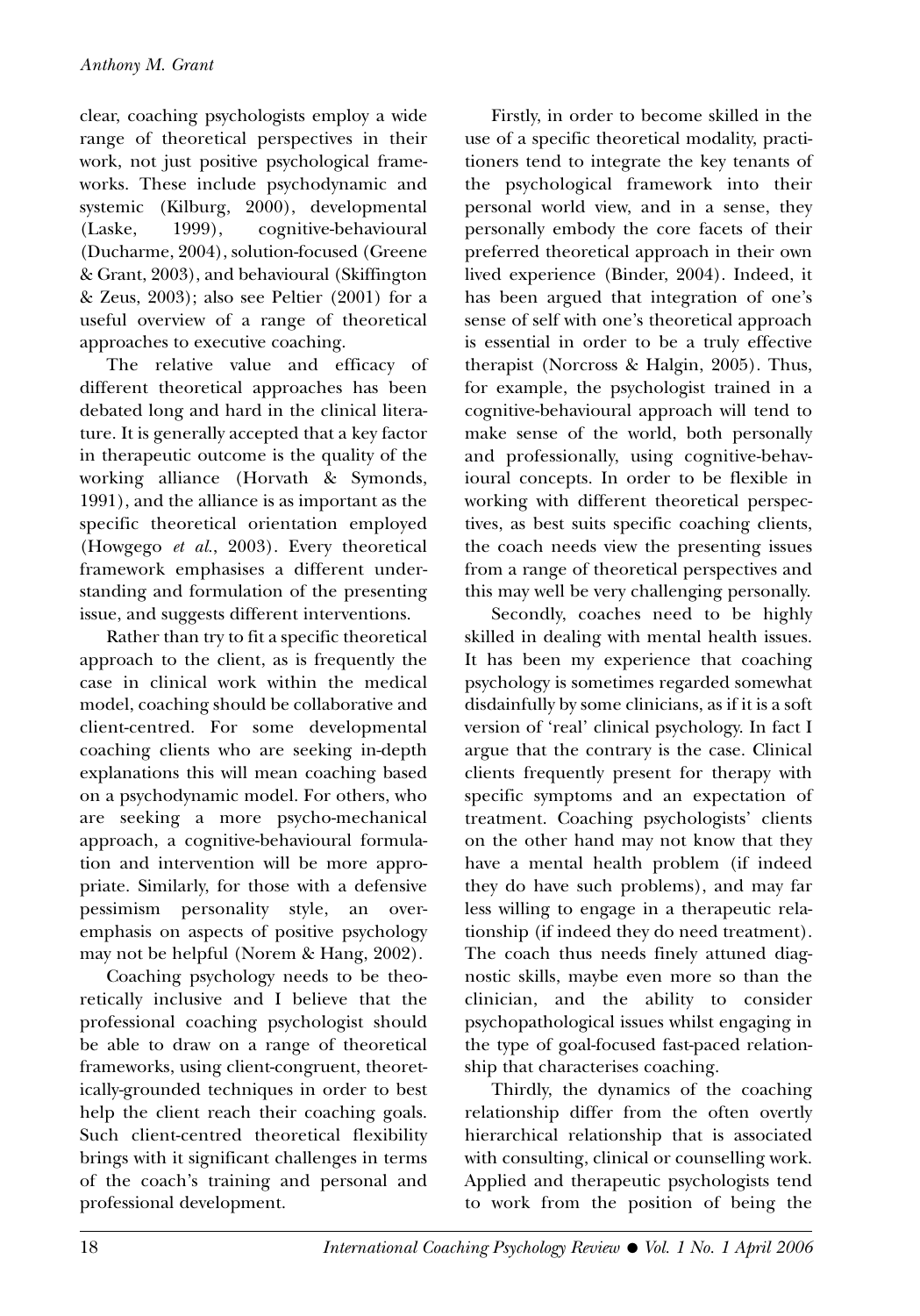clear, coaching psychologists employ a wide range of theoretical perspectives in their work, not just positive psychological frameworks. These include psychodynamic and systemic (Kilburg, 2000), developmental (Laske, 1999), cognitive-behavioural (Ducharme, 2004), solution-focused (Greene & Grant, 2003), and behavioural (Skiffington & Zeus, 2003); also see Peltier (2001) for a useful overview of a range of theoretical approaches to executive coaching.

The relative value and efficacy of different theoretical approaches has been debated long and hard in the clinical literature. It is generally accepted that a key factor in therapeutic outcome is the quality of the working alliance (Horvath & Symonds, 1991), and the alliance is as important as the specific theoretical orientation employed (Howgego *et al.*, 2003). Every theoretical framework emphasises a different understanding and formulation of the presenting issue, and suggests different interventions.

Rather than try to fit a specific theoretical approach to the client, as is frequently the case in clinical work within the medical model, coaching should be collaborative and client-centred. For some developmental coaching clients who are seeking in-depth explanations this will mean coaching based on a psychodynamic model. For others, who are seeking a more psycho-mechanical approach, a cognitive-behavioural formulation and intervention will be more appropriate. Similarly, for those with a defensive pessimism personality style, an over-emphasis on aspects of positive psychology may not be helpful (Norem & Hang, 2002).

Coaching psychology needs to be theoretically inclusive and I believe that the professional coaching psychologist should be able to draw on a range of theoretical frameworks, using client-congruent, theoretically-grounded techniques in order to best help the client reach their coaching goals. Such client-centred theoretical flexibility brings with it significant challenges in terms of the coach's training and personal and professional development.

Firstly, in order to become skilled in the use of a specific theoretical modality, practitioners tend to integrate the key tenants of the psychological framework into their personal world view, and in a sense, they personally embody the core facets of their preferred theoretical approach in their own lived experience (Binder, 2004). Indeed, it has been argued that integration of one's sense of self with one's theoretical approach is essential in order to be a truly effective therapist (Norcross & Halgin, 2005). Thus, for example, the psychologist trained in a cognitive-behavioural approach will tend to make sense of the world, both personally and professionally, using cognitive-behavioural concepts. In order to be flexible in working with different theoretical perspectives, as best suits specific coaching clients, the coach needs view the presenting issues from a range of theoretical perspectives and this may well be very challenging personally.

Secondly, coaches need to be highly skilled in dealing with mental health issues. It has been my experience that coaching psychology is sometimes regarded somewhat disdainfully by some clinicians, as if it is a soft version of 'real' clinical psychology. In fact I argue that the contrary is the case. Clinical clients frequently present for therapy with specific symptoms and an expectation of treatment. Coaching psychologists' clients on the other hand may not know that they have a mental health problem (if indeed they do have such problems), and may far less willing to engage in a therapeutic relationship (if indeed they do need treatment). The coach thus needs finely attuned diagnostic skills, maybe even more so than the clinician, and the ability to consider psychopathological issues whilst engaging in the type of goal-focused fast-paced relationship that characterises coaching.

Thirdly, the dynamics of the coaching relationship differ from the often overtly hierarchical relationship that is associated with consulting, clinical or counselling work. Applied and therapeutic psychologists tend to work from the position of being the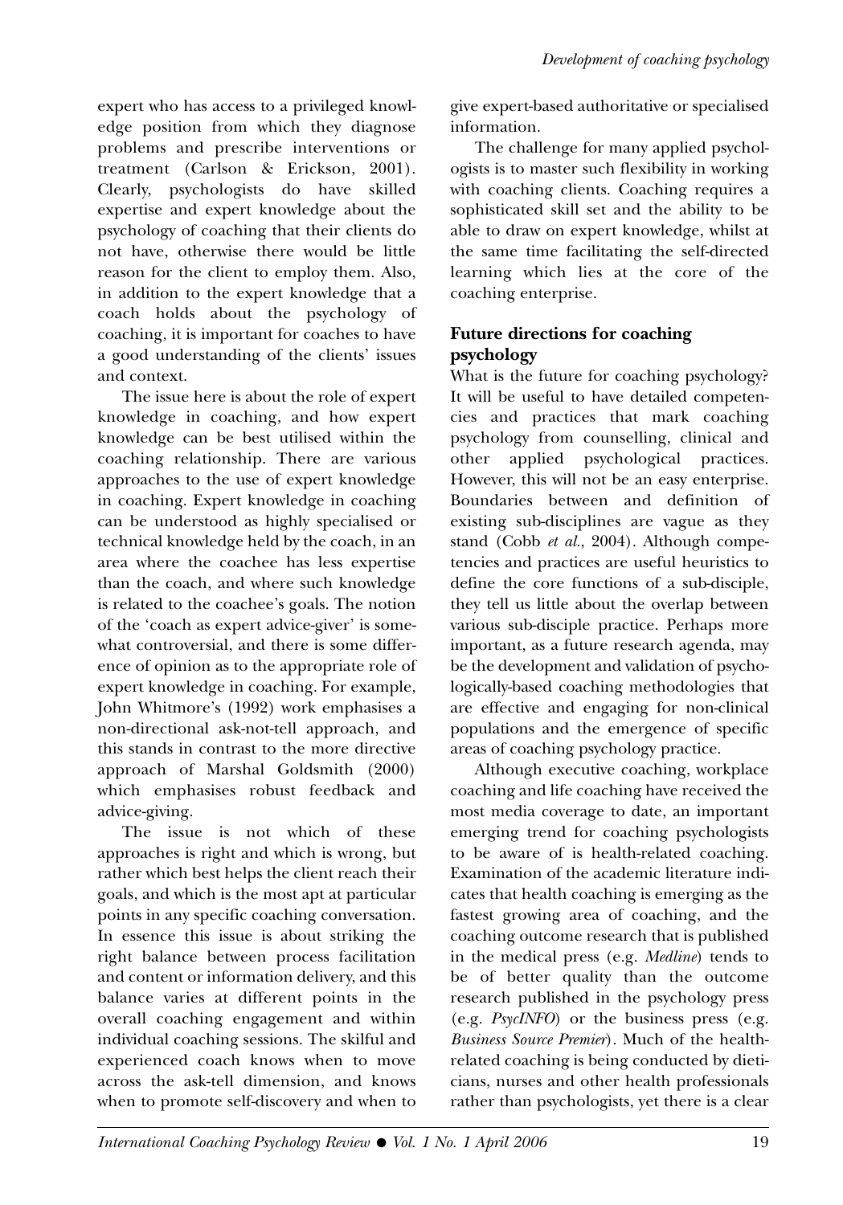expert who has access to a privileged knowledge position from which they diagnose problems and prescribe interventions or treatment (Carlson & Erickson, 2001). Clearly, psychologists do have skilled expertise and expert knowledge about the psychology of coaching that their clients do not have, otherwise there would be little reason for the client to employ them. Also, in addition to the expert knowledge that a coach holds about the psychology of coaching, it is important for coaches to have a good understanding of the clients' issues and context.

The issue here is about the role of expert knowledge in coaching, and how expert knowledge can be best utilised within the coaching relationship. There are various approaches to the use of expert knowledge in coaching. Expert knowledge in coaching can be understood as highly specialised or technical knowledge held by the coach, in an area where the coachee has less expertise than the coach, and where such knowledge is related to the coachee's goals. The notion of the 'coach as expert advice-giver' is somewhat controversial, and there is some difference of opinion as to the appropriate role of expert knowledge in coaching. For example, John Whitmore's (1992) work emphasises a non-directional ask-not-tell approach, and this stands in contrast to the more directive approach of Marshal Goldsmith (2000) which emphasises robust feedback and advice-giving.

The issue is not which of these approaches is right and which is wrong, but rather which best helps the client reach their goals, and which is the most apt at particular points in any specific coaching conversation. In essence this issue is about striking the right balance between process facilitation and content or information delivery, and this balance varies at different points in the overall coaching engagement and within individual coaching sessions. The skilful and experienced coach knows when to move across the ask-tell dimension, and knows when to promote self-discovery and when to give expert-based authoritative or specialised information.

The challenge for many applied psychologists is to master such flexibility in working with coaching clients. Coaching requires a sophisticated skill set and the ability to be able to draw on expert knowledge, whilst at the same time facilitating the self-directed learning which lies at the core of the coaching enterprise.

## Future directions for coaching psychology

What is the future for coaching psychology? It will be useful to have detailed competencies and practices that mark coaching psychology from counselling, clinical and other applied psychological practices. However, this will not be an easy enterprise. Boundaries between and definition of existing sub-disciplines are vague as they stand (Cobb *et al.*, 2004). Although competencies and practices are useful heuristics to define the core functions of a sub-disciple, they tell us little about the overlap between various sub-disciple practice. Perhaps more important, as a future research agenda, may be the development and validation of psychologically-based coaching methodologies that are effective and engaging for non-clinical populations and the emergence of specific areas of coaching psychology practice.

Although executive coaching, workplace coaching and life coaching have received the most media coverage to date, an important emerging trend for coaching psychologists to be aware of is health-related coaching. Examination of the academic literature indicates that health coaching is emerging as the fastest growing area of coaching, and the coaching outcome research that is published in the medical press (e.g. *Medline*) tends to be of better quality than the outcome research published in the psychology press (e.g. *PsycINFO*) or the business press (e.g. *Business Source Premier*). Much of the health-related coaching is being conducted by dieticians, nurses and other health professionals rather than psychologists, yet there is a clear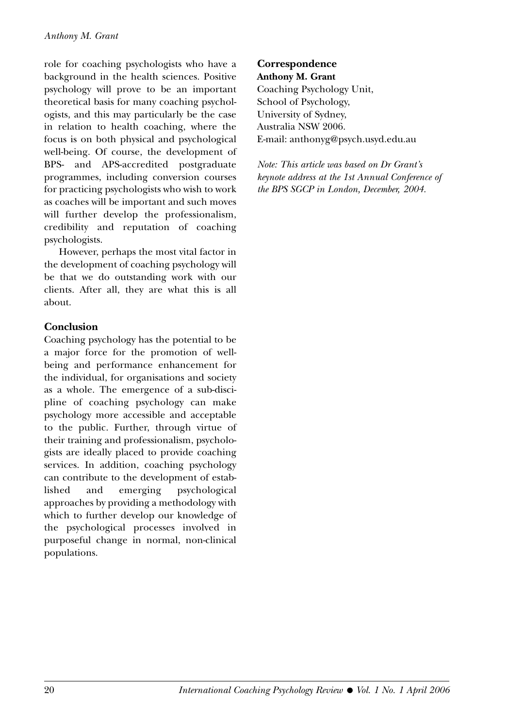role for coaching psychologists who have a background in the health sciences. Positive psychology will prove to be an important theoretical basis for many coaching psychologists, and this may particularly be the case in relation to health coaching, where the focus is on both physical and psychological well-being. Of course, the development of BPS- and APS-accredited postgraduate programmes, including conversion courses for practicing psychologists who wish to work as coaches will be important and such moves will further develop the professionalism, credibility and reputation of coaching psychologists.

However, perhaps the most vital factor in the development of coaching psychology will be that we do outstanding work with our clients. After all, they are what this is all about.

## Conclusion

Coaching psychology has the potential to be a major force for the promotion of well-being and performance enhancement for the individual, for organisations and society as a whole. The emergence of a sub-discipline of coaching psychology can make psychology more accessible and acceptable to the public. Further, through virtue of their training and professionalism, psychologists are ideally placed to provide coaching services. In addition, coaching psychology can contribute to the development of established and emerging psychological approaches by providing a methodology with which to further develop our knowledge of the psychological processes involved in purposeful change in normal, non-clinical populations.

## Correspondence

**Anthony M. Grant**
Coaching Psychology Unit,
School of Psychology,
University of Sydney,
Australia NSW 2006.
E-mail: anthonyg@psych.usyd.edu.au

*Note: This article was based on Dr Grant's keynote address at the 1st Annual Conference of the BPS SGCP in London, December, 2004.*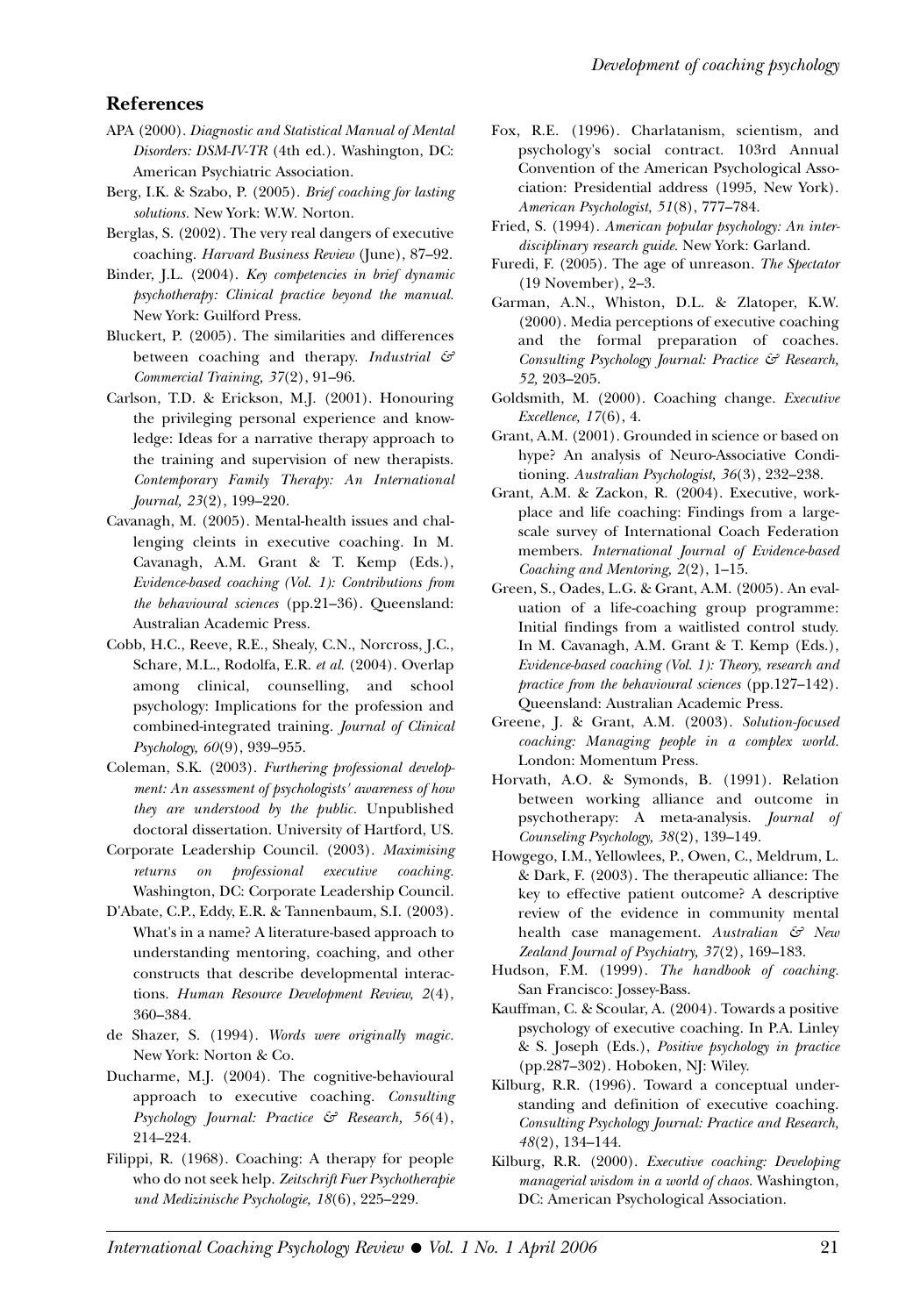## References

APA (2000). *Diagnostic and Statistical Manual of Mental Disorders: DSM-IV-TR* (4th ed.). Washington, DC: American Psychiatric Association.

Berg, I.K. & Szabo, P. (2005). *Brief coaching for lasting solutions.* New York: W.W. Norton.

Berglas, S. (2002). The very real dangers of executive coaching. *Harvard Business Review* (June), 87–92.

Binder, J.L. (2004). *Key competencies in brief dynamic psychotherapy: Clinical practice beyond the manual.* New York: Guilford Press.

Bluckert, P. (2005). The similarities and differences between coaching and therapy. *Industrial & Commercial Training, 37*(2), 91–96.

Carlson, T.D. & Erickson, M.J. (2001). Honouring the privileging personal experience and knowledge: Ideas for a narrative therapy approach to the training and supervision of new therapists. *Contemporary Family Therapy: An International Journal, 23*(2), 199–220.

Cavanagh, M. (2005). Mental-health issues and challenging cleints in executive coaching. In M. Cavanagh, A.M. Grant & T. Kemp (Eds.), *Evidence-based coaching (Vol. 1): Contributions from the behavioural sciences* (pp.21–36). Queensland: Australian Academic Press.

Cobb, H.C., Reeve, R.E., Shealy, C.N., Norcross, J.C., Schare, M.L., Rodolfa, E.R. *et al.* (2004). Overlap among clinical, counselling, and school psychology: Implications for the profession and combined-integrated training. *Journal of Clinical Psychology, 60*(9), 939–955.

Coleman, S.K. (2003). *Furthering professional development: An assessment of psychologists' awareness of how they are understood by the public.* Unpublished doctoral dissertation. University of Hartford, US.

Corporate Leadership Council. (2003). *Maximising returns on professional executive coaching.* Washington, DC: Corporate Leadership Council.

D'Abate, C.P., Eddy, E.R. & Tannenbaum, S.I. (2003). What's in a name? A literature-based approach to understanding mentoring, coaching, and other constructs that describe developmental interactions. *Human Resource Development Review, 2*(4), 360–384.

de Shazer, S. (1994). *Words were originally magic.* New York: Norton & Co.

Ducharme, M.J. (2004). The cognitive-behavioural approach to executive coaching. *Consulting Psychology Journal: Practice & Research, 56*(4), 214–224.

Filippi, R. (1968). Coaching: A therapy for people who do not seek help. *Zeitschrift Fuer Psychotherapie und Medizinische Psychologie, 18*(6), 225–229.

Fox, R.E. (1996). Charlatanism, scientism, and psychology's social contract. 103rd Annual Convention of the American Psychological Association: Presidential address (1995, New York). *American Psychologist, 51*(8), 777–784.

Fried, S. (1994). *American popular psychology: An interdisciplinary research guide.* New York: Garland.

Furedi, F. (2005). The age of unreason. *The Spectator* (19 November), 2–3.

Garman, A.N., Whiston, D.L. & Zlatoper, K.W. (2000). Media perceptions of executive coaching and the formal preparation of coaches. *Consulting Psychology Journal: Practice & Research, 52,* 203–205.

Goldsmith, M. (2000). Coaching change. *Executive Excellence, 17*(6), 4.

Grant, A.M. (2001). Grounded in science or based on hype? An analysis of Neuro-Associative Conditioning. *Australian Psychologist, 36*(3), 232–238.

Grant, A.M. & Zackon, R. (2004). Executive, workplace and life coaching: Findings from a large-scale survey of International Coach Federation members. *International Journal of Evidence-based Coaching and Mentoring, 2*(2), 1–15.

Green, S., Oades, L.G. & Grant, A.M. (2005). An evaluation of a life-coaching group programme: Initial findings from a waitlisted control study. In M. Cavanagh, A.M. Grant & T. Kemp (Eds.), *Evidence-based coaching (Vol. 1): Theory, research and practice from the behavioural sciences* (pp.127–142). Queensland: Australian Academic Press.

Greene, J. & Grant, A.M. (2003). *Solution-focused coaching: Managing people in a complex world.* London: Momentum Press.

Horvath, A.O. & Symonds, B. (1991). Relation between working alliance and outcome in psychotherapy: A meta-analysis. *Journal of Counseling Psychology, 38*(2), 139–149.

Howgego, I.M., Yellowlees, P., Owen, C., Meldrum, L. & Dark, F. (2003). The therapeutic alliance: The key to effective patient outcome? A descriptive review of the evidence in community mental health case management. *Australian & New Zealand Journal of Psychiatry, 37*(2), 169–183.

Hudson, F.M. (1999). *The handbook of coaching.* San Francisco: Jossey-Bass.

Kauffman, C. & Scoular, A. (2004). Towards a positive psychology of executive coaching. In P.A. Linley & S. Joseph (Eds.), *Positive psychology in practice* (pp.287–302). Hoboken, NJ: Wiley.

Kilburg, R.R. (1996). Toward a conceptual understanding and definition of executive coaching. *Consulting Psychology Journal: Practice and Research, 48*(2), 134–144.

Kilburg, R.R. (2000). *Executive coaching: Developing managerial wisdom in a world of chaos.* Washington, DC: American Psychological Association.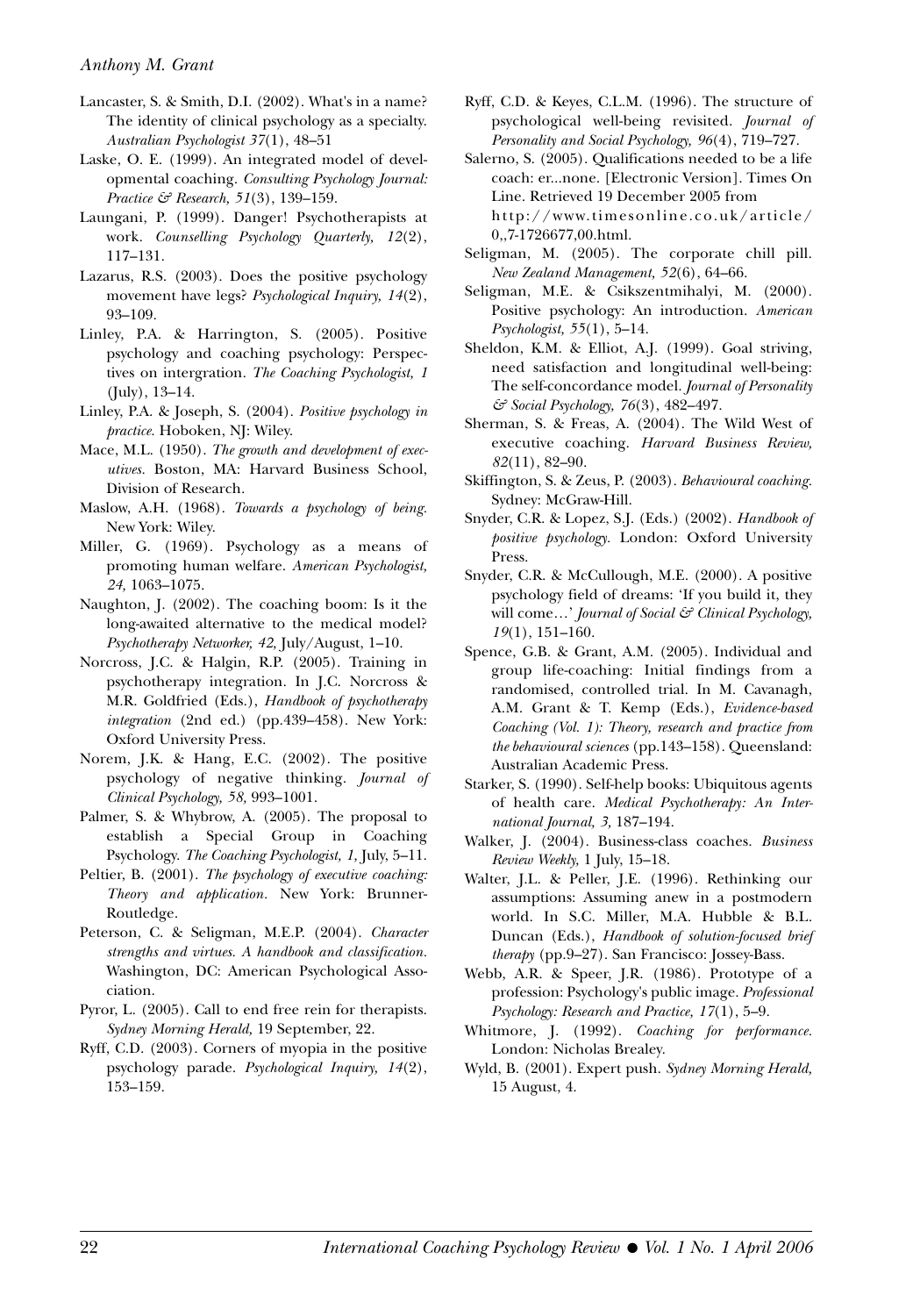Lancaster, S. & Smith, D.I. (2002). What's in a name? The identity of clinical psychology as a specialty. *Australian Psychologist 37*(1), 48–51

Laske, O. E. (1999). An integrated model of developmental coaching. *Consulting Psychology Journal: Practice & Research, 51*(3), 139–159.

Laungani, P. (1999). Danger! Psychotherapists at work. *Counselling Psychology Quarterly, 12*(2), 117–131.

Lazarus, R.S. (2003). Does the positive psychology movement have legs? *Psychological Inquiry, 14*(2), 93–109.

Linley, P.A. & Harrington, S. (2005). Positive psychology and coaching psychology: Perspectives on intergration. *The Coaching Psychologist, 1* (July), 13–14.

Linley, P.A. & Joseph, S. (2004). *Positive psychology in practice.* Hoboken, NJ: Wiley.

Mace, M.L. (1950). *The growth and development of executives.* Boston, MA: Harvard Business School, Division of Research.

Maslow, A.H. (1968). *Towards a psychology of being.* New York: Wiley.

Miller, G. (1969). Psychology as a means of promoting human welfare. *American Psychologist, 24,* 1063–1075.

Naughton, J. (2002). The coaching boom: Is it the long-awaited alternative to the medical model? *Psychotherapy Networker, 42,* July/August, 1–10.

Norcross, J.C. & Halgin, R.P. (2005). Training in psychotherapy integration. In J.C. Norcross & M.R. Goldfried (Eds.), *Handbook of psychotherapy integration* (2nd ed.) (pp.439–458). New York: Oxford University Press.

Norem, J.K. & Hang, E.C. (2002). The positive psychology of negative thinking. *Journal of Clinical Psychology, 58,* 993–1001.

Palmer, S. & Whybrow, A. (2005). The proposal to establish a Special Group in Coaching Psychology. *The Coaching Psychologist, 1,* July, 5–11.

Peltier, B. (2001). *The psychology of executive coaching: Theory and application.* New York: Brunner-Routledge.

Peterson, C. & Seligman, M.E.P. (2004). *Character strengths and virtues. A handbook and classification.* Washington, DC: American Psychological Association.

Pyror, L. (2005). Call to end free rein for therapists. *Sydney Morning Herald,* 19 September, 22.

Ryff, C.D. (2003). Corners of myopia in the positive psychology parade. *Psychological Inquiry, 14*(2), 153–159.

Ryff, C.D. & Keyes, C.L.M. (1996). The structure of psychological well-being revisited. *Journal of Personality and Social Psychology, 96*(4), 719–727.

Salerno, S. (2005). Qualifications needed to be a life coach: er...none. [Electronic Version]. Times On Line. Retrieved 19 December 2005 from http://www.timesonline.co.uk/article/0,,7-1726677,00.html.

Seligman, M. (2005). The corporate chill pill. *New Zealand Management, 52*(6), 64–66.

Seligman, M.E. & Csikszentmihalyi, M. (2000). Positive psychology: An introduction. *American Psychologist, 55*(1), 5–14.

Sheldon, K.M. & Elliot, A.J. (1999). Goal striving, need satisfaction and longitudinal well-being: The self-concordance model. *Journal of Personality & Social Psychology, 76*(3), 482–497.

Sherman, S. & Freas, A. (2004). The Wild West of executive coaching. *Harvard Business Review, 82*(11), 82–90.

Skiffington, S. & Zeus, P. (2003). *Behavioural coaching.* Sydney: McGraw-Hill.

Snyder, C.R. & Lopez, S.J. (Eds.) (2002). *Handbook of positive psychology.* London: Oxford University Press.

Snyder, C.R. & McCullough, M.E. (2000). A positive psychology field of dreams: 'If you build it, they will come…' *Journal of Social & Clinical Psychology, 19*(1), 151–160.

Spence, G.B. & Grant, A.M. (2005). Individual and group life-coaching: Initial findings from a randomised, controlled trial. In M. Cavanagh, A.M. Grant & T. Kemp (Eds.), *Evidence-based Coaching (Vol. 1): Theory, research and practice from the behavioural sciences* (pp.143–158). Queensland: Australian Academic Press.

Starker, S. (1990). Self-help books: Ubiquitous agents of health care. *Medical Psychotherapy: An International Journal, 3,* 187–194.

Walker, J. (2004). Business-class coaches. *Business Review Weekly,* 1 July, 15–18.

Walter, J.L. & Peller, J.E. (1996). Rethinking our assumptions: Assuming anew in a postmodern world. In S.C. Miller, M.A. Hubble & B.L. Duncan (Eds.), *Handbook of solution-focused brief therapy* (pp.9–27). San Francisco: Jossey-Bass.

Webb, A.R. & Speer, J.R. (1986). Prototype of a profession: Psychology's public image. *Professional Psychology: Research and Practice, 17*(1), 5–9.

Whitmore, J. (1992). *Coaching for performance.* London: Nicholas Brealey.

Wyld, B. (2001). Expert push. *Sydney Morning Herald,* 15 August, 4.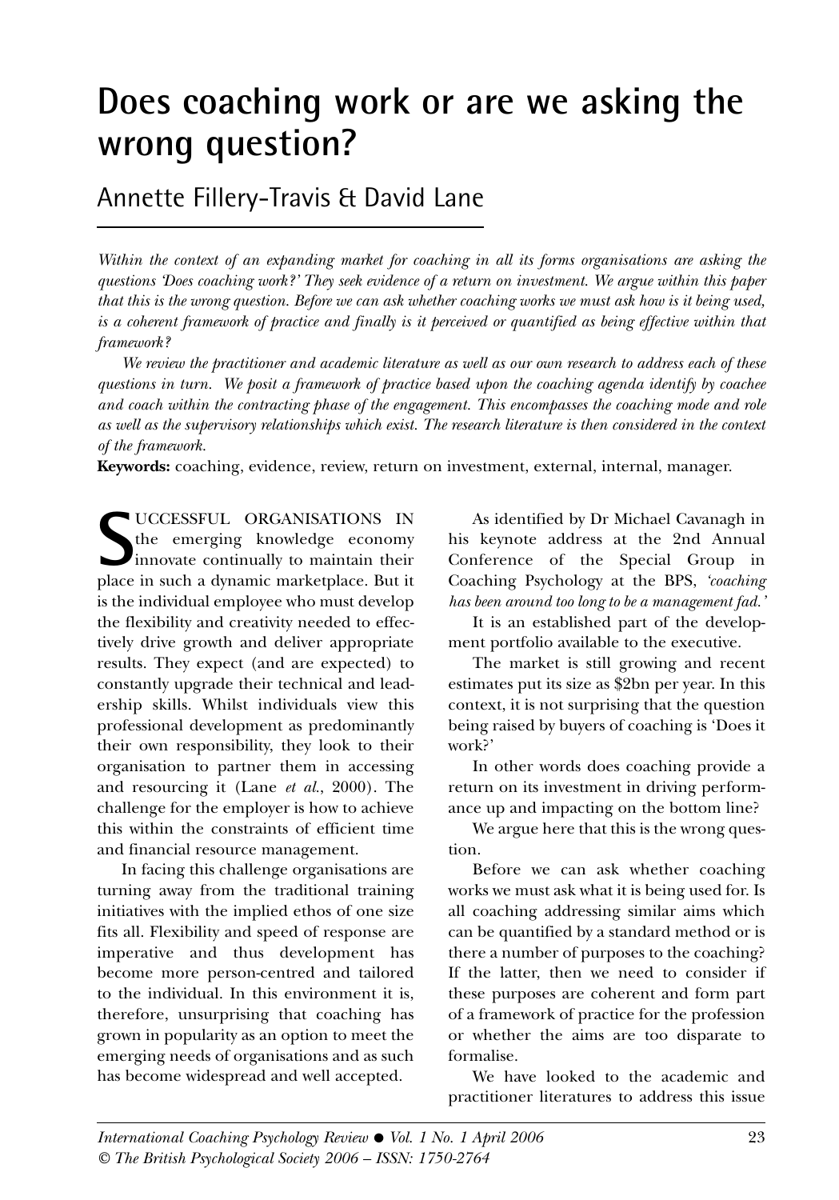# Does coaching work or are we asking the wrong question?

## Annette Fillery-Travis & David Lane

*Within the context of an expanding market for coaching in all its forms organisations are asking the questions 'Does coaching work?' They seek evidence of a return on investment. We argue within this paper that this is the wrong question. Before we can ask whether coaching works we must ask how is it being used, is a coherent framework of practice and finally is it perceived or quantified as being effective within that framework?*

*We review the practitioner and academic literature as well as our own research to address each of these questions in turn. We posit a framework of practice based upon the coaching agenda identify by coachee and coach within the contracting phase of the engagement. This encompasses the coaching mode and role as well as the supervisory relationships which exist. The research literature is then considered in the context of the framework.*

**Keywords:** coaching, evidence, review, return on investment, external, internal, manager.

SUCCESSFUL ORGANISATIONS IN the emerging knowledge economy innovate continually to maintain their place in such a dynamic marketplace. But it is the individual employee who must develop the flexibility and creativity needed to effectively drive growth and deliver appropriate results. They expect (and are expected) to constantly upgrade their technical and leadership skills. Whilst individuals view this professional development as predominantly their own responsibility, they look to their organisation to partner them in accessing and resourcing it (Lane *et al.*, 2000). The challenge for the employer is how to achieve this within the constraints of efficient time and financial resource management.

In facing this challenge organisations are turning away from the traditional training initiatives with the implied ethos of one size fits all. Flexibility and speed of response are imperative and thus development has become more person-centred and tailored to the individual. In this environment it is, therefore, unsurprising that coaching has grown in popularity as an option to meet the emerging needs of organisations and as such has become widespread and well accepted.

As identified by Dr Michael Cavanagh in his keynote address at the 2nd Annual Conference of the Special Group in Coaching Psychology at the BPS, *'coaching has been around too long to be a management fad.'*

It is an established part of the development portfolio available to the executive.

The market is still growing and recent estimates put its size as $2bn per year. In this context, it is not surprising that the question being raised by buyers of coaching is 'Does it work?'

In other words does coaching provide a return on its investment in driving performance up and impacting on the bottom line?

We argue here that this is the wrong question.

Before we can ask whether coaching works we must ask what it is being used for. Is all coaching addressing similar aims which can be quantified by a standard method or is there a number of purposes to the coaching? If the latter, then we need to consider if these purposes are coherent and form part of a framework of practice for the profession or whether the aims are too disparate to formalise.

We have looked to the academic and practitioner literatures to address this issue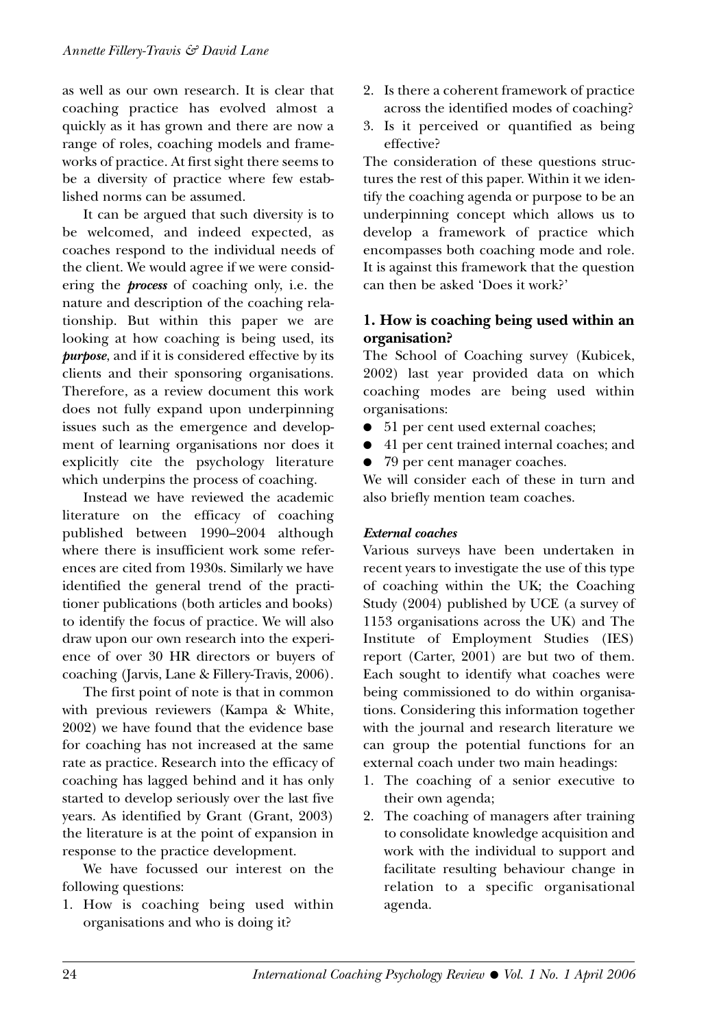as well as our own research. It is clear that coaching practice has evolved almost a quickly as it has grown and there are now a range of roles, coaching models and frameworks of practice. At first sight there seems to be a diversity of practice where few established norms can be assumed.

It can be argued that such diversity is to be welcomed, and indeed expected, as coaches respond to the individual needs of the client. We would agree if we were considering the ***process*** of coaching only, i.e. the nature and description of the coaching relationship. But within this paper we are looking at how coaching is being used, its ***purpose***, and if it is considered effective by its clients and their sponsoring organisations. Therefore, as a review document this work does not fully expand upon underpinning issues such as the emergence and development of learning organisations nor does it explicitly cite the psychology literature which underpins the process of coaching.

Instead we have reviewed the academic literature on the efficacy of coaching published between 1990–2004 although where there is insufficient work some references are cited from 1930s. Similarly we have identified the general trend of the practitioner publications (both articles and books) to identify the focus of practice. We will also draw upon our own research into the experience of over 30 HR directors or buyers of coaching (Jarvis, Lane & Fillery-Travis, 2006).

The first point of note is that in common with previous reviewers (Kampa & White, 2002) we have found that the evidence base for coaching has not increased at the same rate as practice. Research into the efficacy of coaching has lagged behind and it has only started to develop seriously over the last five years. As identified by Grant (Grant, 2003) the literature is at the point of expansion in response to the practice development.

We have focussed our interest on the following questions:

1. How is coaching being used within organisations and who is doing it?
2. Is there a coherent framework of practice across the identified modes of coaching?
3. Is it perceived or quantified as being effective?

The consideration of these questions structures the rest of this paper. Within it we identify the coaching agenda or purpose to be an underpinning concept which allows us to develop a framework of practice which encompasses both coaching mode and role. It is against this framework that the question can then be asked 'Does it work?'

## 1. How is coaching being used within an organisation?

The School of Coaching survey (Kubicek, 2002) last year provided data on which coaching modes are being used within organisations:

- 51 per cent used external coaches;
- 41 per cent trained internal coaches; and
- 79 per cent manager coaches.

We will consider each of these in turn and also briefly mention team coaches.

### *External coaches*

Various surveys have been undertaken in recent years to investigate the use of this type of coaching within the UK; the Coaching Study (2004) published by UCE (a survey of 1153 organisations across the UK) and The Institute of Employment Studies (IES) report (Carter, 2001) are but two of them. Each sought to identify what coaches were being commissioned to do within organisations. Considering this information together with the journal and research literature we can group the potential functions for an external coach under two main headings:

1. The coaching of a senior executive to their own agenda;
2. The coaching of managers after training to consolidate knowledge acquisition and work with the individual to support and facilitate resulting behaviour change in relation to a specific organisational agenda.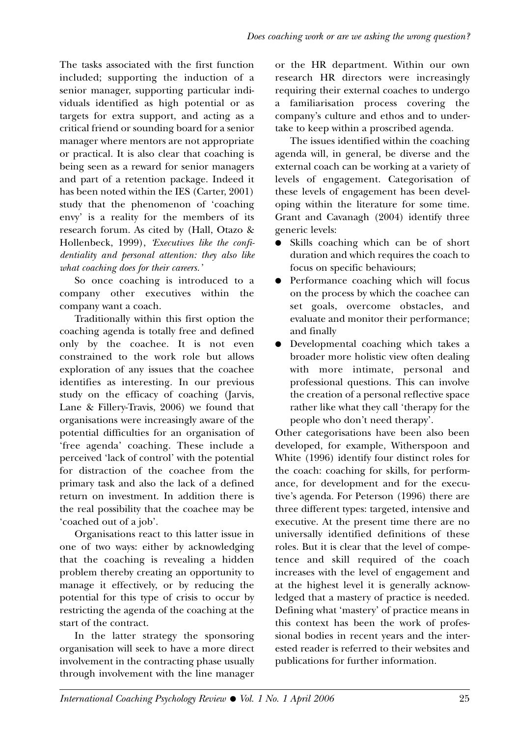The tasks associated with the first function included; supporting the induction of a senior manager, supporting particular individuals identified as high potential or as targets for extra support, and acting as a critical friend or sounding board for a senior manager where mentors are not appropriate or practical. It is also clear that coaching is being seen as a reward for senior managers and part of a retention package. Indeed it has been noted within the IES (Carter, 2001) study that the phenomenon of 'coaching envy' is a reality for the members of its research forum. As cited by (Hall, Otazo & Hollenbeck, 1999), *'Executives like the confidentiality and personal attention: they also like what coaching does for their careers.'*

So once coaching is introduced to a company other executives within the company want a coach.

Traditionally within this first option the coaching agenda is totally free and defined only by the coachee. It is not even constrained to the work role but allows exploration of any issues that the coachee identifies as interesting. In our previous study on the efficacy of coaching (Jarvis, Lane & Fillery-Travis, 2006) we found that organisations were increasingly aware of the potential difficulties for an organisation of 'free agenda' coaching. These include a perceived 'lack of control' with the potential for distraction of the coachee from the primary task and also the lack of a defined return on investment. In addition there is the real possibility that the coachee may be 'coached out of a job'.

Organisations react to this latter issue in one of two ways: either by acknowledging that the coaching is revealing a hidden problem thereby creating an opportunity to manage it effectively, or by reducing the potential for this type of crisis to occur by restricting the agenda of the coaching at the start of the contract.

In the latter strategy the sponsoring organisation will seek to have a more direct involvement in the contracting phase usually through involvement with the line manager or the HR department. Within our own research HR directors were increasingly requiring their external coaches to undergo a familiarisation process covering the company's culture and ethos and to undertake to keep within a proscribed agenda.

The issues identified within the coaching agenda will, in general, be diverse and the external coach can be working at a variety of levels of engagement. Categorisation of these levels of engagement has been developing within the literature for some time. Grant and Cavanagh (2004) identify three generic levels:

- Skills coaching which can be of short duration and which requires the coach to focus on specific behaviours;
- Performance coaching which will focus on the process by which the coachee can set goals, overcome obstacles, and evaluate and monitor their performance; and finally
- Developmental coaching which takes a broader more holistic view often dealing with more intimate, personal and professional questions. This can involve the creation of a personal reflective space rather like what they call 'therapy for the people who don't need therapy'.

Other categorisations have been also been developed, for example, Witherspoon and White (1996) identify four distinct roles for the coach: coaching for skills, for performance, for development and for the executive's agenda. For Peterson (1996) there are three different types: targeted, intensive and executive. At the present time there are no universally identified definitions of these roles. But it is clear that the level of competence and skill required of the coach increases with the level of engagement and at the highest level it is generally acknowledged that a mastery of practice is needed. Defining what 'mastery' of practice means in this context has been the work of professional bodies in recent years and the interested reader is referred to their websites and publications for further information.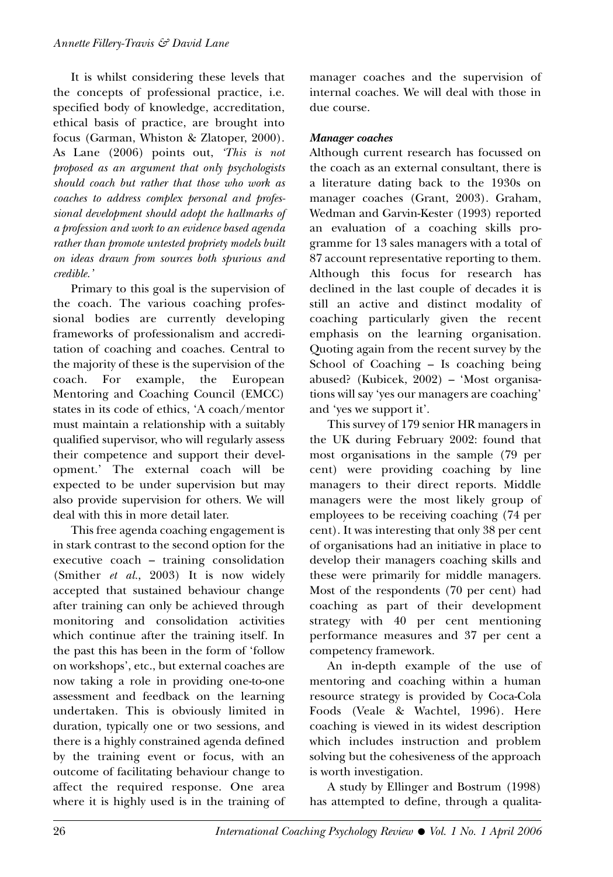It is whilst considering these levels that the concepts of professional practice, i.e. specified body of knowledge, accreditation, ethical basis of practice, are brought into focus (Garman, Whiston & Zlatoper, 2000). As Lane (2006) points out, *'This is not proposed as an argument that only psychologists should coach but rather that those who work as coaches to address complex personal and professional development should adopt the hallmarks of a profession and work to an evidence based agenda rather than promote untested propriety models built on ideas drawn from sources both spurious and credible.'*

Primary to this goal is the supervision of the coach. The various coaching professional bodies are currently developing frameworks of professionalism and accreditation of coaching and coaches. Central to the majority of these is the supervision of the coach. For example, the European Mentoring and Coaching Council (EMCC) states in its code of ethics, 'A coach/mentor must maintain a relationship with a suitably qualified supervisor, who will regularly assess their competence and support their development.' The external coach will be expected to be under supervision but may also provide supervision for others. We will deal with this in more detail later.

This free agenda coaching engagement is in stark contrast to the second option for the executive coach – training consolidation (Smither *et al.*, 2003) It is now widely accepted that sustained behaviour change after training can only be achieved through monitoring and consolidation activities which continue after the training itself. In the past this has been in the form of 'follow on workshops', etc., but external coaches are now taking a role in providing one-to-one assessment and feedback on the learning undertaken. This is obviously limited in duration, typically one or two sessions, and there is a highly constrained agenda defined by the training event or focus, with an outcome of facilitating behaviour change to affect the required response. One area where it is highly used is in the training of manager coaches and the supervision of internal coaches. We will deal with those in due course.

### *Manager coaches*

Although current research has focussed on the coach as an external consultant, there is a literature dating back to the 1930s on manager coaches (Grant, 2003). Graham, Wedman and Garvin-Kester (1993) reported an evaluation of a coaching skills programme for 13 sales managers with a total of 87 account representative reporting to them. Although this focus for research has declined in the last couple of decades it is still an active and distinct modality of coaching particularly given the recent emphasis on the learning organisation. Quoting again from the recent survey by the School of Coaching – Is coaching being abused? (Kubicek, 2002) – 'Most organisations will say 'yes our managers are coaching' and 'yes we support it'.

This survey of 179 senior HR managers in the UK during February 2002: found that most organisations in the sample (79 per cent) were providing coaching by line managers to their direct reports. Middle managers were the most likely group of employees to be receiving coaching (74 per cent). It was interesting that only 38 per cent of organisations had an initiative in place to develop their managers coaching skills and these were primarily for middle managers. Most of the respondents (70 per cent) had coaching as part of their development strategy with 40 per cent mentioning performance measures and 37 per cent a competency framework.

An in-depth example of the use of mentoring and coaching within a human resource strategy is provided by Coca-Cola Foods (Veale & Wachtel, 1996). Here coaching is viewed in its widest description which includes instruction and problem solving but the cohesiveness of the approach is worth investigation.

A study by Ellinger and Bostrum (1998) has attempted to define, through a qualita-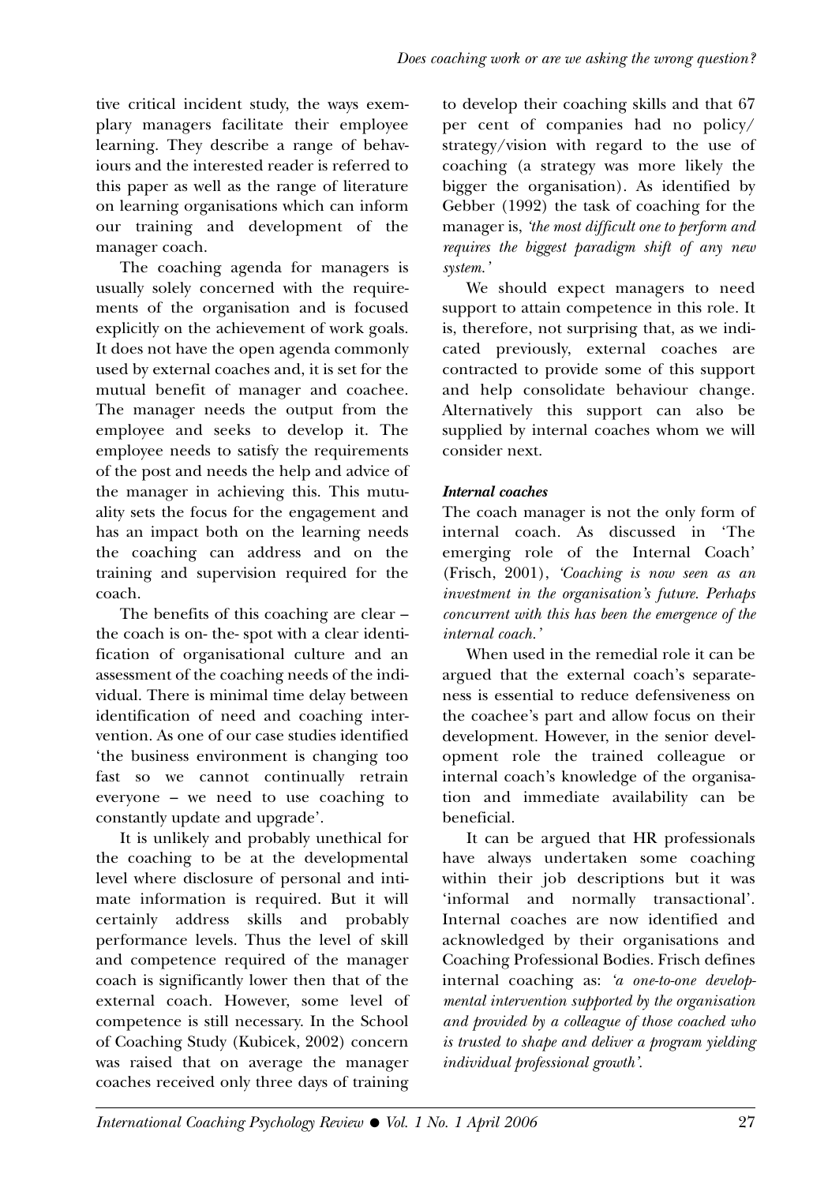tive critical incident study, the ways exemplary managers facilitate their employee learning. They describe a range of behaviours and the interested reader is referred to this paper as well as the range of literature on learning organisations which can inform our training and development of the manager coach.

The coaching agenda for managers is usually solely concerned with the requirements of the organisation and is focused explicitly on the achievement of work goals. It does not have the open agenda commonly used by external coaches and, it is set for the mutual benefit of manager and coachee. The manager needs the output from the employee and seeks to develop it. The employee needs to satisfy the requirements of the post and needs the help and advice of the manager in achieving this. This mutuality sets the focus for the engagement and has an impact both on the learning needs the coaching can address and on the training and supervision required for the coach.

The benefits of this coaching are clear – the coach is on- the- spot with a clear identification of organisational culture and an assessment of the coaching needs of the individual. There is minimal time delay between identification of need and coaching intervention. As one of our case studies identified 'the business environment is changing too fast so we cannot continually retrain everyone – we need to use coaching to constantly update and upgrade'.

It is unlikely and probably unethical for the coaching to be at the developmental level where disclosure of personal and intimate information is required. But it will certainly address skills and probably performance levels. Thus the level of skill and competence required of the manager coach is significantly lower then that of the external coach. However, some level of competence is still necessary. In the School of Coaching Study (Kubicek, 2002) concern was raised that on average the manager coaches received only three days of training to develop their coaching skills and that 67 per cent of companies had no policy/strategy/vision with regard to the use of coaching (a strategy was more likely the bigger the organisation). As identified by Gebber (1992) the task of coaching for the manager is, *'the most difficult one to perform and requires the biggest paradigm shift of any new system.'*

We should expect managers to need support to attain competence in this role. It is, therefore, not surprising that, as we indicated previously, external coaches are contracted to provide some of this support and help consolidate behaviour change. Alternatively this support can also be supplied by internal coaches whom we will consider next.

***Internal coaches***

The coach manager is not the only form of internal coach. As discussed in 'The emerging role of the Internal Coach' (Frisch, 2001), *'Coaching is now seen as an investment in the organisation's future. Perhaps concurrent with this has been the emergence of the internal coach.'*

When used in the remedial role it can be argued that the external coach's separateness is essential to reduce defensiveness on the coachee's part and allow focus on their development. However, in the senior development role the trained colleague or internal coach's knowledge of the organisation and immediate availability can be beneficial.

It can be argued that HR professionals have always undertaken some coaching within their job descriptions but it was 'informal and normally transactional'. Internal coaches are now identified and acknowledged by their organisations and Coaching Professional Bodies. Frisch defines internal coaching as: *'a one-to-one developmental intervention supported by the organisation and provided by a colleague of those coached who is trusted to shape and deliver a program yielding individual professional growth'.*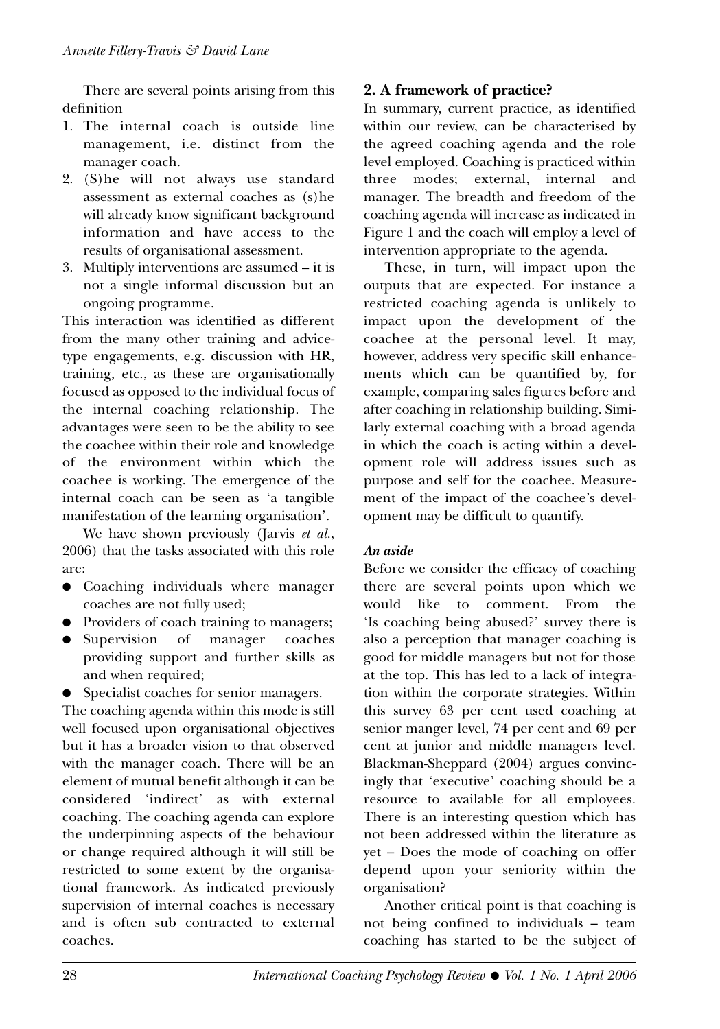There are several points arising from this definition

1. The internal coach is outside line management, i.e. distinct from the manager coach.
2. (S)he will not always use standard assessment as external coaches as (s)he will already know significant background information and have access to the results of organisational assessment.
3. Multiply interventions are assumed – it is not a single informal discussion but an ongoing programme.

This interaction was identified as different from the many other training and advice-type engagements, e.g. discussion with HR, training, etc., as these are organisationally focused as opposed to the individual focus of the internal coaching relationship. The advantages were seen to be the ability to see the coachee within their role and knowledge of the environment within which the coachee is working. The emergence of the internal coach can be seen as 'a tangible manifestation of the learning organisation'.

We have shown previously (Jarvis *et al.*, 2006) that the tasks associated with this role are:

- Coaching individuals where manager coaches are not fully used;
- Providers of coach training to managers;
- Supervision of manager coaches providing support and further skills as and when required;
- Specialist coaches for senior managers.

The coaching agenda within this mode is still well focused upon organisational objectives but it has a broader vision to that observed with the manager coach. There will be an element of mutual benefit although it can be considered 'indirect' as with external coaching. The coaching agenda can explore the underpinning aspects of the behaviour or change required although it will still be restricted to some extent by the organisational framework. As indicated previously supervision of internal coaches is necessary and is often sub contracted to external coaches.

## 2. A framework of practice?

In summary, current practice, as identified within our review, can be characterised by the agreed coaching agenda and the role level employed. Coaching is practiced within three modes; external, internal and manager. The breadth and freedom of the coaching agenda will increase as indicated in Figure 1 and the coach will employ a level of intervention appropriate to the agenda.

These, in turn, will impact upon the outputs that are expected. For instance a restricted coaching agenda is unlikely to impact upon the development of the coachee at the personal level. It may, however, address very specific skill enhancements which can be quantified by, for example, comparing sales figures before and after coaching in relationship building. Similarly external coaching with a broad agenda in which the coach is acting within a development role will address issues such as purpose and self for the coachee. Measurement of the impact of the coachee's development may be difficult to quantify.

### *An aside*

Before we consider the efficacy of coaching there are several points upon which we would like to comment. From the 'Is coaching being abused?' survey there is also a perception that manager coaching is good for middle managers but not for those at the top. This has led to a lack of integration within the corporate strategies. Within this survey 63 per cent used coaching at senior manger level, 74 per cent and 69 per cent at junior and middle managers level. Blackman-Sheppard (2004) argues convincingly that 'executive' coaching should be a resource to available for all employees. There is an interesting question which has not been addressed within the literature as yet – Does the mode of coaching on offer depend upon your seniority within the organisation?

Another critical point is that coaching is not being confined to individuals – team coaching has started to be the subject of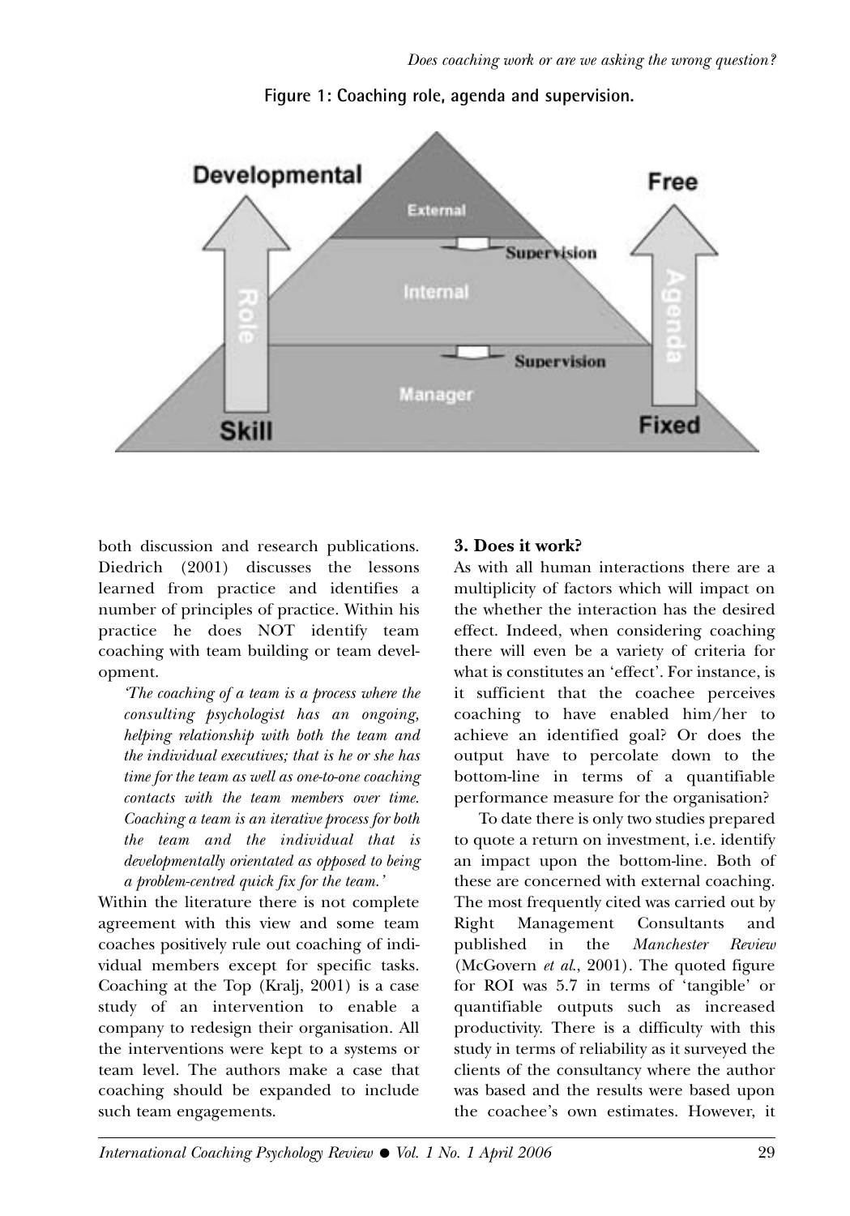Figure 1: Coaching role, agenda and supervision.

both discussion and research publications. Diedrich (2001) discusses the lessons learned from practice and identifies a number of principles of practice. Within his practice he does NOT identify team coaching with team building or team development.

> *'The coaching of a team is a process where the consulting psychologist has an ongoing, helping relationship with both the team and the individual executives; that is he or she has time for the team as well as one-to-one coaching contacts with the team members over time. Coaching a team is an iterative process for both the team and the individual that is developmentally orientated as opposed to being a problem-centred quick fix for the team.'*

Within the literature there is not complete agreement with this view and some team coaches positively rule out coaching of individual members except for specific tasks. Coaching at the Top (Kralj, 2001) is a case study of an intervention to enable a company to redesign their organisation. All the interventions were kept to a systems or team level. The authors make a case that coaching should be expanded to include such team engagements.

**3. Does it work?**

As with all human interactions there are a multiplicity of factors which will impact on the whether the interaction has the desired effect. Indeed, when considering coaching there will even be a variety of criteria for what is constitutes an 'effect'. For instance, is it sufficient that the coachee perceives coaching to have enabled him/her to achieve an identified goal? Or does the output have to percolate down to the bottom-line in terms of a quantifiable performance measure for the organisation?

To date there is only two studies prepared to quote a return on investment, i.e. identify an impact upon the bottom-line. Both of these are concerned with external coaching. The most frequently cited was carried out by Right Management Consultants and published in the *Manchester Review* (McGovern *et al.*, 2001). The quoted figure for ROI was 5.7 in terms of 'tangible' or quantifiable outputs such as increased productivity. There is a difficulty with this study in terms of reliability as it surveyed the clients of the consultancy where the author was based and the results were based upon the coachee's own estimates. However, it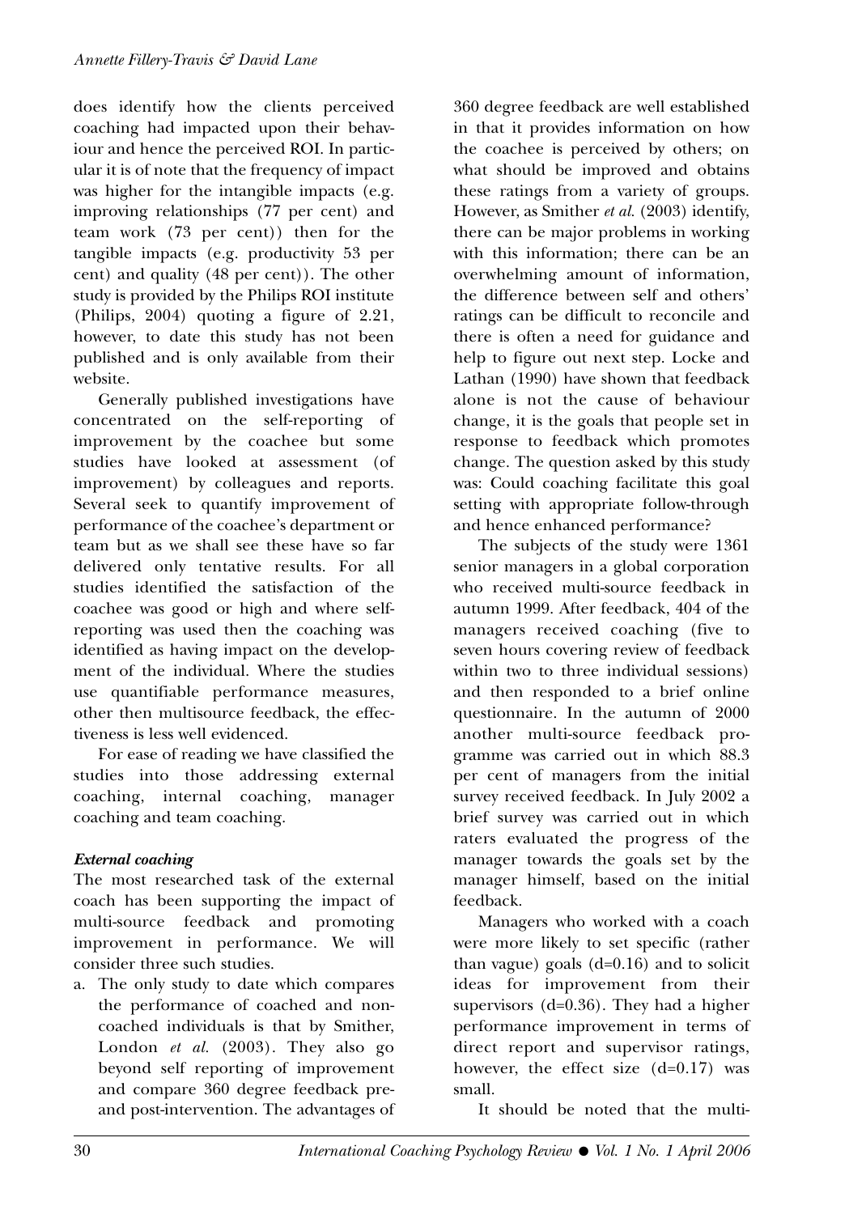does identify how the clients perceived coaching had impacted upon their behaviour and hence the perceived ROI. In particular it is of note that the frequency of impact was higher for the intangible impacts (e.g. improving relationships (77 per cent) and team work (73 per cent)) then for the tangible impacts (e.g. productivity 53 per cent) and quality (48 per cent)). The other study is provided by the Philips ROI institute (Philips, 2004) quoting a figure of 2.21, however, to date this study has not been published and is only available from their website.

Generally published investigations have concentrated on the self-reporting of improvement by the coachee but some studies have looked at assessment (of improvement) by colleagues and reports. Several seek to quantify improvement of performance of the coachee's department or team but as we shall see these have so far delivered only tentative results. For all studies identified the satisfaction of the coachee was good or high and where self-reporting was used then the coaching was identified as having impact on the development of the individual. Where the studies use quantifiable performance measures, other then multisource feedback, the effectiveness is less well evidenced.

For ease of reading we have classified the studies into those addressing external coaching, internal coaching, manager coaching and team coaching.

### *External coaching*

The most researched task of the external coach has been supporting the impact of multi-source feedback and promoting improvement in performance. We will consider three such studies.

a. The only study to date which compares the performance of coached and non-coached individuals is that by Smither, London *et al.* (2003). They also go beyond self reporting of improvement and compare 360 degree feedback pre- and post-intervention. The advantages of 360 degree feedback are well established in that it provides information on how the coachee is perceived by others; on what should be improved and obtains these ratings from a variety of groups. However, as Smither *et al.* (2003) identify, there can be major problems in working with this information; there can be an overwhelming amount of information, the difference between self and others' ratings can be difficult to reconcile and there is often a need for guidance and help to figure out next step. Locke and Lathan (1990) have shown that feedback alone is not the cause of behaviour change, it is the goals that people set in response to feedback which promotes change. The question asked by this study was: Could coaching facilitate this goal setting with appropriate follow-through and hence enhanced performance?

The subjects of the study were 1361 senior managers in a global corporation who received multi-source feedback in autumn 1999. After feedback, 404 of the managers received coaching (five to seven hours covering review of feedback within two to three individual sessions) and then responded to a brief online questionnaire. In the autumn of 2000 another multi-source feedback programme was carried out in which 88.3 per cent of managers from the initial survey received feedback. In July 2002 a brief survey was carried out in which raters evaluated the progress of the manager towards the goals set by the manager himself, based on the initial feedback.

Managers who worked with a coach were more likely to set specific (rather than vague) goals ($d=0.16$) and to solicit ideas for improvement from their supervisors ($d=0.36$). They had a higher performance improvement in terms of direct report and supervisor ratings, however, the effect size ($d=0.17$) was small.

It should be noted that the multi-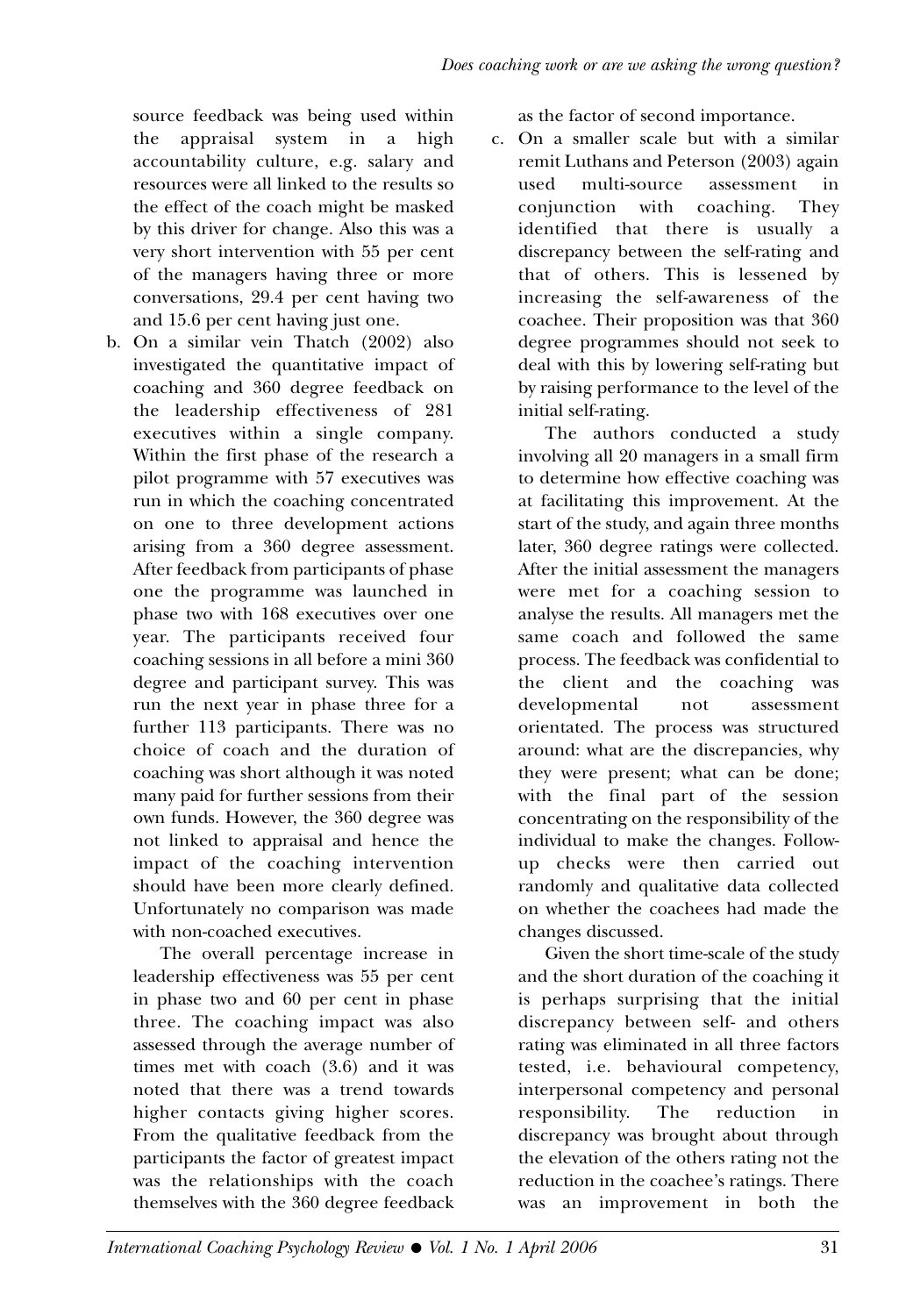source feedback was being used within the appraisal system in a high accountability culture, e.g. salary and resources were all linked to the results so the effect of the coach might be masked by this driver for change. Also this was a very short intervention with 55 per cent of the managers having three or more conversations, 29.4 per cent having two and 15.6 per cent having just one.

b. On a similar vein Thatch (2002) also investigated the quantitative impact of coaching and 360 degree feedback on the leadership effectiveness of 281 executives within a single company. Within the first phase of the research a pilot programme with 57 executives was run in which the coaching concentrated on one to three development actions arising from a 360 degree assessment. After feedback from participants of phase one the programme was launched in phase two with 168 executives over one year. The participants received four coaching sessions in all before a mini 360 degree and participant survey. This was run the next year in phase three for a further 113 participants. There was no choice of coach and the duration of coaching was short although it was noted many paid for further sessions from their own funds. However, the 360 degree was not linked to appraisal and hence the impact of the coaching intervention should have been more clearly defined. Unfortunately no comparison was made with non-coached executives.

   The overall percentage increase in leadership effectiveness was 55 per cent in phase two and 60 per cent in phase three. The coaching impact was also assessed through the average number of times met with coach (3.6) and it was noted that there was a trend towards higher contacts giving higher scores. From the qualitative feedback from the participants the factor of greatest impact was the relationships with the coach themselves with the 360 degree feedback as the factor of second importance.

c. On a smaller scale but with a similar remit Luthans and Peterson (2003) again used multi-source assessment in conjunction with coaching. They identified that there is usually a discrepancy between the self-rating and that of others. This is lessened by increasing the self-awareness of the coachee. Their proposition was that 360 degree programmes should not seek to deal with this by lowering self-rating but by raising performance to the level of the initial self-rating.

   The authors conducted a study involving all 20 managers in a small firm to determine how effective coaching was at facilitating this improvement. At the start of the study, and again three months later, 360 degree ratings were collected. After the initial assessment the managers were met for a coaching session to analyse the results. All managers met the same coach and followed the same process. The feedback was confidential to the client and the coaching was developmental not assessment orientated. The process was structured around: what are the discrepancies, why they were present; what can be done; with the final part of the session concentrating on the responsibility of the individual to make the changes. Follow-up checks were then carried out randomly and qualitative data collected on whether the coachees had made the changes discussed.

   Given the short time-scale of the study and the short duration of the coaching it is perhaps surprising that the initial discrepancy between self- and others rating was eliminated in all three factors tested, i.e. behavioural competency, interpersonal competency and personal responsibility. The reduction in discrepancy was brought about through the elevation of the others rating not the reduction in the coachee's ratings. There was an improvement in both the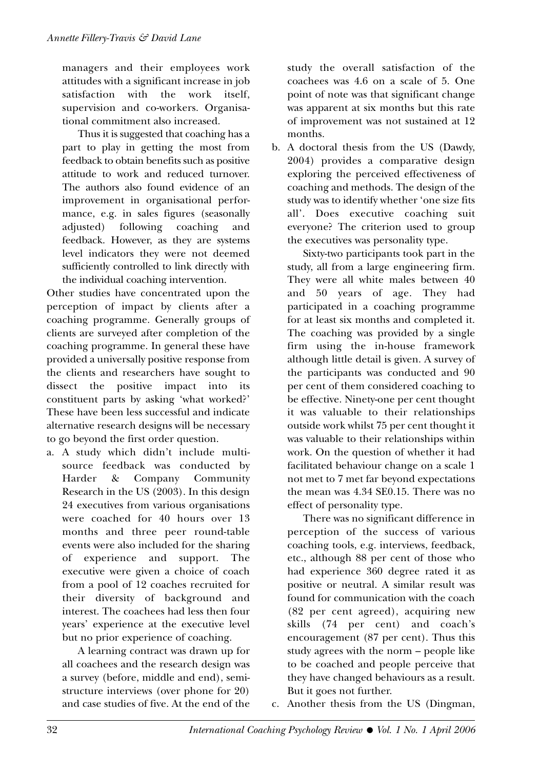managers and their employees work attitudes with a significant increase in job satisfaction with the work itself, supervision and co-workers. Organisational commitment also increased.

Thus it is suggested that coaching has a part to play in getting the most from feedback to obtain benefits such as positive attitude to work and reduced turnover. The authors also found evidence of an improvement in organisational performance, e.g. in sales figures (seasonally adjusted) following coaching and feedback. However, as they are systems level indicators they were not deemed sufficiently controlled to link directly with the individual coaching intervention.

Other studies have concentrated upon the perception of impact by clients after a coaching programme. Generally groups of clients are surveyed after completion of the coaching programme. In general these have provided a universally positive response from the clients and researchers have sought to dissect the positive impact into its constituent parts by asking 'what worked?' These have been less successful and indicate alternative research designs will be necessary to go beyond the first order question.

a. A study which didn't include multi-source feedback was conducted by Harder & Company Community Research in the US (2003). In this design 24 executives from various organisations were coached for 40 hours over 13 months and three peer round-table events were also included for the sharing of experience and support. The executive were given a choice of coach from a pool of 12 coaches recruited for their diversity of background and interest. The coachees had less then four years' experience at the executive level but no prior experience of coaching.

   A learning contract was drawn up for all coachees and the research design was a survey (before, middle and end), semi-structure interviews (over phone for 20) and case studies of five. At the end of the study the overall satisfaction of the coachees was 4.6 on a scale of 5. One point of note was that significant change was apparent at six months but this rate of improvement was not sustained at 12 months.

b. A doctoral thesis from the US (Dawdy, 2004) provides a comparative design exploring the perceived effectiveness of coaching and methods. The design of the study was to identify whether 'one size fits all'. Does executive coaching suit everyone? The criterion used to group the executives was personality type.

   Sixty-two participants took part in the study, all from a large engineering firm. They were all white males between 40 and 50 years of age. They had participated in a coaching programme for at least six months and completed it. The coaching was provided by a single firm using the in-house framework although little detail is given. A survey of the participants was conducted and 90 per cent of them considered coaching to be effective. Ninety-one per cent thought it was valuable to their relationships outside work whilst 75 per cent thought it was valuable to their relationships within work. On the question of whether it had facilitated behaviour change on a scale 1 not met to 7 met far beyond expectations the mean was 4.34 SE0.15. There was no effect of personality type.

   There was no significant difference in perception of the success of various coaching tools, e.g. interviews, feedback, etc., although 88 per cent of those who had experience 360 degree rated it as positive or neutral. A similar result was found for communication with the coach (82 per cent agreed), acquiring new skills (74 per cent) and coach's encouragement (87 per cent). Thus this study agrees with the norm – people like to be coached and people perceive that they have changed behaviours as a result. But it goes not further.

c. Another thesis from the US (Dingman,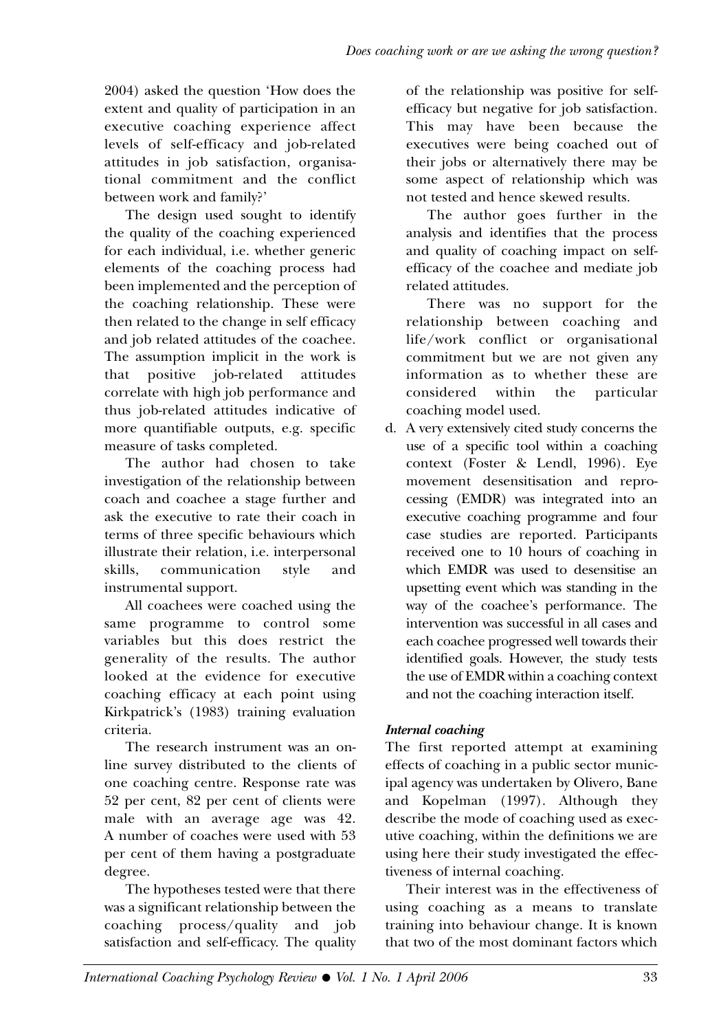2004) asked the question 'How does the extent and quality of participation in an executive coaching experience affect levels of self-efficacy and job-related attitudes in job satisfaction, organisational commitment and the conflict between work and family?'

The design used sought to identify the quality of the coaching experienced for each individual, i.e. whether generic elements of the coaching process had been implemented and the perception of the coaching relationship. These were then related to the change in self efficacy and job related attitudes of the coachee. The assumption implicit in the work is that positive job-related attitudes correlate with high job performance and thus job-related attitudes indicative of more quantifiable outputs, e.g. specific measure of tasks completed.

The author had chosen to take investigation of the relationship between coach and coachee a stage further and ask the executive to rate their coach in terms of three specific behaviours which illustrate their relation, i.e. interpersonal skills, communication style and instrumental support.

All coachees were coached using the same programme to control some variables but this does restrict the generality of the results. The author looked at the evidence for executive coaching efficacy at each point using Kirkpatrick's (1983) training evaluation criteria.

The research instrument was an online survey distributed to the clients of one coaching centre. Response rate was 52 per cent, 82 per cent of clients were male with an average age was 42. A number of coaches were used with 53 per cent of them having a postgraduate degree.

The hypotheses tested were that there was a significant relationship between the coaching process/quality and job satisfaction and self-efficacy. The quality of the relationship was positive for self-efficacy but negative for job satisfaction. This may have been because the executives were being coached out of their jobs or alternatively there may be some aspect of relationship which was not tested and hence skewed results.

The author goes further in the analysis and identifies that the process and quality of coaching impact on self-efficacy of the coachee and mediate job related attitudes.

There was no support for the relationship between coaching and life/work conflict or organisational commitment but we are not given any information as to whether these are considered within the particular coaching model used.

d. A very extensively cited study concerns the use of a specific tool within a coaching context (Foster & Lendl, 1996). Eye movement desensitisation and reprocessing (EMDR) was integrated into an executive coaching programme and four case studies are reported. Participants received one to 10 hours of coaching in which EMDR was used to desensitise an upsetting event which was standing in the way of the coachee's performance. The intervention was successful in all cases and each coachee progressed well towards their identified goals. However, the study tests the use of EMDR within a coaching context and not the coaching interaction itself.

### *Internal coaching*

The first reported attempt at examining effects of coaching in a public sector municipal agency was undertaken by Olivero, Bane and Kopelman (1997). Although they describe the mode of coaching used as executive coaching, within the definitions we are using here their study investigated the effectiveness of internal coaching.

Their interest was in the effectiveness of using coaching as a means to translate training into behaviour change. It is known that two of the most dominant factors which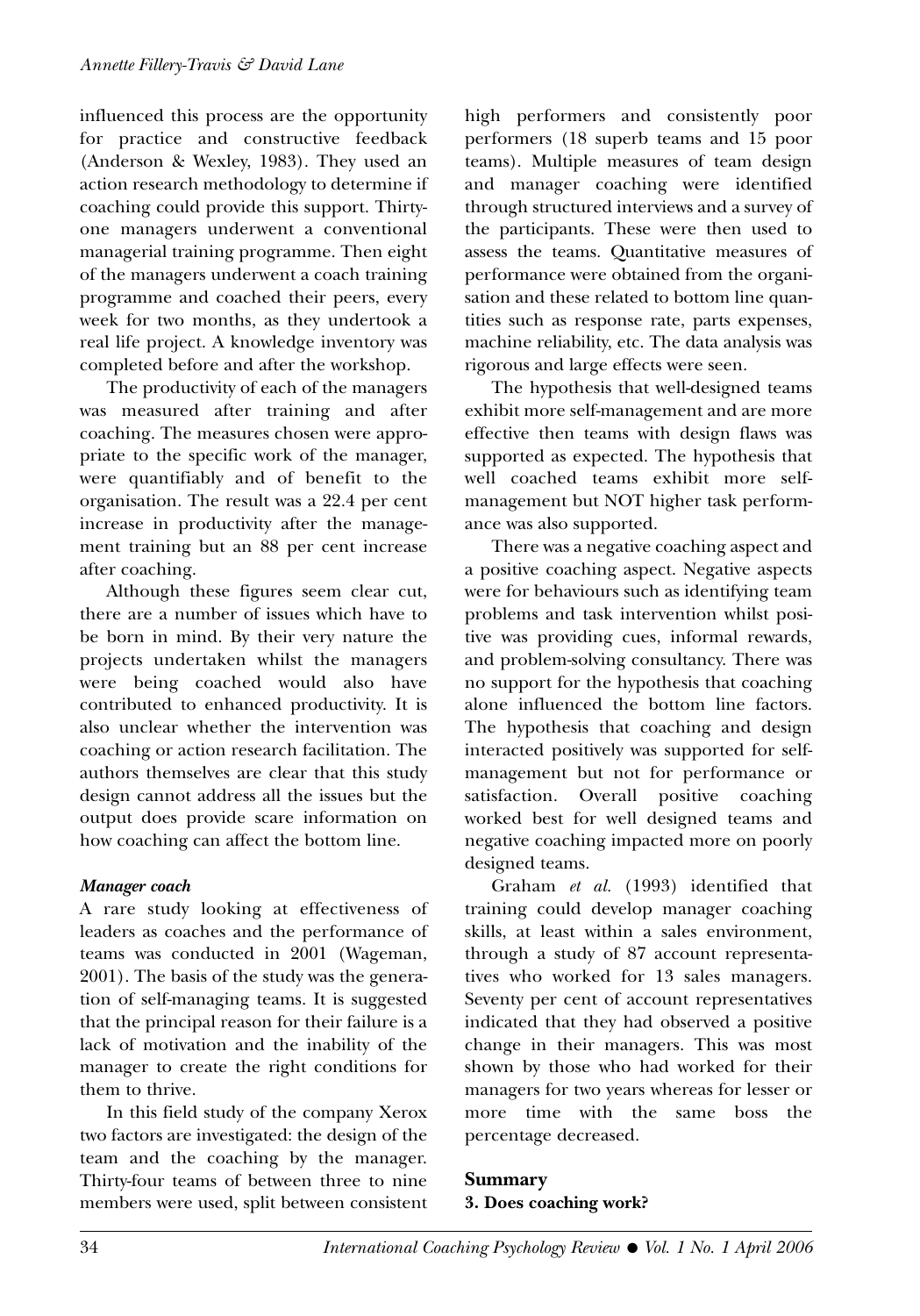influenced this process are the opportunity for practice and constructive feedback (Anderson & Wexley, 1983). They used an action research methodology to determine if coaching could provide this support. Thirty-one managers underwent a conventional managerial training programme. Then eight of the managers underwent a coach training programme and coached their peers, every week for two months, as they undertook a real life project. A knowledge inventory was completed before and after the workshop.

The productivity of each of the managers was measured after training and after coaching. The measures chosen were appropriate to the specific work of the manager, were quantifiably and of benefit to the organisation. The result was a 22.4 per cent increase in productivity after the management training but an 88 per cent increase after coaching.

Although these figures seem clear cut, there are a number of issues which have to be born in mind. By their very nature the projects undertaken whilst the managers were being coached would also have contributed to enhanced productivity. It is also unclear whether the intervention was coaching or action research facilitation. The authors themselves are clear that this study design cannot address all the issues but the output does provide scare information on how coaching can affect the bottom line.

### *Manager coach*

A rare study looking at effectiveness of leaders as coaches and the performance of teams was conducted in 2001 (Wageman, 2001). The basis of the study was the generation of self-managing teams. It is suggested that the principal reason for their failure is a lack of motivation and the inability of the manager to create the right conditions for them to thrive.

In this field study of the company Xerox two factors are investigated: the design of the team and the coaching by the manager. Thirty-four teams of between three to nine members were used, split between consistent high performers and consistently poor performers (18 superb teams and 15 poor teams). Multiple measures of team design and manager coaching were identified through structured interviews and a survey of the participants. These were then used to assess the teams. Quantitative measures of performance were obtained from the organisation and these related to bottom line quantities such as response rate, parts expenses, machine reliability, etc. The data analysis was rigorous and large effects were seen.

The hypothesis that well-designed teams exhibit more self-management and are more effective then teams with design flaws was supported as expected. The hypothesis that well coached teams exhibit more self-management but NOT higher task performance was also supported.

There was a negative coaching aspect and a positive coaching aspect. Negative aspects were for behaviours such as identifying team problems and task intervention whilst positive was providing cues, informal rewards, and problem-solving consultancy. There was no support for the hypothesis that coaching alone influenced the bottom line factors. The hypothesis that coaching and design interacted positively was supported for self-management but not for performance or satisfaction. Overall positive coaching worked best for well designed teams and negative coaching impacted more on poorly designed teams.

Graham *et al.* (1993) identified that training could develop manager coaching skills, at least within a sales environment, through a study of 87 account representatives who worked for 13 sales managers. Seventy per cent of account representatives indicated that they had observed a positive change in their managers. This was most shown by those who had worked for their managers for two years whereas for lesser or more time with the same boss the percentage decreased.

## Summary

**3. Does coaching work?**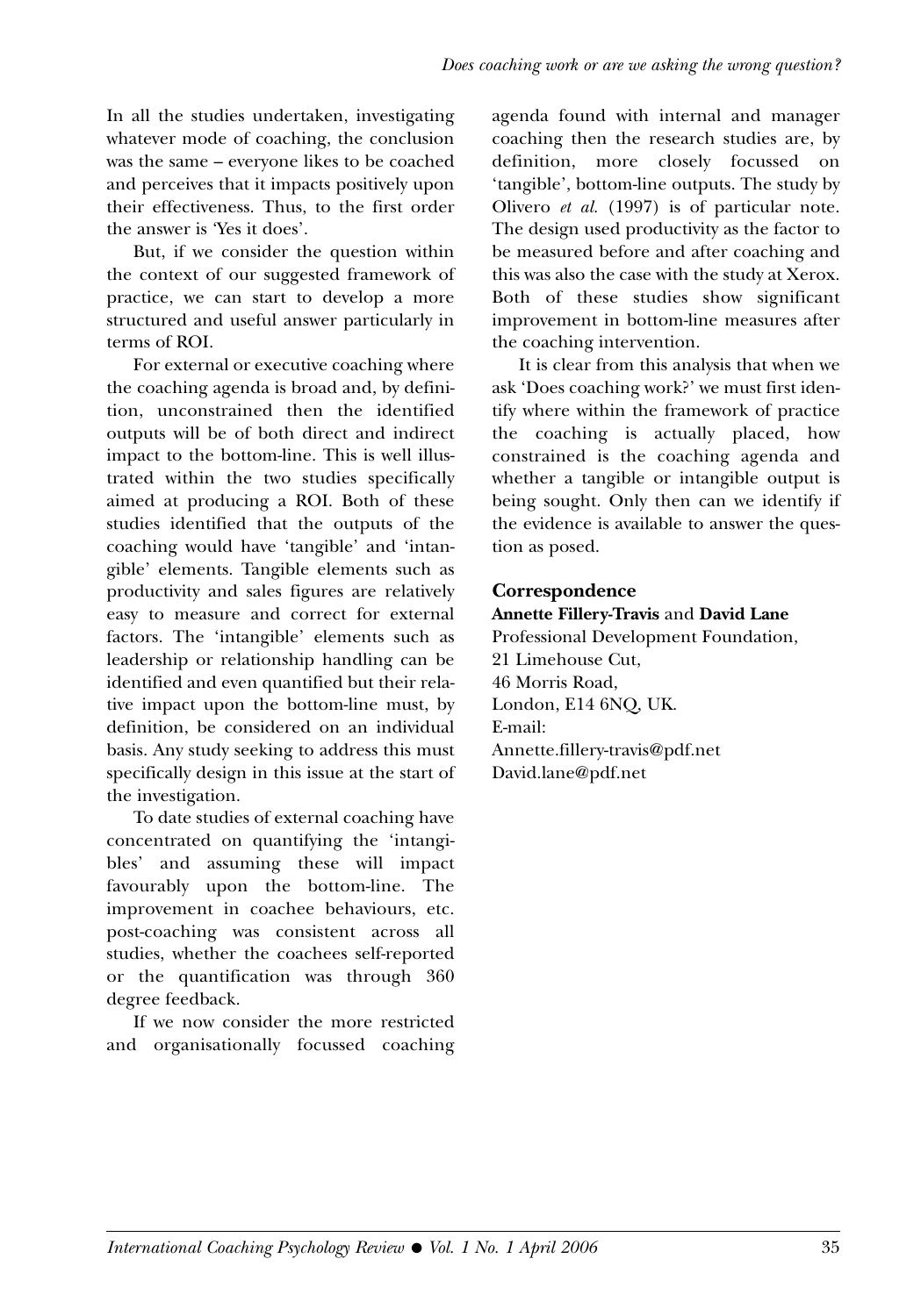In all the studies undertaken, investigating whatever mode of coaching, the conclusion was the same – everyone likes to be coached and perceives that it impacts positively upon their effectiveness. Thus, to the first order the answer is 'Yes it does'.

But, if we consider the question within the context of our suggested framework of practice, we can start to develop a more structured and useful answer particularly in terms of ROI.

For external or executive coaching where the coaching agenda is broad and, by definition, unconstrained then the identified outputs will be of both direct and indirect impact to the bottom-line. This is well illustrated within the two studies specifically aimed at producing a ROI. Both of these studies identified that the outputs of the coaching would have 'tangible' and 'intangible' elements. Tangible elements such as productivity and sales figures are relatively easy to measure and correct for external factors. The 'intangible' elements such as leadership or relationship handling can be identified and even quantified but their relative impact upon the bottom-line must, by definition, be considered on an individual basis. Any study seeking to address this must specifically design in this issue at the start of the investigation.

To date studies of external coaching have concentrated on quantifying the 'intangibles' and assuming these will impact favourably upon the bottom-line. The improvement in coachee behaviours, etc. post-coaching was consistent across all studies, whether the coachees self-reported or the quantification was through 360 degree feedback.

If we now consider the more restricted and organisationally focussed coaching agenda found with internal and manager coaching then the research studies are, by definition, more closely focussed on 'tangible', bottom-line outputs. The study by Olivero *et al.* (1997) is of particular note. The design used productivity as the factor to be measured before and after coaching and this was also the case with the study at Xerox. Both of these studies show significant improvement in bottom-line measures after the coaching intervention.

It is clear from this analysis that when we ask 'Does coaching work?' we must first identify where within the framework of practice the coaching is actually placed, how constrained is the coaching agenda and whether a tangible or intangible output is being sought. Only then can we identify if the evidence is available to answer the question as posed.

## Correspondence

**Annette Fillery-Travis** and **David Lane**
Professional Development Foundation,
21 Limehouse Cut,
46 Morris Road,
London, E14 6NQ, UK.
E-mail:
Annette.fillery-travis@pdf.net
David.lane@pdf.net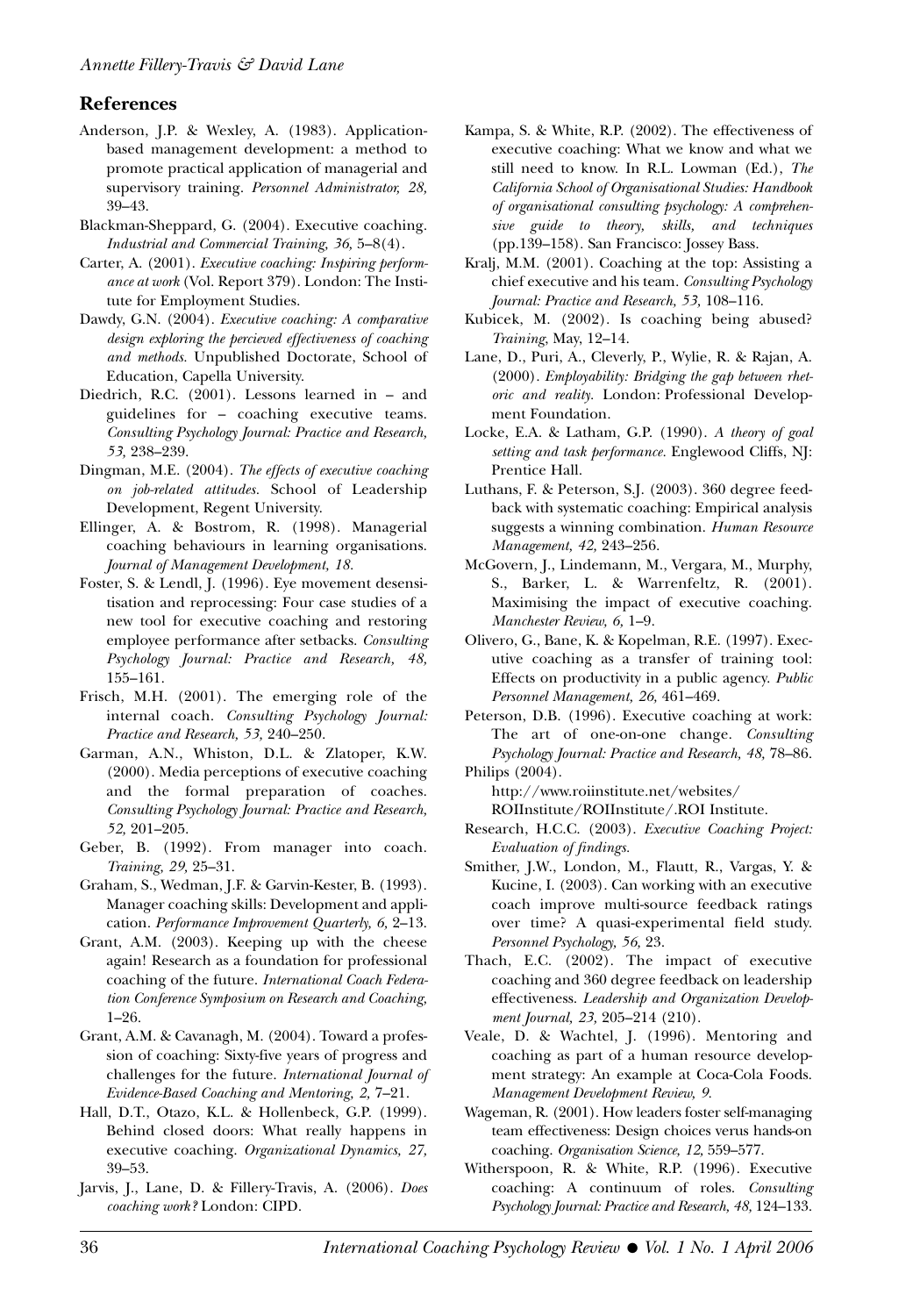## References

Anderson, J.P. & Wexley, A. (1983). Application-based management development: a method to promote practical application of managerial and supervisory training. *Personnel Administrator, 28,* 39–43.

Blackman-Sheppard, G. (2004). Executive coaching. *Industrial and Commercial Training, 36,* 5–8(4).

Carter, A. (2001). *Executive coaching: Inspiring performance at work* (Vol. Report 379). London: The Institute for Employment Studies.

Dawdy, G.N. (2004). *Executive coaching: A comparative design exploring the percieved effectiveness of coaching and methods.* Unpublished Doctorate, School of Education, Capella University.

Diedrich, R.C. (2001). Lessons learned in – and guidelines for – coaching executive teams. *Consulting Psychology Journal: Practice and Research, 53,* 238–239.

Dingman, M.E. (2004). *The effects of executive coaching on job-related attitudes.* School of Leadership Development, Regent University.

Ellinger, A. & Bostrom, R. (1998). Managerial coaching behaviours in learning organisations. *Journal of Management Development, 18.*

Foster, S. & Lendl, J. (1996). Eye movement desensitisation and reprocessing: Four case studies of a new tool for executive coaching and restoring employee performance after setbacks. *Consulting Psychology Journal: Practice and Research, 48,* 155–161.

Frisch, M.H. (2001). The emerging role of the internal coach. *Consulting Psychology Journal: Practice and Research, 53,* 240–250.

Garman, A.N., Whiston, D.L. & Zlatoper, K.W. (2000). Media perceptions of executive coaching and the formal preparation of coaches. *Consulting Psychology Journal: Practice and Research, 52,* 201–205.

Geber, B. (1992). From manager into coach. *Training, 29,* 25–31.

Graham, S., Wedman, J.F. & Garvin-Kester, B. (1993). Manager coaching skills: Development and application. *Performance Improvement Quarterly, 6,* 2–13.

Grant, A.M. (2003). Keeping up with the cheese again! Research as a foundation for professional coaching of the future. *International Coach Federation Conference Symposium on Research and Coaching,* 1–26.

Grant, A.M. & Cavanagh, M. (2004). Toward a profession of coaching: Sixty-five years of progress and challenges for the future. *International Journal of Evidence-Based Coaching and Mentoring, 2,* 7–21.

Hall, D.T., Otazo, K.L. & Hollenbeck, G.P. (1999). Behind closed doors: What really happens in executive coaching. *Organizational Dynamics, 27,* 39–53.

Jarvis, J., Lane, D. & Fillery-Travis, A. (2006). *Does coaching work?* London: CIPD.

Kampa, S. & White, R.P. (2002). The effectiveness of executive coaching: What we know and what we still need to know. In R.L. Lowman (Ed.), *The California School of Organisational Studies: Handbook of organisational consulting psychology: A comprehensive guide to theory, skills, and techniques* (pp.139–158). San Francisco: Jossey Bass.

Kralj, M.M. (2001). Coaching at the top: Assisting a chief executive and his team. *Consulting Psychology Journal: Practice and Research, 53,* 108–116.

Kubicek, M. (2002). Is coaching being abused? *Training,* May, 12–14.

Lane, D., Puri, A., Cleverly, P., Wylie, R. & Rajan, A. (2000). *Employability: Bridging the gap between rhetoric and reality.* London: Professional Development Foundation.

Locke, E.A. & Latham, G.P. (1990). *A theory of goal setting and task performance.* Englewood Cliffs, NJ: Prentice Hall.

Luthans, F. & Peterson, S.J. (2003). 360 degree feedback with systematic coaching: Empirical analysis suggests a winning combination. *Human Resource Management, 42,* 243–256.

McGovern, J., Lindemann, M., Vergara, M., Murphy, S., Barker, L. & Warrenfeltz, R. (2001). Maximising the impact of executive coaching. *Manchester Review, 6,* 1–9.

Olivero, G., Bane, K. & Kopelman, R.E. (1997). Executive coaching as a transfer of training tool: Effects on productivity in a public agency. *Public Personnel Management, 26,* 461–469.

Peterson, D.B. (1996). Executive coaching at work: The art of one-on-one change. *Consulting Psychology Journal: Practice and Research, 48,* 78–86.

Philips (2004). http://www.roiinstitute.net/websites/ROIInstitute/ROIInstitute/.ROI Institute.

Research, H.C.C. (2003). *Executive Coaching Project: Evaluation of findings.*

Smither, J.W., London, M., Flautt, R., Vargas, Y. & Kucine, I. (2003). Can working with an executive coach improve multi-source feedback ratings over time? A quasi-experimental field study. *Personnel Psychology, 56,* 23.

Thach, E.C. (2002). The impact of executive coaching and 360 degree feedback on leadership effectiveness. *Leadership and Organization Development Journal, 23,* 205–214 (210).

Veale, D. & Wachtel, J. (1996). Mentoring and coaching as part of a human resource development strategy: An example at Coca-Cola Foods. *Management Development Review, 9.*

Wageman, R. (2001). How leaders foster self-managing team effectiveness: Design choices verus hands-on coaching. *Organisation Science, 12,* 559–577.

Witherspoon, R. & White, R.P. (1996). Executive coaching: A continuum of roles. *Consulting Psychology Journal: Practice and Research, 48,* 124–133.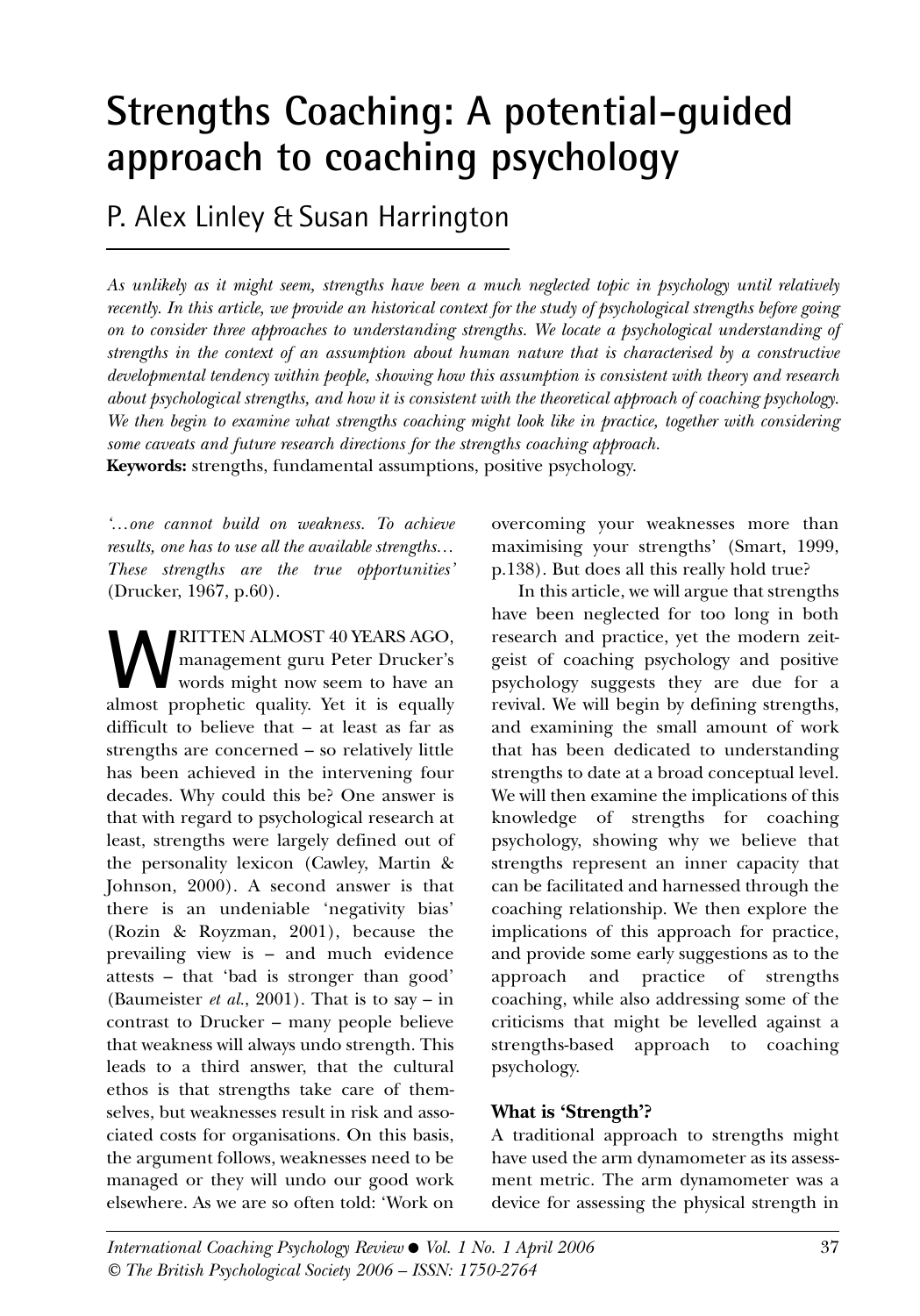# Strengths Coaching: A potential-guided approach to coaching psychology

## P. Alex Linley & Susan Harrington

*As unlikely as it might seem, strengths have been a much neglected topic in psychology until relatively recently. In this article, we provide an historical context for the study of psychological strengths before going on to consider three approaches to understanding strengths. We locate a psychological understanding of strengths in the context of an assumption about human nature that is characterised by a constructive developmental tendency within people, showing how this assumption is consistent with theory and research about psychological strengths, and how it is consistent with the theoretical approach of coaching psychology. We then begin to examine what strengths coaching might look like in practice, together with considering some caveats and future research directions for the strengths coaching approach.*

**Keywords:** strengths, fundamental assumptions, positive psychology.

*'…one cannot build on weakness. To achieve results, one has to use all the available strengths… These strengths are the true opportunities'* (Drucker, 1967, p.60).

WRITTEN ALMOST 40 YEARS AGO, management guru Peter Drucker's words might now seem to have an almost prophetic quality. Yet it is equally difficult to believe that – at least as far as strengths are concerned – so relatively little has been achieved in the intervening four decades. Why could this be? One answer is that with regard to psychological research at least, strengths were largely defined out of the personality lexicon (Cawley, Martin & Johnson, 2000). A second answer is that there is an undeniable 'negativity bias' (Rozin & Royzman, 2001), because the prevailing view is – and much evidence attests – that 'bad is stronger than good' (Baumeister *et al.*, 2001). That is to say – in contrast to Drucker – many people believe that weakness will always undo strength. This leads to a third answer, that the cultural ethos is that strengths take care of themselves, but weaknesses result in risk and associated costs for organisations. On this basis, the argument follows, weaknesses need to be managed or they will undo our good work elsewhere. As we are so often told: 'Work on overcoming your weaknesses more than maximising your strengths' (Smart, 1999, p.138). But does all this really hold true?

In this article, we will argue that strengths have been neglected for too long in both research and practice, yet the modern zeitgeist of coaching psychology and positive psychology suggests they are due for a revival. We will begin by defining strengths, and examining the small amount of work that has been dedicated to understanding strengths to date at a broad conceptual level. We will then examine the implications of this knowledge of strengths for coaching psychology, showing why we believe that strengths represent an inner capacity that can be facilitated and harnessed through the coaching relationship. We then explore the implications of this approach for practice, and provide some early suggestions as to the approach and practice of strengths coaching, while also addressing some of the criticisms that might be levelled against a strengths-based approach to coaching psychology.

### What is 'Strength'?

A traditional approach to strengths might have used the arm dynamometer as its assessment metric. The arm dynamometer was a device for assessing the physical strength in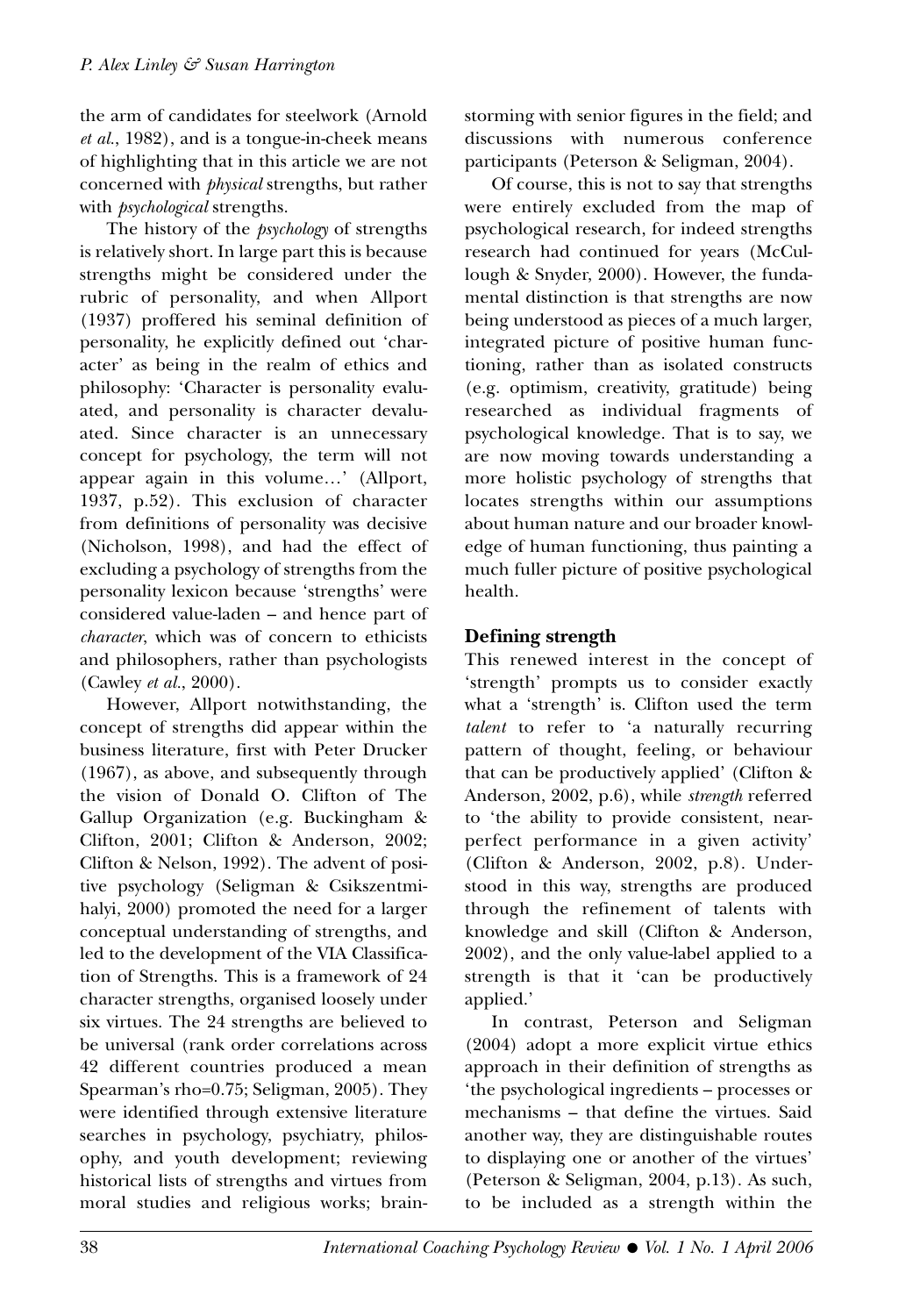the arm of candidates for steelwork (Arnold *et al.*, 1982), and is a tongue-in-cheek means of highlighting that in this article we are not concerned with *physical* strengths, but rather with *psychological* strengths.

The history of the *psychology* of strengths is relatively short. In large part this is because strengths might be considered under the rubric of personality, and when Allport (1937) proffered his seminal definition of personality, he explicitly defined out 'character' as being in the realm of ethics and philosophy: 'Character is personality evaluated, and personality is character devaluated. Since character is an unnecessary concept for psychology, the term will not appear again in this volume…' (Allport, 1937, p.52). This exclusion of character from definitions of personality was decisive (Nicholson, 1998), and had the effect of excluding a psychology of strengths from the personality lexicon because 'strengths' were considered value-laden – and hence part of *character*, which was of concern to ethicists and philosophers, rather than psychologists (Cawley *et al.*, 2000).

However, Allport notwithstanding, the concept of strengths did appear within the business literature, first with Peter Drucker (1967), as above, and subsequently through the vision of Donald O. Clifton of The Gallup Organization (e.g. Buckingham & Clifton, 2001; Clifton & Anderson, 2002; Clifton & Nelson, 1992). The advent of positive psychology (Seligman & Csikszentmihalyi, 2000) promoted the need for a larger conceptual understanding of strengths, and led to the development of the VIA Classification of Strengths. This is a framework of 24 character strengths, organised loosely under six virtues. The 24 strengths are believed to be universal (rank order correlations across 42 different countries produced a mean Spearman's rho=0.75; Seligman, 2005). They were identified through extensive literature searches in psychology, psychiatry, philosophy, and youth development; reviewing historical lists of strengths and virtues from moral studies and religious works; brainstorming with senior figures in the field; and discussions with numerous conference participants (Peterson & Seligman, 2004).

Of course, this is not to say that strengths were entirely excluded from the map of psychological research, for indeed strengths research had continued for years (McCullough & Snyder, 2000). However, the fundamental distinction is that strengths are now being understood as pieces of a much larger, integrated picture of positive human functioning, rather than as isolated constructs (e.g. optimism, creativity, gratitude) being researched as individual fragments of psychological knowledge. That is to say, we are now moving towards understanding a more holistic psychology of strengths that locates strengths within our assumptions about human nature and our broader knowledge of human functioning, thus painting a much fuller picture of positive psychological health.

## Defining strength

This renewed interest in the concept of 'strength' prompts us to consider exactly what a 'strength' is. Clifton used the term *talent* to refer to 'a naturally recurring pattern of thought, feeling, or behaviour that can be productively applied' (Clifton & Anderson, 2002, p.6), while *strength* referred to 'the ability to provide consistent, near-perfect performance in a given activity' (Clifton & Anderson, 2002, p.8). Understood in this way, strengths are produced through the refinement of talents with knowledge and skill (Clifton & Anderson, 2002), and the only value-label applied to a strength is that it 'can be productively applied.'

In contrast, Peterson and Seligman (2004) adopt a more explicit virtue ethics approach in their definition of strengths as 'the psychological ingredients – processes or mechanisms – that define the virtues. Said another way, they are distinguishable routes to displaying one or another of the virtues' (Peterson & Seligman, 2004, p.13). As such, to be included as a strength within the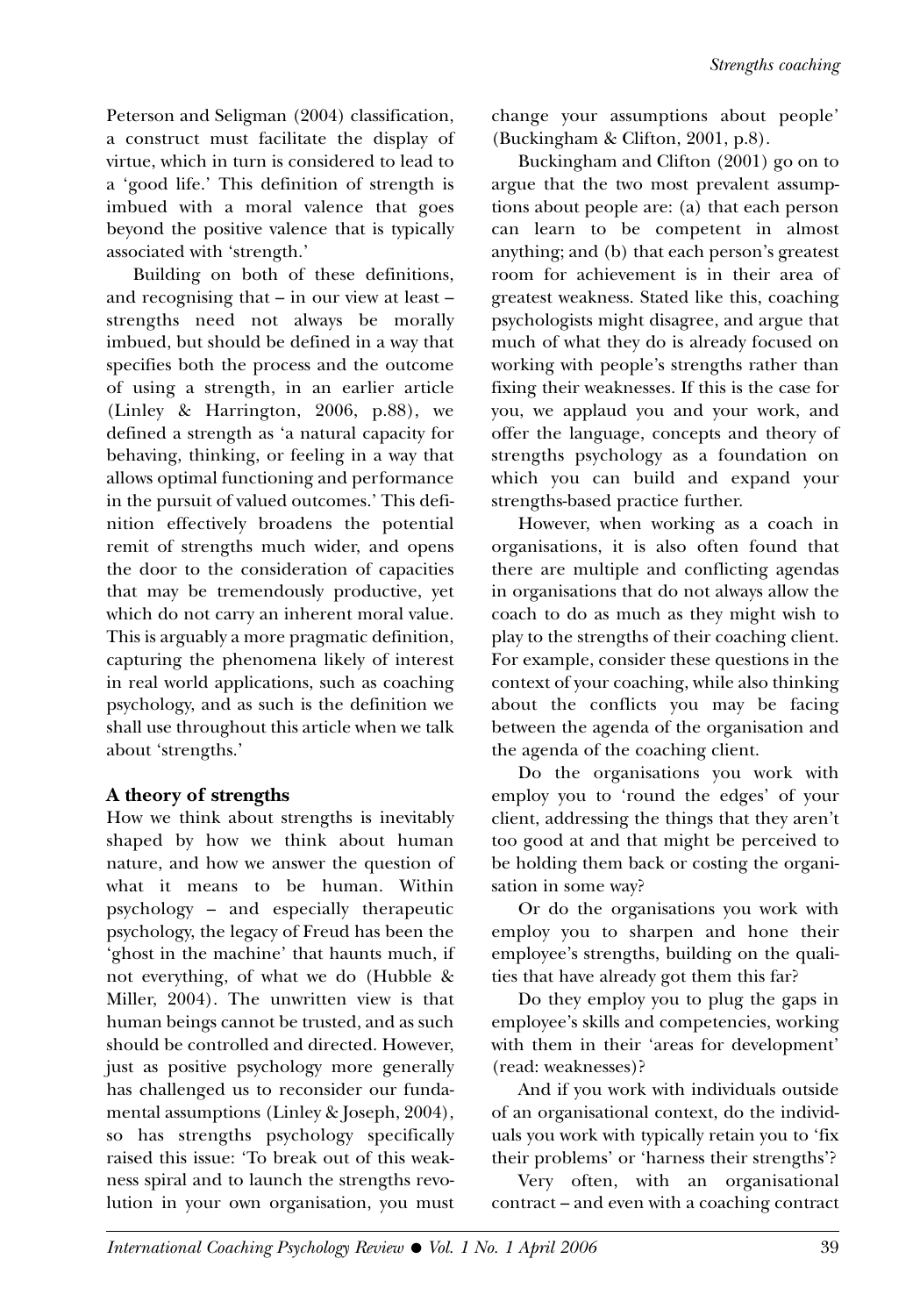Peterson and Seligman (2004) classification, a construct must facilitate the display of virtue, which in turn is considered to lead to a 'good life.' This definition of strength is imbued with a moral valence that goes beyond the positive valence that is typically associated with 'strength.'

Building on both of these definitions, and recognising that – in our view at least – strengths need not always be morally imbued, but should be defined in a way that specifies both the process and the outcome of using a strength, in an earlier article (Linley & Harrington, 2006, p.88), we defined a strength as 'a natural capacity for behaving, thinking, or feeling in a way that allows optimal functioning and performance in the pursuit of valued outcomes.' This definition effectively broadens the potential remit of strengths much wider, and opens the door to the consideration of capacities that may be tremendously productive, yet which do not carry an inherent moral value. This is arguably a more pragmatic definition, capturing the phenomena likely of interest in real world applications, such as coaching psychology, and as such is the definition we shall use throughout this article when we talk about 'strengths.'

## A theory of strengths

How we think about strengths is inevitably shaped by how we think about human nature, and how we answer the question of what it means to be human. Within psychology – and especially therapeutic psychology, the legacy of Freud has been the 'ghost in the machine' that haunts much, if not everything, of what we do (Hubble & Miller, 2004). The unwritten view is that human beings cannot be trusted, and as such should be controlled and directed. However, just as positive psychology more generally has challenged us to reconsider our fundamental assumptions (Linley & Joseph, 2004), so has strengths psychology specifically raised this issue: 'To break out of this weakness spiral and to launch the strengths revolution in your own organisation, you must change your assumptions about people' (Buckingham & Clifton, 2001, p.8).

Buckingham and Clifton (2001) go on to argue that the two most prevalent assumptions about people are: (a) that each person can learn to be competent in almost anything; and (b) that each person's greatest room for achievement is in their area of greatest weakness. Stated like this, coaching psychologists might disagree, and argue that much of what they do is already focused on working with people's strengths rather than fixing their weaknesses. If this is the case for you, we applaud you and your work, and offer the language, concepts and theory of strengths psychology as a foundation on which you can build and expand your strengths-based practice further.

However, when working as a coach in organisations, it is also often found that there are multiple and conflicting agendas in organisations that do not always allow the coach to do as much as they might wish to play to the strengths of their coaching client. For example, consider these questions in the context of your coaching, while also thinking about the conflicts you may be facing between the agenda of the organisation and the agenda of the coaching client.

Do the organisations you work with employ you to 'round the edges' of your client, addressing the things that they aren't too good at and that might be perceived to be holding them back or costing the organisation in some way?

Or do the organisations you work with employ you to sharpen and hone their employee's strengths, building on the qualities that have already got them this far?

Do they employ you to plug the gaps in employee's skills and competencies, working with them in their 'areas for development' (read: weaknesses)?

And if you work with individuals outside of an organisational context, do the individuals you work with typically retain you to 'fix their problems' or 'harness their strengths'?

Very often, with an organisational contract – and even with a coaching contract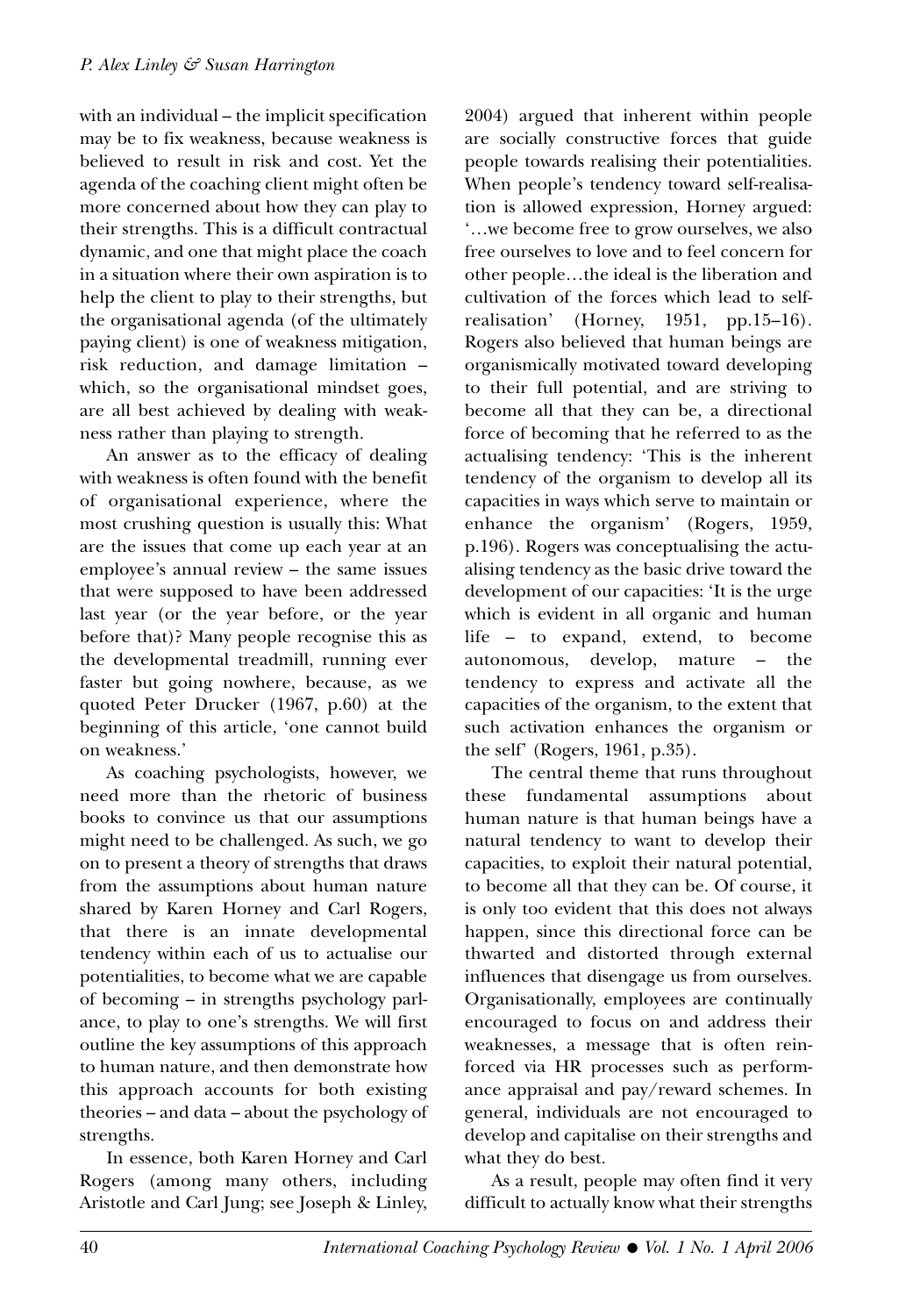with an individual – the implicit specification may be to fix weakness, because weakness is believed to result in risk and cost. Yet the agenda of the coaching client might often be more concerned about how they can play to their strengths. This is a difficult contractual dynamic, and one that might place the coach in a situation where their own aspiration is to help the client to play to their strengths, but the organisational agenda (of the ultimately paying client) is one of weakness mitigation, risk reduction, and damage limitation – which, so the organisational mindset goes, are all best achieved by dealing with weakness rather than playing to strength.

An answer as to the efficacy of dealing with weakness is often found with the benefit of organisational experience, where the most crushing question is usually this: What are the issues that come up each year at an employee's annual review – the same issues that were supposed to have been addressed last year (or the year before, or the year before that)? Many people recognise this as the developmental treadmill, running ever faster but going nowhere, because, as we quoted Peter Drucker (1967, p.60) at the beginning of this article, 'one cannot build on weakness.'

As coaching psychologists, however, we need more than the rhetoric of business books to convince us that our assumptions might need to be challenged. As such, we go on to present a theory of strengths that draws from the assumptions about human nature shared by Karen Horney and Carl Rogers, that there is an innate developmental tendency within each of us to actualise our potentialities, to become what we are capable of becoming – in strengths psychology parlance, to play to one's strengths. We will first outline the key assumptions of this approach to human nature, and then demonstrate how this approach accounts for both existing theories – and data – about the psychology of strengths.

In essence, both Karen Horney and Carl Rogers (among many others, including Aristotle and Carl Jung; see Joseph & Linley, 2004) argued that inherent within people are socially constructive forces that guide people towards realising their potentialities. When people's tendency toward self-realisation is allowed expression, Horney argued: '…we become free to grow ourselves, we also free ourselves to love and to feel concern for other people…the ideal is the liberation and cultivation of the forces which lead to self-realisation' (Horney, 1951, pp.15–16). Rogers also believed that human beings are organismically motivated toward developing to their full potential, and are striving to become all that they can be, a directional force of becoming that he referred to as the actualising tendency: 'This is the inherent tendency of the organism to develop all its capacities in ways which serve to maintain or enhance the organism' (Rogers, 1959, p.196). Rogers was conceptualising the actualising tendency as the basic drive toward the development of our capacities: 'It is the urge which is evident in all organic and human life – to expand, extend, to become autonomous, develop, mature – the tendency to express and activate all the capacities of the organism, to the extent that such activation enhances the organism or the self' (Rogers, 1961, p.35).

The central theme that runs throughout these fundamental assumptions about human nature is that human beings have a natural tendency to want to develop their capacities, to exploit their natural potential, to become all that they can be. Of course, it is only too evident that this does not always happen, since this directional force can be thwarted and distorted through external influences that disengage us from ourselves. Organisationally, employees are continually encouraged to focus on and address their weaknesses, a message that is often reinforced via HR processes such as performance appraisal and pay/reward schemes. In general, individuals are not encouraged to develop and capitalise on their strengths and what they do best.

As a result, people may often find it very difficult to actually know what their strengths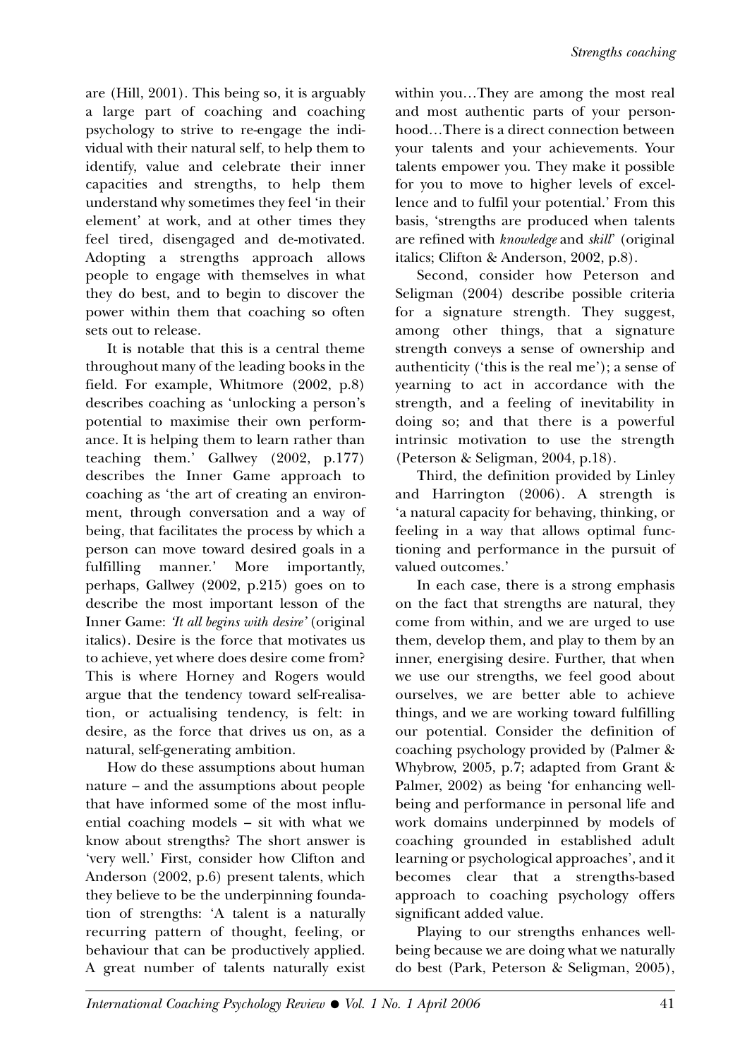are (Hill, 2001). This being so, it is arguably a large part of coaching and coaching psychology to strive to re-engage the individual with their natural self, to help them to identify, value and celebrate their inner capacities and strengths, to help them understand why sometimes they feel 'in their element' at work, and at other times they feel tired, disengaged and de-motivated. Adopting a strengths approach allows people to engage with themselves in what they do best, and to begin to discover the power within them that coaching so often sets out to release.

It is notable that this is a central theme throughout many of the leading books in the field. For example, Whitmore (2002, p.8) describes coaching as 'unlocking a person's potential to maximise their own performance. It is helping them to learn rather than teaching them.' Gallwey (2002, p.177) describes the Inner Game approach to coaching as 'the art of creating an environment, through conversation and a way of being, that facilitates the process by which a person can move toward desired goals in a fulfilling manner.' More importantly, perhaps, Gallwey (2002, p.215) goes on to describe the most important lesson of the Inner Game: *'It all begins with desire'* (original italics). Desire is the force that motivates us to achieve, yet where does desire come from? This is where Horney and Rogers would argue that the tendency toward self-realisation, or actualising tendency, is felt: in desire, as the force that drives us on, as a natural, self-generating ambition.

How do these assumptions about human nature – and the assumptions about people that have informed some of the most influential coaching models – sit with what we know about strengths? The short answer is 'very well.' First, consider how Clifton and Anderson (2002, p.6) present talents, which they believe to be the underpinning foundation of strengths: 'A talent is a naturally recurring pattern of thought, feeling, or behaviour that can be productively applied. A great number of talents naturally exist within you…They are among the most real and most authentic parts of your personhood…There is a direct connection between your talents and your achievements. Your talents empower you. They make it possible for you to move to higher levels of excellence and to fulfil your potential.' From this basis, 'strengths are produced when talents are refined with *knowledge* and *skill*' (original italics; Clifton & Anderson, 2002, p.8).

Second, consider how Peterson and Seligman (2004) describe possible criteria for a signature strength. They suggest, among other things, that a signature strength conveys a sense of ownership and authenticity ('this is the real me'); a sense of yearning to act in accordance with the strength, and a feeling of inevitability in doing so; and that there is a powerful intrinsic motivation to use the strength (Peterson & Seligman, 2004, p.18).

Third, the definition provided by Linley and Harrington (2006). A strength is 'a natural capacity for behaving, thinking, or feeling in a way that allows optimal functioning and performance in the pursuit of valued outcomes.'

In each case, there is a strong emphasis on the fact that strengths are natural, they come from within, and we are urged to use them, develop them, and play to them by an inner, energising desire. Further, that when we use our strengths, we feel good about ourselves, we are better able to achieve things, and we are working toward fulfilling our potential. Consider the definition of coaching psychology provided by (Palmer & Whybrow, 2005, p.7; adapted from Grant & Palmer, 2002) as being 'for enhancing well-being and performance in personal life and work domains underpinned by models of coaching grounded in established adult learning or psychological approaches', and it becomes clear that a strengths-based approach to coaching psychology offers significant added value.

Playing to our strengths enhances well-being because we are doing what we naturally do best (Park, Peterson & Seligman, 2005),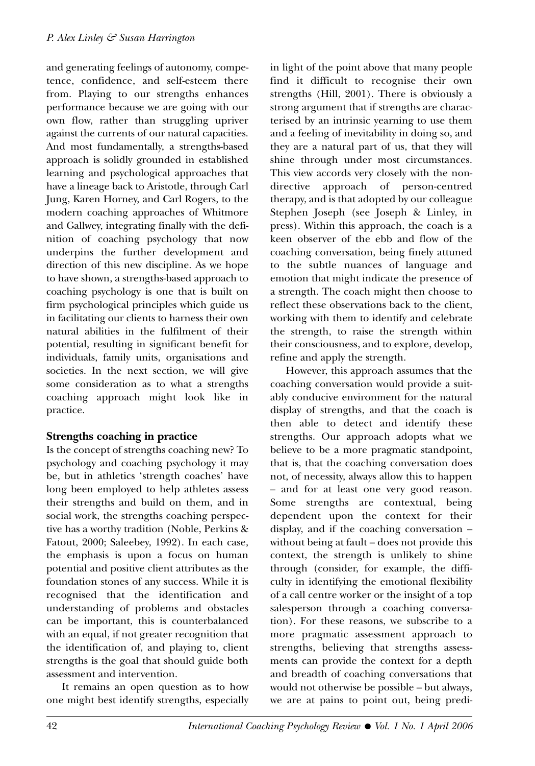and generating feelings of autonomy, competence, confidence, and self-esteem there from. Playing to our strengths enhances performance because we are going with our own flow, rather than struggling upriver against the currents of our natural capacities. And most fundamentally, a strengths-based approach is solidly grounded in established learning and psychological approaches that have a lineage back to Aristotle, through Carl Jung, Karen Horney, and Carl Rogers, to the modern coaching approaches of Whitmore and Gallwey, integrating finally with the definition of coaching psychology that now underpins the further development and direction of this new discipline. As we hope to have shown, a strengths-based approach to coaching psychology is one that is built on firm psychological principles which guide us in facilitating our clients to harness their own natural abilities in the fulfilment of their potential, resulting in significant benefit for individuals, family units, organisations and societies. In the next section, we will give some consideration as to what a strengths coaching approach might look like in practice.

## Strengths coaching in practice

Is the concept of strengths coaching new? To psychology and coaching psychology it may be, but in athletics 'strength coaches' have long been employed to help athletes assess their strengths and build on them, and in social work, the strengths coaching perspective has a worthy tradition (Noble, Perkins & Fatout, 2000; Saleebey, 1992). In each case, the emphasis is upon a focus on human potential and positive client attributes as the foundation stones of any success. While it is recognised that the identification and understanding of problems and obstacles can be important, this is counterbalanced with an equal, if not greater recognition that the identification of, and playing to, client strengths is the goal that should guide both assessment and intervention.

It remains an open question as to how one might best identify strengths, especially in light of the point above that many people find it difficult to recognise their own strengths (Hill, 2001). There is obviously a strong argument that if strengths are characterised by an intrinsic yearning to use them and a feeling of inevitability in doing so, and they are a natural part of us, that they will shine through under most circumstances. This view accords very closely with the non-directive approach of person-centred therapy, and is that adopted by our colleague Stephen Joseph (see Joseph & Linley, in press). Within this approach, the coach is a keen observer of the ebb and flow of the coaching conversation, being finely attuned to the subtle nuances of language and emotion that might indicate the presence of a strength. The coach might then choose to reflect these observations back to the client, working with them to identify and celebrate the strength, to raise the strength within their consciousness, and to explore, develop, refine and apply the strength.

However, this approach assumes that the coaching conversation would provide a suitably conducive environment for the natural display of strengths, and that the coach is then able to detect and identify these strengths. Our approach adopts what we believe to be a more pragmatic standpoint, that is, that the coaching conversation does not, of necessity, always allow this to happen – and for at least one very good reason. Some strengths are contextual, being dependent upon the context for their display, and if the coaching conversation – without being at fault – does not provide this context, the strength is unlikely to shine through (consider, for example, the difficulty in identifying the emotional flexibility of a call centre worker or the insight of a top salesperson through a coaching conversation). For these reasons, we subscribe to a more pragmatic assessment approach to strengths, believing that strengths assessments can provide the context for a depth and breadth of coaching conversations that would not otherwise be possible – but always, we are at pains to point out, being predi-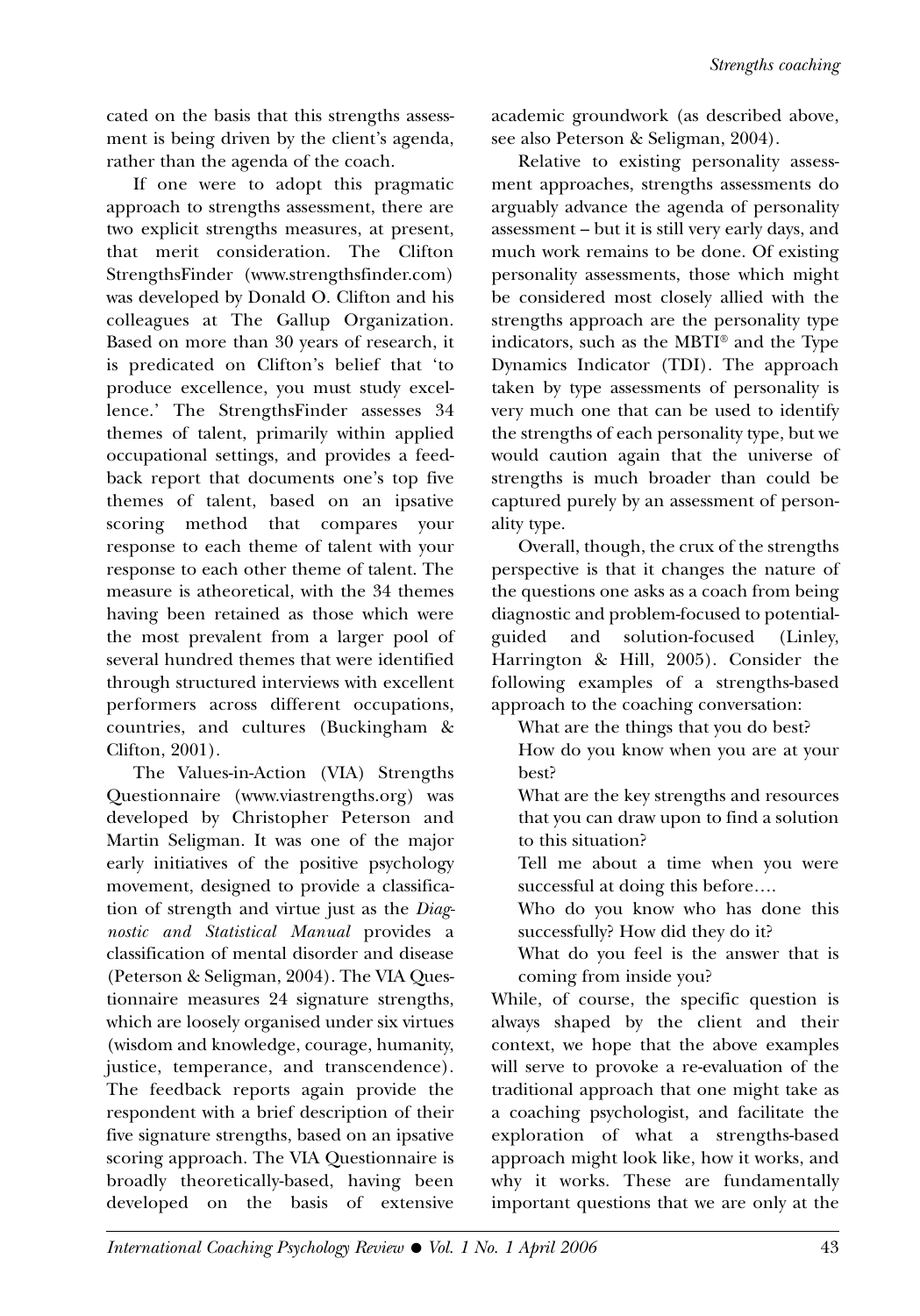cated on the basis that this strengths assessment is being driven by the client's agenda, rather than the agenda of the coach.

If one were to adopt this pragmatic approach to strengths assessment, there are two explicit strengths measures, at present, that merit consideration. The Clifton StrengthsFinder (www.strengthsfinder.com) was developed by Donald O. Clifton and his colleagues at The Gallup Organization. Based on more than 30 years of research, it is predicated on Clifton's belief that 'to produce excellence, you must study excellence.' The StrengthsFinder assesses 34 themes of talent, primarily within applied occupational settings, and provides a feedback report that documents one's top five themes of talent, based on an ipsative scoring method that compares your response to each theme of talent with your response to each other theme of talent. The measure is atheoretical, with the 34 themes having been retained as those which were the most prevalent from a larger pool of several hundred themes that were identified through structured interviews with excellent performers across different occupations, countries, and cultures (Buckingham & Clifton, 2001).

The Values-in-Action (VIA) Strengths Questionnaire (www.viastrengths.org) was developed by Christopher Peterson and Martin Seligman. It was one of the major early initiatives of the positive psychology movement, designed to provide a classification of strength and virtue just as the *Diagnostic and Statistical Manual* provides a classification of mental disorder and disease (Peterson & Seligman, 2004). The VIA Questionnaire measures 24 signature strengths, which are loosely organised under six virtues (wisdom and knowledge, courage, humanity, justice, temperance, and transcendence). The feedback reports again provide the respondent with a brief description of their five signature strengths, based on an ipsative scoring approach. The VIA Questionnaire is broadly theoretically-based, having been developed on the basis of extensive academic groundwork (as described above, see also Peterson & Seligman, 2004).

Relative to existing personality assessment approaches, strengths assessments do arguably advance the agenda of personality assessment – but it is still very early days, and much work remains to be done. Of existing personality assessments, those which might be considered most closely allied with the strengths approach are the personality type indicators, such as the MBTI® and the Type Dynamics Indicator (TDI). The approach taken by type assessments of personality is very much one that can be used to identify the strengths of each personality type, but we would caution again that the universe of strengths is much broader than could be captured purely by an assessment of personality type.

Overall, though, the crux of the strengths perspective is that it changes the nature of the questions one asks as a coach from being diagnostic and problem-focused to potential-guided and solution-focused (Linley, Harrington & Hill, 2005). Consider the following examples of a strengths-based approach to the coaching conversation:

What are the things that you do best?

How do you know when you are at your best?

What are the key strengths and resources that you can draw upon to find a solution to this situation?

Tell me about a time when you were successful at doing this before….

Who do you know who has done this successfully? How did they do it?

What do you feel is the answer that is coming from inside you?

While, of course, the specific question is always shaped by the client and their context, we hope that the above examples will serve to provoke a re-evaluation of the traditional approach that one might take as a coaching psychologist, and facilitate the exploration of what a strengths-based approach might look like, how it works, and why it works. These are fundamentally important questions that we are only at the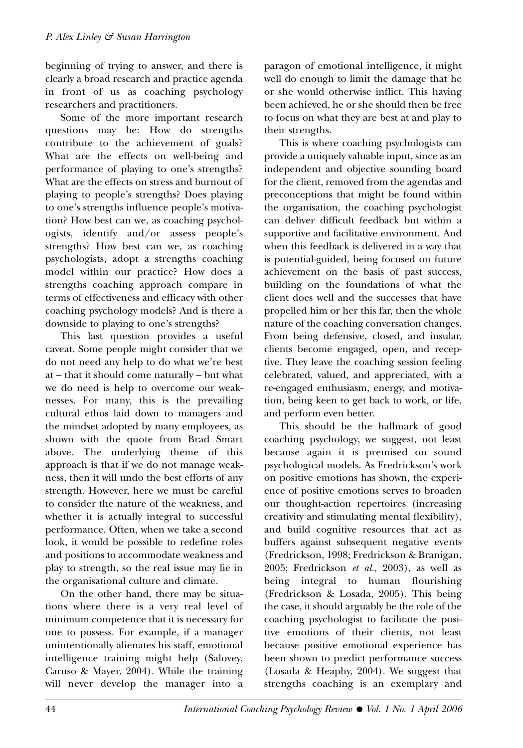beginning of trying to answer, and there is clearly a broad research and practice agenda in front of us as coaching psychology researchers and practitioners.

Some of the more important research questions may be: How do strengths contribute to the achievement of goals? What are the effects on well-being and performance of playing to one's strengths? What are the effects on stress and burnout of playing to people's strengths? Does playing to one's strengths influence people's motivation? How best can we, as coaching psychologists, identify and/or assess people's strengths? How best can we, as coaching psychologists, adopt a strengths coaching model within our practice? How does a strengths coaching approach compare in terms of effectiveness and efficacy with other coaching psychology models? And is there a downside to playing to one's strengths?

This last question provides a useful caveat. Some people might consider that we do not need any help to do what we're best at – that it should come naturally – but what we do need is help to overcome our weaknesses. For many, this is the prevailing cultural ethos laid down to managers and the mindset adopted by many employees, as shown with the quote from Brad Smart above. The underlying theme of this approach is that if we do not manage weakness, then it will undo the best efforts of any strength. However, here we must be careful to consider the nature of the weakness, and whether it is actually integral to successful performance. Often, when we take a second look, it would be possible to redefine roles and positions to accommodate weakness and play to strength, so the real issue may lie in the organisational culture and climate.

On the other hand, there may be situations where there is a very real level of minimum competence that it is necessary for one to possess. For example, if a manager unintentionally alienates his staff, emotional intelligence training might help (Salovey, Caruso & Mayer, 2004). While the training will never develop the manager into a paragon of emotional intelligence, it might well do enough to limit the damage that he or she would otherwise inflict. This having been achieved, he or she should then be free to focus on what they are best at and play to their strengths.

This is where coaching psychologists can provide a uniquely valuable input, since as an independent and objective sounding board for the client, removed from the agendas and preconceptions that might be found within the organisation, the coaching psychologist can deliver difficult feedback but within a supportive and facilitative environment. And when this feedback is delivered in a way that is potential-guided, being focused on future achievement on the basis of past success, building on the foundations of what the client does well and the successes that have propelled him or her this far, then the whole nature of the coaching conversation changes. From being defensive, closed, and insular, clients become engaged, open, and receptive. They leave the coaching session feeling celebrated, valued, and appreciated, with a re-engaged enthusiasm, energy, and motivation, being keen to get back to work, or life, and perform even better.

This should be the hallmark of good coaching psychology, we suggest, not least because again it is premised on sound psychological models. As Fredrickson's work on positive emotions has shown, the experience of positive emotions serves to broaden our thought-action repertoires (increasing creativity and stimulating mental flexibility), and build cognitive resources that act as buffers against subsequent negative events (Fredrickson, 1998; Fredrickson & Branigan, 2005; Fredrickson *et al.*, 2003), as well as being integral to human flourishing (Fredrickson & Losada, 2005). This being the case, it should arguably be the role of the coaching psychologist to facilitate the positive emotions of their clients, not least because positive emotional experience has been shown to predict performance success (Losada & Heaphy, 2004). We suggest that strengths coaching is an exemplary and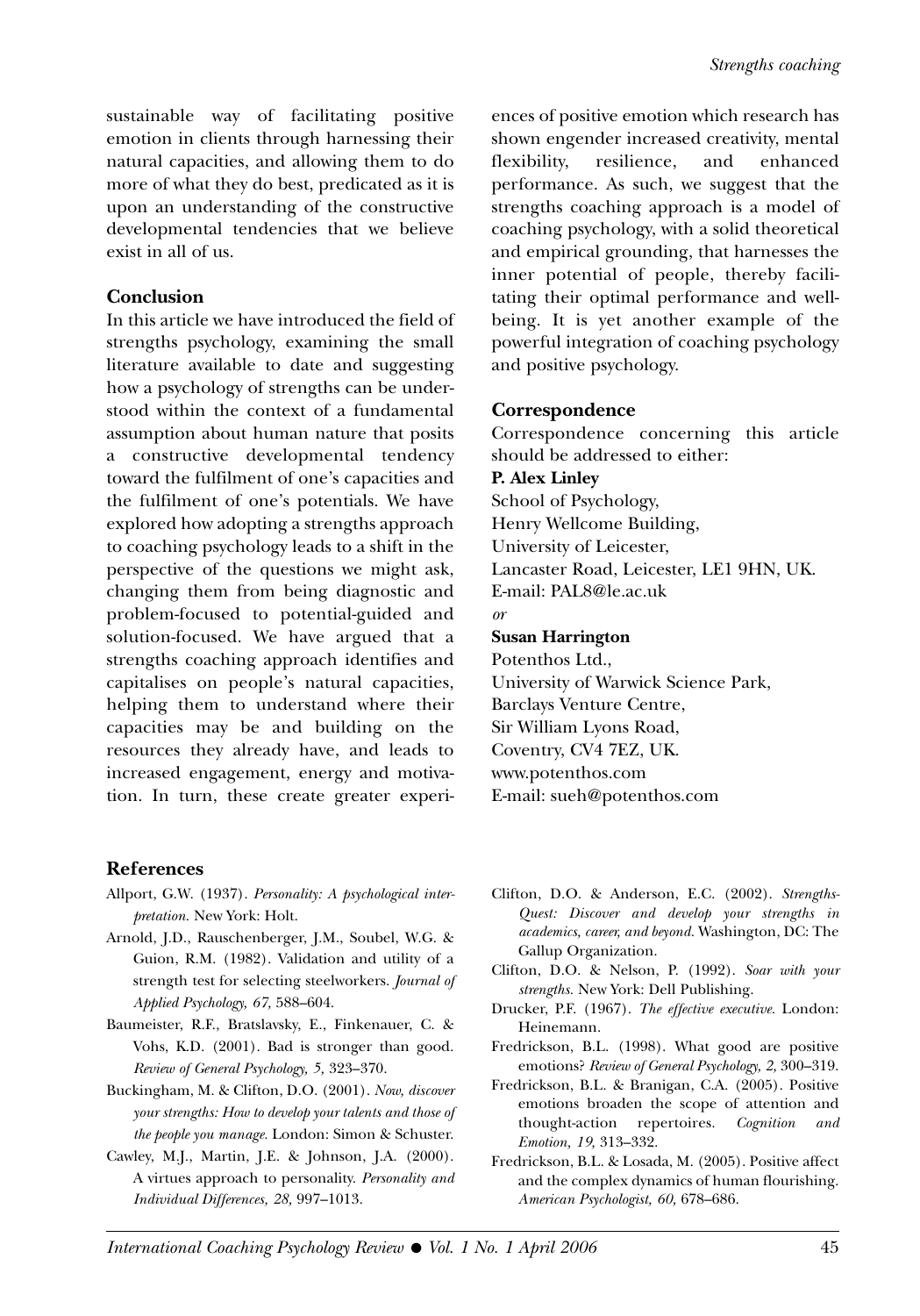sustainable way of facilitating positive emotion in clients through harnessing their natural capacities, and allowing them to do more of what they do best, predicated as it is upon an understanding of the constructive developmental tendencies that we believe exist in all of us.

## Conclusion

In this article we have introduced the field of strengths psychology, examining the small literature available to date and suggesting how a psychology of strengths can be understood within the context of a fundamental assumption about human nature that posits a constructive developmental tendency toward the fulfilment of one's capacities and the fulfilment of one's potentials. We have explored how adopting a strengths approach to coaching psychology leads to a shift in the perspective of the questions we might ask, changing them from being diagnostic and problem-focused to potential-guided and solution-focused. We have argued that a strengths coaching approach identifies and capitalises on people's natural capacities, helping them to understand where their capacities may be and building on the resources they already have, and leads to increased engagement, energy and motivation. In turn, these create greater experiences of positive emotion which research has shown engender increased creativity, mental flexibility, resilience, and enhanced performance. As such, we suggest that the strengths coaching approach is a model of coaching psychology, with a solid theoretical and empirical grounding, that harnesses the inner potential of people, thereby facilitating their optimal performance and well-being. It is yet another example of the powerful integration of coaching psychology and positive psychology.

## Correspondence

Correspondence concerning this article should be addressed to either:

**P. Alex Linley**
School of Psychology,
Henry Wellcome Building,
University of Leicester,
Lancaster Road, Leicester, LE1 9HN, UK.
E-mail: PAL8@le.ac.uk

*or*

**Susan Harrington**
Potenthos Ltd.,
University of Warwick Science Park,
Barclays Venture Centre,
Sir William Lyons Road,
Coventry, CV4 7EZ, UK.
www.potenthos.com
E-mail: sueh@potenthos.com

## References

Allport, G.W. (1937). *Personality: A psychological interpretation.* New York: Holt.

Arnold, J.D., Rauschenberger, J.M., Soubel, W.G. & Guion, R.M. (1982). Validation and utility of a strength test for selecting steelworkers. *Journal of Applied Psychology, 67,* 588–604.

Baumeister, R.F., Bratslavsky, E., Finkenauer, C. & Vohs, K.D. (2001). Bad is stronger than good. *Review of General Psychology, 5,* 323–370.

Buckingham, M. & Clifton, D.O. (2001). *Now, discover your strengths: How to develop your talents and those of the people you manage.* London: Simon & Schuster.

Cawley, M.J., Martin, J.E. & Johnson, J.A. (2000). A virtues approach to personality. *Personality and Individual Differences, 28,* 997–1013.

Clifton, D.O. & Anderson, E.C. (2002). *Strengths-Quest: Discover and develop your strengths in academics, career, and beyond.* Washington, DC: The Gallup Organization.

Clifton, D.O. & Nelson, P. (1992). *Soar with your strengths.* New York: Dell Publishing.

Drucker, P.F. (1967). *The effective executive.* London: Heinemann.

Fredrickson, B.L. (1998). What good are positive emotions? *Review of General Psychology, 2,* 300–319.

Fredrickson, B.L. & Branigan, C.A. (2005). Positive emotions broaden the scope of attention and thought-action repertoires. *Cognition and Emotion, 19,* 313–332.

Fredrickson, B.L. & Losada, M. (2005). Positive affect and the complex dynamics of human flourishing. *American Psychologist, 60,* 678–686.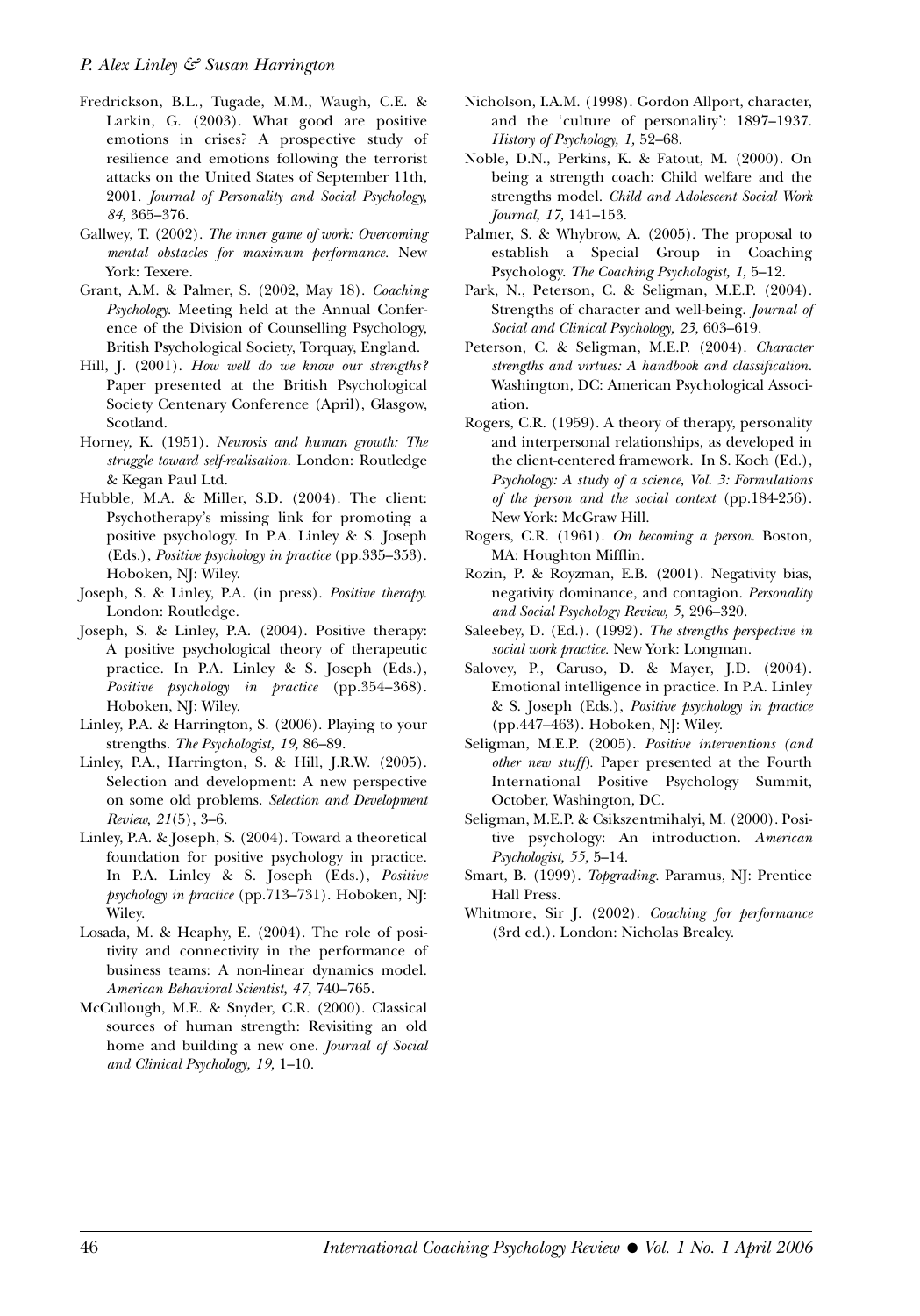Fredrickson, B.L., Tugade, M.M., Waugh, C.E. & Larkin, G. (2003). What good are positive emotions in crises? A prospective study of resilience and emotions following the terrorist attacks on the United States of September 11th, 2001. *Journal of Personality and Social Psychology, 84,* 365–376.

Gallwey, T. (2002). *The inner game of work: Overcoming mental obstacles for maximum performance.* New York: Texere.

Grant, A.M. & Palmer, S. (2002, May 18). *Coaching Psychology.* Meeting held at the Annual Conference of the Division of Counselling Psychology, British Psychological Society, Torquay, England.

Hill, J. (2001). *How well do we know our strengths?* Paper presented at the British Psychological Society Centenary Conference (April), Glasgow, Scotland.

Horney, K. (1951). *Neurosis and human growth: The struggle toward self-realisation.* London: Routledge & Kegan Paul Ltd.

Hubble, M.A. & Miller, S.D. (2004). The client: Psychotherapy's missing link for promoting a positive psychology. In P.A. Linley & S. Joseph (Eds.), *Positive psychology in practice* (pp.335–353). Hoboken, NJ: Wiley.

Joseph, S. & Linley, P.A. (in press). *Positive therapy.* London: Routledge.

Joseph, S. & Linley, P.A. (2004). Positive therapy: A positive psychological theory of therapeutic practice. In P.A. Linley & S. Joseph (Eds.), *Positive psychology in practice* (pp.354–368). Hoboken, NJ: Wiley.

Linley, P.A. & Harrington, S. (2006). Playing to your strengths. *The Psychologist, 19,* 86–89.

Linley, P.A., Harrington, S. & Hill, J.R.W. (2005). Selection and development: A new perspective on some old problems. *Selection and Development Review, 21*(5), 3–6.

Linley, P.A. & Joseph, S. (2004). Toward a theoretical foundation for positive psychology in practice. In P.A. Linley & S. Joseph (Eds.), *Positive psychology in practice* (pp.713–731). Hoboken, NJ: Wiley.

Losada, M. & Heaphy, E. (2004). The role of positivity and connectivity in the performance of business teams: A non-linear dynamics model. *American Behavioral Scientist, 47,* 740–765.

McCullough, M.E. & Snyder, C.R. (2000). Classical sources of human strength: Revisiting an old home and building a new one. *Journal of Social and Clinical Psychology, 19,* 1–10.

Nicholson, I.A.M. (1998). Gordon Allport, character, and the 'culture of personality': 1897–1937. *History of Psychology, 1,* 52–68.

Noble, D.N., Perkins, K. & Fatout, M. (2000). On being a strength coach: Child welfare and the strengths model. *Child and Adolescent Social Work Journal, 17,* 141–153.

Palmer, S. & Whybrow, A. (2005). The proposal to establish a Special Group in Coaching Psychology. *The Coaching Psychologist, 1,* 5–12.

Park, N., Peterson, C. & Seligman, M.E.P. (2004). Strengths of character and well-being. *Journal of Social and Clinical Psychology, 23,* 603–619.

Peterson, C. & Seligman, M.E.P. (2004). *Character strengths and virtues: A handbook and classification.* Washington, DC: American Psychological Association.

Rogers, C.R. (1959). A theory of therapy, personality and interpersonal relationships, as developed in the client-centered framework. In S. Koch (Ed.), *Psychology: A study of a science, Vol. 3: Formulations of the person and the social context* (pp.184-256). New York: McGraw Hill.

Rogers, C.R. (1961). *On becoming a person.* Boston, MA: Houghton Mifflin.

Rozin, P. & Royzman, E.B. (2001). Negativity bias, negativity dominance, and contagion. *Personality and Social Psychology Review, 5,* 296–320.

Saleebey, D. (Ed.). (1992). *The strengths perspective in social work practice.* New York: Longman.

Salovey, P., Caruso, D. & Mayer, J.D. (2004). Emotional intelligence in practice. In P.A. Linley & S. Joseph (Eds.), *Positive psychology in practice* (pp.447–463). Hoboken, NJ: Wiley.

Seligman, M.E.P. (2005). *Positive interventions (and other new stuff).* Paper presented at the Fourth International Positive Psychology Summit, October, Washington, DC.

Seligman, M.E.P. & Csikszentmihalyi, M. (2000). Positive psychology: An introduction. *American Psychologist, 55,* 5–14.

Smart, B. (1999). *Topgrading.* Paramus, NJ: Prentice Hall Press.

Whitmore, Sir J. (2002). *Coaching for performance* (3rd ed.). London: Nicholas Brealey.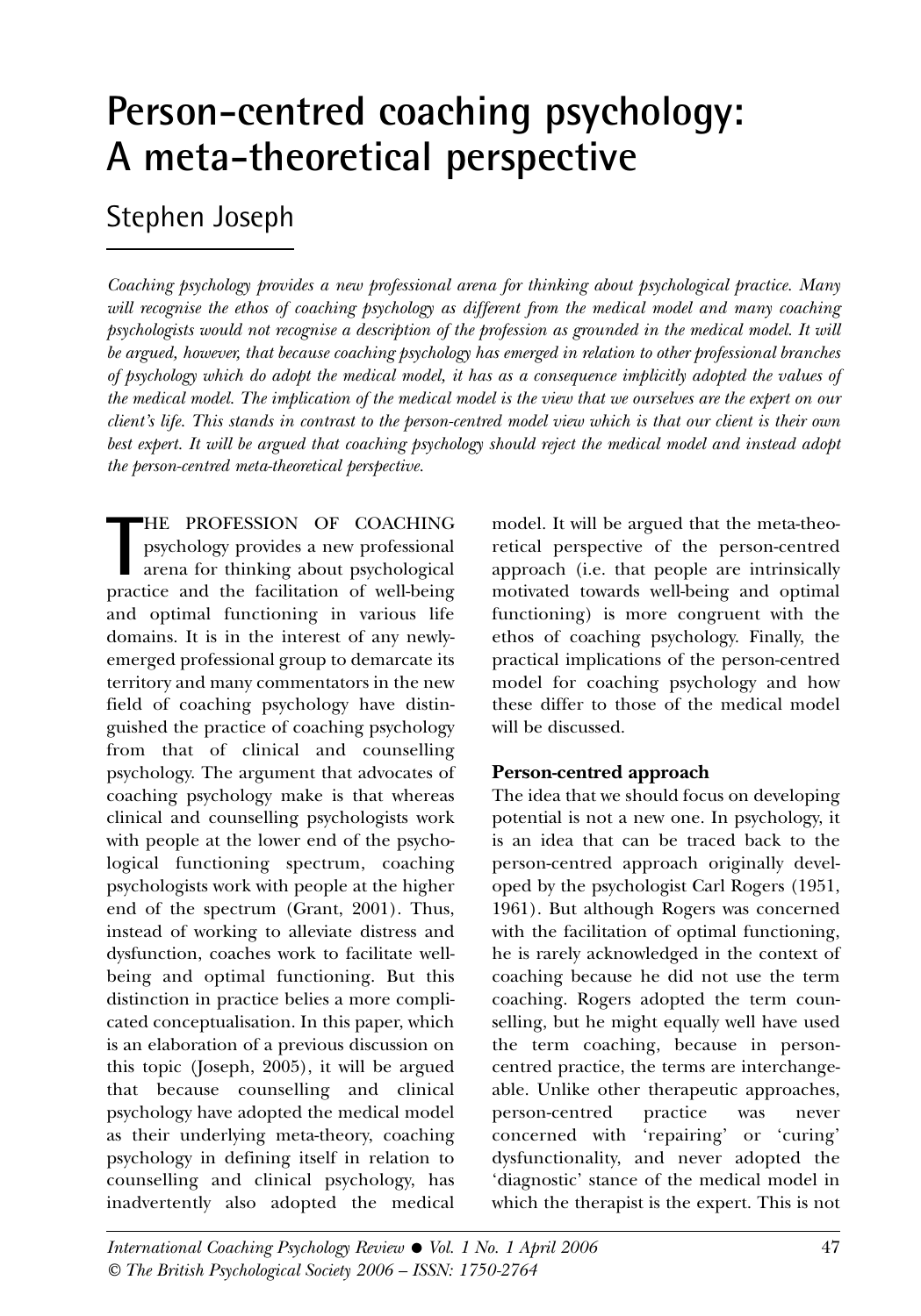# Person-centred coaching psychology: A meta-theoretical perspective

## Stephen Joseph

*Coaching psychology provides a new professional arena for thinking about psychological practice. Many will recognise the ethos of coaching psychology as different from the medical model and many coaching psychologists would not recognise a description of the profession as grounded in the medical model. It will be argued, however, that because coaching psychology has emerged in relation to other professional branches of psychology which do adopt the medical model, it has as a consequence implicitly adopted the values of the medical model. The implication of the medical model is the view that we ourselves are the expert on our client's life. This stands in contrast to the person-centred model view which is that our client is their own best expert. It will be argued that coaching psychology should reject the medical model and instead adopt the person-centred meta-theoretical perspective.*

THE PROFESSION OF COACHING psychology provides a new professional arena for thinking about psychological practice and the facilitation of well-being and optimal functioning in various life domains. It is in the interest of any newly-emerged professional group to demarcate its territory and many commentators in the new field of coaching psychology have distinguished the practice of coaching psychology from that of clinical and counselling psychology. The argument that advocates of coaching psychology make is that whereas clinical and counselling psychologists work with people at the lower end of the psychological functioning spectrum, coaching psychologists work with people at the higher end of the spectrum (Grant, 2001). Thus, instead of working to alleviate distress and dysfunction, coaches work to facilitate well-being and optimal functioning. But this distinction in practice belies a more complicated conceptualisation. In this paper, which is an elaboration of a previous discussion on this topic (Joseph, 2005), it will be argued that because counselling and clinical psychology have adopted the medical model as their underlying meta-theory, coaching psychology in defining itself in relation to counselling and clinical psychology, has inadvertently also adopted the medical model. It will be argued that the meta-theoretical perspective of the person-centred approach (i.e. that people are intrinsically motivated towards well-being and optimal functioning) is more congruent with the ethos of coaching psychology. Finally, the practical implications of the person-centred model for coaching psychology and how these differ to those of the medical model will be discussed.

### Person-centred approach

The idea that we should focus on developing potential is not a new one. In psychology, it is an idea that can be traced back to the person-centred approach originally developed by the psychologist Carl Rogers (1951, 1961). But although Rogers was concerned with the facilitation of optimal functioning, he is rarely acknowledged in the context of coaching because he did not use the term coaching. Rogers adopted the term counselling, but he might equally well have used the term coaching, because in person-centred practice, the terms are interchangeable. Unlike other therapeutic approaches, person-centred practice was never concerned with 'repairing' or 'curing' dysfunctionality, and never adopted the 'diagnostic' stance of the medical model in which the therapist is the expert. This is not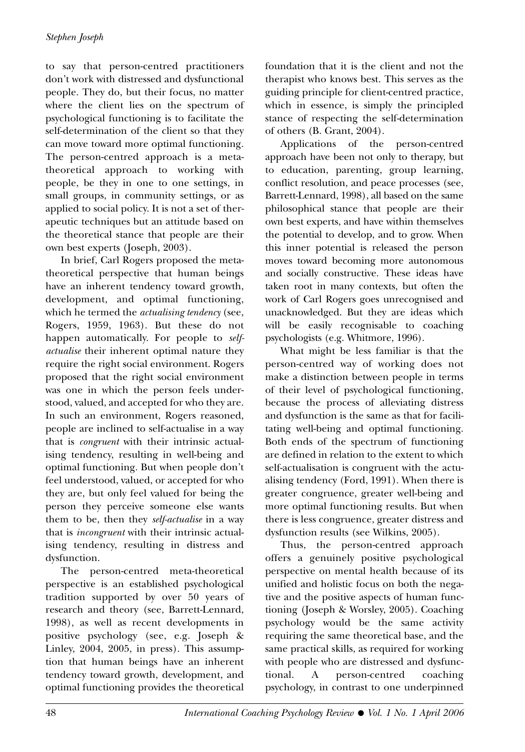to say that person-centred practitioners don't work with distressed and dysfunctional people. They do, but their focus, no matter where the client lies on the spectrum of psychological functioning is to facilitate the self-determination of the client so that they can move toward more optimal functioning. The person-centred approach is a meta-theoretical approach to working with people, be they in one to one settings, in small groups, in community settings, or as applied to social policy. It is not a set of therapeutic techniques but an attitude based on the theoretical stance that people are their own best experts (Joseph, 2003).

In brief, Carl Rogers proposed the meta-theoretical perspective that human beings have an inherent tendency toward growth, development, and optimal functioning, which he termed the *actualising tendency* (see, Rogers, 1959, 1963). But these do not happen automatically. For people to *self-actualise* their inherent optimal nature they require the right social environment. Rogers proposed that the right social environment was one in which the person feels understood, valued, and accepted for who they are. In such an environment, Rogers reasoned, people are inclined to self-actualise in a way that is *congruent* with their intrinsic actualising tendency, resulting in well-being and optimal functioning. But when people don't feel understood, valued, or accepted for who they are, but only feel valued for being the person they perceive someone else wants them to be, then they *self-actualise* in a way that is *incongruent* with their intrinsic actualising tendency, resulting in distress and dysfunction.

The person-centred meta-theoretical perspective is an established psychological tradition supported by over 50 years of research and theory (see, Barrett-Lennard, 1998), as well as recent developments in positive psychology (see, e.g. Joseph & Linley, 2004, 2005, in press). This assumption that human beings have an inherent tendency toward growth, development, and optimal functioning provides the theoretical foundation that it is the client and not the therapist who knows best. This serves as the guiding principle for client-centred practice, which in essence, is simply the principled stance of respecting the self-determination of others (B. Grant, 2004).

Applications of the person-centred approach have been not only to therapy, but to education, parenting, group learning, conflict resolution, and peace processes (see, Barrett-Lennard, 1998), all based on the same philosophical stance that people are their own best experts, and have within themselves the potential to develop, and to grow. When this inner potential is released the person moves toward becoming more autonomous and socially constructive. These ideas have taken root in many contexts, but often the work of Carl Rogers goes unrecognised and unacknowledged. But they are ideas which will be easily recognisable to coaching psychologists (e.g. Whitmore, 1996).

What might be less familiar is that the person-centred way of working does not make a distinction between people in terms of their level of psychological functioning, because the process of alleviating distress and dysfunction is the same as that for facilitating well-being and optimal functioning. Both ends of the spectrum of functioning are defined in relation to the extent to which self-actualisation is congruent with the actualising tendency (Ford, 1991). When there is greater congruence, greater well-being and more optimal functioning results. But when there is less congruence, greater distress and dysfunction results (see Wilkins, 2005).

Thus, the person-centred approach offers a genuinely positive psychological perspective on mental health because of its unified and holistic focus on both the negative and the positive aspects of human functioning (Joseph & Worsley, 2005). Coaching psychology would be the same activity requiring the same theoretical base, and the same practical skills, as required for working with people who are distressed and dysfunctional. A person-centred coaching psychology, in contrast to one underpinned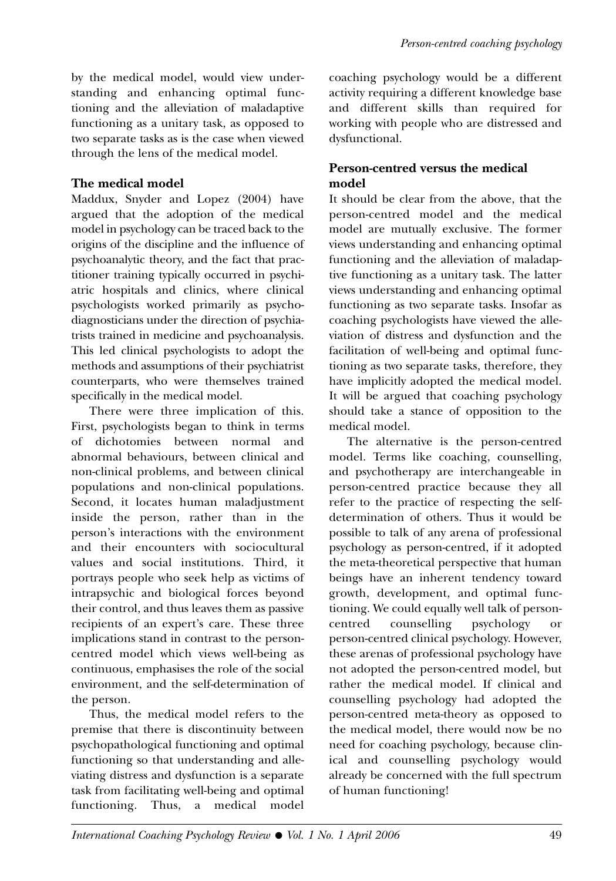by the medical model, would view understanding and enhancing optimal functioning and the alleviation of maladaptive functioning as a unitary task, as opposed to two separate tasks as is the case when viewed through the lens of the medical model.

## The medical model

Maddux, Snyder and Lopez (2004) have argued that the adoption of the medical model in psychology can be traced back to the origins of the discipline and the influence of psychoanalytic theory, and the fact that practitioner training typically occurred in psychiatric hospitals and clinics, where clinical psychologists worked primarily as psychodiagnosticians under the direction of psychiatrists trained in medicine and psychoanalysis. This led clinical psychologists to adopt the methods and assumptions of their psychiatrist counterparts, who were themselves trained specifically in the medical model.

There were three implication of this. First, psychologists began to think in terms of dichotomies between normal and abnormal behaviours, between clinical and non-clinical problems, and between clinical populations and non-clinical populations. Second, it locates human maladjustment inside the person, rather than in the person's interactions with the environment and their encounters with sociocultural values and social institutions. Third, it portrays people who seek help as victims of intrapsychic and biological forces beyond their control, and thus leaves them as passive recipients of an expert's care. These three implications stand in contrast to the person-centred model which views well-being as continuous, emphasises the role of the social environment, and the self-determination of the person.

Thus, the medical model refers to the premise that there is discontinuity between psychopathological functioning and optimal functioning so that understanding and alleviating distress and dysfunction is a separate task from facilitating well-being and optimal functioning. Thus, a medical model coaching psychology would be a different activity requiring a different knowledge base and different skills than required for working with people who are distressed and dysfunctional.

## Person-centred versus the medical model

It should be clear from the above, that the person-centred model and the medical model are mutually exclusive. The former views understanding and enhancing optimal functioning and the alleviation of maladaptive functioning as a unitary task. The latter views understanding and enhancing optimal functioning as two separate tasks. Insofar as coaching psychologists have viewed the alleviation of distress and dysfunction and the facilitation of well-being and optimal functioning as two separate tasks, therefore, they have implicitly adopted the medical model. It will be argued that coaching psychology should take a stance of opposition to the medical model.

The alternative is the person-centred model. Terms like coaching, counselling, and psychotherapy are interchangeable in person-centred practice because they all refer to the practice of respecting the self-determination of others. Thus it would be possible to talk of any arena of professional psychology as person-centred, if it adopted the meta-theoretical perspective that human beings have an inherent tendency toward growth, development, and optimal functioning. We could equally well talk of person-centred counselling psychology or person-centred clinical psychology. However, these arenas of professional psychology have not adopted the person-centred model, but rather the medical model. If clinical and counselling psychology had adopted the person-centred meta-theory as opposed to the medical model, there would now be no need for coaching psychology, because clinical and counselling psychology would already be concerned with the full spectrum of human functioning!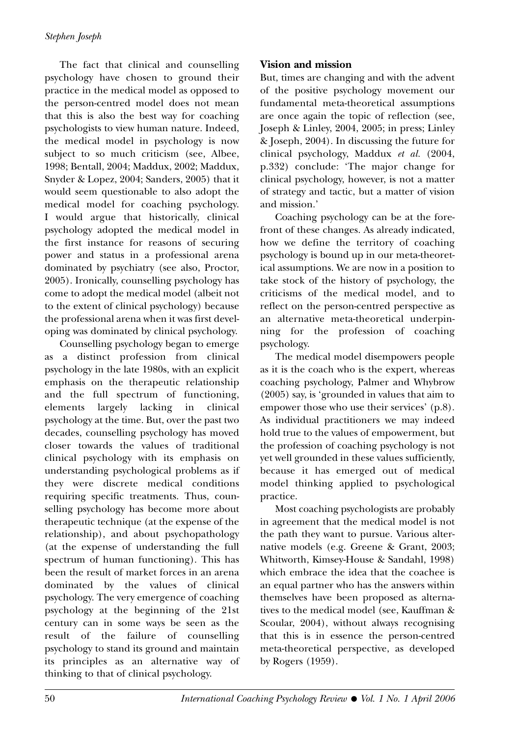The fact that clinical and counselling psychology have chosen to ground their practice in the medical model as opposed to the person-centred model does not mean that this is also the best way for coaching psychologists to view human nature. Indeed, the medical model in psychology is now subject to so much criticism (see, Albee, 1998; Bentall, 2004; Maddux, 2002; Maddux, Snyder & Lopez, 2004; Sanders, 2005) that it would seem questionable to also adopt the medical model for coaching psychology. I would argue that historically, clinical psychology adopted the medical model in the first instance for reasons of securing power and status in a professional arena dominated by psychiatry (see also, Proctor, 2005). Ironically, counselling psychology has come to adopt the medical model (albeit not to the extent of clinical psychology) because the professional arena when it was first developing was dominated by clinical psychology.

Counselling psychology began to emerge as a distinct profession from clinical psychology in the late 1980s, with an explicit emphasis on the therapeutic relationship and the full spectrum of functioning, elements largely lacking in clinical psychology at the time. But, over the past two decades, counselling psychology has moved closer towards the values of traditional clinical psychology with its emphasis on understanding psychological problems as if they were discrete medical conditions requiring specific treatments. Thus, counselling psychology has become more about therapeutic technique (at the expense of the relationship), and about psychopathology (at the expense of understanding the full spectrum of human functioning). This has been the result of market forces in an arena dominated by the values of clinical psychology. The very emergence of coaching psychology at the beginning of the 21st century can in some ways be seen as the result of the failure of counselling psychology to stand its ground and maintain its principles as an alternative way of thinking to that of clinical psychology.

### Vision and mission

But, times are changing and with the advent of the positive psychology movement our fundamental meta-theoretical assumptions are once again the topic of reflection (see, Joseph & Linley, 2004, 2005; in press; Linley & Joseph, 2004). In discussing the future for clinical psychology, Maddux *et al.* (2004, p.332) conclude: 'The major change for clinical psychology, however, is not a matter of strategy and tactic, but a matter of vision and mission.'

Coaching psychology can be at the forefront of these changes. As already indicated, how we define the territory of coaching psychology is bound up in our meta-theoretical assumptions. We are now in a position to take stock of the history of psychology, the criticisms of the medical model, and to reflect on the person-centred perspective as an alternative meta-theoretical underpinning for the profession of coaching psychology.

The medical model disempowers people as it is the coach who is the expert, whereas coaching psychology, Palmer and Whybrow (2005) say, is 'grounded in values that aim to empower those who use their services' (p.8). As individual practitioners we may indeed hold true to the values of empowerment, but the profession of coaching psychology is not yet well grounded in these values sufficiently, because it has emerged out of medical model thinking applied to psychological practice.

Most coaching psychologists are probably in agreement that the medical model is not the path they want to pursue. Various alternative models (e.g. Greene & Grant, 2003; Whitworth, Kimsey-House & Sandahl, 1998) which embrace the idea that the coachee is an equal partner who has the answers within themselves have been proposed as alternatives to the medical model (see, Kauffman & Scoular, 2004), without always recognising that this is in essence the person-centred meta-theoretical perspective, as developed by Rogers (1959).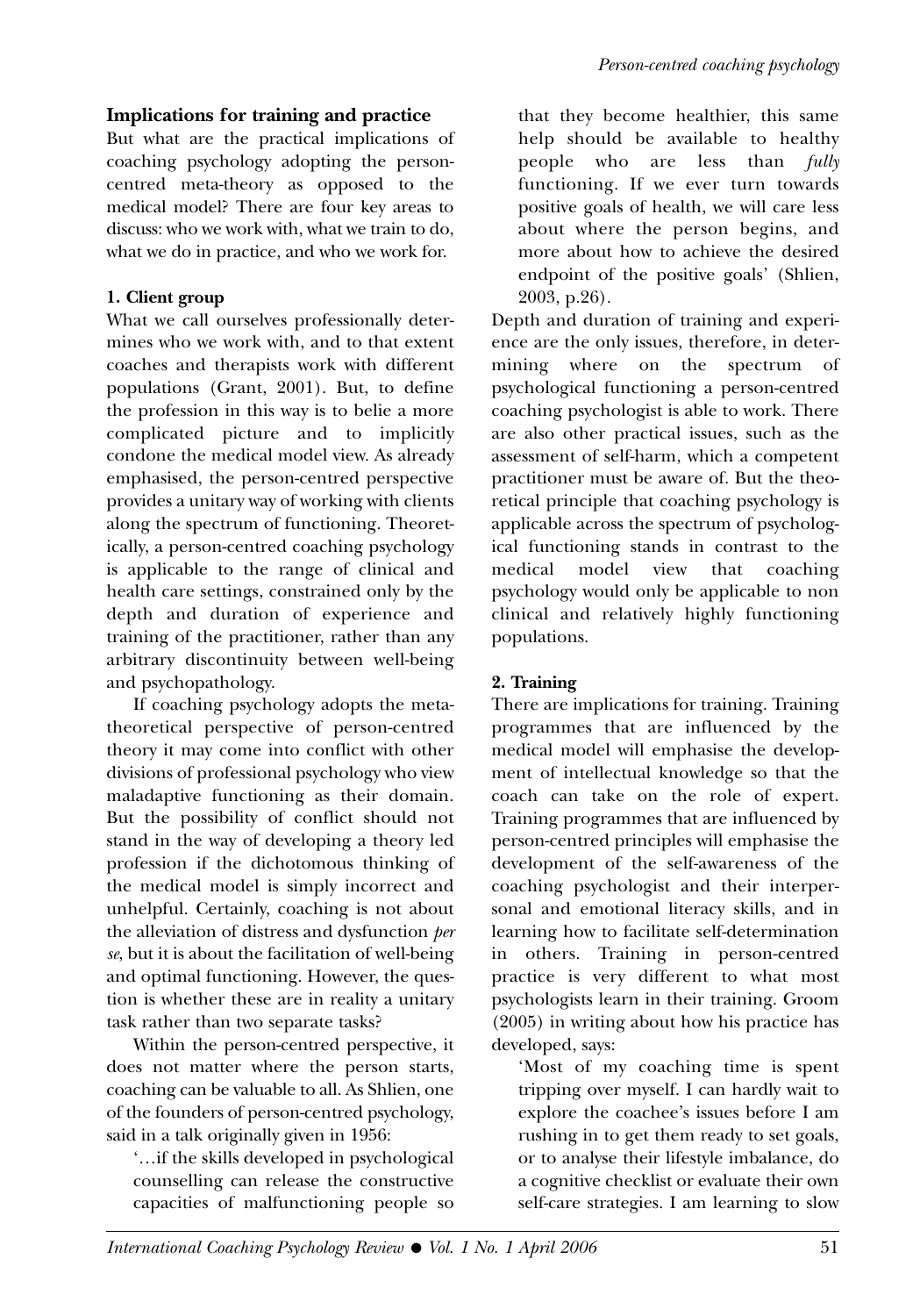## Implications for training and practice

But what are the practical implications of coaching psychology adopting the person-centred meta-theory as opposed to the medical model? There are four key areas to discuss: who we work with, what we train to do, what we do in practice, and who we work for.

### 1. Client group

What we call ourselves professionally determines who we work with, and to that extent coaches and therapists work with different populations (Grant, 2001). But, to define the profession in this way is to belie a more complicated picture and to implicitly condone the medical model view. As already emphasised, the person-centred perspective provides a unitary way of working with clients along the spectrum of functioning. Theoretically, a person-centred coaching psychology is applicable to the range of clinical and health care settings, constrained only by the depth and duration of experience and training of the practitioner, rather than any arbitrary discontinuity between well-being and psychopathology.

If coaching psychology adopts the meta-theoretical perspective of person-centred theory it may come into conflict with other divisions of professional psychology who view maladaptive functioning as their domain. But the possibility of conflict should not stand in the way of developing a theory led profession if the dichotomous thinking of the medical model is simply incorrect and unhelpful. Certainly, coaching is not about the alleviation of distress and dysfunction *per se*, but it is about the facilitation of well-being and optimal functioning. However, the question is whether these are in reality a unitary task rather than two separate tasks?

Within the person-centred perspective, it does not matter where the person starts, coaching can be valuable to all. As Shlien, one of the founders of person-centred psychology, said in a talk originally given in 1956:

> '…if the skills developed in psychological counselling can release the constructive capacities of malfunctioning people so that they become healthier, this same help should be available to healthy people who are less than *fully* functioning. If we ever turn towards positive goals of health, we will care less about where the person begins, and more about how to achieve the desired endpoint of the positive goals' (Shlien, 2003, p.26).

Depth and duration of training and experience are the only issues, therefore, in determining where on the spectrum of psychological functioning a person-centred coaching psychologist is able to work. There are also other practical issues, such as the assessment of self-harm, which a competent practitioner must be aware of. But the theoretical principle that coaching psychology is applicable across the spectrum of psychological functioning stands in contrast to the medical model view that coaching psychology would only be applicable to non clinical and relatively highly functioning populations.

### 2. Training

There are implications for training. Training programmes that are influenced by the medical model will emphasise the development of intellectual knowledge so that the coach can take on the role of expert. Training programmes that are influenced by person-centred principles will emphasise the development of the self-awareness of the coaching psychologist and their interpersonal and emotional literacy skills, and in learning how to facilitate self-determination in others. Training in person-centred practice is very different to what most psychologists learn in their training. Groom (2005) in writing about how his practice has developed, says:

> 'Most of my coaching time is spent tripping over myself. I can hardly wait to explore the coachee's issues before I am rushing in to get them ready to set goals, or to analyse their lifestyle imbalance, do a cognitive checklist or evaluate their own self-care strategies. I am learning to slow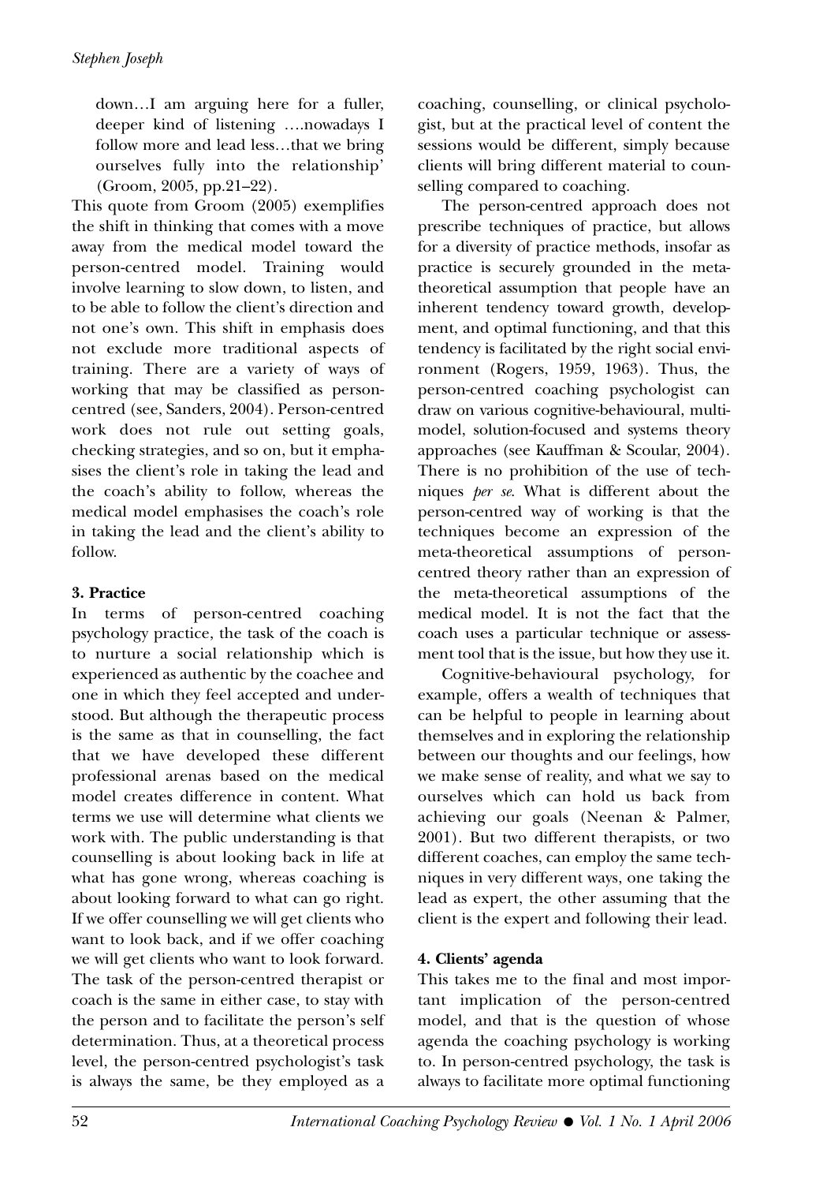down…I am arguing here for a fuller, deeper kind of listening ….nowadays I follow more and lead less…that we bring ourselves fully into the relationship' (Groom, 2005, pp.21–22).

This quote from Groom (2005) exemplifies the shift in thinking that comes with a move away from the medical model toward the person-centred model. Training would involve learning to slow down, to listen, and to be able to follow the client's direction and not one's own. This shift in emphasis does not exclude more traditional aspects of training. There are a variety of ways of working that may be classified as person-centred (see, Sanders, 2004). Person-centred work does not rule out setting goals, checking strategies, and so on, but it emphasises the client's role in taking the lead and the coach's ability to follow, whereas the medical model emphasises the coach's role in taking the lead and the client's ability to follow.

### 3. Practice

In terms of person-centred coaching psychology practice, the task of the coach is to nurture a social relationship which is experienced as authentic by the coachee and one in which they feel accepted and understood. But although the therapeutic process is the same as that in counselling, the fact that we have developed these different professional arenas based on the medical model creates difference in content. What terms we use will determine what clients we work with. The public understanding is that counselling is about looking back in life at what has gone wrong, whereas coaching is about looking forward to what can go right. If we offer counselling we will get clients who want to look back, and if we offer coaching we will get clients who want to look forward. The task of the person-centred therapist or coach is the same in either case, to stay with the person and to facilitate the person's self determination. Thus, at a theoretical process level, the person-centred psychologist's task is always the same, be they employed as a coaching, counselling, or clinical psychologist, but at the practical level of content the sessions would be different, simply because clients will bring different material to counselling compared to coaching.

The person-centred approach does not prescribe techniques of practice, but allows for a diversity of practice methods, insofar as practice is securely grounded in the meta-theoretical assumption that people have an inherent tendency toward growth, development, and optimal functioning, and that this tendency is facilitated by the right social environment (Rogers, 1959, 1963). Thus, the person-centred coaching psychologist can draw on various cognitive-behavioural, multi-model, solution-focused and systems theory approaches (see Kauffman & Scoular, 2004). There is no prohibition of the use of techniques *per se*. What is different about the person-centred way of working is that the techniques become an expression of the meta-theoretical assumptions of person-centred theory rather than an expression of the meta-theoretical assumptions of the medical model. It is not the fact that the coach uses a particular technique or assessment tool that is the issue, but how they use it.

Cognitive-behavioural psychology, for example, offers a wealth of techniques that can be helpful to people in learning about themselves and in exploring the relationship between our thoughts and our feelings, how we make sense of reality, and what we say to ourselves which can hold us back from achieving our goals (Neenan & Palmer, 2001). But two different therapists, or two different coaches, can employ the same techniques in very different ways, one taking the lead as expert, the other assuming that the client is the expert and following their lead.

### 4. Clients' agenda

This takes me to the final and most important implication of the person-centred model, and that is the question of whose agenda the coaching psychology is working to. In person-centred psychology, the task is always to facilitate more optimal functioning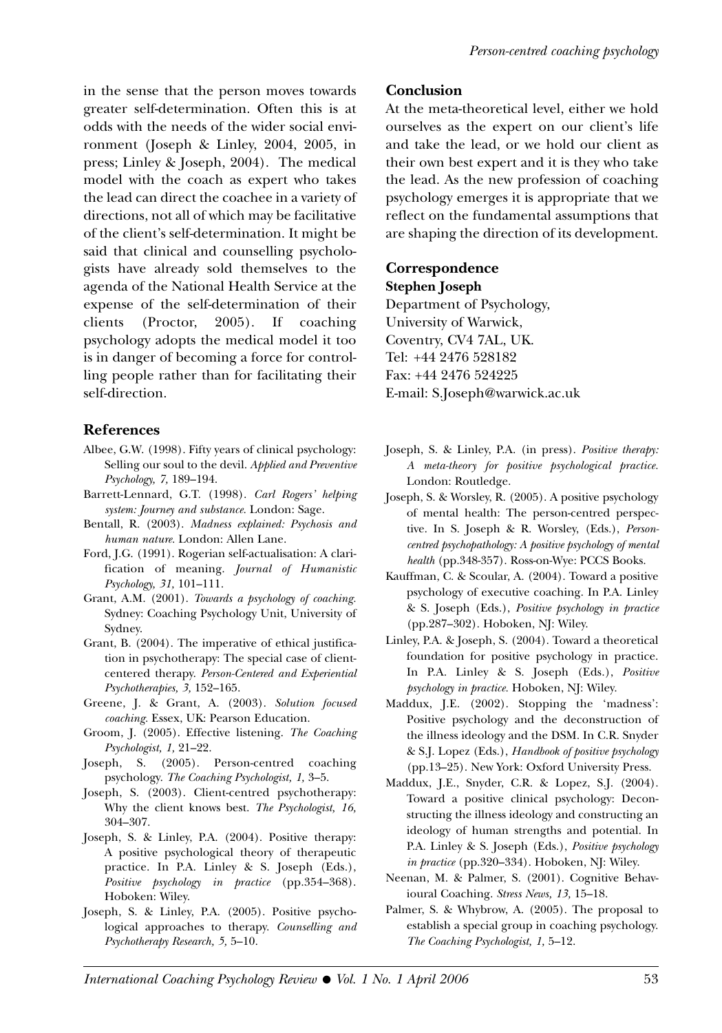in the sense that the person moves towards greater self-determination. Often this is at odds with the needs of the wider social environment (Joseph & Linley, 2004, 2005, in press; Linley & Joseph, 2004). The medical model with the coach as expert who takes the lead can direct the coachee in a variety of directions, not all of which may be facilitative of the client's self-determination. It might be said that clinical and counselling psychologists have already sold themselves to the agenda of the National Health Service at the expense of the self-determination of their clients (Proctor, 2005). If coaching psychology adopts the medical model it too is in danger of becoming a force for controlling people rather than for facilitating their self-direction.

## Conclusion

At the meta-theoretical level, either we hold ourselves as the expert on our client's life and take the lead, or we hold our client as their own best expert and it is they who take the lead. As the new profession of coaching psychology emerges it is appropriate that we reflect on the fundamental assumptions that are shaping the direction of its development.

## Correspondence

**Stephen Joseph**
Department of Psychology,
University of Warwick,
Coventry, CV4 7AL, UK.
Tel: +44 2476 528182
Fax: +44 2476 524225
E-mail: S.Joseph@warwick.ac.uk

## References

Albee, G.W. (1998). Fifty years of clinical psychology: Selling our soul to the devil. *Applied and Preventive Psychology, 7,* 189–194.

Barrett-Lennard, G.T. (1998). *Carl Rogers' helping system: Journey and substance.* London: Sage.

Bentall, R. (2003). *Madness explained: Psychosis and human nature.* London: Allen Lane.

Ford, J.G. (1991). Rogerian self-actualisation: A clarification of meaning. *Journal of Humanistic Psychology, 31,* 101–111.

Grant, A.M. (2001). *Towards a psychology of coaching.* Sydney: Coaching Psychology Unit, University of Sydney.

Grant, B. (2004). The imperative of ethical justification in psychotherapy: The special case of client-centered therapy. *Person-Centered and Experiential Psychotherapies, 3,* 152–165.

Greene, J. & Grant, A. (2003). *Solution focused coaching.* Essex, UK: Pearson Education.

Groom, J. (2005). Effective listening. *The Coaching Psychologist, 1,* 21–22.

Joseph, S. (2005). Person-centred coaching psychology. *The Coaching Psychologist, 1,* 3–5.

Joseph, S. (2003). Client-centred psychotherapy: Why the client knows best. *The Psychologist, 16,* 304–307.

Joseph, S. & Linley, P.A. (2004). Positive therapy: A positive psychological theory of therapeutic practice. In P.A. Linley & S. Joseph (Eds.), *Positive psychology in practice* (pp.354–368). Hoboken: Wiley.

Joseph, S. & Linley, P.A. (2005). Positive psychological approaches to therapy. *Counselling and Psychotherapy Research, 5,* 5–10.

Joseph, S. & Linley, P.A. (in press). *Positive therapy: A meta-theory for positive psychological practice.* London: Routledge.

Joseph, S. & Worsley, R. (2005). A positive psychology of mental health: The person-centred perspective. In S. Joseph & R. Worsley, (Eds.), *Person-centred psychopathology: A positive psychology of mental health* (pp.348-357). Ross-on-Wye: PCCS Books.

Kauffman, C. & Scoular, A. (2004). Toward a positive psychology of executive coaching. In P.A. Linley & S. Joseph (Eds.), *Positive psychology in practice* (pp.287–302). Hoboken, NJ: Wiley.

Linley, P.A. & Joseph, S. (2004). Toward a theoretical foundation for positive psychology in practice. In P.A. Linley & S. Joseph (Eds.), *Positive psychology in practice.* Hoboken, NJ: Wiley.

Maddux, J.E. (2002). Stopping the 'madness': Positive psychology and the deconstruction of the illness ideology and the DSM. In C.R. Snyder & S.J. Lopez (Eds.), *Handbook of positive psychology* (pp.13–25). New York: Oxford University Press.

Maddux, J.E., Snyder, C.R. & Lopez, S.J. (2004). Toward a positive clinical psychology: Deconstructing the illness ideology and constructing an ideology of human strengths and potential. In P.A. Linley & S. Joseph (Eds.), *Positive psychology in practice* (pp.320–334). Hoboken, NJ: Wiley.

Neenan, M. & Palmer, S. (2001). Cognitive Behavioural Coaching. *Stress News, 13,* 15–18.

Palmer, S. & Whybrow, A. (2005). The proposal to establish a special group in coaching psychology. *The Coaching Psychologist, 1,* 5–12.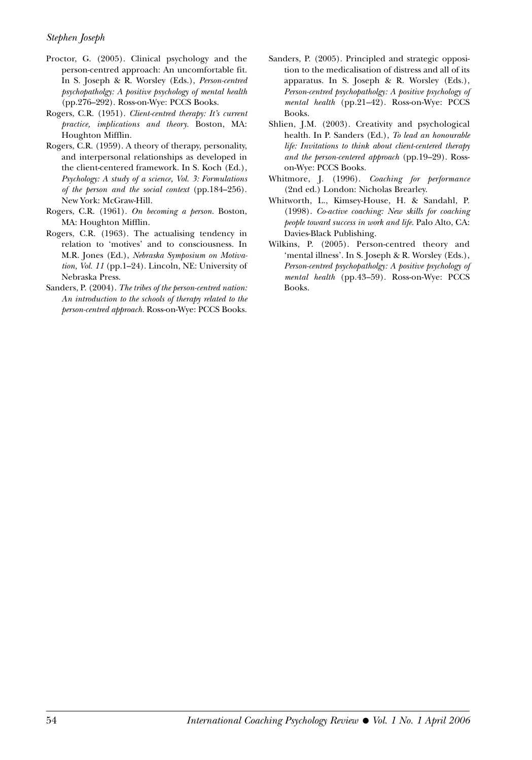Proctor, G. (2005). Clinical psychology and the person-centred approach: An uncomfortable fit. In S. Joseph & R. Worsley (Eds.), *Person-centred psychopatholgy: A positive psychology of mental health* (pp.276–292). Ross-on-Wye: PCCS Books.

Rogers, C.R. (1951). *Client-centred therapy: It's current practice, implications and theory.* Boston, MA: Houghton Mifflin.

Rogers, C.R. (1959). A theory of therapy, personality, and interpersonal relationships as developed in the client-centered framework. In S. Koch (Ed.), *Psychology: A study of a science, Vol. 3: Formulations of the person and the social context* (pp.184–256). New York: McGraw-Hill.

Rogers, C.R. (1961). *On becoming a person.* Boston, MA: Houghton Mifflin.

Rogers, C.R. (1963). The actualising tendency in relation to 'motives' and to consciousness. In M.R. Jones (Ed.), *Nebraska Symposium on Motivation, Vol. 11* (pp.1–24). Lincoln, NE: University of Nebraska Press.

Sanders, P. (2004). *The tribes of the person-centred nation: An introduction to the schools of therapy related to the person-centred approach.* Ross-on-Wye: PCCS Books.

Sanders, P. (2005). Principled and strategic opposition to the medicalisation of distress and all of its apparatus. In S. Joseph & R. Worsley (Eds.), *Person-centred psychopatholgy: A positive psychology of mental health* (pp.21–42). Ross-on-Wye: PCCS Books.

Shlien, J.M. (2003). Creativity and psychological health. In P. Sanders (Ed.), *To lead an honourable life: Invitations to think about client-centered therapy and the person-centered approach* (pp.19–29). Ross-on-Wye: PCCS Books.

Whitmore, J. (1996). *Coaching for performance* (2nd ed.) London: Nicholas Brearley.

Whitworth, L., Kimsey-House, H. & Sandahl, P. (1998). *Co-active coaching: New skills for coaching people toward success in work and life.* Palo Alto, CA: Davies-Black Publishing.

Wilkins, P. (2005). Person-centred theory and 'mental illness'. In S. Joseph & R. Worsley (Eds.), *Person-centred psychopatholgy: A positive psychology of mental health* (pp.43–59). Ross-on-Wye: PCCS Books.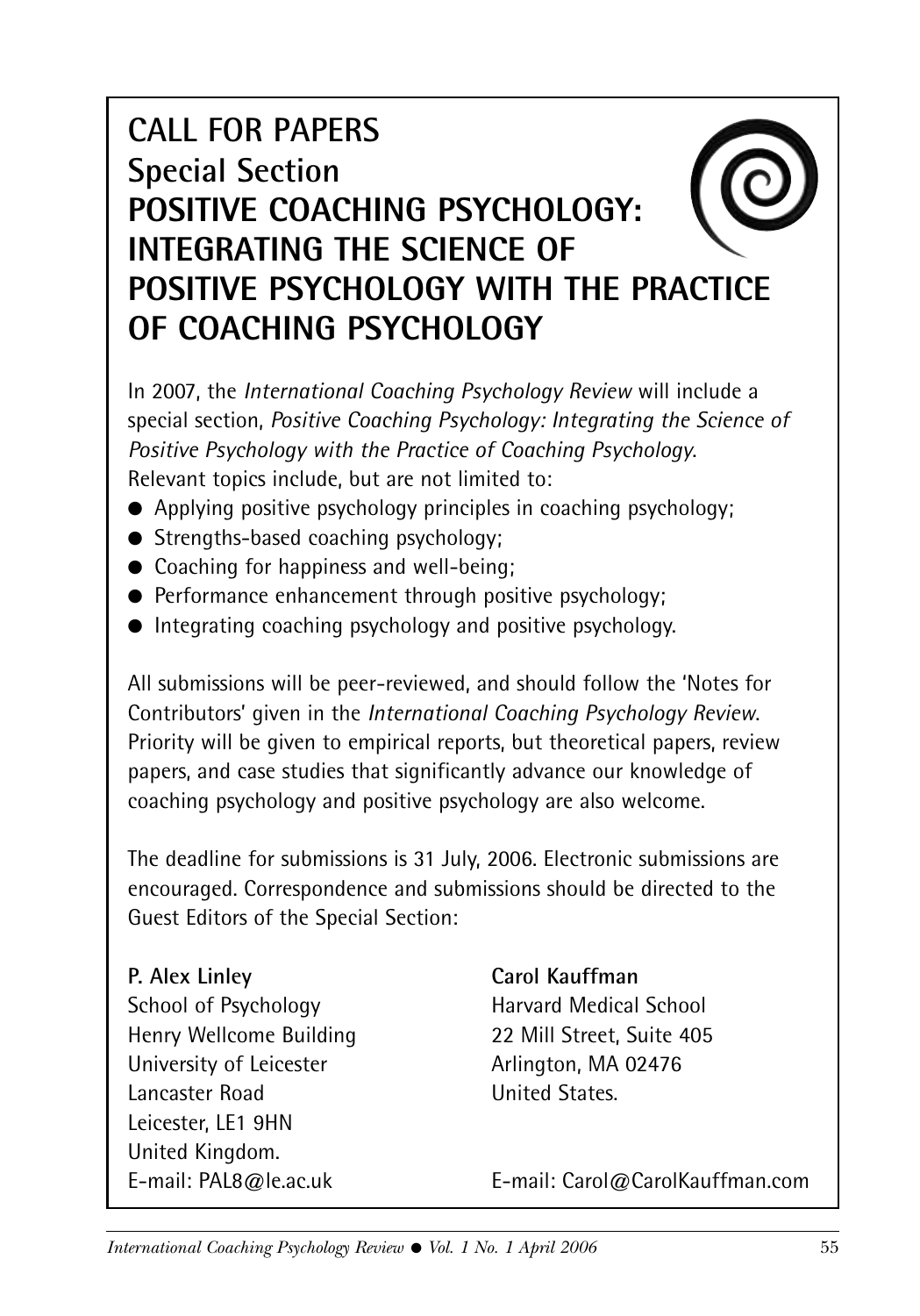# CALL FOR PAPERS

## Special Section

## POSITIVE COACHING PSYCHOLOGY: INTEGRATING THE SCIENCE OF POSITIVE PSYCHOLOGY WITH THE PRACTICE OF COACHING PSYCHOLOGY

In 2007, the *International Coaching Psychology Review* will include a special section, *Positive Coaching Psychology: Integrating the Science of Positive Psychology with the Practice of Coaching Psychology*. Relevant topics include, but are not limited to:

- Applying positive psychology principles in coaching psychology;
- Strengths-based coaching psychology;
- Coaching for happiness and well-being;
- Performance enhancement through positive psychology;
- Integrating coaching psychology and positive psychology.

All submissions will be peer-reviewed, and should follow the 'Notes for Contributors' given in the *International Coaching Psychology Review*. Priority will be given to empirical reports, but theoretical papers, review papers, and case studies that significantly advance our knowledge of coaching psychology and positive psychology are also welcome.

The deadline for submissions is 31 July, 2006. Electronic submissions are encouraged. Correspondence and submissions should be directed to the Guest Editors of the Special Section:

**P. Alex Linley**
School of Psychology
Henry Wellcome Building
University of Leicester
Lancaster Road
Leicester, LE1 9HN
United Kingdom.
E-mail: PAL8@le.ac.uk

**Carol Kauffman**
Harvard Medical School
22 Mill Street, Suite 405
Arlington, MA 02476
United States.
E-mail: Carol@CarolKauffman.com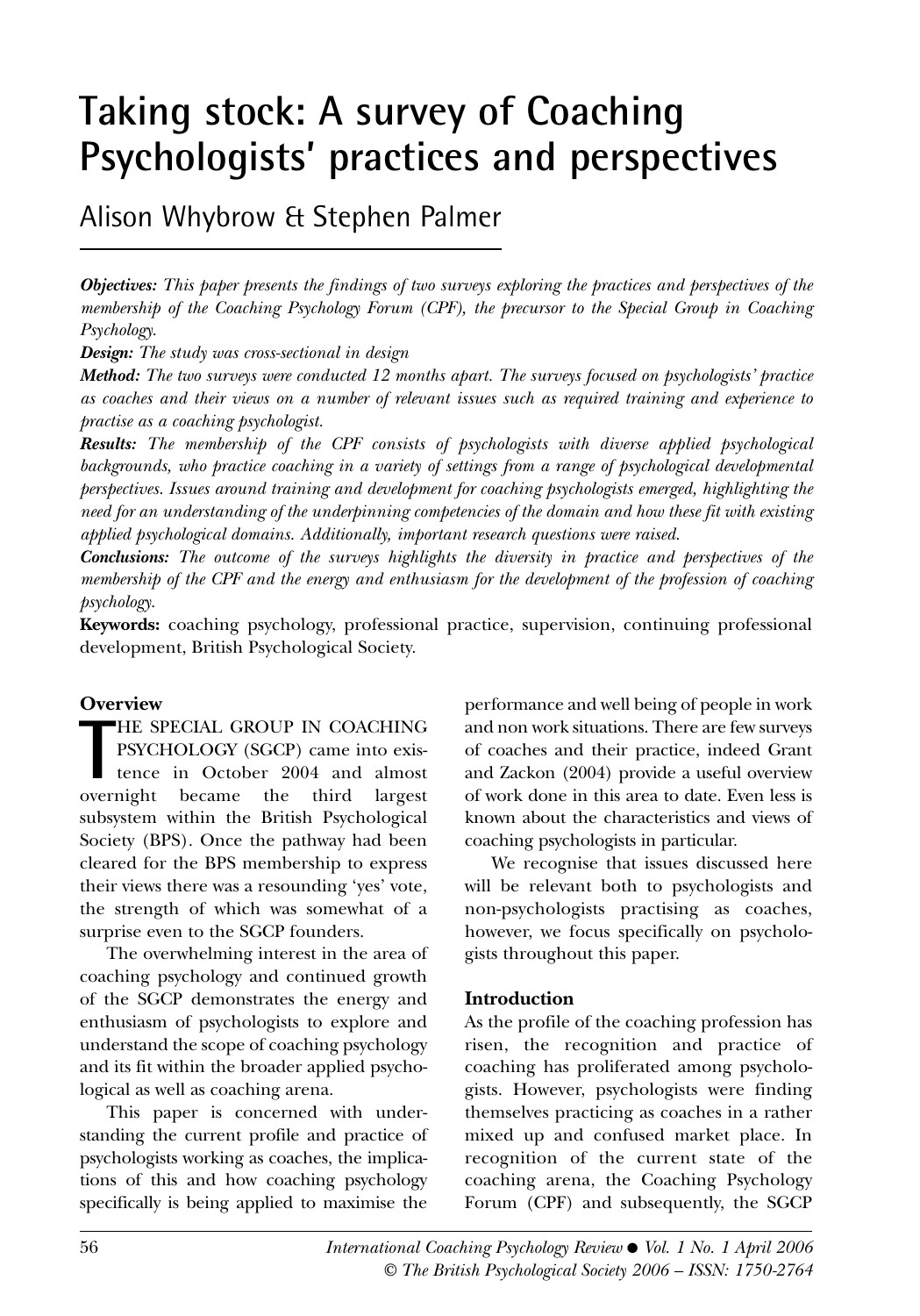# Taking stock: A survey of Coaching Psychologists' practices and perspectives

Alison Whybrow & Stephen Palmer

***Objectives:*** *This paper presents the findings of two surveys exploring the practices and perspectives of the membership of the Coaching Psychology Forum (CPF), the precursor to the Special Group in Coaching Psychology.*

***Design:*** *The study was cross-sectional in design*

***Method:*** *The two surveys were conducted 12 months apart. The surveys focused on psychologists' practice as coaches and their views on a number of relevant issues such as required training and experience to practise as a coaching psychologist.*

***Results:*** *The membership of the CPF consists of psychologists with diverse applied psychological backgrounds, who practice coaching in a variety of settings from a range of psychological developmental perspectives. Issues around training and development for coaching psychologists emerged, highlighting the need for an understanding of the underpinning competencies of the domain and how these fit with existing applied psychological domains. Additionally, important research questions were raised.*

***Conclusions:*** *The outcome of the surveys highlights the diversity in practice and perspectives of the membership of the CPF and the energy and enthusiasm for the development of the profession of coaching psychology.*

**Keywords:** coaching psychology, professional practice, supervision, continuing professional development, British Psychological Society.

## Overview

THE SPECIAL GROUP IN COACHING PSYCHOLOGY (SGCP) came into existence in October 2004 and almost overnight became the third largest subsystem within the British Psychological Society (BPS). Once the pathway had been cleared for the BPS membership to express their views there was a resounding 'yes' vote, the strength of which was somewhat of a surprise even to the SGCP founders.

The overwhelming interest in the area of coaching psychology and continued growth of the SGCP demonstrates the energy and enthusiasm of psychologists to explore and understand the scope of coaching psychology and its fit within the broader applied psychological as well as coaching arena.

This paper is concerned with understanding the current profile and practice of psychologists working as coaches, the implications of this and how coaching psychology specifically is being applied to maximise the performance and well being of people in work and non work situations. There are few surveys of coaches and their practice, indeed Grant and Zackon (2004) provide a useful overview of work done in this area to date. Even less is known about the characteristics and views of coaching psychologists in particular.

We recognise that issues discussed here will be relevant both to psychologists and non-psychologists practising as coaches, however, we focus specifically on psychologists throughout this paper.

## Introduction

As the profile of the coaching profession has risen, the recognition and practice of coaching has proliferated among psychologists. However, psychologists were finding themselves practicing as coaches in a rather mixed up and confused market place. In recognition of the current state of the coaching arena, the Coaching Psychology Forum (CPF) and subsequently, the SGCP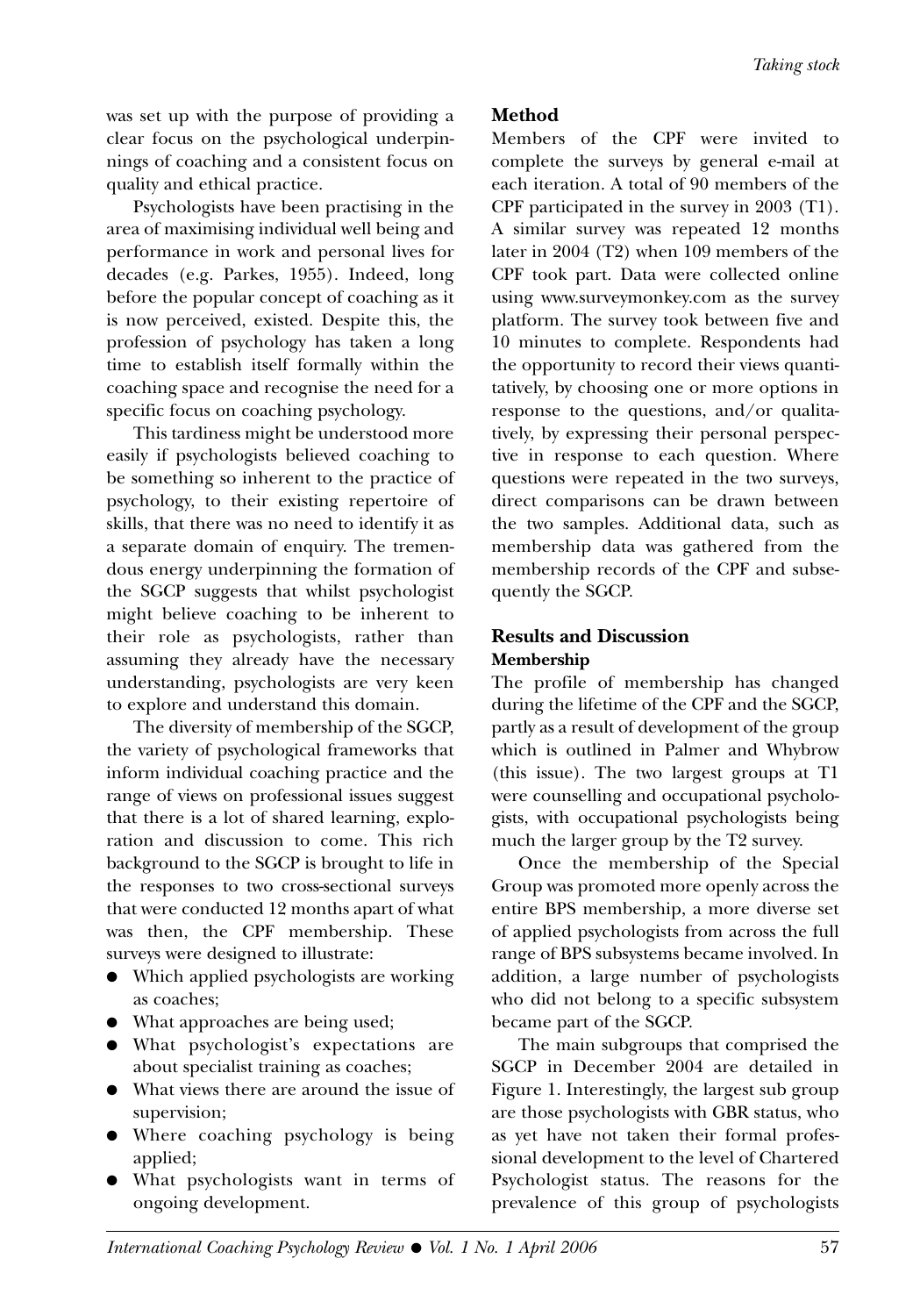was set up with the purpose of providing a clear focus on the psychological underpinnings of coaching and a consistent focus on quality and ethical practice.

Psychologists have been practising in the area of maximising individual well being and performance in work and personal lives for decades (e.g. Parkes, 1955). Indeed, long before the popular concept of coaching as it is now perceived, existed. Despite this, the profession of psychology has taken a long time to establish itself formally within the coaching space and recognise the need for a specific focus on coaching psychology.

This tardiness might be understood more easily if psychologists believed coaching to be something so inherent to the practice of psychology, to their existing repertoire of skills, that there was no need to identify it as a separate domain of enquiry. The tremendous energy underpinning the formation of the SGCP suggests that whilst psychologist might believe coaching to be inherent to their role as psychologists, rather than assuming they already have the necessary understanding, psychologists are very keen to explore and understand this domain.

The diversity of membership of the SGCP, the variety of psychological frameworks that inform individual coaching practice and the range of views on professional issues suggest that there is a lot of shared learning, exploration and discussion to come. This rich background to the SGCP is brought to life in the responses to two cross-sectional surveys that were conducted 12 months apart of what was then, the CPF membership. These surveys were designed to illustrate:

- Which applied psychologists are working as coaches;
- What approaches are being used;
- What psychologist's expectations are about specialist training as coaches;
- What views there are around the issue of supervision;
- Where coaching psychology is being applied;
- What psychologists want in terms of ongoing development.

## Method

Members of the CPF were invited to complete the surveys by general e-mail at each iteration. A total of 90 members of the CPF participated in the survey in 2003 (T1). A similar survey was repeated 12 months later in 2004 (T2) when 109 members of the CPF took part. Data were collected online using www.surveymonkey.com as the survey platform. The survey took between five and 10 minutes to complete. Respondents had the opportunity to record their views quantitatively, by choosing one or more options in response to the questions, and/or qualitatively, by expressing their personal perspective in response to each question. Where questions were repeated in the two surveys, direct comparisons can be drawn between the two samples. Additional data, such as membership data was gathered from the membership records of the CPF and subsequently the SGCP.

## Results and Discussion

### Membership

The profile of membership has changed during the lifetime of the CPF and the SGCP, partly as a result of development of the group which is outlined in Palmer and Whybrow (this issue). The two largest groups at T1 were counselling and occupational psychologists, with occupational psychologists being much the larger group by the T2 survey.

Once the membership of the Special Group was promoted more openly across the entire BPS membership, a more diverse set of applied psychologists from across the full range of BPS subsystems became involved. In addition, a large number of psychologists who did not belong to a specific subsystem became part of the SGCP.

The main subgroups that comprised the SGCP in December 2004 are detailed in Figure 1. Interestingly, the largest sub group are those psychologists with GBR status, who as yet have not taken their formal professional development to the level of Chartered Psychologist status. The reasons for the prevalence of this group of psychologists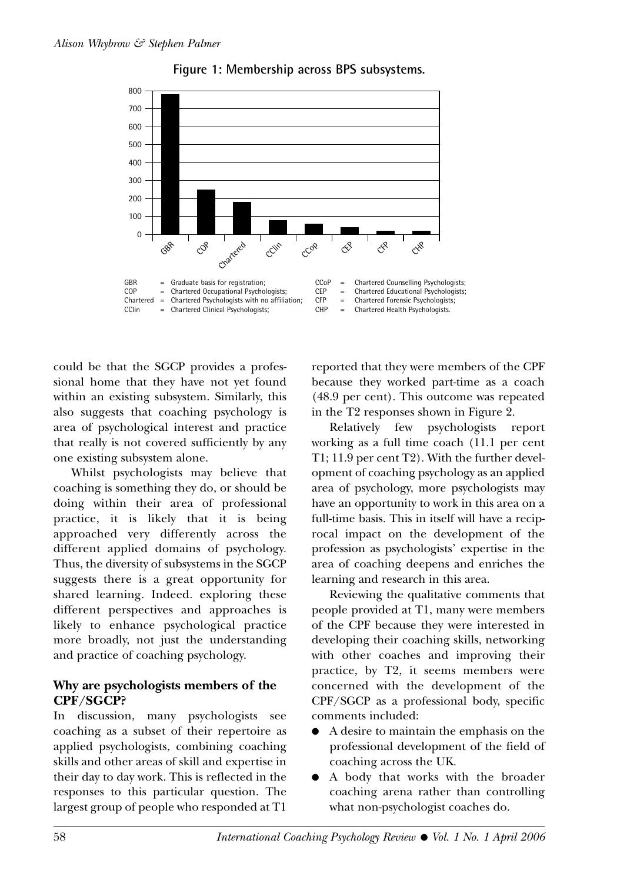**Figure 1: Membership across BPS subsystems.**

GBR = Graduate basis for registration;
COP = Chartered Occupational Psychologists;
Chartered = Chartered Psychologists with no affiliation;
CClin = Chartered Clinical Psychologists;
CCoP = Chartered Counselling Psychologists;
CEP = Chartered Educational Psychologists;
CFP = Chartered Forensic Psychologists;
CHP = Chartered Health Psychologists.

could be that the SGCP provides a professional home that they have not yet found within an existing subsystem. Similarly, this also suggests that coaching psychology is area of psychological interest and practice that really is not covered sufficiently by any one existing subsystem alone.

Whilst psychologists may believe that coaching is something they do, or should be doing within their area of professional practice, it is likely that it is being approached very differently across the different applied domains of psychology. Thus, the diversity of subsystems in the SGCP suggests there is a great opportunity for shared learning. Indeed. exploring these different perspectives and approaches is likely to enhance psychological practice more broadly, not just the understanding and practice of coaching psychology.

## Why are psychologists members of the CPF/SGCP?

In discussion, many psychologists see coaching as a subset of their repertoire as applied psychologists, combining coaching skills and other areas of skill and expertise in their day to day work. This is reflected in the responses to this particular question. The largest group of people who responded at T1 reported that they were members of the CPF because they worked part-time as a coach (48.9 per cent). This outcome was repeated in the T2 responses shown in Figure 2.

Relatively few psychologists report working as a full time coach (11.1 per cent T1; 11.9 per cent T2). With the further development of coaching psychology as an applied area of psychology, more psychologists may have an opportunity to work in this area on a full-time basis. This in itself will have a reciprocal impact on the development of the profession as psychologists' expertise in the area of coaching deepens and enriches the learning and research in this area.

Reviewing the qualitative comments that people provided at T1, many were members of the CPF because they were interested in developing their coaching skills, networking with other coaches and improving their practice, by T2, it seems members were concerned with the development of the CPF/SGCP as a professional body, specific comments included:

- A desire to maintain the emphasis on the professional development of the field of coaching across the UK.
- A body that works with the broader coaching arena rather than controlling what non-psychologist coaches do.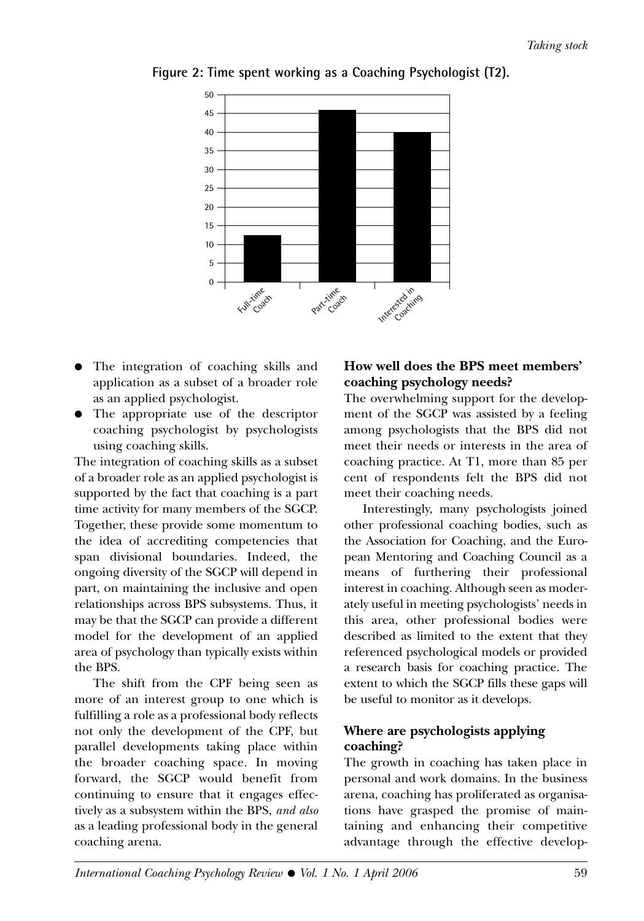**Figure 2: Time spent working as a Coaching Psychologist (T2).**

- The integration of coaching skills and application as a subset of a broader role as an applied psychologist.
- The appropriate use of the descriptor coaching psychologist by psychologists using coaching skills.

The integration of coaching skills as a subset of a broader role as an applied psychologist is supported by the fact that coaching is a part time activity for many members of the SGCP. Together, these provide some momentum to the idea of accrediting competencies that span divisional boundaries. Indeed, the ongoing diversity of the SGCP will depend in part, on maintaining the inclusive and open relationships across BPS subsystems. Thus, it may be that the SGCP can provide a different model for the development of an applied area of psychology than typically exists within the BPS.

The shift from the CPF being seen as more of an interest group to one which is fulfilling a role as a professional body reflects not only the development of the CPF, but parallel developments taking place within the broader coaching space. In moving forward, the SGCP would benefit from continuing to ensure that it engages effectively as a subsystem within the BPS, *and also* as a leading professional body in the general coaching arena.

### How well does the BPS meet members' coaching psychology needs?

The overwhelming support for the development of the SGCP was assisted by a feeling among psychologists that the BPS did not meet their needs or interests in the area of coaching practice. At T1, more than 85 per cent of respondents felt the BPS did not meet their coaching needs.

Interestingly, many psychologists joined other professional coaching bodies, such as the Association for Coaching, and the European Mentoring and Coaching Council as a means of furthering their professional interest in coaching. Although seen as moderately useful in meeting psychologists' needs in this area, other professional bodies were described as limited to the extent that they referenced psychological models or provided a research basis for coaching practice. The extent to which the SGCP fills these gaps will be useful to monitor as it develops.

### Where are psychologists applying coaching?

The growth in coaching has taken place in personal and work domains. In the business arena, coaching has proliferated as organisations have grasped the promise of maintaining and enhancing their competitive advantage through the effective develop-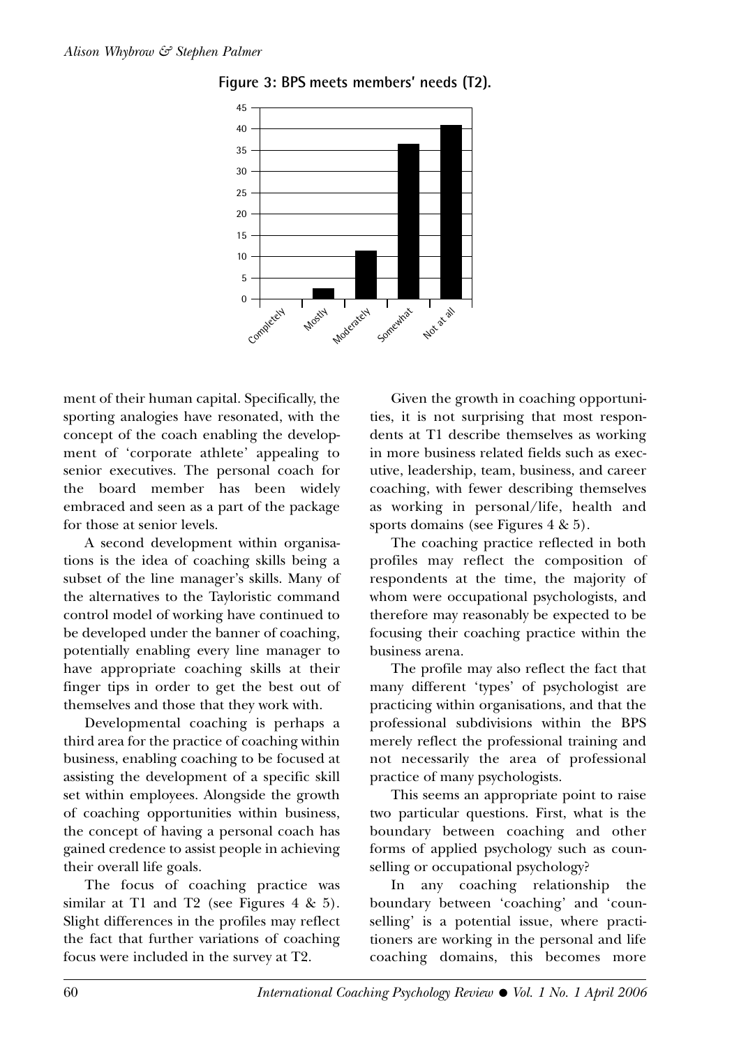**Figure 3: BPS meets members' needs (T2).**

ment of their human capital. Specifically, the sporting analogies have resonated, with the concept of the coach enabling the development of 'corporate athlete' appealing to senior executives. The personal coach for the board member has been widely embraced and seen as a part of the package for those at senior levels.

A second development within organisations is the idea of coaching skills being a subset of the line manager's skills. Many of the alternatives to the Tayloristic command control model of working have continued to be developed under the banner of coaching, potentially enabling every line manager to have appropriate coaching skills at their finger tips in order to get the best out of themselves and those that they work with.

Developmental coaching is perhaps a third area for the practice of coaching within business, enabling coaching to be focused at assisting the development of a specific skill set within employees. Alongside the growth of coaching opportunities within business, the concept of having a personal coach has gained credence to assist people in achieving their overall life goals.

The focus of coaching practice was similar at T1 and T2 (see Figures 4 & 5). Slight differences in the profiles may reflect the fact that further variations of coaching focus were included in the survey at T2.

Given the growth in coaching opportunities, it is not surprising that most respondents at T1 describe themselves as working in more business related fields such as executive, leadership, team, business, and career coaching, with fewer describing themselves as working in personal/life, health and sports domains (see Figures 4 & 5).

The coaching practice reflected in both profiles may reflect the composition of respondents at the time, the majority of whom were occupational psychologists, and therefore may reasonably be expected to be focusing their coaching practice within the business arena.

The profile may also reflect the fact that many different 'types' of psychologist are practicing within organisations, and that the professional subdivisions within the BPS merely reflect the professional training and not necessarily the area of professional practice of many psychologists.

This seems an appropriate point to raise two particular questions. First, what is the boundary between coaching and other forms of applied psychology such as counselling or occupational psychology?

In any coaching relationship the boundary between 'coaching' and 'counselling' is a potential issue, where practitioners are working in the personal and life coaching domains, this becomes more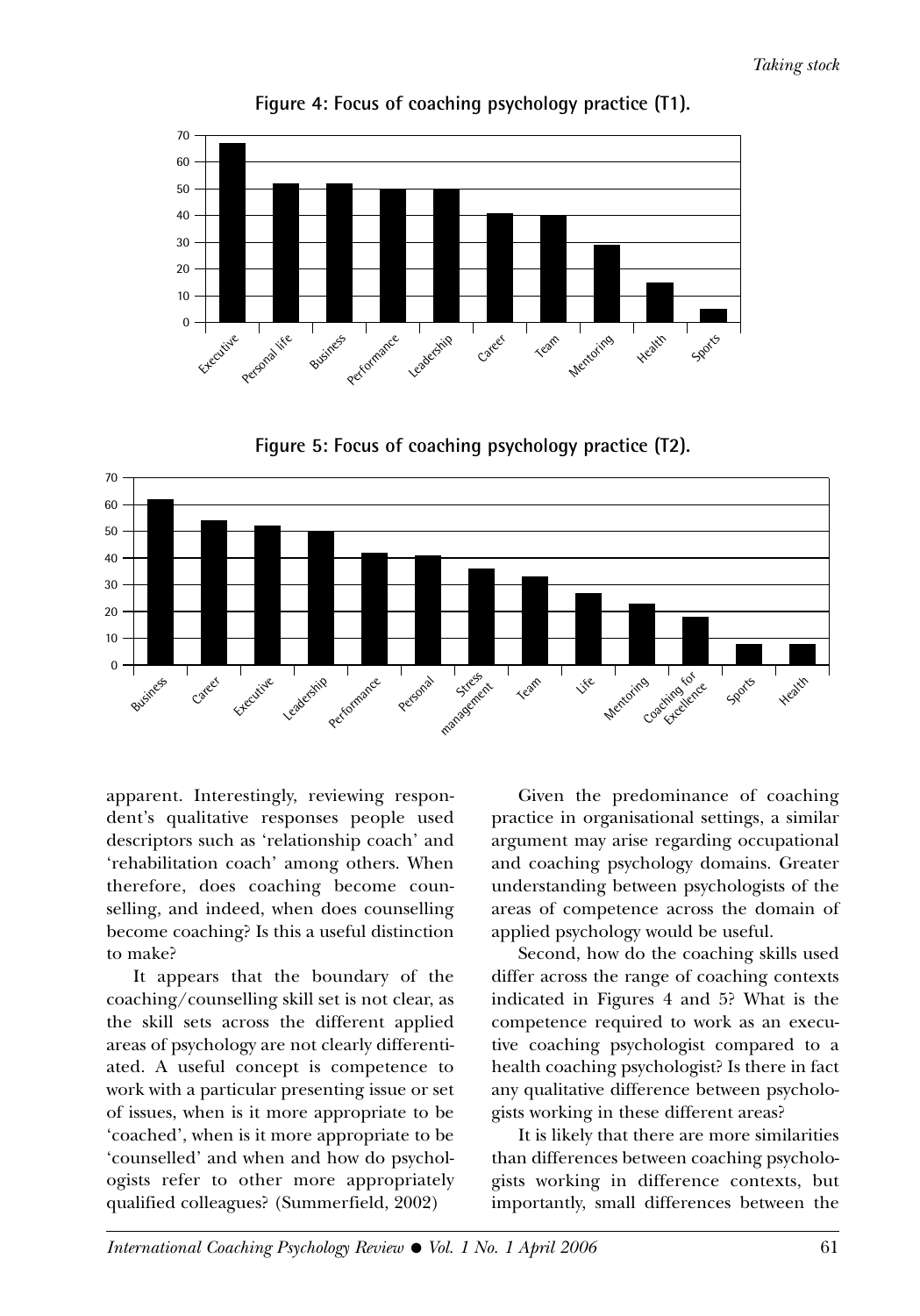**Figure 4: Focus of coaching psychology practice (T1).**

**Figure 5: Focus of coaching psychology practice (T2).**

apparent. Interestingly, reviewing respondent's qualitative responses people used descriptors such as 'relationship coach' and 'rehabilitation coach' among others. When therefore, does coaching become counselling, and indeed, when does counselling become coaching? Is this a useful distinction to make?

It appears that the boundary of the coaching/counselling skill set is not clear, as the skill sets across the different applied areas of psychology are not clearly differentiated. A useful concept is competence to work with a particular presenting issue or set of issues, when is it more appropriate to be 'coached', when is it more appropriate to be 'counselled' and when and how do psychologists refer to other more appropriately qualified colleagues? (Summerfield, 2002)

Given the predominance of coaching practice in organisational settings, a similar argument may arise regarding occupational and coaching psychology domains. Greater understanding between psychologists of the areas of competence across the domain of applied psychology would be useful.

Second, how do the coaching skills used differ across the range of coaching contexts indicated in Figures 4 and 5? What is the competence required to work as an executive coaching psychologist compared to a health coaching psychologist? Is there in fact any qualitative difference between psychologists working in these different areas?

It is likely that there are more similarities than differences between coaching psychologists working in difference contexts, but importantly, small differences between the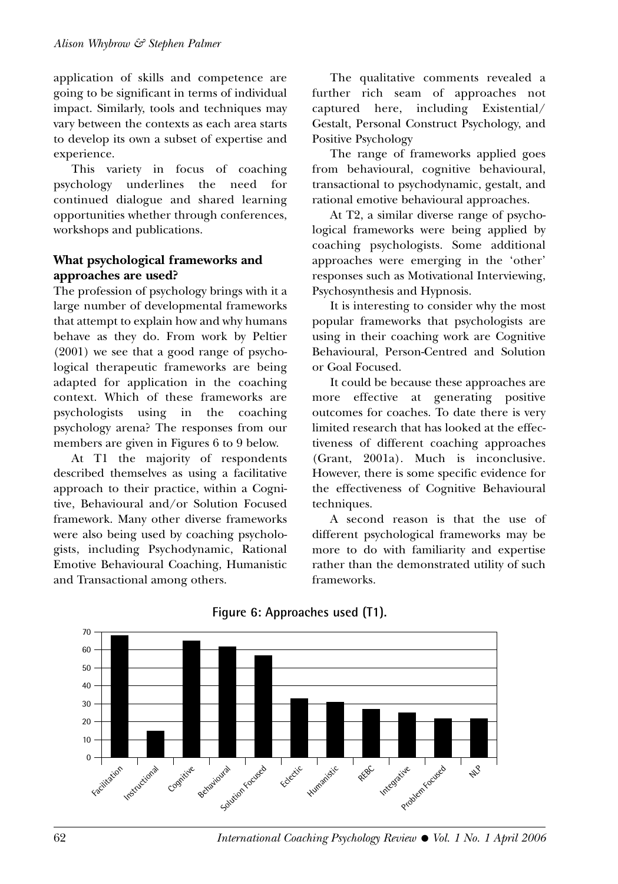application of skills and competence are going to be significant in terms of individual impact. Similarly, tools and techniques may vary between the contexts as each area starts to develop its own a subset of expertise and experience.

This variety in focus of coaching psychology underlines the need for continued dialogue and shared learning opportunities whether through conferences, workshops and publications.

### What psychological frameworks and approaches are used?

The profession of psychology brings with it a large number of developmental frameworks that attempt to explain how and why humans behave as they do. From work by Peltier (2001) we see that a good range of psychological therapeutic frameworks are being adapted for application in the coaching context. Which of these frameworks are psychologists using in the coaching psychology arena? The responses from our members are given in Figures 6 to 9 below.

At T1 the majority of respondents described themselves as using a facilitative approach to their practice, within a Cognitive, Behavioural and/or Solution Focused framework. Many other diverse frameworks were also being used by coaching psychologists, including Psychodynamic, Rational Emotive Behavioural Coaching, Humanistic and Transactional among others.

The qualitative comments revealed a further rich seam of approaches not captured here, including Existential/ Gestalt, Personal Construct Psychology, and Positive Psychology

The range of frameworks applied goes from behavioural, cognitive behavioural, transactional to psychodynamic, gestalt, and rational emotive behavioural approaches.

At T2, a similar diverse range of psychological frameworks were being applied by coaching psychologists. Some additional approaches were emerging in the 'other' responses such as Motivational Interviewing, Psychosynthesis and Hypnosis.

It is interesting to consider why the most popular frameworks that psychologists are using in their coaching work are Cognitive Behavioural, Person-Centred and Solution or Goal Focused.

It could be because these approaches are more effective at generating positive outcomes for coaches. To date there is very limited research that has looked at the effectiveness of different coaching approaches (Grant, 2001a). Much is inconclusive. However, there is some specific evidence for the effectiveness of Cognitive Behavioural techniques.

A second reason is that the use of different psychological frameworks may be more to do with familiarity and expertise rather than the demonstrated utility of such frameworks.

**Figure 6: Approaches used (T1).**

| Approach | Value |
|---|---|
| Facilitation | 68 |
| Instructional | 15 |
| Cognitive | 65 |
| Behavioural | 62 |
| Solution Focused | 57 |
| Eclectic | 33 |
| Humanistic | 31 |
| REBC | 27 |
| Integrative | 25 |
| Problem Focused | 22 |
| NLP | 22 |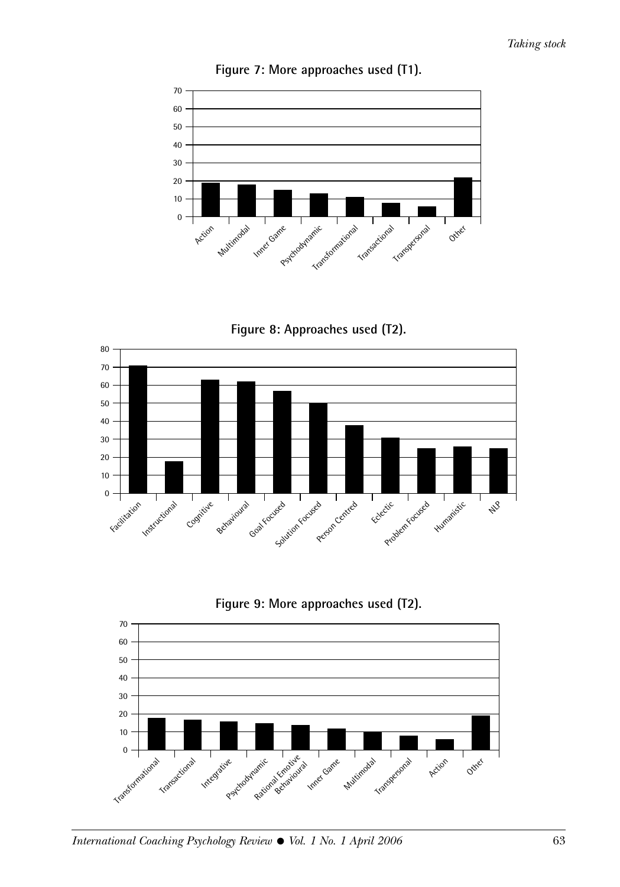**Figure 7: More approaches used (T1).**

**Figure 8: Approaches used (T2).**

**Figure 9: More approaches used (T2).**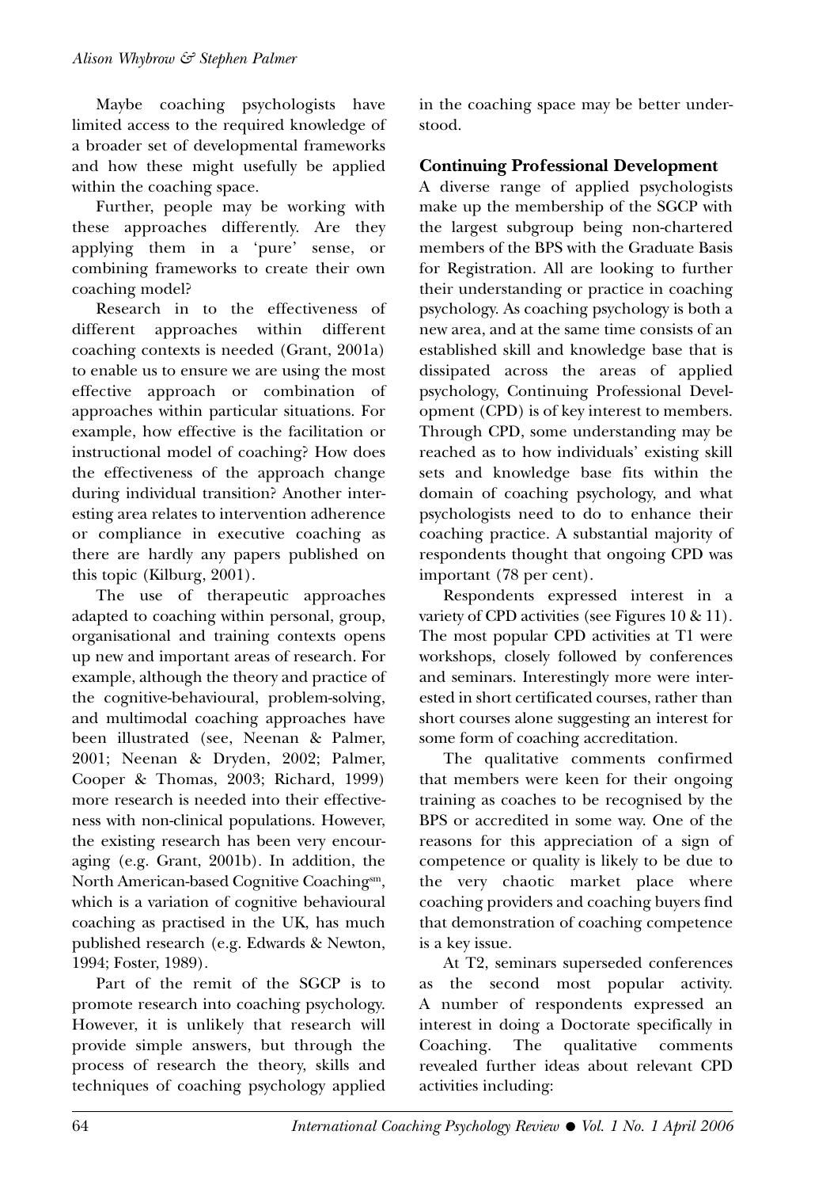Maybe coaching psychologists have limited access to the required knowledge of a broader set of developmental frameworks and how these might usefully be applied within the coaching space.

Further, people may be working with these approaches differently. Are they applying them in a 'pure' sense, or combining frameworks to create their own coaching model?

Research in to the effectiveness of different approaches within different coaching contexts is needed (Grant, 2001a) to enable us to ensure we are using the most effective approach or combination of approaches within particular situations. For example, how effective is the facilitation or instructional model of coaching? How does the effectiveness of the approach change during individual transition? Another interesting area relates to intervention adherence or compliance in executive coaching as there are hardly any papers published on this topic (Kilburg, 2001).

The use of therapeutic approaches adapted to coaching within personal, group, organisational and training contexts opens up new and important areas of research. For example, although the theory and practice of the cognitive-behavioural, problem-solving, and multimodal coaching approaches have been illustrated (see, Neenan & Palmer, 2001; Neenan & Dryden, 2002; Palmer, Cooper & Thomas, 2003; Richard, 1999) more research is needed into their effectiveness with non-clinical populations. However, the existing research has been very encouraging (e.g. Grant, 2001b). In addition, the North American-based Cognitive Coaching[sm], which is a variation of cognitive behavioural coaching as practised in the UK, has much published research (e.g. Edwards & Newton, 1994; Foster, 1989).

Part of the remit of the SGCP is to promote research into coaching psychology. However, it is unlikely that research will provide simple answers, but through the process of research the theory, skills and techniques of coaching psychology applied in the coaching space may be better understood.

## Continuing Professional Development

A diverse range of applied psychologists make up the membership of the SGCP with the largest subgroup being non-chartered members of the BPS with the Graduate Basis for Registration. All are looking to further their understanding or practice in coaching psychology. As coaching psychology is both a new area, and at the same time consists of an established skill and knowledge base that is dissipated across the areas of applied psychology, Continuing Professional Development (CPD) is of key interest to members. Through CPD, some understanding may be reached as to how individuals' existing skill sets and knowledge base fits within the domain of coaching psychology, and what psychologists need to do to enhance their coaching practice. A substantial majority of respondents thought that ongoing CPD was important (78 per cent).

Respondents expressed interest in a variety of CPD activities (see Figures 10 & 11). The most popular CPD activities at T1 were workshops, closely followed by conferences and seminars. Interestingly more were interested in short certificated courses, rather than short courses alone suggesting an interest for some form of coaching accreditation.

The qualitative comments confirmed that members were keen for their ongoing training as coaches to be recognised by the BPS or accredited in some way. One of the reasons for this appreciation of a sign of competence or quality is likely to be due to the very chaotic market place where coaching providers and coaching buyers find that demonstration of coaching competence is a key issue.

At T2, seminars superseded conferences as the second most popular activity. A number of respondents expressed an interest in doing a Doctorate specifically in Coaching. The qualitative comments revealed further ideas about relevant CPD activities including: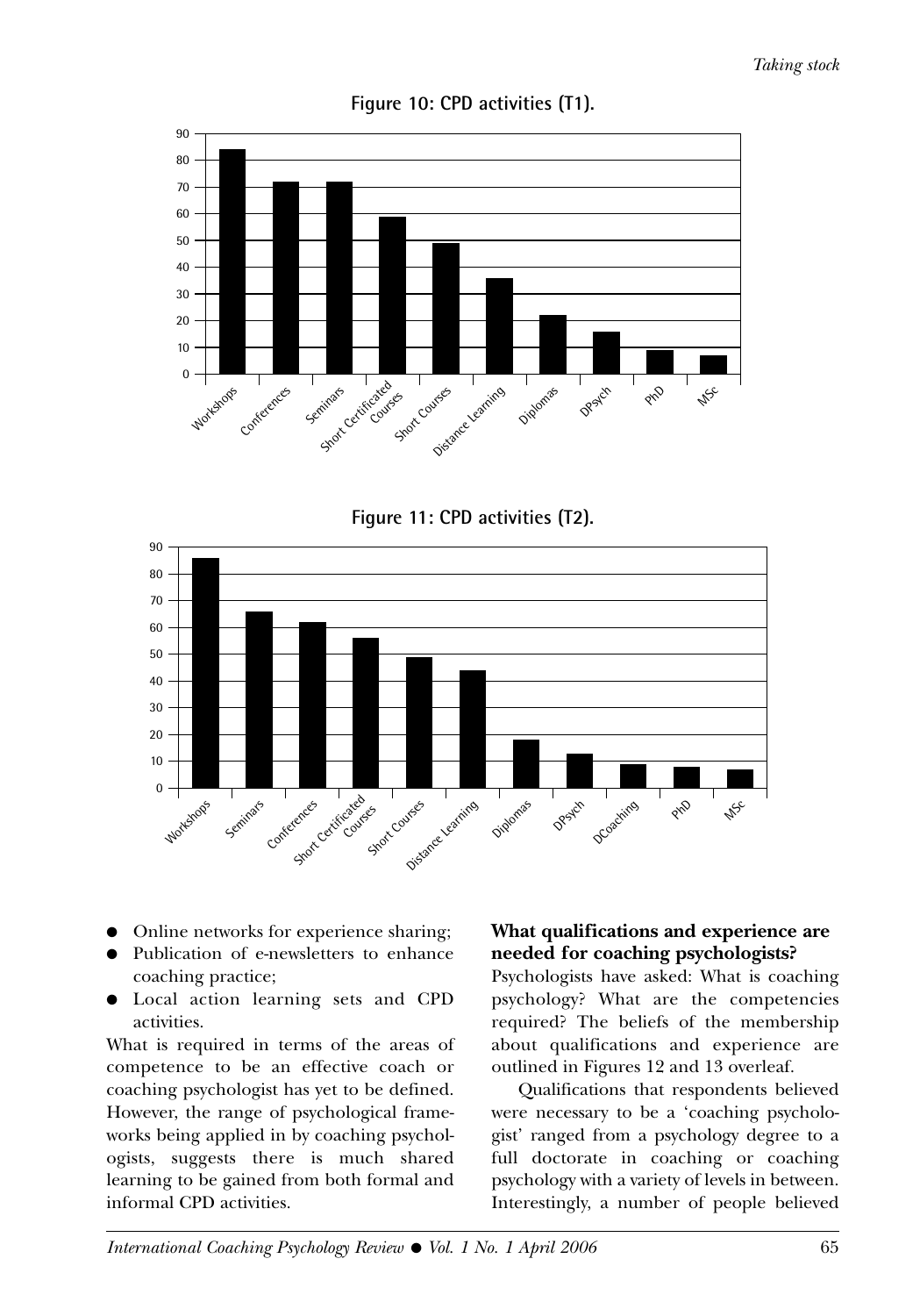**Figure 10: CPD activities (T1).**

| Activity | Value |
|---|---|
| Workshops | 84 |
| Conferences | 72 |
| Seminars | 72 |
| Short Certificated Courses | 59 |
| Short Courses | 49 |
| Distance Learning | 36 |
| Diplomas | 22 |
| DPsych | 16 |
| PhD | 9 |
| MSc | 7 |

**Figure 11: CPD activities (T2).**

| Activity | Value |
|---|---|
| Workshops | 86 |
| Seminars | 66 |
| Conferences | 62 |
| Short Certificated Courses | 56 |
| Short Courses | 49 |
| Distance Learning | 44 |
| Diplomas | 18 |
| DPsych | 13 |
| DCoaching | 9 |
| PhD | 8 |
| MSc | 7 |

- Online networks for experience sharing;
- Publication of e-newsletters to enhance coaching practice;
- Local action learning sets and CPD activities.

What is required in terms of the areas of competence to be an effective coach or coaching psychologist has yet to be defined. However, the range of psychological frameworks being applied in by coaching psychologists, suggests there is much shared learning to be gained from both formal and informal CPD activities.

### What qualifications and experience are needed for coaching psychologists?

Psychologists have asked: What is coaching psychology? What are the competencies required? The beliefs of the membership about qualifications and experience are outlined in Figures 12 and 13 overleaf.

Qualifications that respondents believed were necessary to be a 'coaching psychologist' ranged from a psychology degree to a full doctorate in coaching or coaching psychology with a variety of levels in between. Interestingly, a number of people believed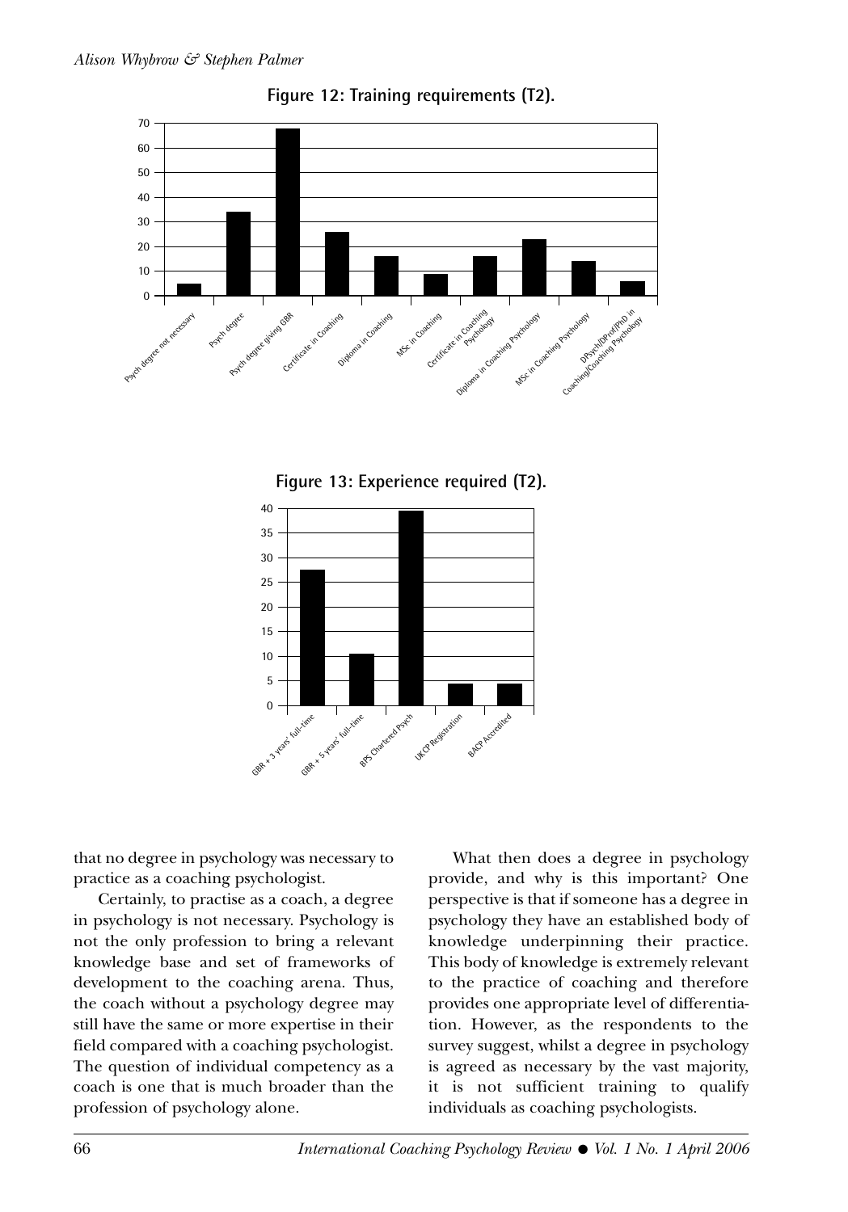**Figure 12: Training requirements (T2).**

**Figure 13: Experience required (T2).**

that no degree in psychology was necessary to practice as a coaching psychologist.

Certainly, to practise as a coach, a degree in psychology is not necessary. Psychology is not the only profession to bring a relevant knowledge base and set of frameworks of development to the coaching arena. Thus, the coach without a psychology degree may still have the same or more expertise in their field compared with a coaching psychologist. The question of individual competency as a coach is one that is much broader than the profession of psychology alone.

What then does a degree in psychology provide, and why is this important? One perspective is that if someone has a degree in psychology they have an established body of knowledge underpinning their practice. This body of knowledge is extremely relevant to the practice of coaching and therefore provides one appropriate level of differentiation. However, as the respondents to the survey suggest, whilst a degree in psychology is agreed as necessary by the vast majority, it is not sufficient training to qualify individuals as coaching psychologists.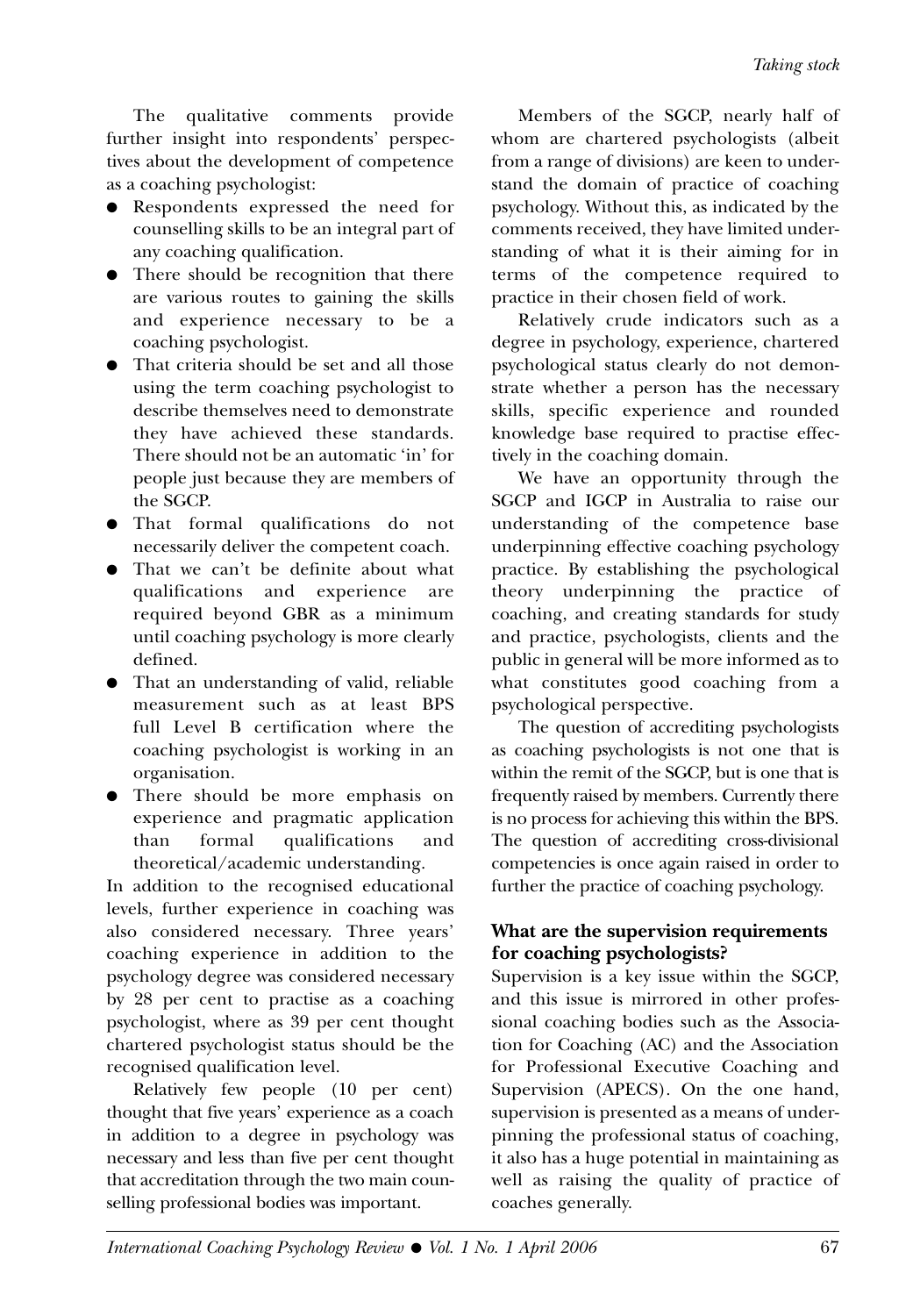The qualitative comments provide further insight into respondents' perspectives about the development of competence as a coaching psychologist:

- Respondents expressed the need for counselling skills to be an integral part of any coaching qualification.
- There should be recognition that there are various routes to gaining the skills and experience necessary to be a coaching psychologist.
- That criteria should be set and all those using the term coaching psychologist to describe themselves need to demonstrate they have achieved these standards. There should not be an automatic 'in' for people just because they are members of the SGCP.
- That formal qualifications do not necessarily deliver the competent coach.
- That we can't be definite about what qualifications and experience are required beyond GBR as a minimum until coaching psychology is more clearly defined.
- That an understanding of valid, reliable measurement such as at least BPS full Level B certification where the coaching psychologist is working in an organisation.
- There should be more emphasis on experience and pragmatic application than formal qualifications and theoretical/academic understanding.

In addition to the recognised educational levels, further experience in coaching was also considered necessary. Three years' coaching experience in addition to the psychology degree was considered necessary by 28 per cent to practise as a coaching psychologist, where as 39 per cent thought chartered psychologist status should be the recognised qualification level.

Relatively few people (10 per cent) thought that five years' experience as a coach in addition to a degree in psychology was necessary and less than five per cent thought that accreditation through the two main counselling professional bodies was important.

Members of the SGCP, nearly half of whom are chartered psychologists (albeit from a range of divisions) are keen to understand the domain of practice of coaching psychology. Without this, as indicated by the comments received, they have limited understanding of what it is their aiming for in terms of the competence required to practice in their chosen field of work.

Relatively crude indicators such as a degree in psychology, experience, chartered psychological status clearly do not demonstrate whether a person has the necessary skills, specific experience and rounded knowledge base required to practise effectively in the coaching domain.

We have an opportunity through the SGCP and IGCP in Australia to raise our understanding of the competence base underpinning effective coaching psychology practice. By establishing the psychological theory underpinning the practice of coaching, and creating standards for study and practice, psychologists, clients and the public in general will be more informed as to what constitutes good coaching from a psychological perspective.

The question of accrediting psychologists as coaching psychologists is not one that is within the remit of the SGCP, but is one that is frequently raised by members. Currently there is no process for achieving this within the BPS. The question of accrediting cross-divisional competencies is once again raised in order to further the practice of coaching psychology.

### What are the supervision requirements for coaching psychologists?

Supervision is a key issue within the SGCP, and this issue is mirrored in other professional coaching bodies such as the Association for Coaching (AC) and the Association for Professional Executive Coaching and Supervision (APECS). On the one hand, supervision is presented as a means of underpinning the professional status of coaching, it also has a huge potential in maintaining as well as raising the quality of practice of coaches generally.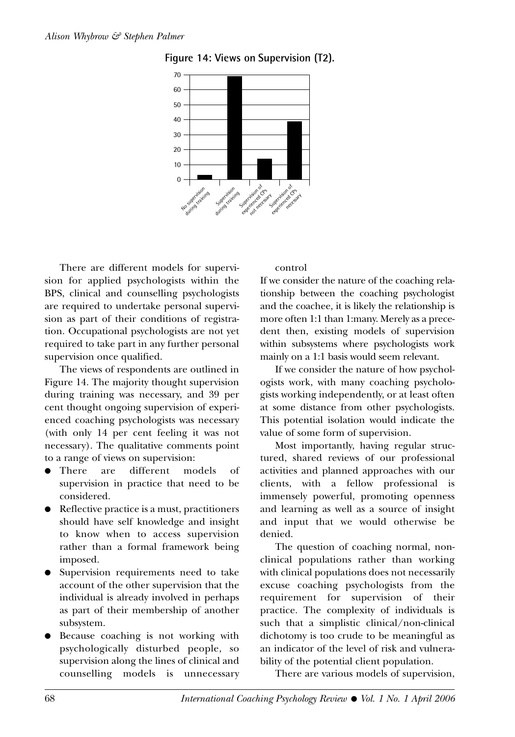**Figure 14: Views on Supervision (T2).**

| Category | Value |
|---|---|
| No supervision during training | 3 |
| Supervision during training | 69 |
| Supervision of experienced CPs not necessary | 14 |
| Supervision of experienced CPs necessary | 39 |

There are different models for supervision for applied psychologists within the BPS, clinical and counselling psychologists are required to undertake personal supervision as part of their conditions of registration. Occupational psychologists are not yet required to take part in any further personal supervision once qualified.

The views of respondents are outlined in Figure 14. The majority thought supervision during training was necessary, and 39 per cent thought ongoing supervision of experienced coaching psychologists was necessary (with only 14 per cent feeling it was not necessary). The qualitative comments point to a range of views on supervision:

- There are different models of supervision in practice that need to be considered.
- Reflective practice is a must, practitioners should have self knowledge and insight to know when to access supervision rather than a formal framework being imposed.
- Supervision requirements need to take account of the other supervision that the individual is already involved in perhaps as part of their membership of another subsystem.
- Because coaching is not working with psychologically disturbed people, so supervision along the lines of clinical and counselling models is unnecessary control

If we consider the nature of the coaching relationship between the coaching psychologist and the coachee, it is likely the relationship is more often 1:1 than 1:many. Merely as a precedent then, existing models of supervision within subsystems where psychologists work mainly on a 1:1 basis would seem relevant.

If we consider the nature of how psychologists work, with many coaching psychologists working independently, or at least often at some distance from other psychologists. This potential isolation would indicate the value of some form of supervision.

Most importantly, having regular structured, shared reviews of our professional activities and planned approaches with our clients, with a fellow professional is immensely powerful, promoting openness and learning as well as a source of insight and input that we would otherwise be denied.

The question of coaching normal, non-clinical populations rather than working with clinical populations does not necessarily excuse coaching psychologists from the requirement for supervision of their practice. The complexity of individuals is such that a simplistic clinical/non-clinical dichotomy is too crude to be meaningful as an indicator of the level of risk and vulnerability of the potential client population.

There are various models of supervision,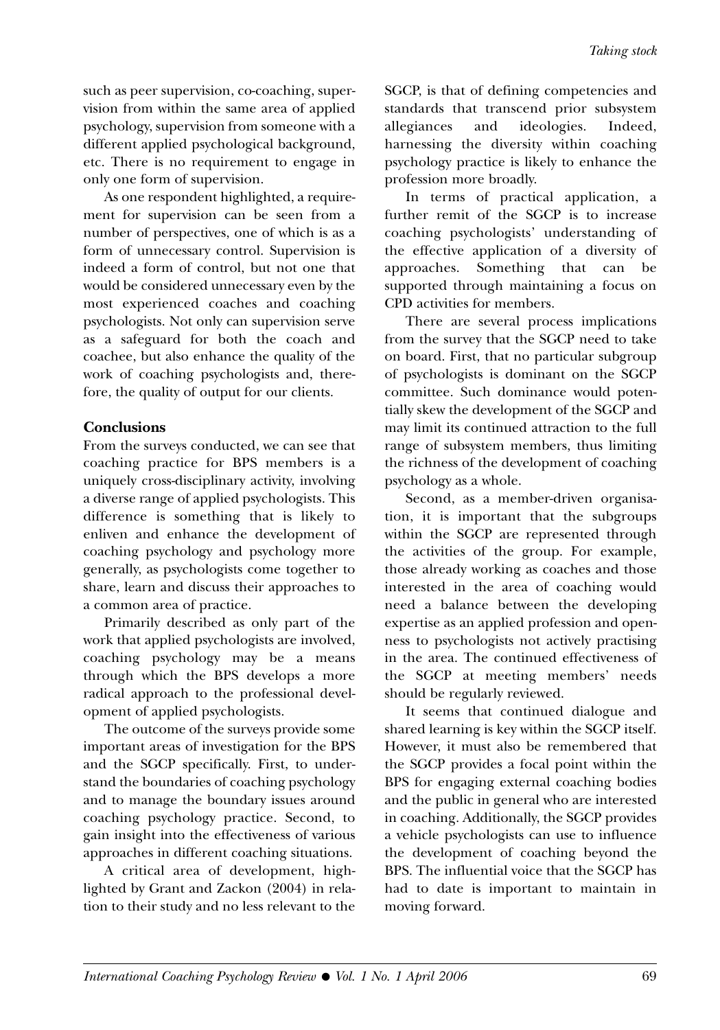such as peer supervision, co-coaching, supervision from within the same area of applied psychology, supervision from someone with a different applied psychological background, etc. There is no requirement to engage in only one form of supervision.

As one respondent highlighted, a requirement for supervision can be seen from a number of perspectives, one of which is as a form of unnecessary control. Supervision is indeed a form of control, but not one that would be considered unnecessary even by the most experienced coaches and coaching psychologists. Not only can supervision serve as a safeguard for both the coach and coachee, but also enhance the quality of the work of coaching psychologists and, therefore, the quality of output for our clients.

## Conclusions

From the surveys conducted, we can see that coaching practice for BPS members is a uniquely cross-disciplinary activity, involving a diverse range of applied psychologists. This difference is something that is likely to enliven and enhance the development of coaching psychology and psychology more generally, as psychologists come together to share, learn and discuss their approaches to a common area of practice.

Primarily described as only part of the work that applied psychologists are involved, coaching psychology may be a means through which the BPS develops a more radical approach to the professional development of applied psychologists.

The outcome of the surveys provide some important areas of investigation for the BPS and the SGCP specifically. First, to understand the boundaries of coaching psychology and to manage the boundary issues around coaching psychology practice. Second, to gain insight into the effectiveness of various approaches in different coaching situations.

A critical area of development, highlighted by Grant and Zackon (2004) in relation to their study and no less relevant to the SGCP, is that of defining competencies and standards that transcend prior subsystem allegiances and ideologies. Indeed, harnessing the diversity within coaching psychology practice is likely to enhance the profession more broadly.

In terms of practical application, a further remit of the SGCP is to increase coaching psychologists' understanding of the effective application of a diversity of approaches. Something that can be supported through maintaining a focus on CPD activities for members.

There are several process implications from the survey that the SGCP need to take on board. First, that no particular subgroup of psychologists is dominant on the SGCP committee. Such dominance would potentially skew the development of the SGCP and may limit its continued attraction to the full range of subsystem members, thus limiting the richness of the development of coaching psychology as a whole.

Second, as a member-driven organisation, it is important that the subgroups within the SGCP are represented through the activities of the group. For example, those already working as coaches and those interested in the area of coaching would need a balance between the developing expertise as an applied profession and openness to psychologists not actively practising in the area. The continued effectiveness of the SGCP at meeting members' needs should be regularly reviewed.

It seems that continued dialogue and shared learning is key within the SGCP itself. However, it must also be remembered that the SGCP provides a focal point within the BPS for engaging external coaching bodies and the public in general who are interested in coaching. Additionally, the SGCP provides a vehicle psychologists can use to influence the development of coaching beyond the BPS. The influential voice that the SGCP has had to date is important to maintain in moving forward.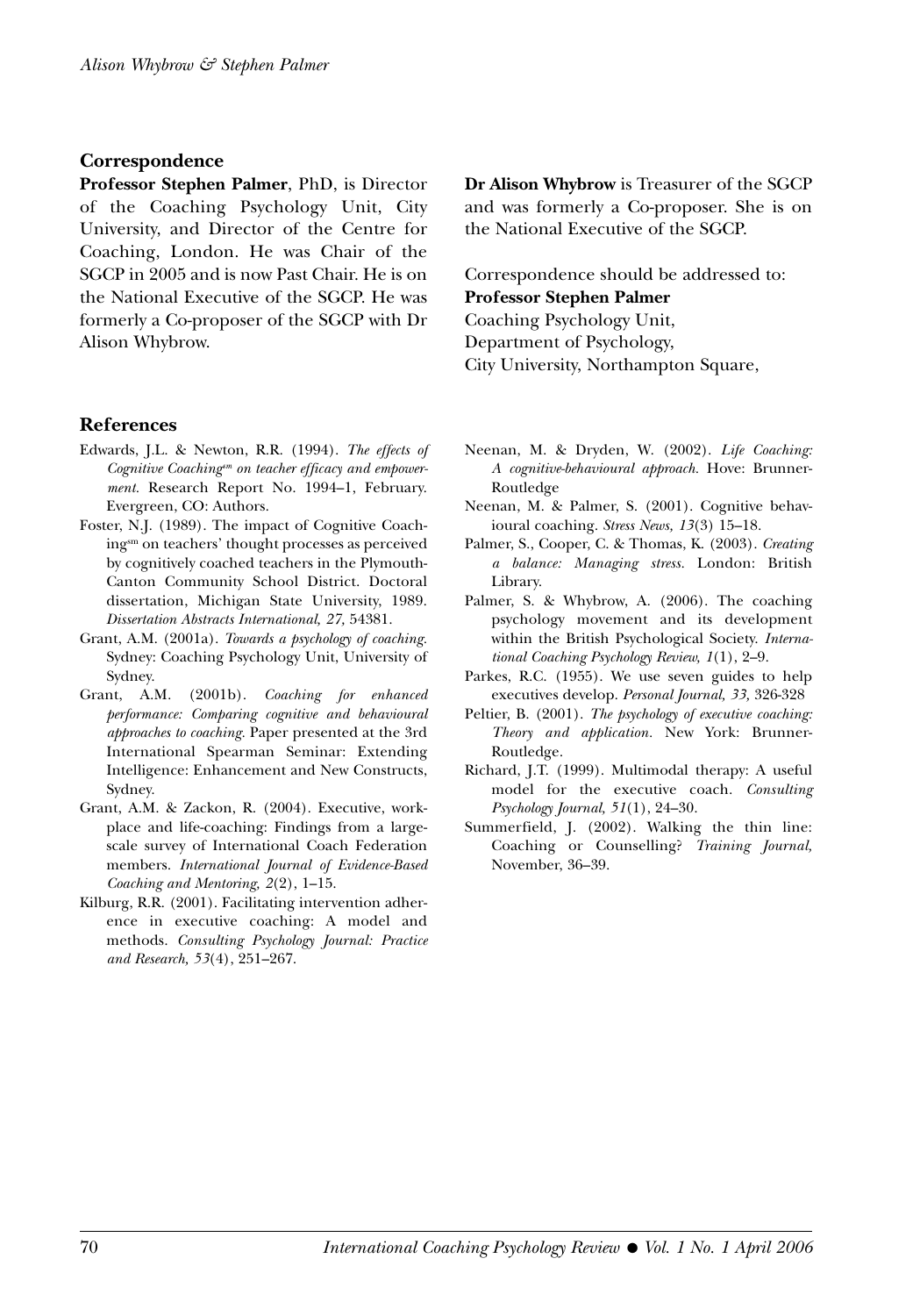## Correspondence

**Professor Stephen Palmer**, PhD, is Director of the Coaching Psychology Unit, City University, and Director of the Centre for Coaching, London. He was Chair of the SGCP in 2005 and is now Past Chair. He is on the National Executive of the SGCP. He was formerly a Co-proposer of the SGCP with Dr Alison Whybrow.

**Dr Alison Whybrow** is Treasurer of the SGCP and was formerly a Co-proposer. She is on the National Executive of the SGCP.

Correspondence should be addressed to:
**Professor Stephen Palmer**
Coaching Psychology Unit,
Department of Psychology,
City University, Northampton Square,

## References

Edwards, J.L. & Newton, R.R. (1994). *The effects of Cognitive Coaching[sm] on teacher efficacy and empowerment.* Research Report No. 1994–1, February. Evergreen, CO: Authors.

Foster, N.J. (1989). The impact of Cognitive Coaching[sm] on teachers' thought processes as perceived by cognitively coached teachers in the Plymouth-Canton Community School District. Doctoral dissertation, Michigan State University, 1989. *Dissertation Abstracts International, 27,* 54381.

Grant, A.M. (2001a). *Towards a psychology of coaching.* Sydney: Coaching Psychology Unit, University of Sydney.

Grant, A.M. (2001b). *Coaching for enhanced performance: Comparing cognitive and behavioural approaches to coaching.* Paper presented at the 3rd International Spearman Seminar: Extending Intelligence: Enhancement and New Constructs, Sydney.

Grant, A.M. & Zackon, R. (2004). Executive, workplace and life-coaching: Findings from a large-scale survey of International Coach Federation members. *International Journal of Evidence-Based Coaching and Mentoring, 2*(2), 1–15.

Kilburg, R.R. (2001). Facilitating intervention adherence in executive coaching: A model and methods. *Consulting Psychology Journal: Practice and Research, 53*(4), 251–267.

Neenan, M. & Dryden, W. (2002). *Life Coaching: A cognitive-behavioural approach.* Hove: Brunner-Routledge

Neenan, M. & Palmer, S. (2001). Cognitive behavioural coaching. *Stress News, 13*(3) 15–18.

Palmer, S., Cooper, C. & Thomas, K. (2003). *Creating a balance: Managing stress.* London: British Library.

Palmer, S. & Whybrow, A. (2006). The coaching psychology movement and its development within the British Psychological Society. *International Coaching Psychology Review, 1*(1), 2–9.

Parkes, R.C. (1955). We use seven guides to help executives develop. *Personal Journal, 33,* 326-328

Peltier, B. (2001). *The psychology of executive coaching: Theory and application.* New York: Brunner-Routledge.

Richard, J.T. (1999). Multimodal therapy: A useful model for the executive coach. *Consulting Psychology Journal, 51*(1), 24–30.

Summerfield, J. (2002). Walking the thin line: Coaching or Counselling? *Training Journal,* November, 36–39.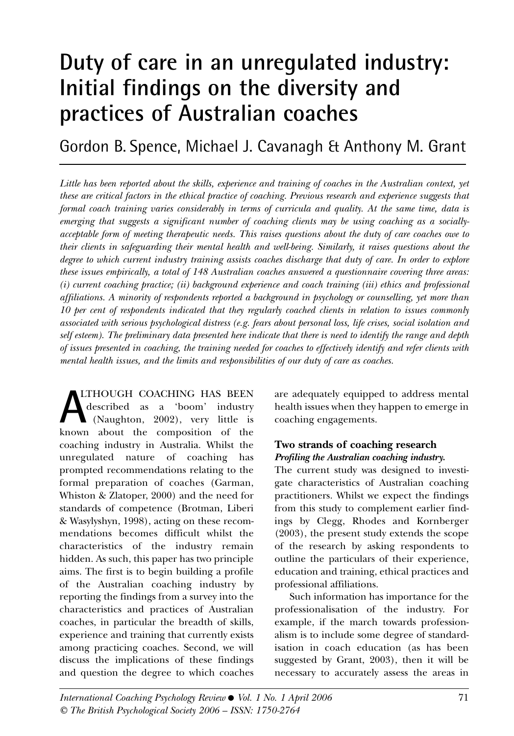# Duty of care in an unregulated industry: Initial findings on the diversity and practices of Australian coaches

Gordon B. Spence, Michael J. Cavanagh & Anthony M. Grant

*Little has been reported about the skills, experience and training of coaches in the Australian context, yet these are critical factors in the ethical practice of coaching. Previous research and experience suggests that formal coach training varies considerably in terms of curricula and quality. At the same time, data is emerging that suggests a significant number of coaching clients may be using coaching as a socially-acceptable form of meeting therapeutic needs. This raises questions about the duty of care coaches owe to their clients in safeguarding their mental health and well-being. Similarly, it raises questions about the degree to which current industry training assists coaches discharge that duty of care. In order to explore these issues empirically, a total of 148 Australian coaches answered a questionnaire covering three areas: (i) current coaching practice; (ii) background experience and coach training (iii) ethics and professional affiliations. A minority of respondents reported a background in psychology or counselling, yet more than 10 per cent of respondents indicated that they regularly coached clients in relation to issues commonly associated with serious psychological distress (e.g. fears about personal loss, life crises, social isolation and self esteem). The preliminary data presented here indicate that there is need to identify the range and depth of issues presented in coaching, the training needed for coaches to effectively identify and refer clients with mental health issues, and the limits and responsibilities of our duty of care as coaches.*

ALTHOUGH COACHING HAS BEEN described as a 'boom' industry (Naughton, 2002), very little is known about the composition of the coaching industry in Australia. Whilst the unregulated nature of coaching has prompted recommendations relating to the formal preparation of coaches (Garman, Whiston & Zlatoper, 2000) and the need for standards of competence (Brotman, Liberi & Wasylyshyn, 1998), acting on these recommendations becomes difficult whilst the characteristics of the industry remain hidden. As such, this paper has two principle aims. The first is to begin building a profile of the Australian coaching industry by reporting the findings from a survey into the characteristics and practices of Australian coaches, in particular the breadth of skills, experience and training that currently exists among practicing coaches. Second, we will discuss the implications of these findings and question the degree to which coaches are adequately equipped to address mental health issues when they happen to emerge in coaching engagements.

## Two strands of coaching research

### *Profiling the Australian coaching industry.*

The current study was designed to investigate characteristics of Australian coaching practitioners. Whilst we expect the findings from this study to complement earlier findings by Clegg, Rhodes and Kornberger (2003), the present study extends the scope of the research by asking respondents to outline the particulars of their experience, education and training, ethical practices and professional affiliations.

Such information has importance for the professionalisation of the industry. For example, if the march towards professionalism is to include some degree of standardisation in coach education (as has been suggested by Grant, 2003), then it will be necessary to accurately assess the areas in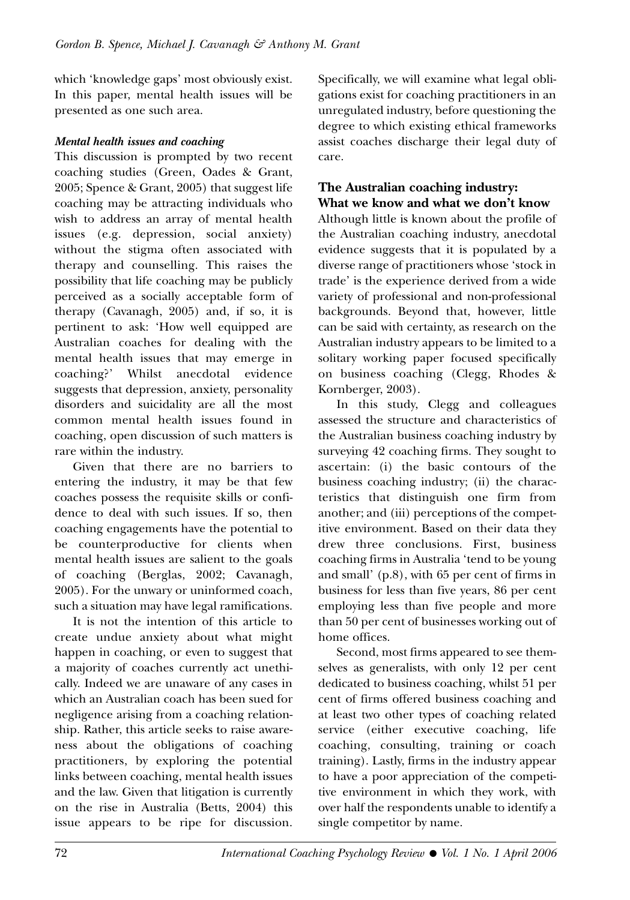which 'knowledge gaps' most obviously exist. In this paper, mental health issues will be presented as one such area.

### *Mental health issues and coaching*

This discussion is prompted by two recent coaching studies (Green, Oades & Grant, 2005; Spence & Grant, 2005) that suggest life coaching may be attracting individuals who wish to address an array of mental health issues (e.g. depression, social anxiety) without the stigma often associated with therapy and counselling. This raises the possibility that life coaching may be publicly perceived as a socially acceptable form of therapy (Cavanagh, 2005) and, if so, it is pertinent to ask: 'How well equipped are Australian coaches for dealing with the mental health issues that may emerge in coaching?' Whilst anecdotal evidence suggests that depression, anxiety, personality disorders and suicidality are all the most common mental health issues found in coaching, open discussion of such matters is rare within the industry.

Given that there are no barriers to entering the industry, it may be that few coaches possess the requisite skills or confidence to deal with such issues. If so, then coaching engagements have the potential to be counterproductive for clients when mental health issues are salient to the goals of coaching (Berglas, 2002; Cavanagh, 2005). For the unwary or uninformed coach, such a situation may have legal ramifications.

It is not the intention of this article to create undue anxiety about what might happen in coaching, or even to suggest that a majority of coaches currently act unethically. Indeed we are unaware of any cases in which an Australian coach has been sued for negligence arising from a coaching relationship. Rather, this article seeks to raise awareness about the obligations of coaching practitioners, by exploring the potential links between coaching, mental health issues and the law. Given that litigation is currently on the rise in Australia (Betts, 2004) this issue appears to be ripe for discussion. Specifically, we will examine what legal obligations exist for coaching practitioners in an unregulated industry, before questioning the degree to which existing ethical frameworks assist coaches discharge their legal duty of care.

## The Australian coaching industry: What we know and what we don't know

Although little is known about the profile of the Australian coaching industry, anecdotal evidence suggests that it is populated by a diverse range of practitioners whose 'stock in trade' is the experience derived from a wide variety of professional and non-professional backgrounds. Beyond that, however, little can be said with certainty, as research on the Australian industry appears to be limited to a solitary working paper focused specifically on business coaching (Clegg, Rhodes & Kornberger, 2003).

In this study, Clegg and colleagues assessed the structure and characteristics of the Australian business coaching industry by surveying 42 coaching firms. They sought to ascertain: (i) the basic contours of the business coaching industry; (ii) the characteristics that distinguish one firm from another; and (iii) perceptions of the competitive environment. Based on their data they drew three conclusions. First, business coaching firms in Australia 'tend to be young and small' (p.8), with 65 per cent of firms in business for less than five years, 86 per cent employing less than five people and more than 50 per cent of businesses working out of home offices.

Second, most firms appeared to see themselves as generalists, with only 12 per cent dedicated to business coaching, whilst 51 per cent of firms offered business coaching and at least two other types of coaching related service (either executive coaching, life coaching, consulting, training or coach training). Lastly, firms in the industry appear to have a poor appreciation of the competitive environment in which they work, with over half the respondents unable to identify a single competitor by name.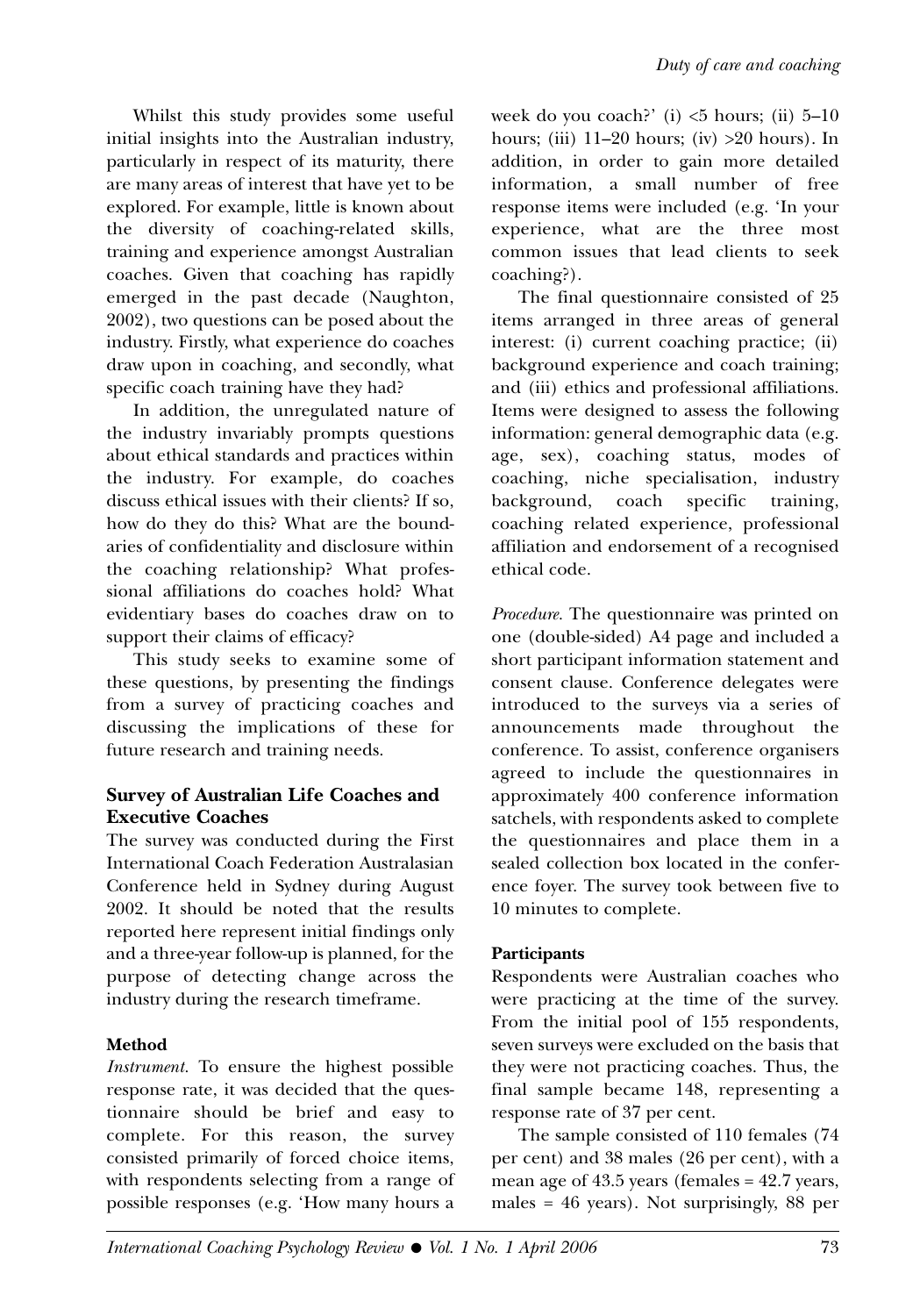Whilst this study provides some useful initial insights into the Australian industry, particularly in respect of its maturity, there are many areas of interest that have yet to be explored. For example, little is known about the diversity of coaching-related skills, training and experience amongst Australian coaches. Given that coaching has rapidly emerged in the past decade (Naughton, 2002), two questions can be posed about the industry. Firstly, what experience do coaches draw upon in coaching, and secondly, what specific coach training have they had?

In addition, the unregulated nature of the industry invariably prompts questions about ethical standards and practices within the industry. For example, do coaches discuss ethical issues with their clients? If so, how do they do this? What are the boundaries of confidentiality and disclosure within the coaching relationship? What professional affiliations do coaches hold? What evidentiary bases do coaches draw on to support their claims of efficacy?

This study seeks to examine some of these questions, by presenting the findings from a survey of practicing coaches and discussing the implications of these for future research and training needs.

### Survey of Australian Life Coaches and Executive Coaches

The survey was conducted during the First International Coach Federation Australasian Conference held in Sydney during August 2002. It should be noted that the results reported here represent initial findings only and a three-year follow-up is planned, for the purpose of detecting change across the industry during the research timeframe.

#### Method

*Instrument.* To ensure the highest possible response rate, it was decided that the questionnaire should be brief and easy to complete. For this reason, the survey consisted primarily of forced choice items, with respondents selecting from a range of possible responses (e.g. 'How many hours a week do you coach?' (i) <5 hours; (ii) 5–10 hours; (iii) 11–20 hours; (iv) >20 hours). In addition, in order to gain more detailed information, a small number of free response items were included (e.g. 'In your experience, what are the three most common issues that lead clients to seek coaching?).

The final questionnaire consisted of 25 items arranged in three areas of general interest: (i) current coaching practice; (ii) background experience and coach training; and (iii) ethics and professional affiliations. Items were designed to assess the following information: general demographic data (e.g. age, sex), coaching status, modes of coaching, niche specialisation, industry background, coach specific training, coaching related experience, professional affiliation and endorsement of a recognised ethical code.

*Procedure.* The questionnaire was printed on one (double-sided) A4 page and included a short participant information statement and consent clause. Conference delegates were introduced to the surveys via a series of announcements made throughout the conference. To assist, conference organisers agreed to include the questionnaires in approximately 400 conference information satchels, with respondents asked to complete the questionnaires and place them in a sealed collection box located in the conference foyer. The survey took between five to 10 minutes to complete.

#### Participants

Respondents were Australian coaches who were practicing at the time of the survey. From the initial pool of 155 respondents, seven surveys were excluded on the basis that they were not practicing coaches. Thus, the final sample became 148, representing a response rate of 37 per cent.

The sample consisted of 110 females (74 per cent) and 38 males (26 per cent), with a mean age of 43.5 years (females = 42.7 years, males = 46 years). Not surprisingly, 88 per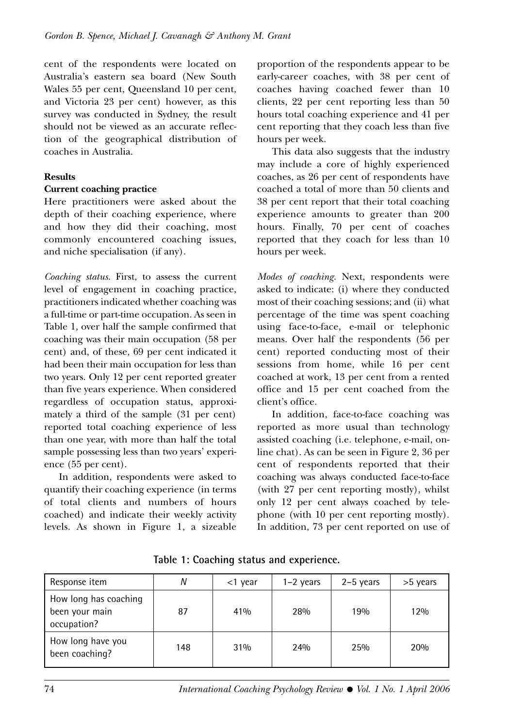cent of the respondents were located on Australia's eastern sea board (New South Wales 55 per cent, Queensland 10 per cent, and Victoria 23 per cent) however, as this survey was conducted in Sydney, the result should not be viewed as an accurate reflection of the geographical distribution of coaches in Australia.

### Results

#### Current coaching practice

Here practitioners were asked about the depth of their coaching experience, where and how they did their coaching, most commonly encountered coaching issues, and niche specialisation (if any).

*Coaching status*. First, to assess the current level of engagement in coaching practice, practitioners indicated whether coaching was a full-time or part-time occupation. As seen in Table 1, over half the sample confirmed that coaching was their main occupation (58 per cent) and, of these, 69 per cent indicated it had been their main occupation for less than two years. Only 12 per cent reported greater than five years experience. When considered regardless of occupation status, approximately a third of the sample (31 per cent) reported total coaching experience of less than one year, with more than half the total sample possessing less than two years' experience (55 per cent).

In addition, respondents were asked to quantify their coaching experience (in terms of total clients and numbers of hours coached) and indicate their weekly activity levels. As shown in Figure 1, a sizeable proportion of the respondents appear to be early-career coaches, with 38 per cent of coaches having coached fewer than 10 clients, 22 per cent reporting less than 50 hours total coaching experience and 41 per cent reporting that they coach less than five hours per week.

This data also suggests that the industry may include a core of highly experienced coaches, as 26 per cent of respondents have coached a total of more than 50 clients and 38 per cent report that their total coaching experience amounts to greater than 200 hours. Finally, 70 per cent of coaches reported that they coach for less than 10 hours per week.

*Modes of coaching*. Next, respondents were asked to indicate: (i) where they conducted most of their coaching sessions; and (ii) what percentage of the time was spent coaching using face-to-face, e-mail or telephonic means. Over half the respondents (56 per cent) reported conducting most of their sessions from home, while 16 per cent coached at work, 13 per cent from a rented office and 15 per cent coached from the client's office.

In addition, face-to-face coaching was reported as more usual than technology assisted coaching (i.e. telephone, e-mail, online chat). As can be seen in Figure 2, 36 per cent of respondents reported that their coaching was always conducted face-to-face (with 27 per cent reporting mostly), whilst only 12 per cent always coached by telephone (with 10 per cent reporting mostly). In addition, 73 per cent reported on use of

**Table 1: Coaching status and experience.**

| Response item | N | <1 year | 1–2 years | 2–5 years | >5 years |
|---|---|---|---|---|---|
| How long has coaching been your main occupation? | 87 | 41% | 28% | 19% | 12% |
| How long have you been coaching? | 148 | 31% | 24% | 25% | 20% |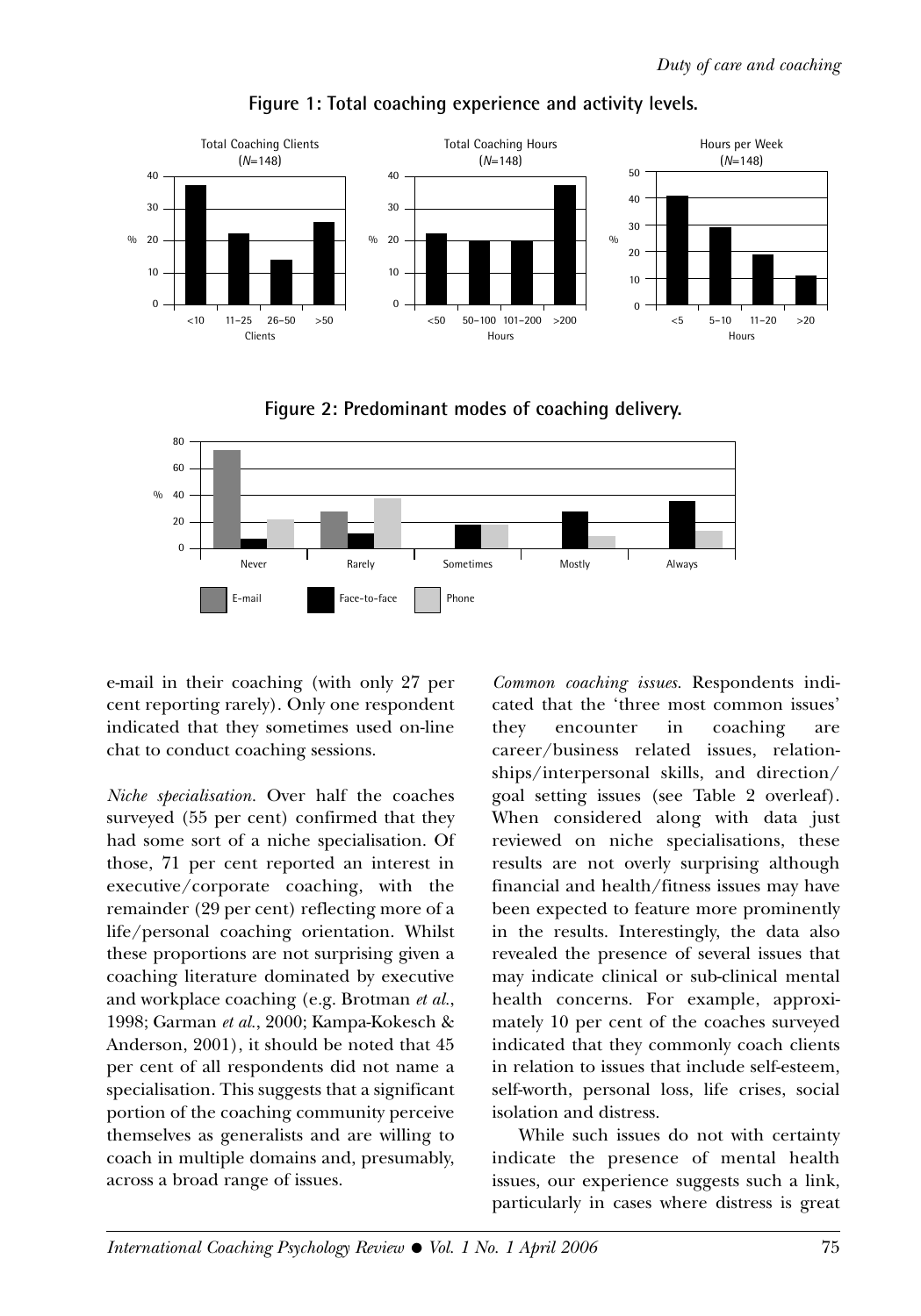**Figure 1: Total coaching experience and activity levels.**

**Figure 2: Predominant modes of coaching delivery.**

e-mail in their coaching (with only 27 per cent reporting rarely). Only one respondent indicated that they sometimes used on-line chat to conduct coaching sessions.

*Niche specialisation.* Over half the coaches surveyed (55 per cent) confirmed that they had some sort of a niche specialisation. Of those, 71 per cent reported an interest in executive/corporate coaching, with the remainder (29 per cent) reflecting more of a life/personal coaching orientation. Whilst these proportions are not surprising given a coaching literature dominated by executive and workplace coaching (e.g. Brotman *et al.*, 1998; Garman *et al.*, 2000; Kampa-Kokesch & Anderson, 2001), it should be noted that 45 per cent of all respondents did not name a specialisation. This suggests that a significant portion of the coaching community perceive themselves as generalists and are willing to coach in multiple domains and, presumably, across a broad range of issues.

*Common coaching issues.* Respondents indicated that the 'three most common issues' they encounter in coaching are career/business related issues, relationships/interpersonal skills, and direction/goal setting issues (see Table 2 overleaf). When considered along with data just reviewed on niche specialisations, these results are not overly surprising although financial and health/fitness issues may have been expected to feature more prominently in the results. Interestingly, the data also revealed the presence of several issues that may indicate clinical or sub-clinical mental health concerns. For example, approximately 10 per cent of the coaches surveyed indicated that they commonly coach clients in relation to issues that include self-esteem, self-worth, personal loss, life crises, social isolation and distress.

While such issues do not with certainty indicate the presence of mental health issues, our experience suggests such a link, particularly in cases where distress is great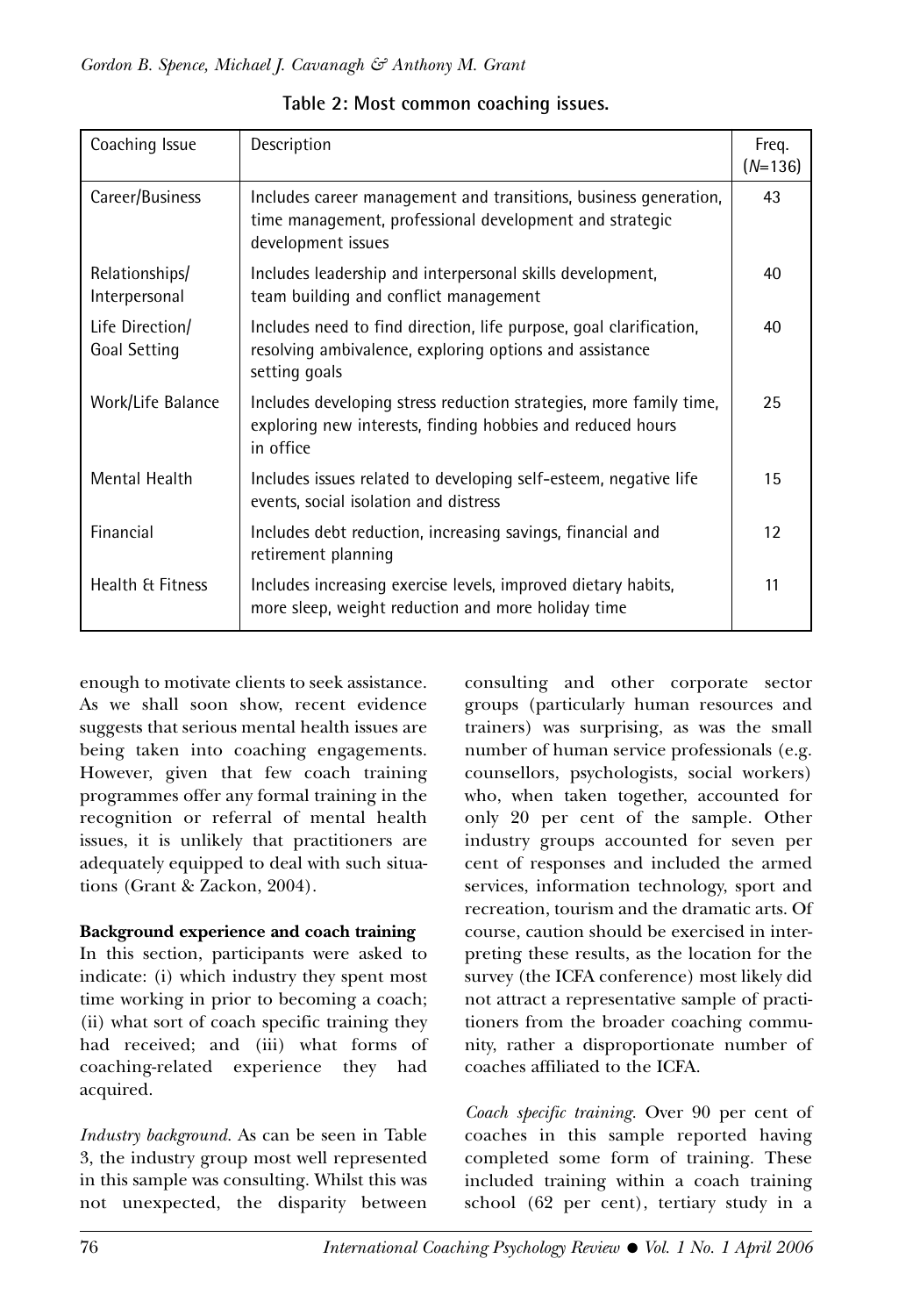**Table 2: Most common coaching issues.**

| Coaching Issue | Description | Freq. ($N$=136) |
|---|---|---|
| Career/Business | Includes career management and transitions, business generation, time management, professional development and strategic development issues | 43 |
| Relationships/ Interpersonal | Includes leadership and interpersonal skills development, team building and conflict management | 40 |
| Life Direction/ Goal Setting | Includes need to find direction, life purpose, goal clarification, resolving ambivalence, exploring options and assistance setting goals | 40 |
| Work/Life Balance | Includes developing stress reduction strategies, more family time, exploring new interests, finding hobbies and reduced hours in office | 25 |
| Mental Health | Includes issues related to developing self-esteem, negative life events, social isolation and distress | 15 |
| Financial | Includes debt reduction, increasing savings, financial and retirement planning | 12 |
| Health & Fitness | Includes increasing exercise levels, improved dietary habits, more sleep, weight reduction and more holiday time | 11 |

enough to motivate clients to seek assistance. As we shall soon show, recent evidence suggests that serious mental health issues are being taken into coaching engagements. However, given that few coach training programmes offer any formal training in the recognition or referral of mental health issues, it is unlikely that practitioners are adequately equipped to deal with such situations (Grant & Zackon, 2004).

**Background experience and coach training**

In this section, participants were asked to indicate: (i) which industry they spent most time working in prior to becoming a coach; (ii) what sort of coach specific training they had received; and (iii) what forms of coaching-related experience they had acquired.

*Industry background.* As can be seen in Table 3, the industry group most well represented in this sample was consulting. Whilst this was not unexpected, the disparity between consulting and other corporate sector groups (particularly human resources and trainers) was surprising, as was the small number of human service professionals (e.g. counsellors, psychologists, social workers) who, when taken together, accounted for only 20 per cent of the sample. Other industry groups accounted for seven per cent of responses and included the armed services, information technology, sport and recreation, tourism and the dramatic arts. Of course, caution should be exercised in interpreting these results, as the location for the survey (the ICFA conference) most likely did not attract a representative sample of practitioners from the broader coaching community, rather a disproportionate number of coaches affiliated to the ICFA.

*Coach specific training.* Over 90 per cent of coaches in this sample reported having completed some form of training. These included training within a coach training school (62 per cent), tertiary study in a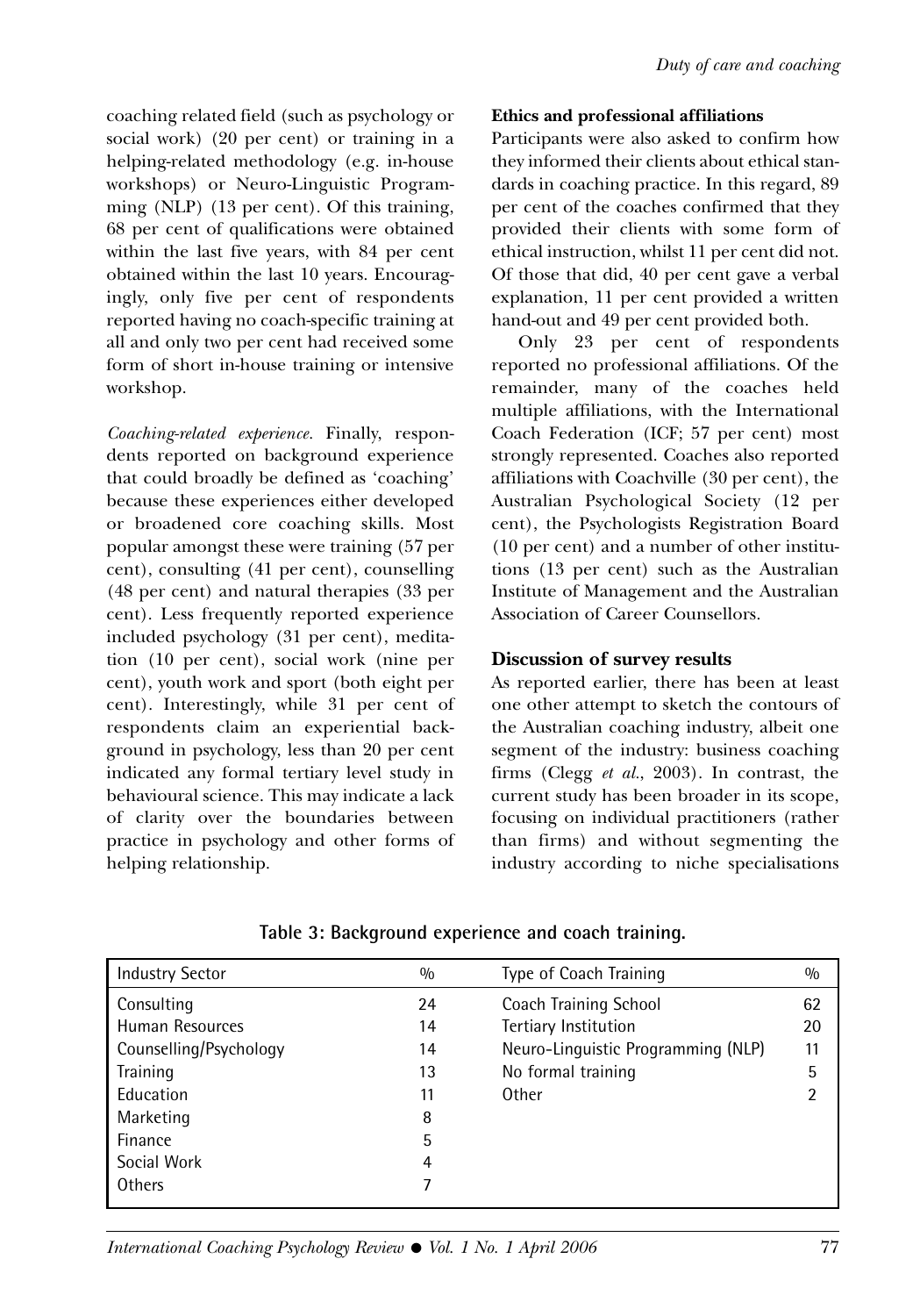coaching related field (such as psychology or social work) (20 per cent) or training in a helping-related methodology (e.g. in-house workshops) or Neuro-Linguistic Programming (NLP) (13 per cent). Of this training, 68 per cent of qualifications were obtained within the last five years, with 84 per cent obtained within the last 10 years. Encouragingly, only five per cent of respondents reported having no coach-specific training at all and only two per cent had received some form of short in-house training or intensive workshop.

*Coaching-related experience.* Finally, respondents reported on background experience that could broadly be defined as 'coaching' because these experiences either developed or broadened core coaching skills. Most popular amongst these were training (57 per cent), consulting (41 per cent), counselling (48 per cent) and natural therapies (33 per cent). Less frequently reported experience included psychology (31 per cent), meditation (10 per cent), social work (nine per cent), youth work and sport (both eight per cent). Interestingly, while 31 per cent of respondents claim an experiential background in psychology, less than 20 per cent indicated any formal tertiary level study in behavioural science. This may indicate a lack of clarity over the boundaries between practice in psychology and other forms of helping relationship.

**Ethics and professional affiliations**

Participants were also asked to confirm how they informed their clients about ethical standards in coaching practice. In this regard, 89 per cent of the coaches confirmed that they provided their clients with some form of ethical instruction, whilst 11 per cent did not. Of those that did, 40 per cent gave a verbal explanation, 11 per cent provided a written hand-out and 49 per cent provided both.

Only 23 per cent of respondents reported no professional affiliations. Of the remainder, many of the coaches held multiple affiliations, with the International Coach Federation (ICF; 57 per cent) most strongly represented. Coaches also reported affiliations with Coachville (30 per cent), the Australian Psychological Society (12 per cent), the Psychologists Registration Board (10 per cent) and a number of other institutions (13 per cent) such as the Australian Institute of Management and the Australian Association of Career Counsellors.

## Discussion of survey results

As reported earlier, there has been at least one other attempt to sketch the contours of the Australian coaching industry, albeit one segment of the industry: business coaching firms (Clegg *et al.*, 2003). In contrast, the current study has been broader in its scope, focusing on individual practitioners (rather than firms) and without segmenting the industry according to niche specialisations

**Table 3: Background experience and coach training.**

| Industry Sector | % | Type of Coach Training | % |
|---|---|---|---|
| Consulting | 24 | Coach Training School | 62 |
| Human Resources | 14 | Tertiary Institution | 20 |
| Counselling/Psychology | 14 | Neuro-Linguistic Programming (NLP) | 11 |
| Training | 13 | No formal training | 5 |
| Education | 11 | Other | 2 |
| Marketing | 8 | | |
| Finance | 5 | | |
| Social Work | 4 | | |
| Others | 7 | | |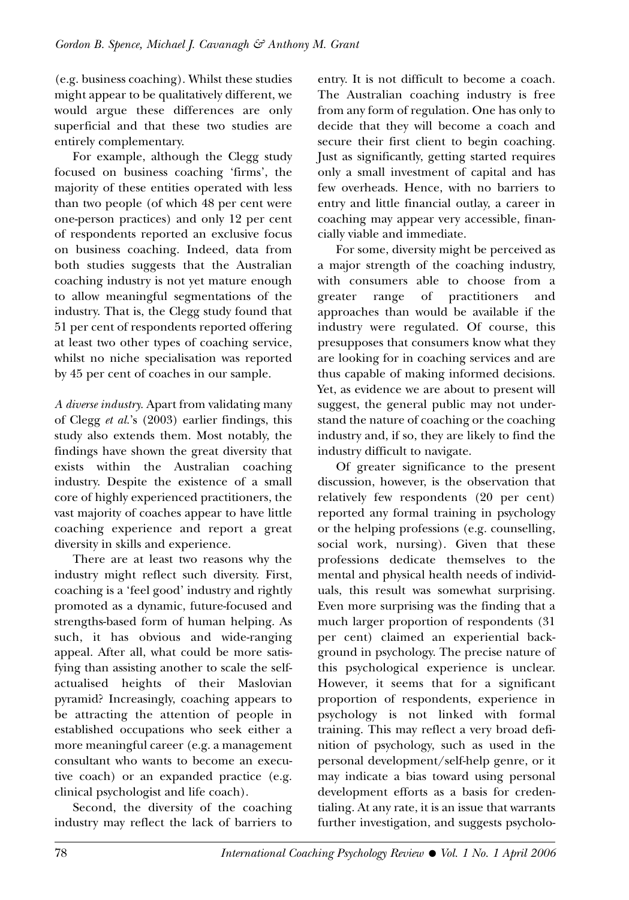(e.g. business coaching). Whilst these studies might appear to be qualitatively different, we would argue these differences are only superficial and that these two studies are entirely complementary.

For example, although the Clegg study focused on business coaching 'firms', the majority of these entities operated with less than two people (of which 48 per cent were one-person practices) and only 12 per cent of respondents reported an exclusive focus on business coaching. Indeed, data from both studies suggests that the Australian coaching industry is not yet mature enough to allow meaningful segmentations of the industry. That is, the Clegg study found that 51 per cent of respondents reported offering at least two other types of coaching service, whilst no niche specialisation was reported by 45 per cent of coaches in our sample.

*A diverse industry.* Apart from validating many of Clegg *et al.*'s (2003) earlier findings, this study also extends them. Most notably, the findings have shown the great diversity that exists within the Australian coaching industry. Despite the existence of a small core of highly experienced practitioners, the vast majority of coaches appear to have little coaching experience and report a great diversity in skills and experience.

There are at least two reasons why the industry might reflect such diversity. First, coaching is a 'feel good' industry and rightly promoted as a dynamic, future-focused and strengths-based form of human helping. As such, it has obvious and wide-ranging appeal. After all, what could be more satisfying than assisting another to scale the self-actualised heights of their Maslovian pyramid? Increasingly, coaching appears to be attracting the attention of people in established occupations who seek either a more meaningful career (e.g. a management consultant who wants to become an executive coach) or an expanded practice (e.g. clinical psychologist and life coach).

Second, the diversity of the coaching industry may reflect the lack of barriers to entry. It is not difficult to become a coach. The Australian coaching industry is free from any form of regulation. One has only to decide that they will become a coach and secure their first client to begin coaching. Just as significantly, getting started requires only a small investment of capital and has few overheads. Hence, with no barriers to entry and little financial outlay, a career in coaching may appear very accessible, financially viable and immediate.

For some, diversity might be perceived as a major strength of the coaching industry, with consumers able to choose from a greater range of practitioners and approaches than would be available if the industry were regulated. Of course, this presupposes that consumers know what they are looking for in coaching services and are thus capable of making informed decisions. Yet, as evidence we are about to present will suggest, the general public may not understand the nature of coaching or the coaching industry and, if so, they are likely to find the industry difficult to navigate.

Of greater significance to the present discussion, however, is the observation that relatively few respondents (20 per cent) reported any formal training in psychology or the helping professions (e.g. counselling, social work, nursing). Given that these professions dedicate themselves to the mental and physical health needs of individuals, this result was somewhat surprising. Even more surprising was the finding that a much larger proportion of respondents (31 per cent) claimed an experiential background in psychology. The precise nature of this psychological experience is unclear. However, it seems that for a significant proportion of respondents, experience in psychology is not linked with formal training. This may reflect a very broad definition of psychology, such as used in the personal development/self-help genre, or it may indicate a bias toward using personal development efforts as a basis for credentialing. At any rate, it is an issue that warrants further investigation, and suggests psycholo-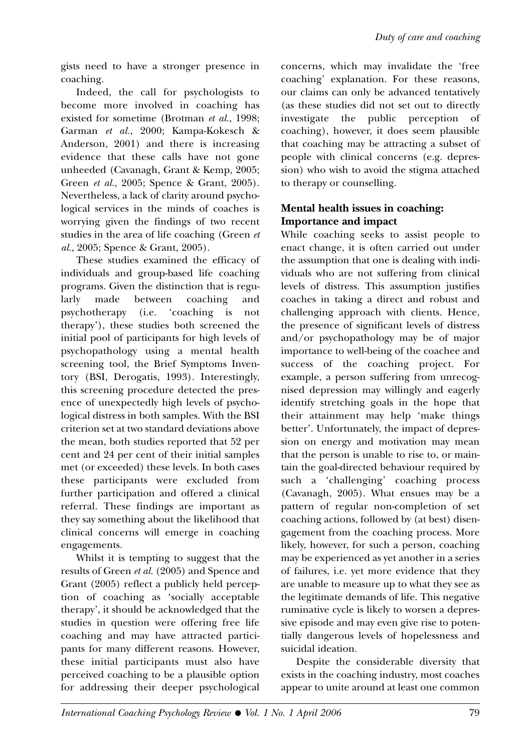gists need to have a stronger presence in coaching.

Indeed, the call for psychologists to become more involved in coaching has existed for sometime (Brotman *et al.*, 1998; Garman *et al.*, 2000; Kampa-Kokesch & Anderson, 2001) and there is increasing evidence that these calls have not gone unheeded (Cavanagh, Grant & Kemp, 2005; Green *et al.*, 2005; Spence & Grant, 2005). Nevertheless, a lack of clarity around psychological services in the minds of coaches is worrying given the findings of two recent studies in the area of life coaching (Green *et al.*, 2005; Spence & Grant, 2005).

These studies examined the efficacy of individuals and group-based life coaching programs. Given the distinction that is regularly made between coaching and psychotherapy (i.e. 'coaching is not therapy'), these studies both screened the initial pool of participants for high levels of psychopathology using a mental health screening tool, the Brief Symptoms Inventory (BSI, Derogatis, 1993). Interestingly, this screening procedure detected the presence of unexpectedly high levels of psychological distress in both samples. With the BSI criterion set at two standard deviations above the mean, both studies reported that 52 per cent and 24 per cent of their initial samples met (or exceeded) these levels. In both cases these participants were excluded from further participation and offered a clinical referral. These findings are important as they say something about the likelihood that clinical concerns will emerge in coaching engagements.

Whilst it is tempting to suggest that the results of Green *et al.* (2005) and Spence and Grant (2005) reflect a publicly held perception of coaching as 'socially acceptable therapy', it should be acknowledged that the studies in question were offering free life coaching and may have attracted participants for many different reasons. However, these initial participants must also have perceived coaching to be a plausible option for addressing their deeper psychological concerns, which may invalidate the 'free coaching' explanation. For these reasons, our claims can only be advanced tentatively (as these studies did not set out to directly investigate the public perception of coaching), however, it does seem plausible that coaching may be attracting a subset of people with clinical concerns (e.g. depression) who wish to avoid the stigma attached to therapy or counselling.

## Mental health issues in coaching: Importance and impact

While coaching seeks to assist people to enact change, it is often carried out under the assumption that one is dealing with individuals who are not suffering from clinical levels of distress. This assumption justifies coaches in taking a direct and robust and challenging approach with clients. Hence, the presence of significant levels of distress and/or psychopathology may be of major importance to well-being of the coachee and success of the coaching project. For example, a person suffering from unrecognised depression may willingly and eagerly identify stretching goals in the hope that their attainment may help 'make things better'. Unfortunately, the impact of depression on energy and motivation may mean that the person is unable to rise to, or maintain the goal-directed behaviour required by such a 'challenging' coaching process (Cavanagh, 2005). What ensues may be a pattern of regular non-completion of set coaching actions, followed by (at best) disengagement from the coaching process. More likely, however, for such a person, coaching may be experienced as yet another in a series of failures, i.e. yet more evidence that they are unable to measure up to what they see as the legitimate demands of life. This negative ruminative cycle is likely to worsen a depressive episode and may even give rise to potentially dangerous levels of hopelessness and suicidal ideation.

Despite the considerable diversity that exists in the coaching industry, most coaches appear to unite around at least one common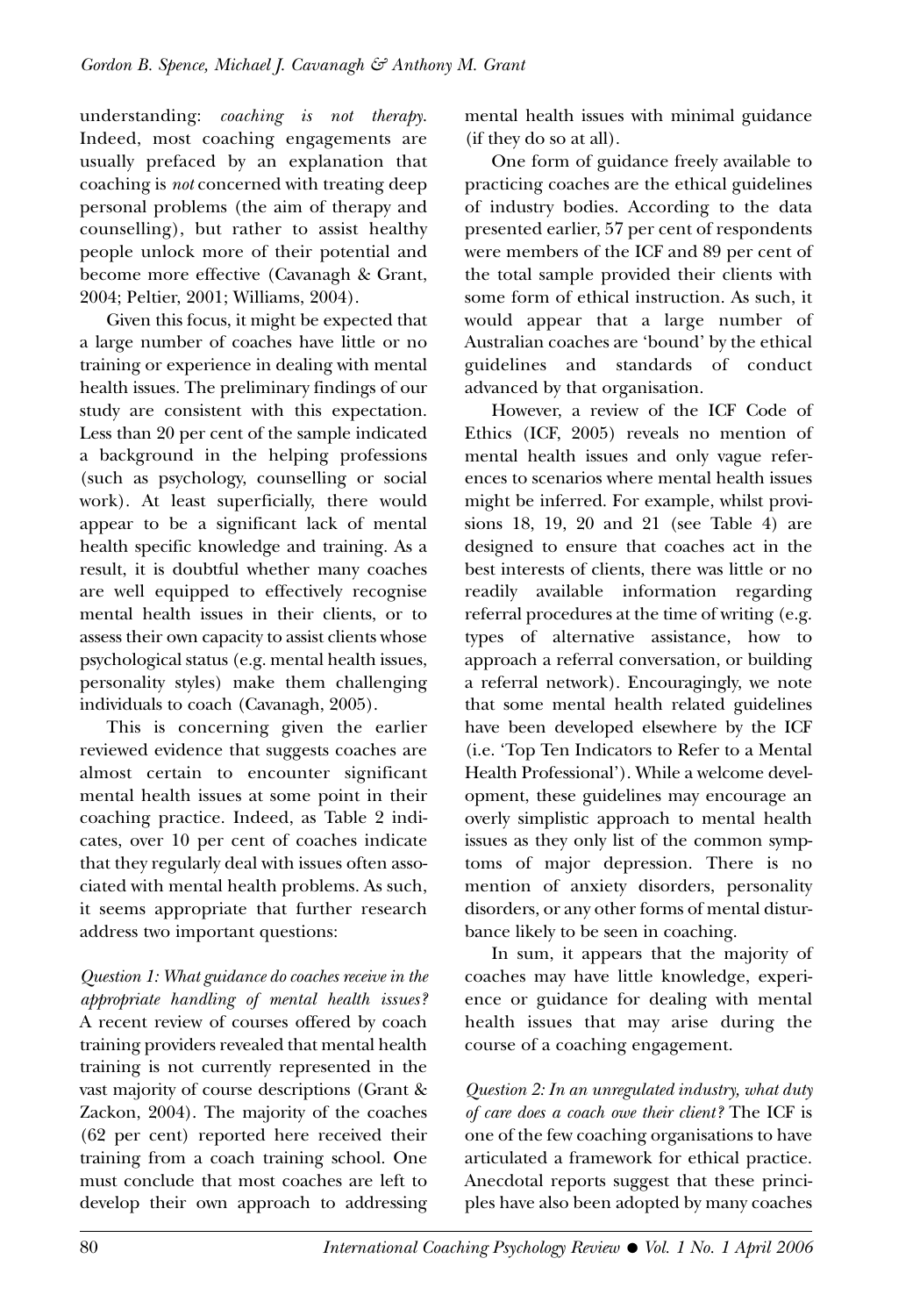understanding: *coaching is not therapy*. Indeed, most coaching engagements are usually prefaced by an explanation that coaching is *not* concerned with treating deep personal problems (the aim of therapy and counselling), but rather to assist healthy people unlock more of their potential and become more effective (Cavanagh & Grant, 2004; Peltier, 2001; Williams, 2004).

Given this focus, it might be expected that a large number of coaches have little or no training or experience in dealing with mental health issues. The preliminary findings of our study are consistent with this expectation. Less than 20 per cent of the sample indicated a background in the helping professions (such as psychology, counselling or social work). At least superficially, there would appear to be a significant lack of mental health specific knowledge and training. As a result, it is doubtful whether many coaches are well equipped to effectively recognise mental health issues in their clients, or to assess their own capacity to assist clients whose psychological status (e.g. mental health issues, personality styles) make them challenging individuals to coach (Cavanagh, 2005).

This is concerning given the earlier reviewed evidence that suggests coaches are almost certain to encounter significant mental health issues at some point in their coaching practice. Indeed, as Table 2 indicates, over 10 per cent of coaches indicate that they regularly deal with issues often associated with mental health problems. As such, it seems appropriate that further research address two important questions:

*Question 1: What guidance do coaches receive in the appropriate handling of mental health issues?* A recent review of courses offered by coach training providers revealed that mental health training is not currently represented in the vast majority of course descriptions (Grant & Zackon, 2004). The majority of the coaches (62 per cent) reported here received their training from a coach training school. One must conclude that most coaches are left to develop their own approach to addressing mental health issues with minimal guidance (if they do so at all).

One form of guidance freely available to practicing coaches are the ethical guidelines of industry bodies. According to the data presented earlier, 57 per cent of respondents were members of the ICF and 89 per cent of the total sample provided their clients with some form of ethical instruction. As such, it would appear that a large number of Australian coaches are 'bound' by the ethical guidelines and standards of conduct advanced by that organisation.

However, a review of the ICF Code of Ethics (ICF, 2005) reveals no mention of mental health issues and only vague references to scenarios where mental health issues might be inferred. For example, whilst provisions 18, 19, 20 and 21 (see Table 4) are designed to ensure that coaches act in the best interests of clients, there was little or no readily available information regarding referral procedures at the time of writing (e.g. types of alternative assistance, how to approach a referral conversation, or building a referral network). Encouragingly, we note that some mental health related guidelines have been developed elsewhere by the ICF (i.e. 'Top Ten Indicators to Refer to a Mental Health Professional'). While a welcome development, these guidelines may encourage an overly simplistic approach to mental health issues as they only list of the common symptoms of major depression. There is no mention of anxiety disorders, personality disorders, or any other forms of mental disturbance likely to be seen in coaching.

In sum, it appears that the majority of coaches may have little knowledge, experience or guidance for dealing with mental health issues that may arise during the course of a coaching engagement.

*Question 2: In an unregulated industry, what duty of care does a coach owe their client?* The ICF is one of the few coaching organisations to have articulated a framework for ethical practice. Anecdotal reports suggest that these principles have also been adopted by many coaches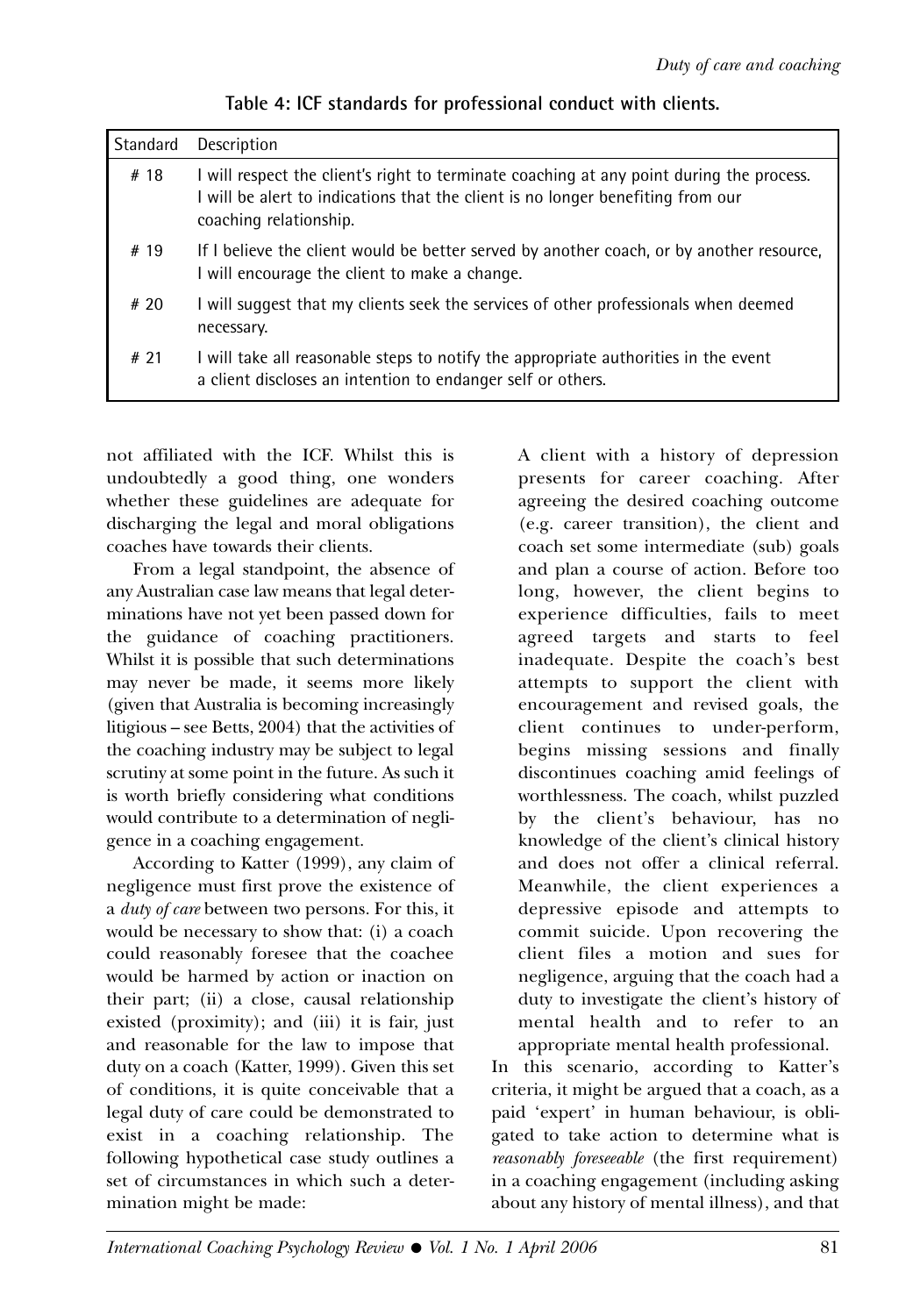**Table 4: ICF standards for professional conduct with clients.**

| Standard | Description |
|---|---|
| # 18 | I will respect the client's right to terminate coaching at any point during the process. I will be alert to indications that the client is no longer benefiting from our coaching relationship. |
| # 19 | If I believe the client would be better served by another coach, or by another resource, I will encourage the client to make a change. |
| # 20 | I will suggest that my clients seek the services of other professionals when deemed necessary. |
| # 21 | I will take all reasonable steps to notify the appropriate authorities in the event a client discloses an intention to endanger self or others. |

not affiliated with the ICF. Whilst this is undoubtedly a good thing, one wonders whether these guidelines are adequate for discharging the legal and moral obligations coaches have towards their clients.

From a legal standpoint, the absence of any Australian case law means that legal determinations have not yet been passed down for the guidance of coaching practitioners. Whilst it is possible that such determinations may never be made, it seems more likely (given that Australia is becoming increasingly litigious – see Betts, 2004) that the activities of the coaching industry may be subject to legal scrutiny at some point in the future. As such it is worth briefly considering what conditions would contribute to a determination of negligence in a coaching engagement.

According to Katter (1999), any claim of negligence must first prove the existence of a *duty of care* between two persons. For this, it would be necessary to show that: (i) a coach could reasonably foresee that the coachee would be harmed by action or inaction on their part; (ii) a close, causal relationship existed (proximity); and (iii) it is fair, just and reasonable for the law to impose that duty on a coach (Katter, 1999). Given this set of conditions, it is quite conceivable that a legal duty of care could be demonstrated to exist in a coaching relationship. The following hypothetical case study outlines a set of circumstances in which such a determination might be made:

> A client with a history of depression presents for career coaching. After agreeing the desired coaching outcome (e.g. career transition), the client and coach set some intermediate (sub) goals and plan a course of action. Before too long, however, the client begins to experience difficulties, fails to meet agreed targets and starts to feel inadequate. Despite the coach's best attempts to support the client with encouragement and revised goals, the client continues to under-perform, begins missing sessions and finally discontinues coaching amid feelings of worthlessness. The coach, whilst puzzled by the client's behaviour, has no knowledge of the client's clinical history and does not offer a clinical referral. Meanwhile, the client experiences a depressive episode and attempts to commit suicide. Upon recovering the client files a motion and sues for negligence, arguing that the coach had a duty to investigate the client's history of mental health and to refer to an appropriate mental health professional.

In this scenario, according to Katter's criteria, it might be argued that a coach, as a paid 'expert' in human behaviour, is obligated to take action to determine what is *reasonably foreseeable* (the first requirement) in a coaching engagement (including asking about any history of mental illness), and that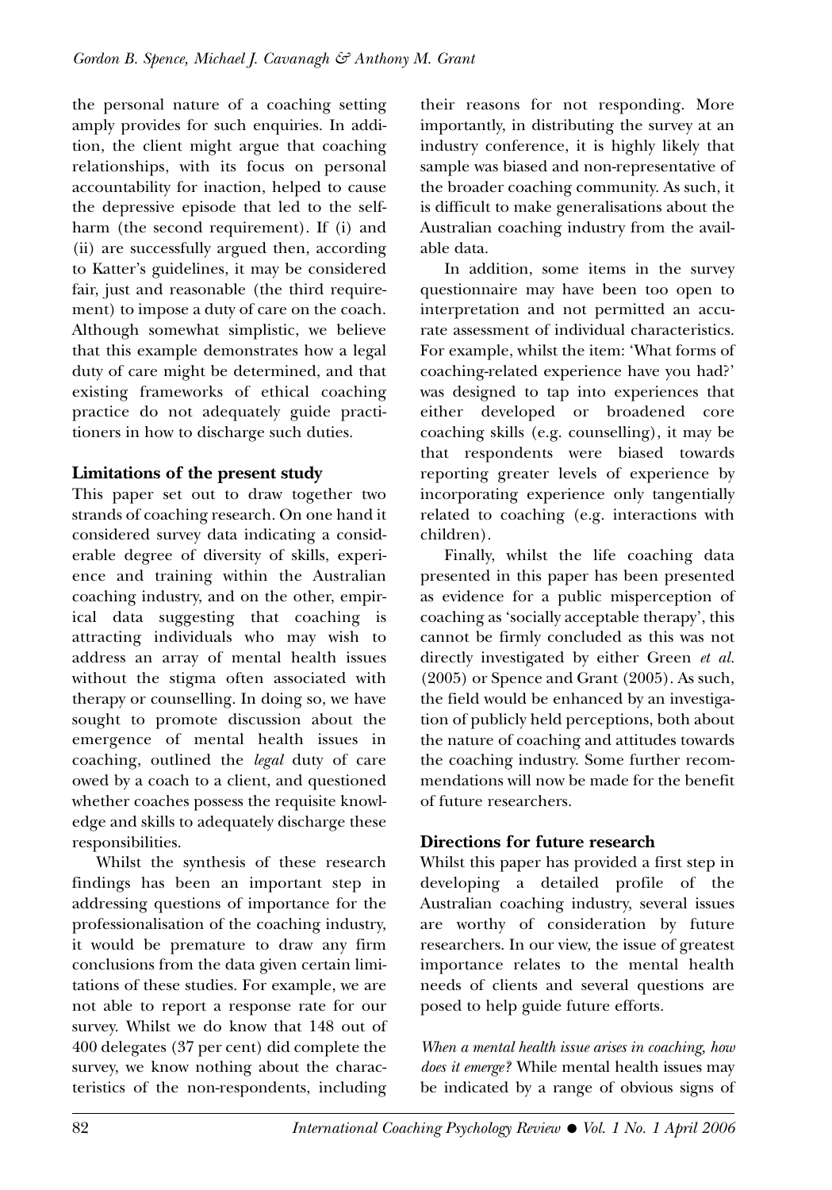the personal nature of a coaching setting amply provides for such enquiries. In addition, the client might argue that coaching relationships, with its focus on personal accountability for inaction, helped to cause the depressive episode that led to the self-harm (the second requirement). If (i) and (ii) are successfully argued then, according to Katter's guidelines, it may be considered fair, just and reasonable (the third requirement) to impose a duty of care on the coach. Although somewhat simplistic, we believe that this example demonstrates how a legal duty of care might be determined, and that existing frameworks of ethical coaching practice do not adequately guide practitioners in how to discharge such duties.

## Limitations of the present study

This paper set out to draw together two strands of coaching research. On one hand it considered survey data indicating a considerable degree of diversity of skills, experience and training within the Australian coaching industry, and on the other, empirical data suggesting that coaching is attracting individuals who may wish to address an array of mental health issues without the stigma often associated with therapy or counselling. In doing so, we have sought to promote discussion about the emergence of mental health issues in coaching, outlined the *legal* duty of care owed by a coach to a client, and questioned whether coaches possess the requisite knowledge and skills to adequately discharge these responsibilities.

Whilst the synthesis of these research findings has been an important step in addressing questions of importance for the professionalisation of the coaching industry, it would be premature to draw any firm conclusions from the data given certain limitations of these studies. For example, we are not able to report a response rate for our survey. Whilst we do know that 148 out of 400 delegates (37 per cent) did complete the survey, we know nothing about the characteristics of the non-respondents, including their reasons for not responding. More importantly, in distributing the survey at an industry conference, it is highly likely that sample was biased and non-representative of the broader coaching community. As such, it is difficult to make generalisations about the Australian coaching industry from the available data.

In addition, some items in the survey questionnaire may have been too open to interpretation and not permitted an accurate assessment of individual characteristics. For example, whilst the item: 'What forms of coaching-related experience have you had?' was designed to tap into experiences that either developed or broadened core coaching skills (e.g. counselling), it may be that respondents were biased towards reporting greater levels of experience by incorporating experience only tangentially related to coaching (e.g. interactions with children).

Finally, whilst the life coaching data presented in this paper has been presented as evidence for a public misperception of coaching as 'socially acceptable therapy', this cannot be firmly concluded as this was not directly investigated by either Green *et al.* (2005) or Spence and Grant (2005). As such, the field would be enhanced by an investigation of publicly held perceptions, both about the nature of coaching and attitudes towards the coaching industry. Some further recommendations will now be made for the benefit of future researchers.

## Directions for future research

Whilst this paper has provided a first step in developing a detailed profile of the Australian coaching industry, several issues are worthy of consideration by future researchers. In our view, the issue of greatest importance relates to the mental health needs of clients and several questions are posed to help guide future efforts.

*When a mental health issue arises in coaching, how does it emerge?* While mental health issues may be indicated by a range of obvious signs of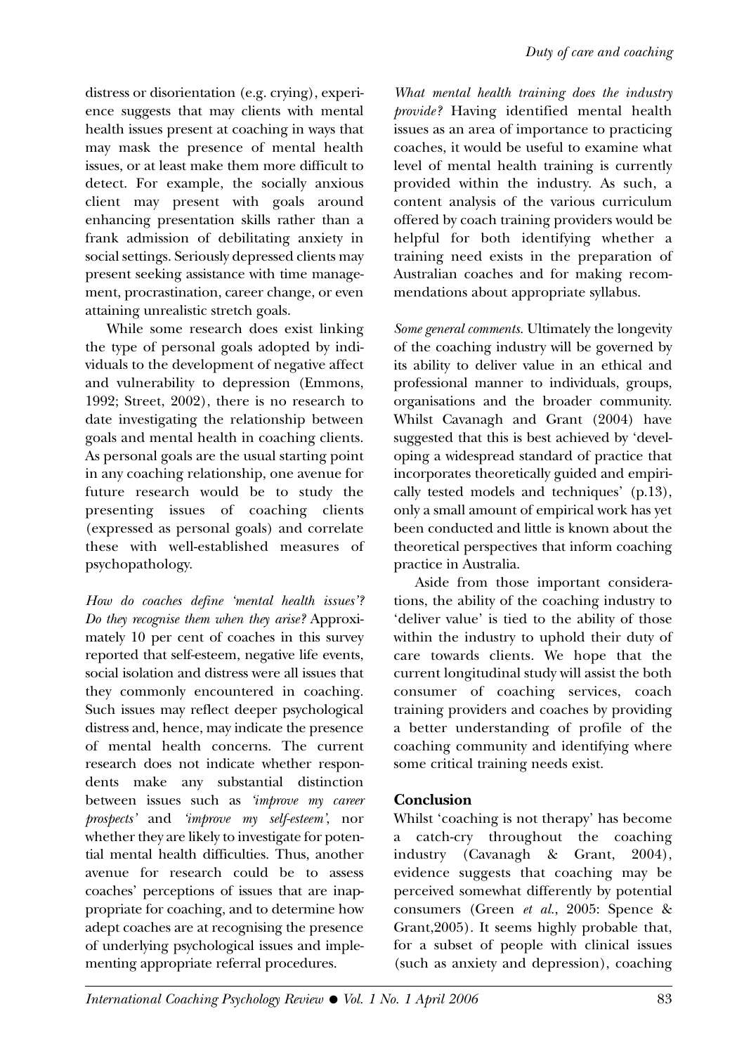distress or disorientation (e.g. crying), experience suggests that may clients with mental health issues present at coaching in ways that may mask the presence of mental health issues, or at least make them more difficult to detect. For example, the socially anxious client may present with goals around enhancing presentation skills rather than a frank admission of debilitating anxiety in social settings. Seriously depressed clients may present seeking assistance with time management, procrastination, career change, or even attaining unrealistic stretch goals.

While some research does exist linking the type of personal goals adopted by individuals to the development of negative affect and vulnerability to depression (Emmons, 1992; Street, 2002), there is no research to date investigating the relationship between goals and mental health in coaching clients. As personal goals are the usual starting point in any coaching relationship, one avenue for future research would be to study the presenting issues of coaching clients (expressed as personal goals) and correlate these with well-established measures of psychopathology.

*How do coaches define 'mental health issues'? Do they recognise them when they arise?* Approximately 10 per cent of coaches in this survey reported that self-esteem, negative life events, social isolation and distress were all issues that they commonly encountered in coaching. Such issues may reflect deeper psychological distress and, hence, may indicate the presence of mental health concerns. The current research does not indicate whether respondents make any substantial distinction between issues such as *'improve my career prospects'* and *'improve my self-esteem'*, nor whether they are likely to investigate for potential mental health difficulties. Thus, another avenue for research could be to assess coaches' perceptions of issues that are inappropriate for coaching, and to determine how adept coaches are at recognising the presence of underlying psychological issues and implementing appropriate referral procedures.

*What mental health training does the industry provide?* Having identified mental health issues as an area of importance to practicing coaches, it would be useful to examine what level of mental health training is currently provided within the industry. As such, a content analysis of the various curriculum offered by coach training providers would be helpful for both identifying whether a training need exists in the preparation of Australian coaches and for making recommendations about appropriate syllabus.

*Some general comments.* Ultimately the longevity of the coaching industry will be governed by its ability to deliver value in an ethical and professional manner to individuals, groups, organisations and the broader community. Whilst Cavanagh and Grant (2004) have suggested that this is best achieved by 'developing a widespread standard of practice that incorporates theoretically guided and empirically tested models and techniques' (p.13), only a small amount of empirical work has yet been conducted and little is known about the theoretical perspectives that inform coaching practice in Australia.

Aside from those important considerations, the ability of the coaching industry to 'deliver value' is tied to the ability of those within the industry to uphold their duty of care towards clients. We hope that the current longitudinal study will assist the both consumer of coaching services, coach training providers and coaches by providing a better understanding of profile of the coaching community and identifying where some critical training needs exist.

## Conclusion

Whilst 'coaching is not therapy' has become a catch-cry throughout the coaching industry (Cavanagh & Grant, 2004), evidence suggests that coaching may be perceived somewhat differently by potential consumers (Green *et al.*, 2005: Spence & Grant,2005). It seems highly probable that, for a subset of people with clinical issues (such as anxiety and depression), coaching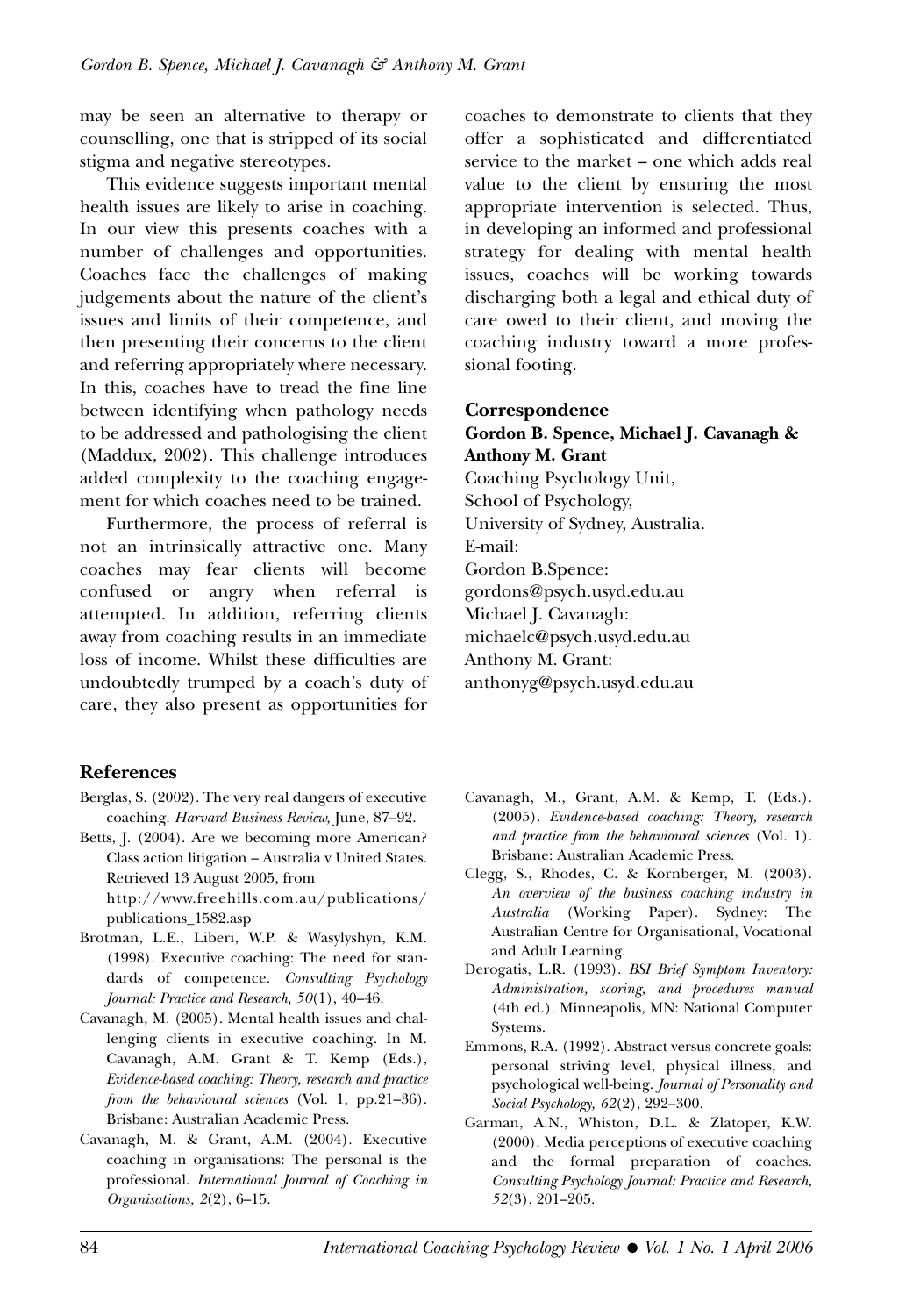may be seen an alternative to therapy or counselling, one that is stripped of its social stigma and negative stereotypes.

This evidence suggests important mental health issues are likely to arise in coaching. In our view this presents coaches with a number of challenges and opportunities. Coaches face the challenges of making judgements about the nature of the client's issues and limits of their competence, and then presenting their concerns to the client and referring appropriately where necessary. In this, coaches have to tread the fine line between identifying when pathology needs to be addressed and pathologising the client (Maddux, 2002). This challenge introduces added complexity to the coaching engagement for which coaches need to be trained.

Furthermore, the process of referral is not an intrinsically attractive one. Many coaches may fear clients will become confused or angry when referral is attempted. In addition, referring clients away from coaching results in an immediate loss of income. Whilst these difficulties are undoubtedly trumped by a coach's duty of care, they also present as opportunities for coaches to demonstrate to clients that they offer a sophisticated and differentiated service to the market – one which adds real value to the client by ensuring the most appropriate intervention is selected. Thus, in developing an informed and professional strategy for dealing with mental health issues, coaches will be working towards discharging both a legal and ethical duty of care owed to their client, and moving the coaching industry toward a more professional footing.

### Correspondence

**Gordon B. Spence, Michael J. Cavanagh & Anthony M. Grant**
Coaching Psychology Unit,
School of Psychology,
University of Sydney, Australia.
E-mail:
Gordon B.Spence:
gordons@psych.usyd.edu.au
Michael J. Cavanagh:
michaelc@psych.usyd.edu.au
Anthony M. Grant:
anthonyg@psych.usyd.edu.au

### References

Berglas, S. (2002). The very real dangers of executive coaching. *Harvard Business Review,* June, 87–92.

Betts, J. (2004). Are we becoming more American? Class action litigation – Australia v United States. Retrieved 13 August 2005, from http://www.freehills.com.au/publications/publications_1582.asp

Brotman, L.E., Liberi, W.P. & Wasylyshyn, K.M. (1998). Executive coaching: The need for standards of competence. *Consulting Psychology Journal: Practice and Research, 50*(1), 40–46.

Cavanagh, M. (2005). Mental health issues and challenging clients in executive coaching. In M. Cavanagh, A.M. Grant & T. Kemp (Eds.), *Evidence-based coaching: Theory, research and practice from the behavioural sciences* (Vol. 1, pp.21–36). Brisbane: Australian Academic Press.

Cavanagh, M. & Grant, A.M. (2004). Executive coaching in organisations: The personal is the professional. *International Journal of Coaching in Organisations, 2*(2), 6–15.

Cavanagh, M., Grant, A.M. & Kemp, T. (Eds.). (2005). *Evidence-based coaching: Theory, research and practice from the behavioural sciences* (Vol. 1). Brisbane: Australian Academic Press.

Clegg, S., Rhodes, C. & Kornberger, M. (2003). *An overview of the business coaching industry in Australia* (Working Paper). Sydney: The Australian Centre for Organisational, Vocational and Adult Learning.

Derogatis, L.R. (1993). *BSI Brief Symptom Inventory: Administration, scoring, and procedures manual* (4th ed.). Minneapolis, MN: National Computer Systems.

Emmons, R.A. (1992). Abstract versus concrete goals: personal striving level, physical illness, and psychological well-being. *Journal of Personality and Social Psychology, 62*(2), 292–300.

Garman, A.N., Whiston, D.L. & Zlatoper, K.W. (2000). Media perceptions of executive coaching and the formal preparation of coaches. *Consulting Psychology Journal: Practice and Research, 52*(3), 201–205.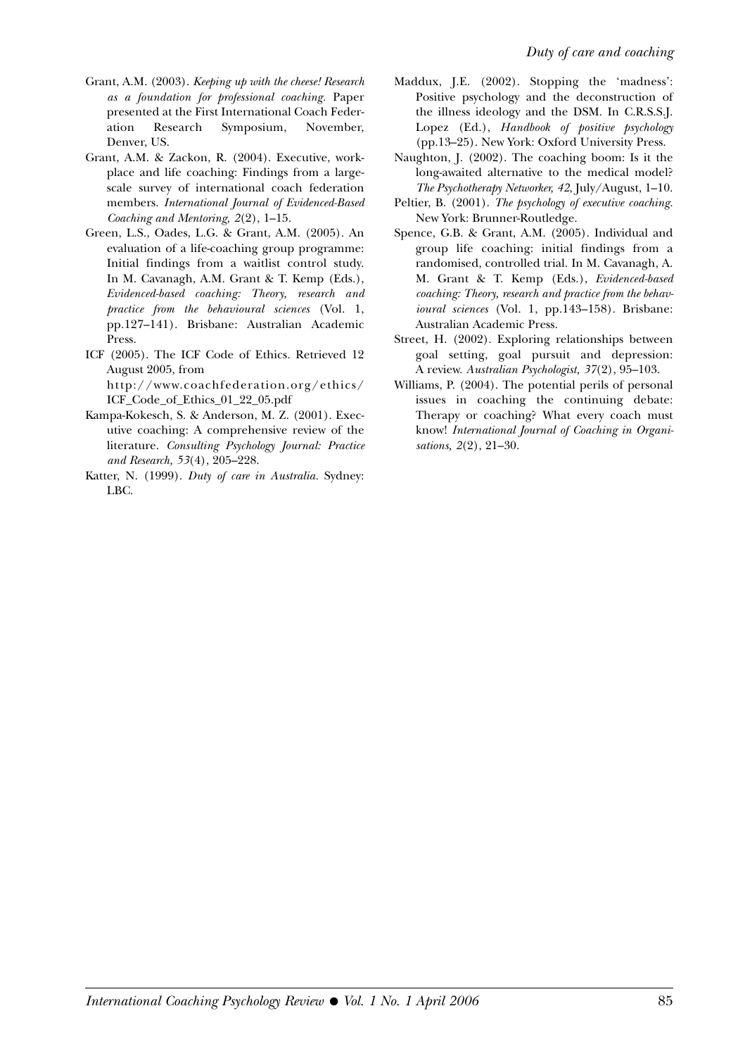Grant, A.M. (2003). *Keeping up with the cheese! Research as a foundation for professional coaching*. Paper presented at the First International Coach Federation Research Symposium, November, Denver, US.

Grant, A.M. & Zackon, R. (2004). Executive, workplace and life coaching: Findings from a large-scale survey of international coach federation members. *International Journal of Evidenced-Based Coaching and Mentoring, 2*(2), 1–15.

Green, L.S., Oades, L.G. & Grant, A.M. (2005). An evaluation of a life-coaching group programme: Initial findings from a waitlist control study. In M. Cavanagh, A.M. Grant & T. Kemp (Eds.), *Evidenced-based coaching: Theory, research and practice from the behavioural sciences* (Vol. 1, pp.127–141). Brisbane: Australian Academic Press.

ICF (2005). The ICF Code of Ethics. Retrieved 12 August 2005, from http://www.coachfederation.org/ethics/ICF_Code_of_Ethics_01_22_05.pdf

Kampa-Kokesch, S. & Anderson, M. Z. (2001). Executive coaching: A comprehensive review of the literature. *Consulting Psychology Journal: Practice and Research, 53*(4), 205–228.

Katter, N. (1999). *Duty of care in Australia.* Sydney: LBC.

Maddux, J.E. (2002). Stopping the 'madness': Positive psychology and the deconstruction of the illness ideology and the DSM. In C.R.S.S.J. Lopez (Ed.), *Handbook of positive psychology* (pp.13–25). New York: Oxford University Press.

Naughton, J. (2002). The coaching boom: Is it the long-awaited alternative to the medical model? *The Psychotherapy Networker, 42,* July/August, 1–10.

Peltier, B. (2001). *The psychology of executive coaching*. New York: Brunner-Routledge.

Spence, G.B. & Grant, A.M. (2005). Individual and group life coaching: initial findings from a randomised, controlled trial. In M. Cavanagh, A. M. Grant & T. Kemp (Eds.), *Evidenced-based coaching: Theory, research and practice from the behavioural sciences* (Vol. 1, pp.143–158). Brisbane: Australian Academic Press.

Street, H. (2002). Exploring relationships between goal setting, goal pursuit and depression: A review. *Australian Psychologist, 37*(2), 95–103.

Williams, P. (2004). The potential perils of personal issues in coaching the continuing debate: Therapy or coaching? What every coach must know! *International Journal of Coaching in Organisations, 2*(2), 21–30.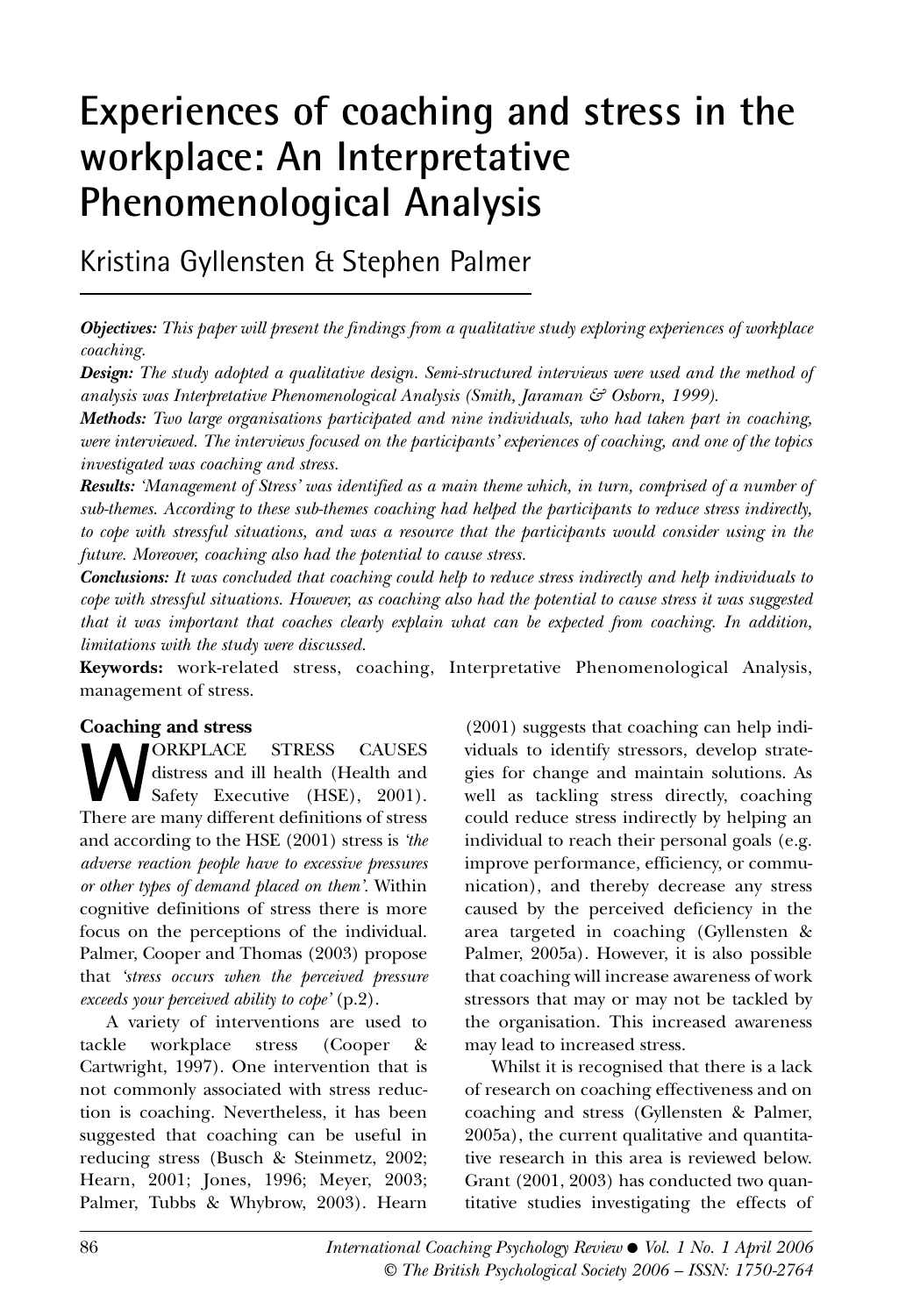# Experiences of coaching and stress in the workplace: An Interpretative Phenomenological Analysis

Kristina Gyllensten & Stephen Palmer

***Objectives:*** *This paper will present the findings from a qualitative study exploring experiences of workplace coaching.*

***Design:*** *The study adopted a qualitative design. Semi-structured interviews were used and the method of analysis was Interpretative Phenomenological Analysis (Smith, Jaraman & Osborn, 1999).*

***Methods:*** *Two large organisations participated and nine individuals, who had taken part in coaching, were interviewed. The interviews focused on the participants' experiences of coaching, and one of the topics investigated was coaching and stress.*

***Results:*** *'Management of Stress' was identified as a main theme which, in turn, comprised of a number of sub-themes. According to these sub-themes coaching had helped the participants to reduce stress indirectly, to cope with stressful situations, and was a resource that the participants would consider using in the future. Moreover, coaching also had the potential to cause stress.*

***Conclusions:*** *It was concluded that coaching could help to reduce stress indirectly and help individuals to cope with stressful situations. However, as coaching also had the potential to cause stress it was suggested that it was important that coaches clearly explain what can be expected from coaching. In addition, limitations with the study were discussed.*

**Keywords:** work-related stress, coaching, Interpretative Phenomenological Analysis, management of stress.

**Coaching and stress**

WORKPLACE STRESS CAUSES distress and ill health (Health and Safety Executive (HSE), 2001). There are many different definitions of stress and according to the HSE (2001) stress is *'the adverse reaction people have to excessive pressures or other types of demand placed on them'*. Within cognitive definitions of stress there is more focus on the perceptions of the individual. Palmer, Cooper and Thomas (2003) propose that *'stress occurs when the perceived pressure exceeds your perceived ability to cope'* (p.2).

A variety of interventions are used to tackle workplace stress (Cooper & Cartwright, 1997). One intervention that is not commonly associated with stress reduction is coaching. Nevertheless, it has been suggested that coaching can be useful in reducing stress (Busch & Steinmetz, 2002; Hearn, 2001; Jones, 1996; Meyer, 2003; Palmer, Tubbs & Whybrow, 2003). Hearn (2001) suggests that coaching can help individuals to identify stressors, develop strategies for change and maintain solutions. As well as tackling stress directly, coaching could reduce stress indirectly by helping an individual to reach their personal goals (e.g. improve performance, efficiency, or communication), and thereby decrease any stress caused by the perceived deficiency in the area targeted in coaching (Gyllensten & Palmer, 2005a). However, it is also possible that coaching will increase awareness of work stressors that may or may not be tackled by the organisation. This increased awareness may lead to increased stress.

Whilst it is recognised that there is a lack of research on coaching effectiveness and on coaching and stress (Gyllensten & Palmer, 2005a), the current qualitative and quantitative research in this area is reviewed below. Grant (2001, 2003) has conducted two quantitative studies investigating the effects of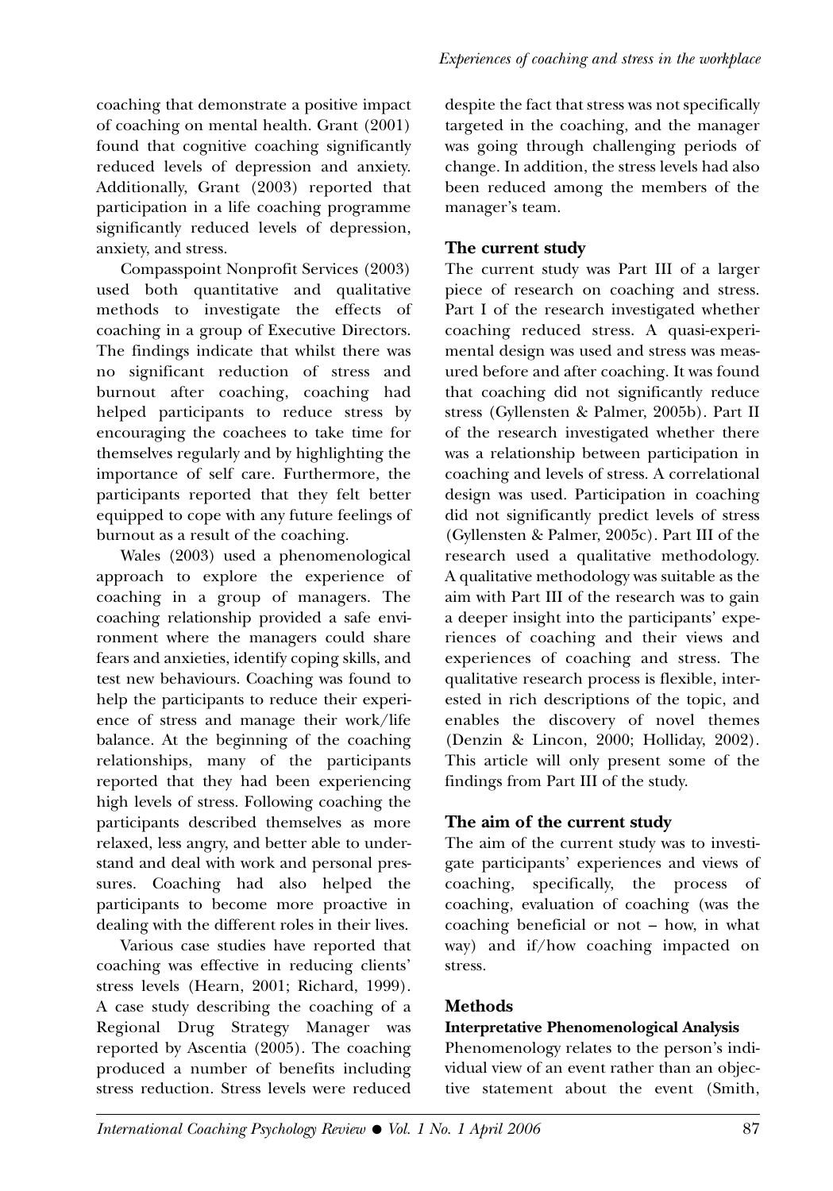coaching that demonstrate a positive impact of coaching on mental health. Grant (2001) found that cognitive coaching significantly reduced levels of depression and anxiety. Additionally, Grant (2003) reported that participation in a life coaching programme significantly reduced levels of depression, anxiety, and stress.

Compasspoint Nonprofit Services (2003) used both quantitative and qualitative methods to investigate the effects of coaching in a group of Executive Directors. The findings indicate that whilst there was no significant reduction of stress and burnout after coaching, coaching had helped participants to reduce stress by encouraging the coachees to take time for themselves regularly and by highlighting the importance of self care. Furthermore, the participants reported that they felt better equipped to cope with any future feelings of burnout as a result of the coaching.

Wales (2003) used a phenomenological approach to explore the experience of coaching in a group of managers. The coaching relationship provided a safe environment where the managers could share fears and anxieties, identify coping skills, and test new behaviours. Coaching was found to help the participants to reduce their experience of stress and manage their work/life balance. At the beginning of the coaching relationships, many of the participants reported that they had been experiencing high levels of stress. Following coaching the participants described themselves as more relaxed, less angry, and better able to understand and deal with work and personal pressures. Coaching had also helped the participants to become more proactive in dealing with the different roles in their lives.

Various case studies have reported that coaching was effective in reducing clients' stress levels (Hearn, 2001; Richard, 1999). A case study describing the coaching of a Regional Drug Strategy Manager was reported by Ascentia (2005). The coaching produced a number of benefits including stress reduction. Stress levels were reduced despite the fact that stress was not specifically targeted in the coaching, and the manager was going through challenging periods of change. In addition, the stress levels had also been reduced among the members of the manager's team.

## The current study

The current study was Part III of a larger piece of research on coaching and stress. Part I of the research investigated whether coaching reduced stress. A quasi-experimental design was used and stress was measured before and after coaching. It was found that coaching did not significantly reduce stress (Gyllensten & Palmer, 2005b). Part II of the research investigated whether there was a relationship between participation in coaching and levels of stress. A correlational design was used. Participation in coaching did not significantly predict levels of stress (Gyllensten & Palmer, 2005c). Part III of the research used a qualitative methodology. A qualitative methodology was suitable as the aim with Part III of the research was to gain a deeper insight into the participants' experiences of coaching and their views and experiences of coaching and stress. The qualitative research process is flexible, interested in rich descriptions of the topic, and enables the discovery of novel themes (Denzin & Lincon, 2000; Holliday, 2002). This article will only present some of the findings from Part III of the study.

## The aim of the current study

The aim of the current study was to investigate participants' experiences and views of coaching, specifically, the process of coaching, evaluation of coaching (was the coaching beneficial or not – how, in what way) and if/how coaching impacted on stress.

## Methods

### Interpretative Phenomenological Analysis

Phenomenology relates to the person's individual view of an event rather than an objective statement about the event (Smith,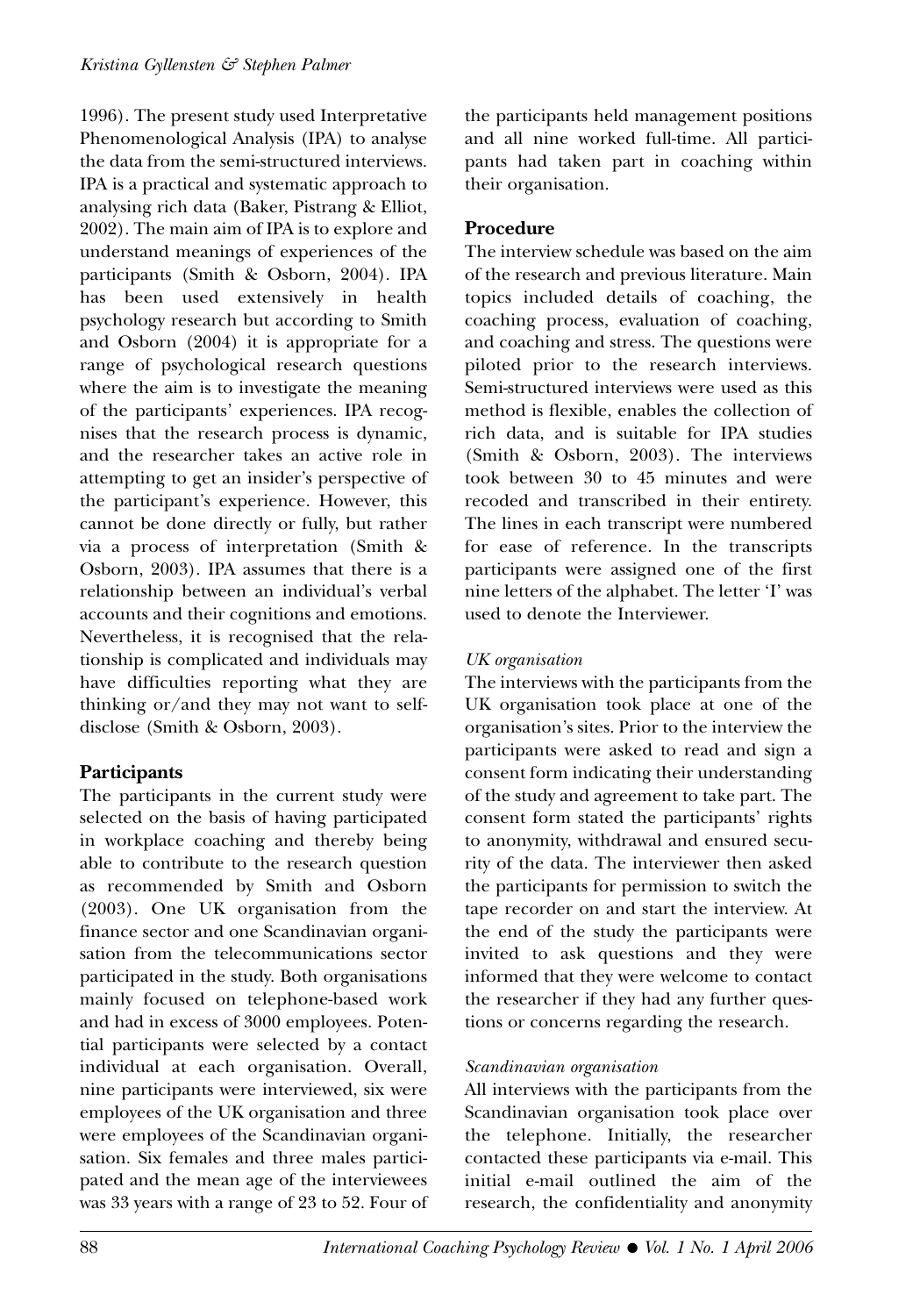1996). The present study used Interpretative Phenomenological Analysis (IPA) to analyse the data from the semi-structured interviews. IPA is a practical and systematic approach to analysing rich data (Baker, Pistrang & Elliot, 2002). The main aim of IPA is to explore and understand meanings of experiences of the participants (Smith & Osborn, 2004). IPA has been used extensively in health psychology research but according to Smith and Osborn (2004) it is appropriate for a range of psychological research questions where the aim is to investigate the meaning of the participants' experiences. IPA recognises that the research process is dynamic, and the researcher takes an active role in attempting to get an insider's perspective of the participant's experience. However, this cannot be done directly or fully, but rather via a process of interpretation (Smith & Osborn, 2003). IPA assumes that there is a relationship between an individual's verbal accounts and their cognitions and emotions. Nevertheless, it is recognised that the relationship is complicated and individuals may have difficulties reporting what they are thinking or/and they may not want to self-disclose (Smith & Osborn, 2003).

## Participants

The participants in the current study were selected on the basis of having participated in workplace coaching and thereby being able to contribute to the research question as recommended by Smith and Osborn (2003). One UK organisation from the finance sector and one Scandinavian organisation from the telecommunications sector participated in the study. Both organisations mainly focused on telephone-based work and had in excess of 3000 employees. Potential participants were selected by a contact individual at each organisation. Overall, nine participants were interviewed, six were employees of the UK organisation and three were employees of the Scandinavian organisation. Six females and three males participated and the mean age of the interviewees was 33 years with a range of 23 to 52. Four of the participants held management positions and all nine worked full-time. All participants had taken part in coaching within their organisation.

## Procedure

The interview schedule was based on the aim of the research and previous literature. Main topics included details of coaching, the coaching process, evaluation of coaching, and coaching and stress. The questions were piloted prior to the research interviews. Semi-structured interviews were used as this method is flexible, enables the collection of rich data, and is suitable for IPA studies (Smith & Osborn, 2003). The interviews took between 30 to 45 minutes and were recoded and transcribed in their entirety. The lines in each transcript were numbered for ease of reference. In the transcripts participants were assigned one of the first nine letters of the alphabet. The letter 'I' was used to denote the Interviewer.

### *UK organisation*

The interviews with the participants from the UK organisation took place at one of the organisation's sites. Prior to the interview the participants were asked to read and sign a consent form indicating their understanding of the study and agreement to take part. The consent form stated the participants' rights to anonymity, withdrawal and ensured security of the data. The interviewer then asked the participants for permission to switch the tape recorder on and start the interview. At the end of the study the participants were invited to ask questions and they were informed that they were welcome to contact the researcher if they had any further questions or concerns regarding the research.

### *Scandinavian organisation*

All interviews with the participants from the Scandinavian organisation took place over the telephone. Initially, the researcher contacted these participants via e-mail. This initial e-mail outlined the aim of the research, the confidentiality and anonymity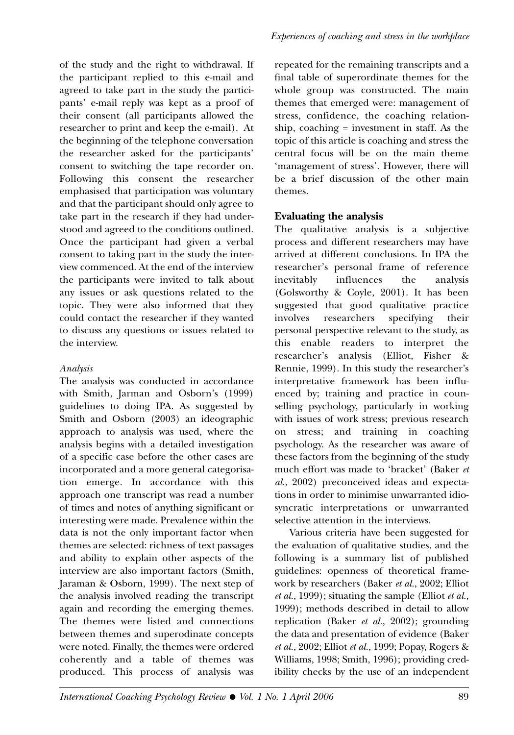of the study and the right to withdrawal. If the participant replied to this e-mail and agreed to take part in the study the participants' e-mail reply was kept as a proof of their consent (all participants allowed the researcher to print and keep the e-mail). At the beginning of the telephone conversation the researcher asked for the participants' consent to switching the tape recorder on. Following this consent the researcher emphasised that participation was voluntary and that the participant should only agree to take part in the research if they had understood and agreed to the conditions outlined. Once the participant had given a verbal consent to taking part in the study the interview commenced. At the end of the interview the participants were invited to talk about any issues or ask questions related to the topic. They were also informed that they could contact the researcher if they wanted to discuss any questions or issues related to the interview.

*Analysis*

The analysis was conducted in accordance with Smith, Jarman and Osborn's (1999) guidelines to doing IPA. As suggested by Smith and Osborn (2003) an ideographic approach to analysis was used, where the analysis begins with a detailed investigation of a specific case before the other cases are incorporated and a more general categorisation emerge. In accordance with this approach one transcript was read a number of times and notes of anything significant or interesting were made. Prevalence within the data is not the only important factor when themes are selected: richness of text passages and ability to explain other aspects of the interview are also important factors (Smith, Jaraman & Osborn, 1999). The next step of the analysis involved reading the transcript again and recording the emerging themes. The themes were listed and connections between themes and superordinate concepts were noted. Finally, the themes were ordered coherently and a table of themes was produced. This process of analysis was repeated for the remaining transcripts and a final table of superordinate themes for the whole group was constructed. The main themes that emerged were: management of stress, confidence, the coaching relationship, coaching = investment in staff. As the topic of this article is coaching and stress the central focus will be on the main theme 'management of stress'. However, there will be a brief discussion of the other main themes.

## Evaluating the analysis

The qualitative analysis is a subjective process and different researchers may have arrived at different conclusions. In IPA the researcher's personal frame of reference inevitably influences the analysis (Golsworthy & Coyle, 2001). It has been suggested that good qualitative practice involves researchers specifying their personal perspective relevant to the study, as this enable readers to interpret the researcher's analysis (Elliot, Fisher & Rennie, 1999). In this study the researcher's interpretative framework has been influenced by; training and practice in counselling psychology, particularly in working with issues of work stress; previous research on stress; and training in coaching psychology. As the researcher was aware of these factors from the beginning of the study much effort was made to 'bracket' (Baker *et al.*, 2002) preconceived ideas and expectations in order to minimise unwarranted idiosyncratic interpretations or unwarranted selective attention in the interviews.

Various criteria have been suggested for the evaluation of qualitative studies, and the following is a summary list of published guidelines: openness of theoretical framework by researchers (Baker *et al.*, 2002; Elliot *et al.*, 1999); situating the sample (Elliot *et al.*, 1999); methods described in detail to allow replication (Baker *et al.*, 2002); grounding the data and presentation of evidence (Baker *et al.*, 2002; Elliot *et al.*, 1999; Popay, Rogers & Williams, 1998; Smith, 1996); providing credibility checks by the use of an independent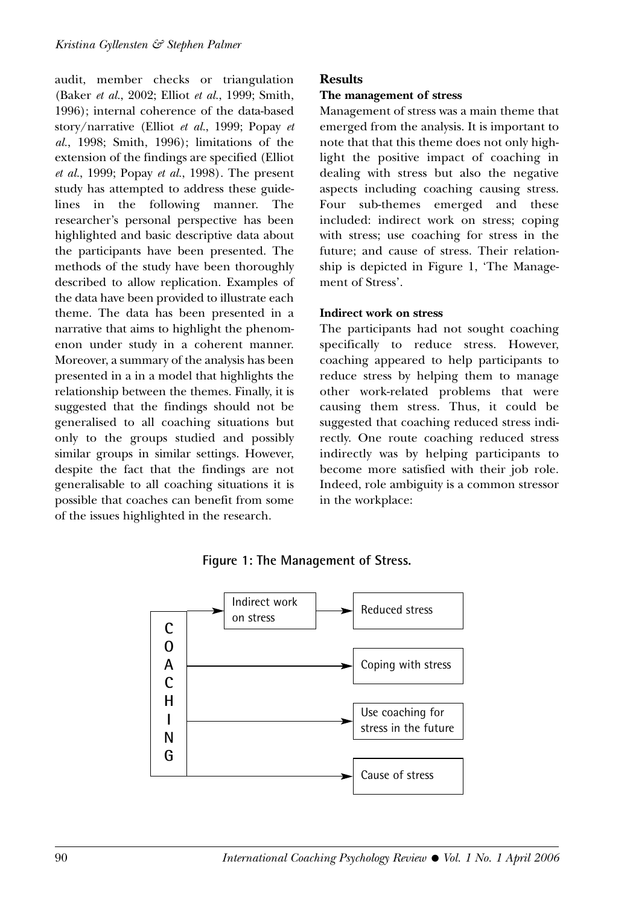audit, member checks or triangulation (Baker *et al.*, 2002; Elliot *et al.*, 1999; Smith, 1996); internal coherence of the data-based story/narrative (Elliot *et al.*, 1999; Popay *et al.*, 1998; Smith, 1996); limitations of the extension of the findings are specified (Elliot *et al.*, 1999; Popay *et al.*, 1998). The present study has attempted to address these guidelines in the following manner. The researcher's personal perspective has been highlighted and basic descriptive data about the participants have been presented. The methods of the study have been thoroughly described to allow replication. Examples of the data have been provided to illustrate each theme. The data has been presented in a narrative that aims to highlight the phenomenon under study in a coherent manner. Moreover, a summary of the analysis has been presented in a in a model that highlights the relationship between the themes. Finally, it is suggested that the findings should not be generalised to all coaching situations but only to the groups studied and possibly similar groups in similar settings. However, despite the fact that the findings are not generalisable to all coaching situations it is possible that coaches can benefit from some of the issues highlighted in the research.

## Results

### The management of stress

Management of stress was a main theme that emerged from the analysis. It is important to note that that this theme does not only highlight the positive impact of coaching in dealing with stress but also the negative aspects including coaching causing stress. Four sub-themes emerged and these included: indirect work on stress; coping with stress; use coaching for stress in the future; and cause of stress. Their relationship is depicted in Figure 1, 'The Management of Stress'.

### Indirect work on stress

The participants had not sought coaching specifically to reduce stress. However, coaching appeared to help participants to reduce stress by helping them to manage other work-related problems that were causing them stress. Thus, it could be suggested that coaching reduced stress indirectly. One route coaching reduced stress indirectly was by helping participants to become more satisfied with their job role. Indeed, role ambiguity is a common stressor in the workplace:

**Figure 1: The Management of Stress.**

COACHING → Indirect work on stress → Reduced stress

COACHING → Coping with stress

COACHING → Use coaching for stress in the future

COACHING → Cause of stress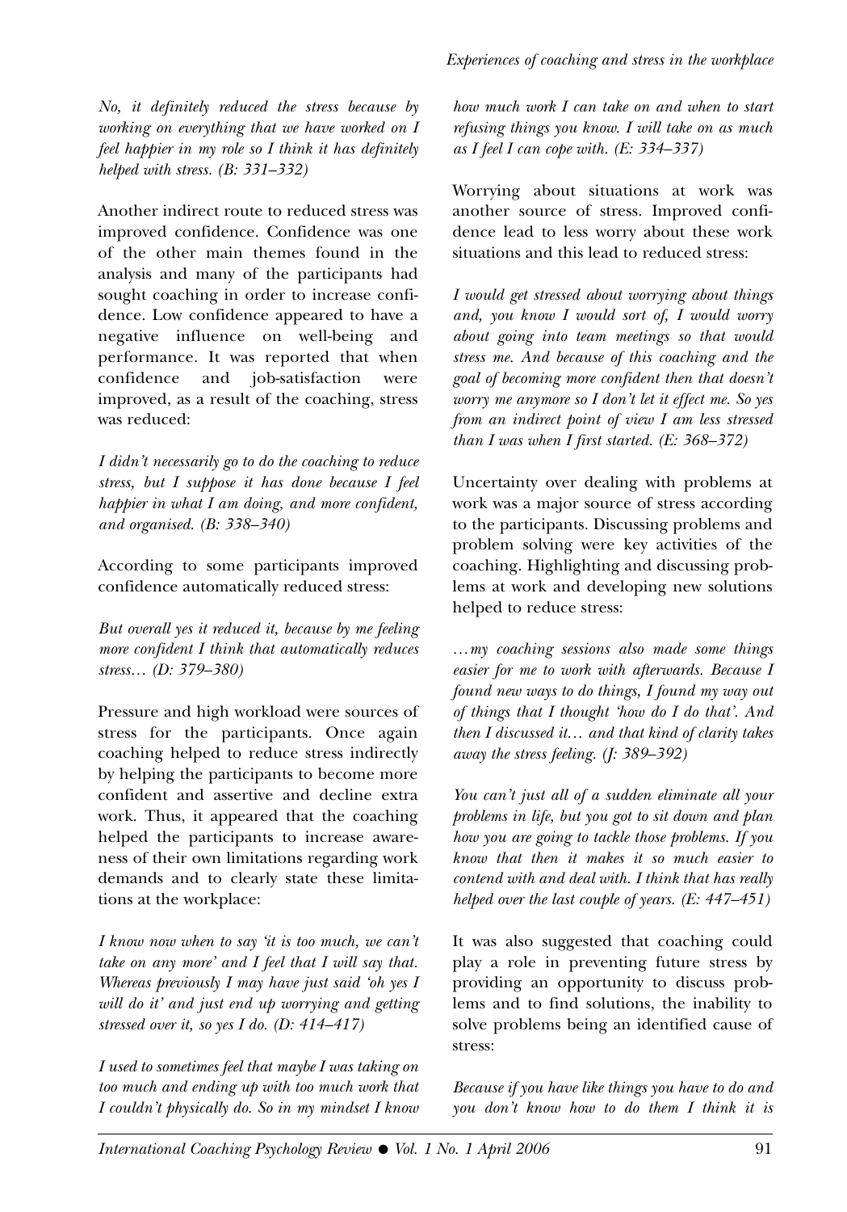*No, it definitely reduced the stress because by working on everything that we have worked on I feel happier in my role so I think it has definitely helped with stress. (B: 331–332)*

Another indirect route to reduced stress was improved confidence. Confidence was one of the other main themes found in the analysis and many of the participants had sought coaching in order to increase confidence. Low confidence appeared to have a negative influence on well-being and performance. It was reported that when confidence and job-satisfaction were improved, as a result of the coaching, stress was reduced:

*I didn't necessarily go to do the coaching to reduce stress, but I suppose it has done because I feel happier in what I am doing, and more confident, and organised. (B: 338–340)*

According to some participants improved confidence automatically reduced stress:

*But overall yes it reduced it, because by me feeling more confident I think that automatically reduces stress… (D: 379–380)*

Pressure and high workload were sources of stress for the participants. Once again coaching helped to reduce stress indirectly by helping the participants to become more confident and assertive and decline extra work. Thus, it appeared that the coaching helped the participants to increase awareness of their own limitations regarding work demands and to clearly state these limitations at the workplace:

*I know now when to say 'it is too much, we can't take on any more' and I feel that I will say that. Whereas previously I may have just said 'oh yes I will do it' and just end up worrying and getting stressed over it, so yes I do. (D: 414–417)*

*I used to sometimes feel that maybe I was taking on too much and ending up with too much work that I couldn't physically do. So in my mindset I know how much work I can take on and when to start refusing things you know. I will take on as much as I feel I can cope with. (E: 334–337)*

Worrying about situations at work was another source of stress. Improved confidence lead to less worry about these work situations and this lead to reduced stress:

*I would get stressed about worrying about things and, you know I would sort of, I would worry about going into team meetings so that would stress me. And because of this coaching and the goal of becoming more confident then that doesn't worry me anymore so I don't let it effect me. So yes from an indirect point of view I am less stressed than I was when I first started. (E: 368–372)*

Uncertainty over dealing with problems at work was a major source of stress according to the participants. Discussing problems and problem solving were key activities of the coaching. Highlighting and discussing problems at work and developing new solutions helped to reduce stress:

*…my coaching sessions also made some things easier for me to work with afterwards. Because I found new ways to do things, I found my way out of things that I thought 'how do I do that'. And then I discussed it… and that kind of clarity takes away the stress feeling. (J: 389–392)*

*You can't just all of a sudden eliminate all your problems in life, but you got to sit down and plan how you are going to tackle those problems. If you know that then it makes it so much easier to contend with and deal with. I think that has really helped over the last couple of years. (E: 447–451)*

It was also suggested that coaching could play a role in preventing future stress by providing an opportunity to discuss problems and to find solutions, the inability to solve problems being an identified cause of stress:

*Because if you have like things you have to do and you don't know how to do them I think it is*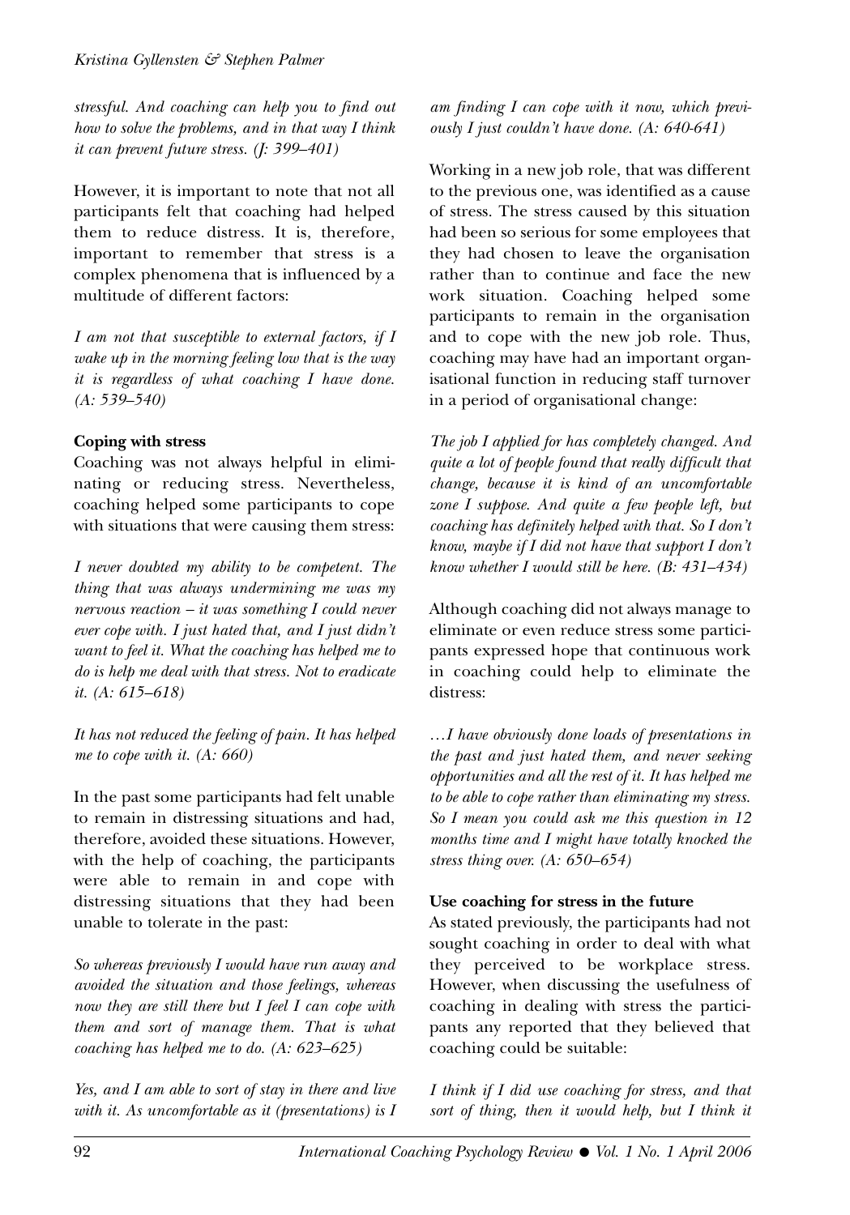*stressful. And coaching can help you to find out how to solve the problems, and in that way I think it can prevent future stress. (J: 399–401)*

However, it is important to note that not all participants felt that coaching had helped them to reduce distress. It is, therefore, important to remember that stress is a complex phenomena that is influenced by a multitude of different factors:

*I am not that susceptible to external factors, if I wake up in the morning feeling low that is the way it is regardless of what coaching I have done. (A: 539–540)*

**Coping with stress**

Coaching was not always helpful in eliminating or reducing stress. Nevertheless, coaching helped some participants to cope with situations that were causing them stress:

*I never doubted my ability to be competent. The thing that was always undermining me was my nervous reaction – it was something I could never ever cope with. I just hated that, and I just didn't want to feel it. What the coaching has helped me to do is help me deal with that stress. Not to eradicate it. (A: 615–618)*

*It has not reduced the feeling of pain. It has helped me to cope with it. (A: 660)*

In the past some participants had felt unable to remain in distressing situations and had, therefore, avoided these situations. However, with the help of coaching, the participants were able to remain in and cope with distressing situations that they had been unable to tolerate in the past:

*So whereas previously I would have run away and avoided the situation and those feelings, whereas now they are still there but I feel I can cope with them and sort of manage them. That is what coaching has helped me to do. (A: 623–625)*

*Yes, and I am able to sort of stay in there and live with it. As uncomfortable as it (presentations) is I am finding I can cope with it now, which previously I just couldn't have done. (A: 640-641)*

Working in a new job role, that was different to the previous one, was identified as a cause of stress. The stress caused by this situation had been so serious for some employees that they had chosen to leave the organisation rather than to continue and face the new work situation. Coaching helped some participants to remain in the organisation and to cope with the new job role. Thus, coaching may have had an important organisational function in reducing staff turnover in a period of organisational change:

*The job I applied for has completely changed. And quite a lot of people found that really difficult that change, because it is kind of an uncomfortable zone I suppose. And quite a few people left, but coaching has definitely helped with that. So I don't know, maybe if I did not have that support I don't know whether I would still be here. (B: 431–434)*

Although coaching did not always manage to eliminate or even reduce stress some participants expressed hope that continuous work in coaching could help to eliminate the distress:

*…I have obviously done loads of presentations in the past and just hated them, and never seeking opportunities and all the rest of it. It has helped me to be able to cope rather than eliminating my stress. So I mean you could ask me this question in 12 months time and I might have totally knocked the stress thing over. (A: 650–654)*

**Use coaching for stress in the future**

As stated previously, the participants had not sought coaching in order to deal with what they perceived to be workplace stress. However, when discussing the usefulness of coaching in dealing with stress the participants any reported that they believed that coaching could be suitable:

*I think if I did use coaching for stress, and that sort of thing, then it would help, but I think it*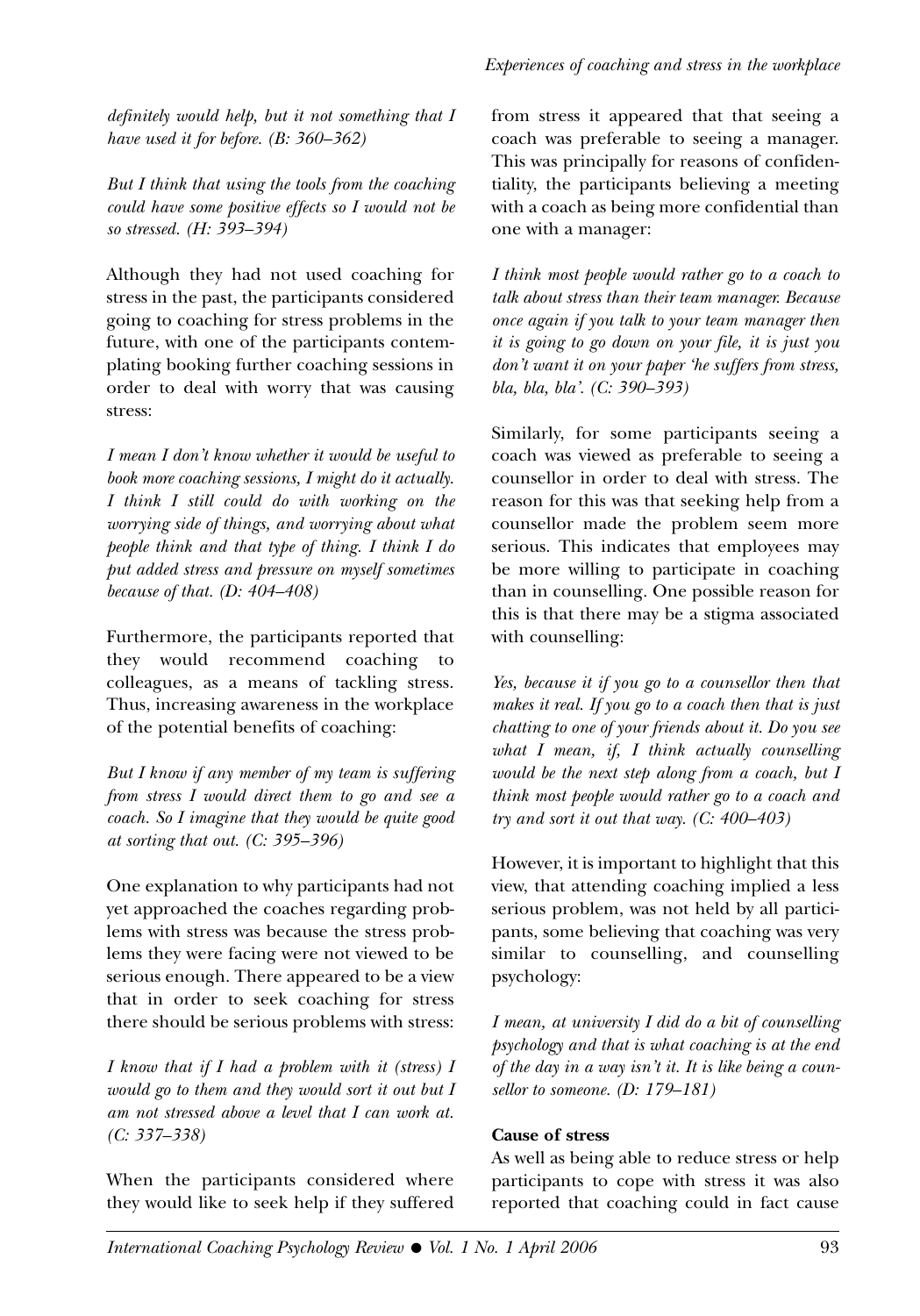*definitely would help, but it not something that I have used it for before. (B: 360–362)*

*But I think that using the tools from the coaching could have some positive effects so I would not be so stressed. (H: 393–394)*

Although they had not used coaching for stress in the past, the participants considered going to coaching for stress problems in the future, with one of the participants contemplating booking further coaching sessions in order to deal with worry that was causing stress:

*I mean I don't know whether it would be useful to book more coaching sessions, I might do it actually. I think I still could do with working on the worrying side of things, and worrying about what people think and that type of thing. I think I do put added stress and pressure on myself sometimes because of that. (D: 404–408)*

Furthermore, the participants reported that they would recommend coaching to colleagues, as a means of tackling stress. Thus, increasing awareness in the workplace of the potential benefits of coaching:

*But I know if any member of my team is suffering from stress I would direct them to go and see a coach. So I imagine that they would be quite good at sorting that out. (C: 395–396)*

One explanation to why participants had not yet approached the coaches regarding problems with stress was because the stress problems they were facing were not viewed to be serious enough. There appeared to be a view that in order to seek coaching for stress there should be serious problems with stress:

*I know that if I had a problem with it (stress) I would go to them and they would sort it out but I am not stressed above a level that I can work at. (C: 337–338)*

When the participants considered where they would like to seek help if they suffered from stress it appeared that that seeing a coach was preferable to seeing a manager. This was principally for reasons of confidentiality, the participants believing a meeting with a coach as being more confidential than one with a manager:

*I think most people would rather go to a coach to talk about stress than their team manager. Because once again if you talk to your team manager then it is going to go down on your file, it is just you don't want it on your paper 'he suffers from stress, bla, bla, bla'. (C: 390–393)*

Similarly, for some participants seeing a coach was viewed as preferable to seeing a counsellor in order to deal with stress. The reason for this was that seeking help from a counsellor made the problem seem more serious. This indicates that employees may be more willing to participate in coaching than in counselling. One possible reason for this is that there may be a stigma associated with counselling:

*Yes, because it if you go to a counsellor then that makes it real. If you go to a coach then that is just chatting to one of your friends about it. Do you see what I mean, if, I think actually counselling would be the next step along from a coach, but I think most people would rather go to a coach and try and sort it out that way. (C: 400–403)*

However, it is important to highlight that this view, that attending coaching implied a less serious problem, was not held by all participants, some believing that coaching was very similar to counselling, and counselling psychology:

*I mean, at university I did do a bit of counselling psychology and that is what coaching is at the end of the day in a way isn't it. It is like being a counsellor to someone. (D: 179–181)*

**Cause of stress**

As well as being able to reduce stress or help participants to cope with stress it was also reported that coaching could in fact cause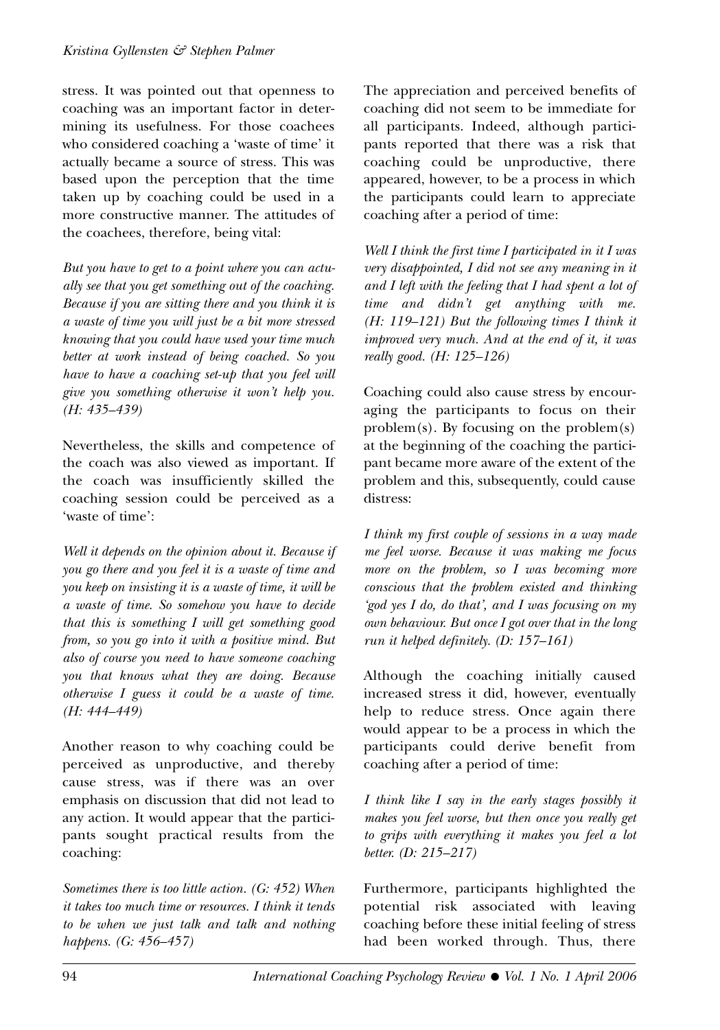stress. It was pointed out that openness to coaching was an important factor in determining its usefulness. For those coachees who considered coaching a 'waste of time' it actually became a source of stress. This was based upon the perception that the time taken up by coaching could be used in a more constructive manner. The attitudes of the coachees, therefore, being vital:

*But you have to get to a point where you can actually see that you get something out of the coaching. Because if you are sitting there and you think it is a waste of time you will just be a bit more stressed knowing that you could have used your time much better at work instead of being coached. So you have to have a coaching set-up that you feel will give you something otherwise it won't help you. (H: 435–439)*

Nevertheless, the skills and competence of the coach was also viewed as important. If the coach was insufficiently skilled the coaching session could be perceived as a 'waste of time':

*Well it depends on the opinion about it. Because if you go there and you feel it is a waste of time and you keep on insisting it is a waste of time, it will be a waste of time. So somehow you have to decide that this is something I will get something good from, so you go into it with a positive mind. But also of course you need to have someone coaching you that knows what they are doing. Because otherwise I guess it could be a waste of time. (H: 444–449)*

Another reason to why coaching could be perceived as unproductive, and thereby cause stress, was if there was an over emphasis on discussion that did not lead to any action. It would appear that the participants sought practical results from the coaching:

*Sometimes there is too little action. (G: 452) When it takes too much time or resources. I think it tends to be when we just talk and talk and nothing happens. (G: 456–457)*

The appreciation and perceived benefits of coaching did not seem to be immediate for all participants. Indeed, although participants reported that there was a risk that coaching could be unproductive, there appeared, however, to be a process in which the participants could learn to appreciate coaching after a period of time:

*Well I think the first time I participated in it I was very disappointed, I did not see any meaning in it and I left with the feeling that I had spent a lot of time and didn't get anything with me. (H: 119–121) But the following times I think it improved very much. And at the end of it, it was really good. (H: 125–126)*

Coaching could also cause stress by encouraging the participants to focus on their problem(s). By focusing on the problem(s) at the beginning of the coaching the participant became more aware of the extent of the problem and this, subsequently, could cause distress:

*I think my first couple of sessions in a way made me feel worse. Because it was making me focus more on the problem, so I was becoming more conscious that the problem existed and thinking 'god yes I do, do that', and I was focusing on my own behaviour. But once I got over that in the long run it helped definitely. (D: 157–161)*

Although the coaching initially caused increased stress it did, however, eventually help to reduce stress. Once again there would appear to be a process in which the participants could derive benefit from coaching after a period of time:

*I think like I say in the early stages possibly it makes you feel worse, but then once you really get to grips with everything it makes you feel a lot better. (D: 215–217)*

Furthermore, participants highlighted the potential risk associated with leaving coaching before these initial feeling of stress had been worked through. Thus, there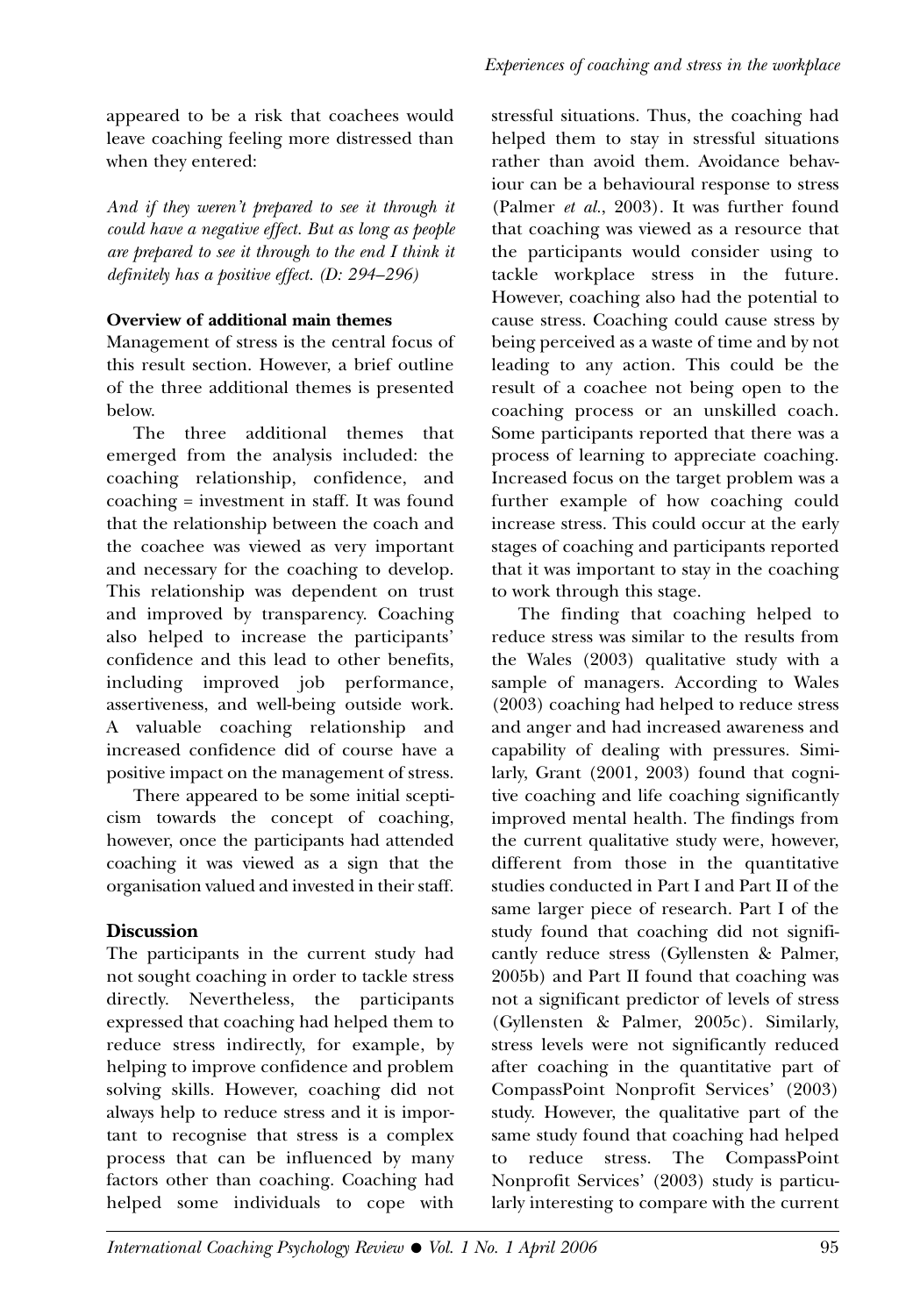appeared to be a risk that coachees would leave coaching feeling more distressed than when they entered:

*And if they weren't prepared to see it through it could have a negative effect. But as long as people are prepared to see it through to the end I think it definitely has a positive effect. (D: 294–296)*

**Overview of additional main themes**

Management of stress is the central focus of this result section. However, a brief outline of the three additional themes is presented below.

The three additional themes that emerged from the analysis included: the coaching relationship, confidence, and coaching = investment in staff. It was found that the relationship between the coach and the coachee was viewed as very important and necessary for the coaching to develop. This relationship was dependent on trust and improved by transparency. Coaching also helped to increase the participants' confidence and this lead to other benefits, including improved job performance, assertiveness, and well-being outside work. A valuable coaching relationship and increased confidence did of course have a positive impact on the management of stress.

There appeared to be some initial scepticism towards the concept of coaching, however, once the participants had attended coaching it was viewed as a sign that the organisation valued and invested in their staff.

## Discussion

The participants in the current study had not sought coaching in order to tackle stress directly. Nevertheless, the participants expressed that coaching had helped them to reduce stress indirectly, for example, by helping to improve confidence and problem solving skills. However, coaching did not always help to reduce stress and it is important to recognise that stress is a complex process that can be influenced by many factors other than coaching. Coaching had helped some individuals to cope with stressful situations. Thus, the coaching had helped them to stay in stressful situations rather than avoid them. Avoidance behaviour can be a behavioural response to stress (Palmer *et al.*, 2003). It was further found that coaching was viewed as a resource that the participants would consider using to tackle workplace stress in the future. However, coaching also had the potential to cause stress. Coaching could cause stress by being perceived as a waste of time and by not leading to any action. This could be the result of a coachee not being open to the coaching process or an unskilled coach. Some participants reported that there was a process of learning to appreciate coaching. Increased focus on the target problem was a further example of how coaching could increase stress. This could occur at the early stages of coaching and participants reported that it was important to stay in the coaching to work through this stage.

The finding that coaching helped to reduce stress was similar to the results from the Wales (2003) qualitative study with a sample of managers. According to Wales (2003) coaching had helped to reduce stress and anger and had increased awareness and capability of dealing with pressures. Similarly, Grant (2001, 2003) found that cognitive coaching and life coaching significantly improved mental health. The findings from the current qualitative study were, however, different from those in the quantitative studies conducted in Part I and Part II of the same larger piece of research. Part I of the study found that coaching did not significantly reduce stress (Gyllensten & Palmer, 2005b) and Part II found that coaching was not a significant predictor of levels of stress (Gyllensten & Palmer, 2005c). Similarly, stress levels were not significantly reduced after coaching in the quantitative part of CompassPoint Nonprofit Services' (2003) study. However, the qualitative part of the same study found that coaching had helped to reduce stress. The CompassPoint Nonprofit Services' (2003) study is particularly interesting to compare with the current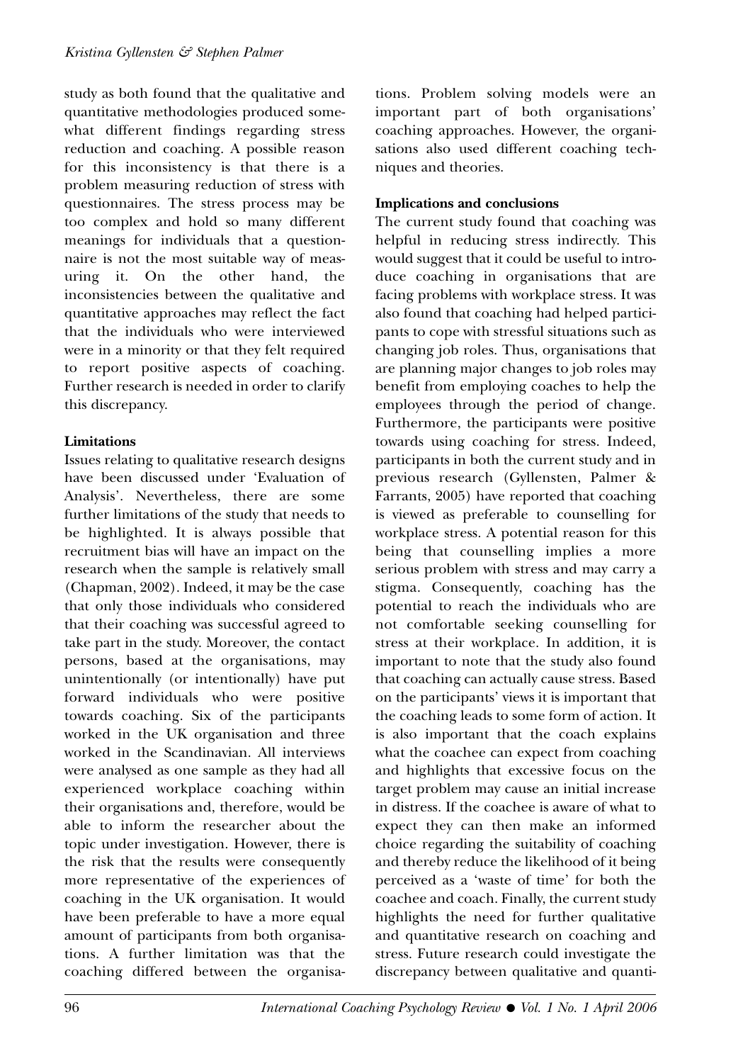study as both found that the qualitative and quantitative methodologies produced somewhat different findings regarding stress reduction and coaching. A possible reason for this inconsistency is that there is a problem measuring reduction of stress with questionnaires. The stress process may be too complex and hold so many different meanings for individuals that a questionnaire is not the most suitable way of measuring it. On the other hand, the inconsistencies between the qualitative and quantitative approaches may reflect the fact that the individuals who were interviewed were in a minority or that they felt required to report positive aspects of coaching. Further research is needed in order to clarify this discrepancy.

**Limitations**

Issues relating to qualitative research designs have been discussed under 'Evaluation of Analysis'. Nevertheless, there are some further limitations of the study that needs to be highlighted. It is always possible that recruitment bias will have an impact on the research when the sample is relatively small (Chapman, 2002). Indeed, it may be the case that only those individuals who considered that their coaching was successful agreed to take part in the study. Moreover, the contact persons, based at the organisations, may unintentionally (or intentionally) have put forward individuals who were positive towards coaching. Six of the participants worked in the UK organisation and three worked in the Scandinavian. All interviews were analysed as one sample as they had all experienced workplace coaching within their organisations and, therefore, would be able to inform the researcher about the topic under investigation. However, there is the risk that the results were consequently more representative of the experiences of coaching in the UK organisation. It would have been preferable to have a more equal amount of participants from both organisations. A further limitation was that the coaching differed between the organisations. Problem solving models were an important part of both organisations' coaching approaches. However, the organisations also used different coaching techniques and theories.

**Implications and conclusions**

The current study found that coaching was helpful in reducing stress indirectly. This would suggest that it could be useful to introduce coaching in organisations that are facing problems with workplace stress. It was also found that coaching had helped participants to cope with stressful situations such as changing job roles. Thus, organisations that are planning major changes to job roles may benefit from employing coaches to help the employees through the period of change. Furthermore, the participants were positive towards using coaching for stress. Indeed, participants in both the current study and in previous research (Gyllensten, Palmer & Farrants, 2005) have reported that coaching is viewed as preferable to counselling for workplace stress. A potential reason for this being that counselling implies a more serious problem with stress and may carry a stigma. Consequently, coaching has the potential to reach the individuals who are not comfortable seeking counselling for stress at their workplace. In addition, it is important to note that the study also found that coaching can actually cause stress. Based on the participants' views it is important that the coaching leads to some form of action. It is also important that the coach explains what the coachee can expect from coaching and highlights that excessive focus on the target problem may cause an initial increase in distress. If the coachee is aware of what to expect they can then make an informed choice regarding the suitability of coaching and thereby reduce the likelihood of it being perceived as a 'waste of time' for both the coachee and coach. Finally, the current study highlights the need for further qualitative and quantitative research on coaching and stress. Future research could investigate the discrepancy between qualitative and quanti-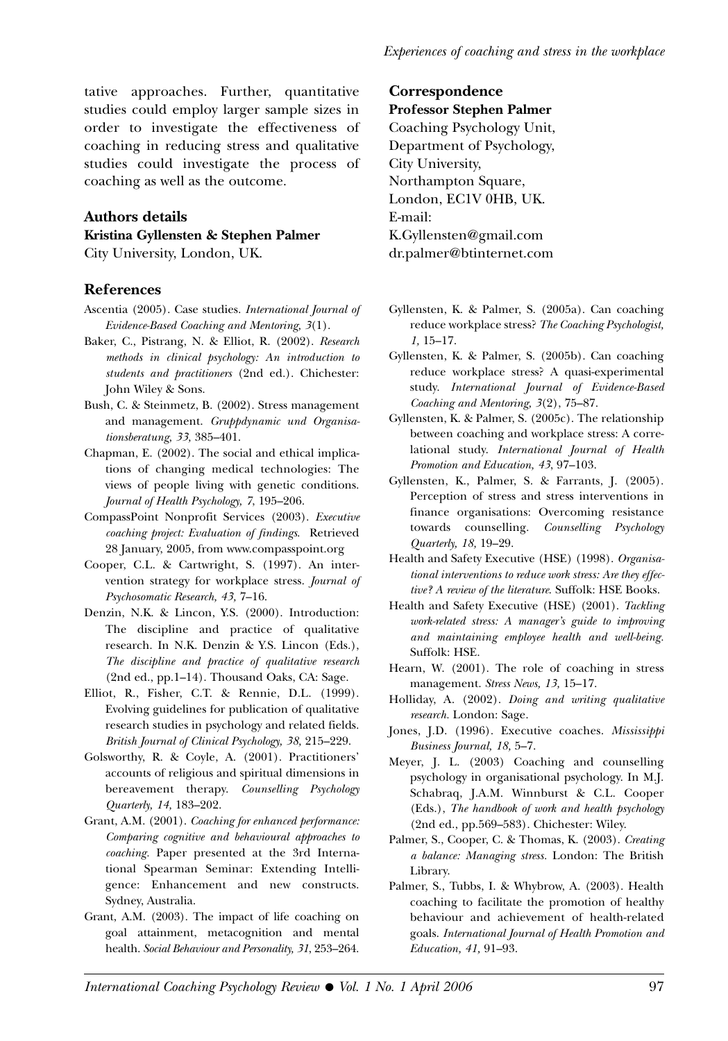tative approaches. Further, quantitative studies could employ larger sample sizes in order to investigate the effectiveness of coaching in reducing stress and qualitative studies could investigate the process of coaching as well as the outcome.

### Authors details

**Kristina Gyllensten & Stephen Palmer**
City University, London, UK.

### Correspondence

**Professor Stephen Palmer**
Coaching Psychology Unit,
Department of Psychology,
City University,
Northampton Square,
London, EC1V 0HB, UK.
E-mail:
K.Gyllensten@gmail.com
dr.palmer@btinternet.com

### References

Ascentia (2005). Case studies. *International Journal of Evidence-Based Coaching and Mentoring, 3*(1).

Baker, C., Pistrang, N. & Elliot, R. (2002). *Research methods in clinical psychology: An introduction to students and practitioners* (2nd ed.). Chichester: John Wiley & Sons.

Bush, C. & Steinmetz, B. (2002). Stress management and management. *Gruppdynamic und Organisationsberatung, 33,* 385–401.

Chapman, E. (2002). The social and ethical implications of changing medical technologies: The views of people living with genetic conditions. *Journal of Health Psychology, 7,* 195–206.

CompassPoint Nonprofit Services (2003). *Executive coaching project: Evaluation of findings.* Retrieved 28 January, 2005, from www.compasspoint.org

Cooper, C.L. & Cartwright, S. (1997). An intervention strategy for workplace stress. *Journal of Psychosomatic Research, 43,* 7–16.

Denzin, N.K. & Lincon, Y.S. (2000). Introduction: The discipline and practice of qualitative research. In N.K. Denzin & Y.S. Lincon (Eds.), *The discipline and practice of qualitative research* (2nd ed., pp.1–14). Thousand Oaks, CA: Sage.

Elliot, R., Fisher, C.T. & Rennie, D.L. (1999). Evolving guidelines for publication of qualitative research studies in psychology and related fields. *British Journal of Clinical Psychology, 38,* 215–229.

Golsworthy, R. & Coyle, A. (2001). Practitioners' accounts of religious and spiritual dimensions in bereavement therapy. *Counselling Psychology Quarterly, 14,* 183–202.

Grant, A.M. (2001). *Coaching for enhanced performance: Comparing cognitive and behavioural approaches to coaching.* Paper presented at the 3rd International Spearman Seminar: Extending Intelligence: Enhancement and new constructs. Sydney, Australia.

Grant, A.M. (2003). The impact of life coaching on goal attainment, metacognition and mental health. *Social Behaviour and Personality, 31,* 253–264.

Gyllensten, K. & Palmer, S. (2005a). Can coaching reduce workplace stress? *The Coaching Psychologist, 1,* 15–17.

Gyllensten, K. & Palmer, S. (2005b). Can coaching reduce workplace stress? A quasi-experimental study. *International Journal of Evidence-Based Coaching and Mentoring, 3*(2), 75–87.

Gyllensten, K. & Palmer, S. (2005c). The relationship between coaching and workplace stress: A correlational study. *International Journal of Health Promotion and Education, 43,* 97–103.

Gyllensten, K., Palmer, S. & Farrants, J. (2005). Perception of stress and stress interventions in finance organisations: Overcoming resistance towards counselling. *Counselling Psychology Quarterly, 18,* 19–29.

Health and Safety Executive (HSE) (1998). *Organisational interventions to reduce work stress: Are they effective? A review of the literature.* Suffolk: HSE Books.

Health and Safety Executive (HSE) (2001). *Tackling work-related stress: A manager's guide to improving and maintaining employee health and well-being.* Suffolk: HSE.

Hearn, W. (2001). The role of coaching in stress management. *Stress News, 13,* 15–17.

Holliday, A. (2002). *Doing and writing qualitative research.* London: Sage.

Jones, J.D. (1996). Executive coaches. *Mississippi Business Journal, 18,* 5–7.

Meyer, J. L. (2003) Coaching and counselling psychology in organisational psychology. In M.J. Schabraq, J.A.M. Winnburst & C.L. Cooper (Eds.), *The handbook of work and health psychology* (2nd ed., pp.569–583). Chichester: Wiley.

Palmer, S., Cooper, C. & Thomas, K. (2003). *Creating a balance: Managing stress.* London: The British Library.

Palmer, S., Tubbs, I. & Whybrow, A. (2003). Health coaching to facilitate the promotion of healthy behaviour and achievement of health-related goals. *International Journal of Health Promotion and Education, 41,* 91–93.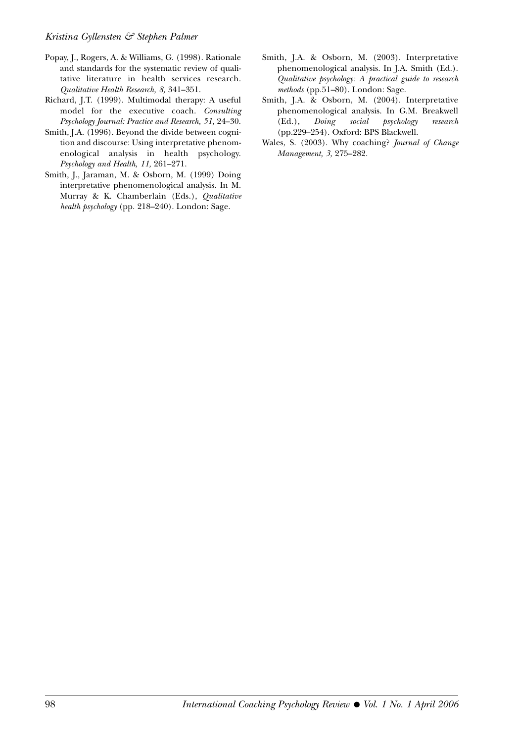Popay, J., Rogers, A. & Williams, G. (1998). Rationale and standards for the systematic review of qualitative literature in health services research. *Qualitative Health Research, 8,* 341–351.

Richard, J.T. (1999). Multimodal therapy: A useful model for the executive coach. *Consulting Psychology Journal: Practice and Research, 51,* 24–30.

Smith, J.A. (1996). Beyond the divide between cognition and discourse: Using interpretative phenomenological analysis in health psychology. *Psychology and Health, 11,* 261–271.

Smith, J., Jaraman, M. & Osborn, M. (1999) Doing interpretative phenomenological analysis. In M. Murray & K. Chamberlain (Eds.), *Qualitative health psychology* (pp. 218–240). London: Sage.

Smith, J.A. & Osborn, M. (2003). Interpretative phenomenological analysis. In J.A. Smith (Ed.). *Qualitative psychology: A practical guide to research methods* (pp.51–80). London: Sage.

Smith, J.A. & Osborn, M. (2004). Interpretative phenomenological analysis. In G.M. Breakwell (Ed.), *Doing social psychology research* (pp.229–254). Oxford: BPS Blackwell.

Wales, S. (2003). Why coaching? *Journal of Change Management, 3,* 275–282.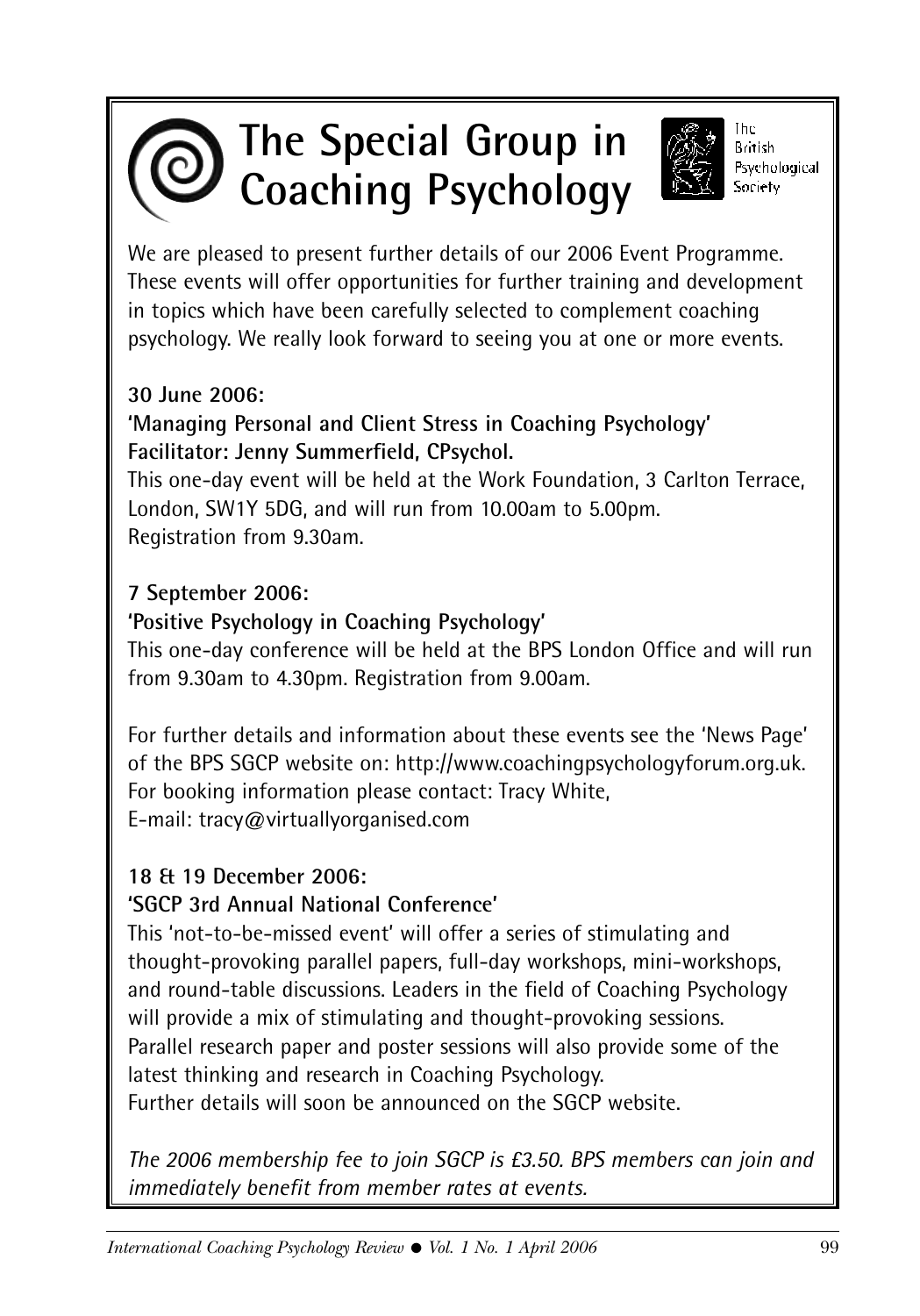# The Special Group in Coaching Psychology

The British Psychological Society

We are pleased to present further details of our 2006 Event Programme. These events will offer opportunities for further training and development in topics which have been carefully selected to complement coaching psychology. We really look forward to seeing you at one or more events.

**30 June 2006:**
**'Managing Personal and Client Stress in Coaching Psychology'**
**Facilitator: Jenny Summerfield, CPsychol.**
This one-day event will be held at the Work Foundation, 3 Carlton Terrace, London, SW1Y 5DG, and will run from 10.00am to 5.00pm. Registration from 9.30am.

**7 September 2006:**
**'Positive Psychology in Coaching Psychology'**
This one-day conference will be held at the BPS London Office and will run from 9.30am to 4.30pm. Registration from 9.00am.

For further details and information about these events see the 'News Page' of the BPS SGCP website on: http://www.coachingpsychologyforum.org.uk. For booking information please contact: Tracy White, E-mail: tracy@virtuallyorganised.com

**18 & 19 December 2006:**
**'SGCP 3rd Annual National Conference'**
This 'not-to-be-missed event' will offer a series of stimulating and thought-provoking parallel papers, full-day workshops, mini-workshops, and round-table discussions. Leaders in the field of Coaching Psychology will provide a mix of stimulating and thought-provoking sessions. Parallel research paper and poster sessions will also provide some of the latest thinking and research in Coaching Psychology.
Further details will soon be announced on the SGCP website.

*The 2006 membership fee to join SGCP is £3.50. BPS members can join and immediately benefit from member rates at events.*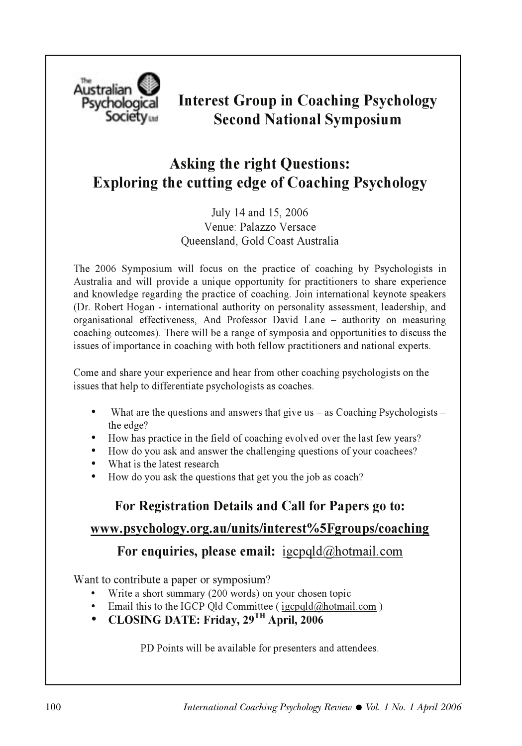The Australian Psychological Society Ltd

# Interest Group in Coaching Psychology Second National Symposium

## Asking the right Questions: Exploring the cutting edge of Coaching Psychology

July 14 and 15, 2006
Venue: Palazzo Versace
Queensland, Gold Coast Australia

The 2006 Symposium will focus on the practice of coaching by Psychologists in Australia and will provide a unique opportunity for practitioners to share experience and knowledge regarding the practice of coaching. Join international keynote speakers (Dr. Robert Hogan - international authority on personality assessment, leadership, and organisational effectiveness, And Professor David Lane – authority on measuring coaching outcomes). There will be a range of symposia and opportunities to discuss the issues of importance in coaching with both fellow practitioners and national experts.

Come and share your experience and hear from other coaching psychologists on the issues that help to differentiate psychologists as coaches.

- What are the questions and answers that give us – as Coaching Psychologists – the edge?
- How has practice in the field of coaching evolved over the last few years?
- How do you ask and answer the challenging questions of your coachees?
- What is the latest research
- How do you ask the questions that get you the job as coach?

**For Registration Details and Call for Papers go to:**

**www.psychology.org.au/units/interest%5Fgroups/coaching**

**For enquiries, please email:** igcpqld@hotmail.com

Want to contribute a paper or symposium?

- Write a short summary (200 words) on your chosen topic
- Email this to the IGCP Qld Committee ( igcpqld@hotmail.com )
- **CLOSING DATE: Friday, 29TH April, 2006**

PD Points will be available for presenters and attendees.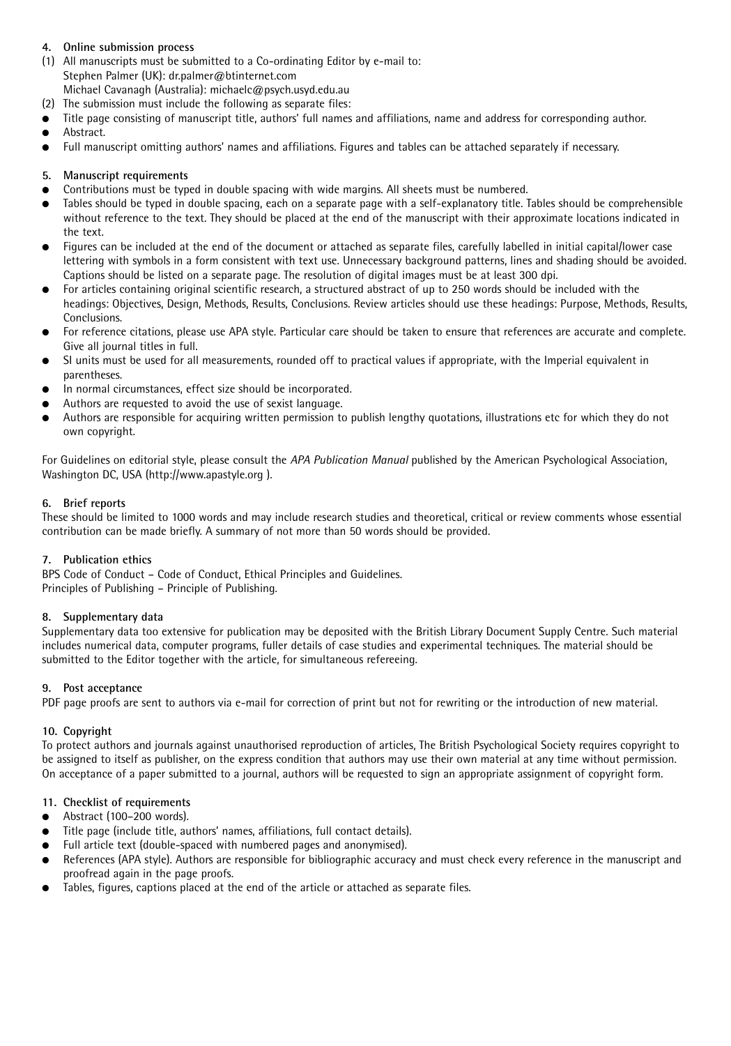### 4. Online submission process

(1) All manuscripts must be submitted to a Co-ordinating Editor by e-mail to:
Stephen Palmer (UK): dr.palmer@btinternet.com
Michael Cavanagh (Australia): michaelc@psych.usyd.edu.au

(2) The submission must include the following as separate files:

- Title page consisting of manuscript title, authors' full names and affiliations, name and address for corresponding author.
- Abstract.
- Full manuscript omitting authors' names and affiliations. Figures and tables can be attached separately if necessary.

### 5. Manuscript requirements

- Contributions must be typed in double spacing with wide margins. All sheets must be numbered.
- Tables should be typed in double spacing, each on a separate page with a self-explanatory title. Tables should be comprehensible without reference to the text. They should be placed at the end of the manuscript with their approximate locations indicated in the text.
- Figures can be included at the end of the document or attached as separate files, carefully labelled in initial capital/lower case lettering with symbols in a form consistent with text use. Unnecessary background patterns, lines and shading should be avoided. Captions should be listed on a separate page. The resolution of digital images must be at least 300 dpi.
- For articles containing original scientific research, a structured abstract of up to 250 words should be included with the headings: Objectives, Design, Methods, Results, Conclusions. Review articles should use these headings: Purpose, Methods, Results, Conclusions.
- For reference citations, please use APA style. Particular care should be taken to ensure that references are accurate and complete. Give all journal titles in full.
- SI units must be used for all measurements, rounded off to practical values if appropriate, with the Imperial equivalent in parentheses.
- In normal circumstances, effect size should be incorporated.
- Authors are requested to avoid the use of sexist language.
- Authors are responsible for acquiring written permission to publish lengthy quotations, illustrations etc for which they do not own copyright.

For Guidelines on editorial style, please consult the *APA Publication Manual* published by the American Psychological Association, Washington DC, USA (http://www.apastyle.org ).

### 6. Brief reports

These should be limited to 1000 words and may include research studies and theoretical, critical or review comments whose essential contribution can be made briefly. A summary of not more than 50 words should be provided.

### 7. Publication ethics

BPS Code of Conduct – Code of Conduct, Ethical Principles and Guidelines.
Principles of Publishing – Principle of Publishing.

### 8. Supplementary data

Supplementary data too extensive for publication may be deposited with the British Library Document Supply Centre. Such material includes numerical data, computer programs, fuller details of case studies and experimental techniques. The material should be submitted to the Editor together with the article, for simultaneous refereeing.

### 9. Post acceptance

PDF page proofs are sent to authors via e-mail for correction of print but not for rewriting or the introduction of new material.

### 10. Copyright

To protect authors and journals against unauthorised reproduction of articles, The British Psychological Society requires copyright to be assigned to itself as publisher, on the express condition that authors may use their own material at any time without permission. On acceptance of a paper submitted to a journal, authors will be requested to sign an appropriate assignment of copyright form.

### 11. Checklist of requirements

- Abstract (100–200 words).
- Title page (include title, authors' names, affiliations, full contact details).
- Full article text (double-spaced with numbered pages and anonymised).
- References (APA style). Authors are responsible for bibliographic accuracy and must check every reference in the manuscript and proofread again in the page proofs.
- Tables, figures, captions placed at the end of the article or attached as separate files.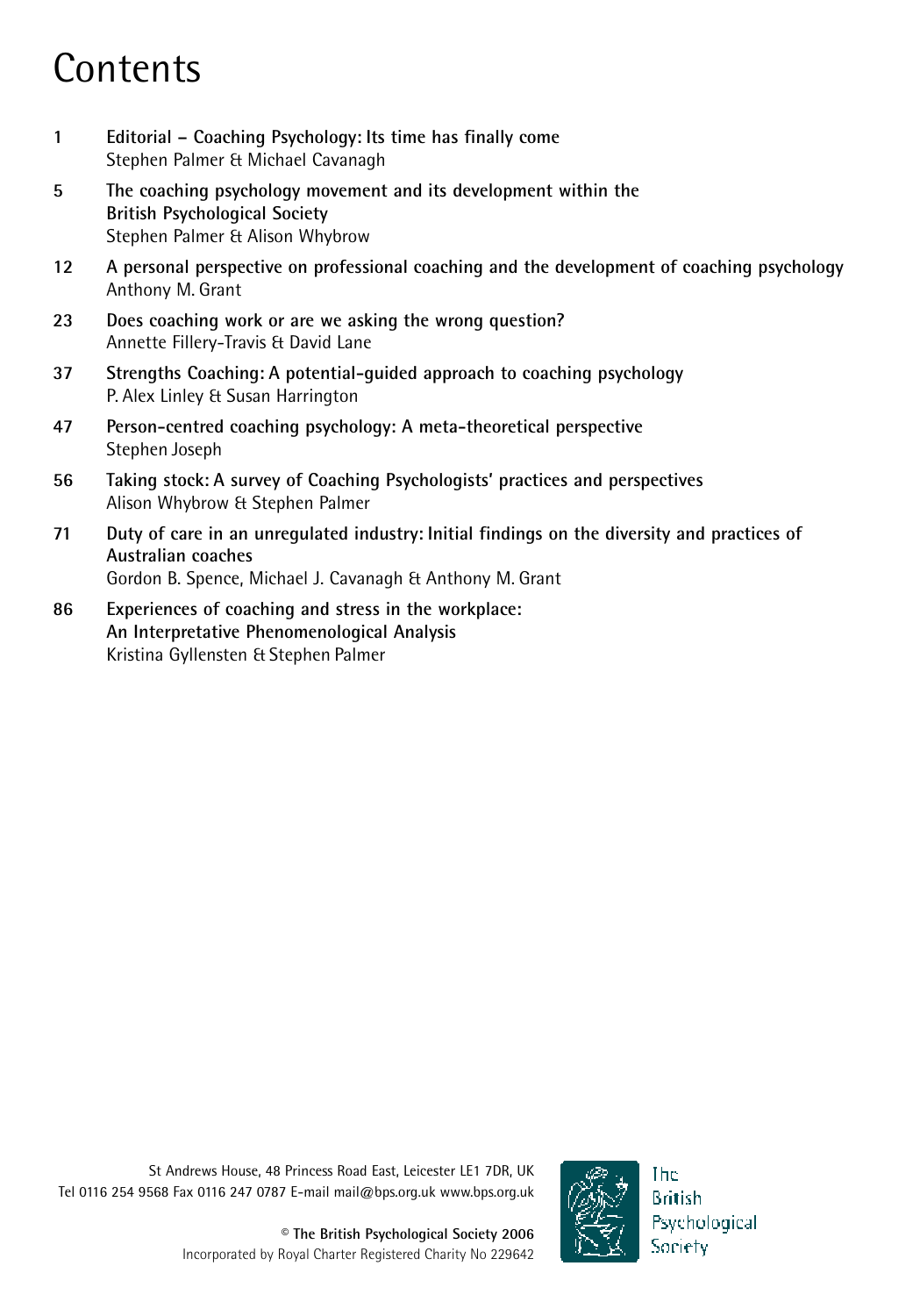# Contents

**1** **Editorial – Coaching Psychology: Its time has finally come**
Stephen Palmer & Michael Cavanagh

**5** **The coaching psychology movement and its development within the British Psychological Society**
Stephen Palmer & Alison Whybrow

**12** **A personal perspective on professional coaching and the development of coaching psychology**
Anthony M. Grant

**23** **Does coaching work or are we asking the wrong question?**
Annette Fillery-Travis & David Lane

**37** **Strengths Coaching: A potential-guided approach to coaching psychology**
P. Alex Linley & Susan Harrington

**47** **Person-centred coaching psychology: A meta-theoretical perspective**
Stephen Joseph

**56** **Taking stock: A survey of Coaching Psychologists' practices and perspectives**
Alison Whybrow & Stephen Palmer

**71** **Duty of care in an unregulated industry: Initial findings on the diversity and practices of Australian coaches**
Gordon B. Spence, Michael J. Cavanagh & Anthony M. Grant

**86** **Experiences of coaching and stress in the workplace: An Interpretative Phenomenological Analysis**
Kristina Gyllensten & Stephen Palmer

St Andrews House, 48 Princess Road East, Leicester LE1 7DR, UK
Tel 0116 254 9568 Fax 0116 247 0787 E-mail mail@bps.org.uk www.bps.org.uk

**© The British Psychological Society 2006**
Incorporated by Royal Charter Registered Charity No 229642

The British Psychological Society